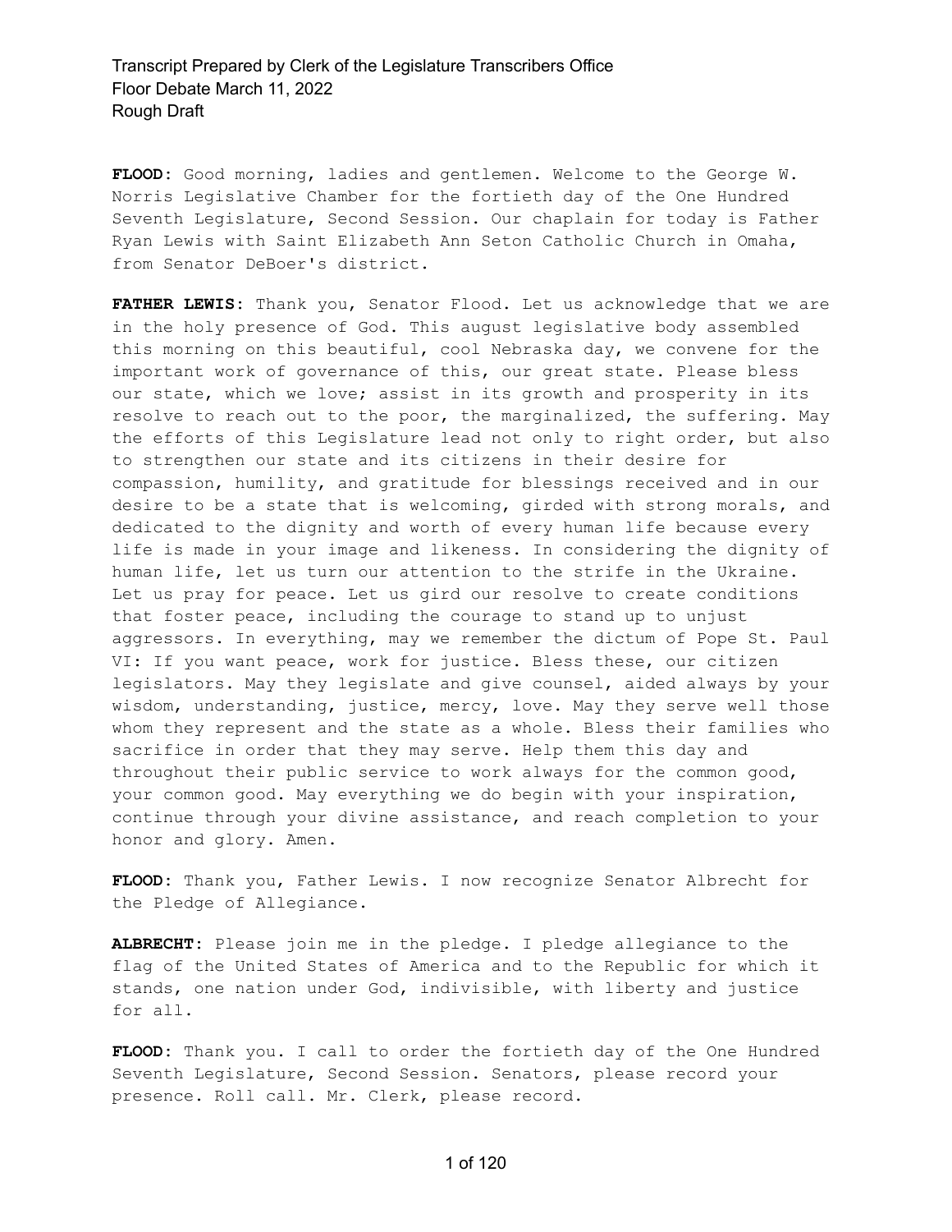**FLOOD:** Good morning, ladies and gentlemen. Welcome to the George W. Norris Legislative Chamber for the fortieth day of the One Hundred Seventh Legislature, Second Session. Our chaplain for today is Father Ryan Lewis with Saint Elizabeth Ann Seton Catholic Church in Omaha, from Senator DeBoer's district.

**FATHER LEWIS:** Thank you, Senator Flood. Let us acknowledge that we are in the holy presence of God. This august legislative body assembled this morning on this beautiful, cool Nebraska day, we convene for the important work of governance of this, our great state. Please bless our state, which we love; assist in its growth and prosperity in its resolve to reach out to the poor, the marginalized, the suffering. May the efforts of this Legislature lead not only to right order, but also to strengthen our state and its citizens in their desire for compassion, humility, and gratitude for blessings received and in our desire to be a state that is welcoming, girded with strong morals, and dedicated to the dignity and worth of every human life because every life is made in your image and likeness. In considering the dignity of human life, let us turn our attention to the strife in the Ukraine. Let us pray for peace. Let us gird our resolve to create conditions that foster peace, including the courage to stand up to unjust aggressors. In everything, may we remember the dictum of Pope St. Paul VI: If you want peace, work for justice. Bless these, our citizen legislators. May they legislate and give counsel, aided always by your wisdom, understanding, justice, mercy, love. May they serve well those whom they represent and the state as a whole. Bless their families who sacrifice in order that they may serve. Help them this day and throughout their public service to work always for the common good, your common good. May everything we do begin with your inspiration, continue through your divine assistance, and reach completion to your honor and glory. Amen.

**FLOOD:** Thank you, Father Lewis. I now recognize Senator Albrecht for the Pledge of Allegiance.

**ALBRECHT:** Please join me in the pledge. I pledge allegiance to the flag of the United States of America and to the Republic for which it stands, one nation under God, indivisible, with liberty and justice for all.

**FLOOD:** Thank you. I call to order the fortieth day of the One Hundred Seventh Legislature, Second Session. Senators, please record your presence. Roll call. Mr. Clerk, please record.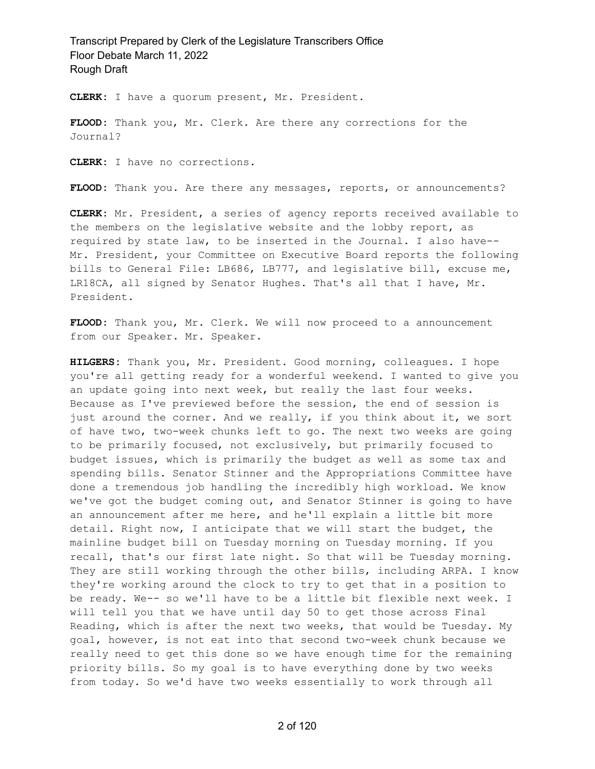**CLERK:** I have a quorum present, Mr. President.

**FLOOD:** Thank you, Mr. Clerk. Are there any corrections for the Journal?

**CLERK:** I have no corrections.

**FLOOD:** Thank you. Are there any messages, reports, or announcements?

**CLERK:** Mr. President, a series of agency reports received available to the members on the legislative website and the lobby report, as required by state law, to be inserted in the Journal. I also have-- Mr. President, your Committee on Executive Board reports the following bills to General File: LB686, LB777, and legislative bill, excuse me, LR18CA, all signed by Senator Hughes. That's all that I have, Mr. President.

**FLOOD:** Thank you, Mr. Clerk. We will now proceed to a announcement from our Speaker. Mr. Speaker.

**HILGERS:** Thank you, Mr. President. Good morning, colleagues. I hope you're all getting ready for a wonderful weekend. I wanted to give you an update going into next week, but really the last four weeks. Because as I've previewed before the session, the end of session is just around the corner. And we really, if you think about it, we sort of have two, two-week chunks left to go. The next two weeks are going to be primarily focused, not exclusively, but primarily focused to budget issues, which is primarily the budget as well as some tax and spending bills. Senator Stinner and the Appropriations Committee have done a tremendous job handling the incredibly high workload. We know we've got the budget coming out, and Senator Stinner is going to have an announcement after me here, and he'll explain a little bit more detail. Right now, I anticipate that we will start the budget, the mainline budget bill on Tuesday morning on Tuesday morning. If you recall, that's our first late night. So that will be Tuesday morning. They are still working through the other bills, including ARPA. I know they're working around the clock to try to get that in a position to be ready. We-- so we'll have to be a little bit flexible next week. I will tell you that we have until day 50 to get those across Final Reading, which is after the next two weeks, that would be Tuesday. My goal, however, is not eat into that second two-week chunk because we really need to get this done so we have enough time for the remaining priority bills. So my goal is to have everything done by two weeks from today. So we'd have two weeks essentially to work through all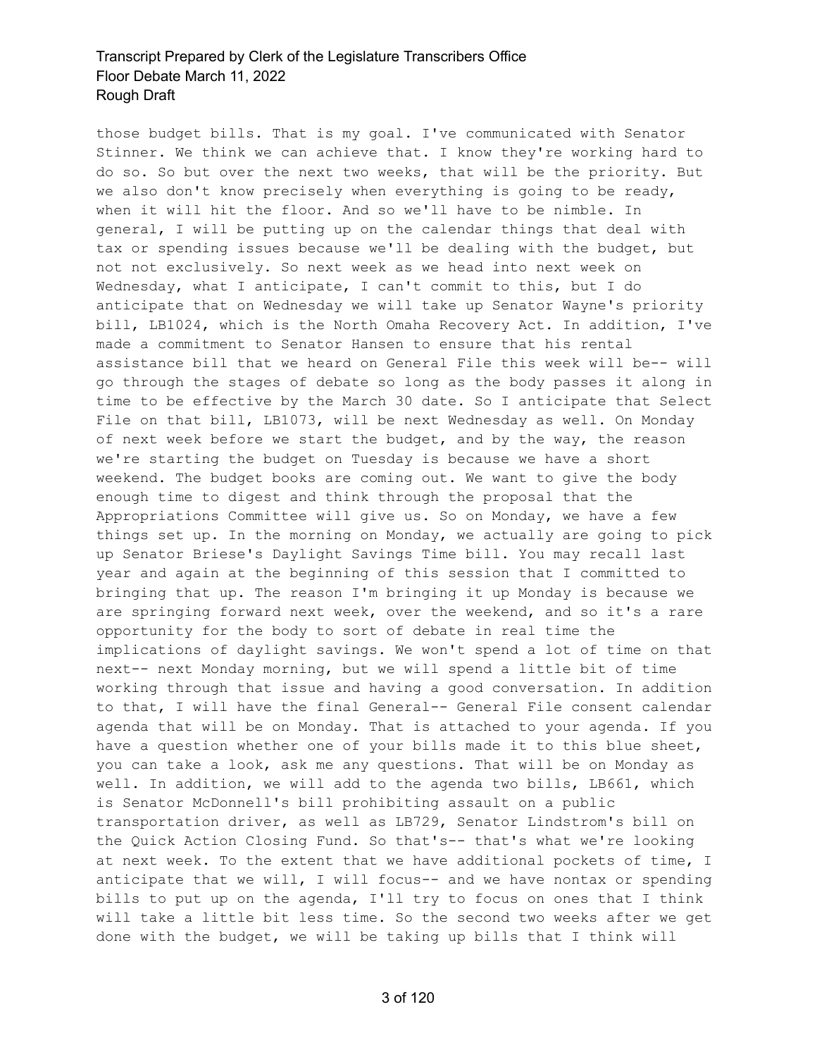those budget bills. That is my goal. I've communicated with Senator Stinner. We think we can achieve that. I know they're working hard to do so. So but over the next two weeks, that will be the priority. But we also don't know precisely when everything is going to be ready, when it will hit the floor. And so we'll have to be nimble. In general, I will be putting up on the calendar things that deal with tax or spending issues because we'll be dealing with the budget, but not not exclusively. So next week as we head into next week on Wednesday, what I anticipate, I can't commit to this, but I do anticipate that on Wednesday we will take up Senator Wayne's priority bill, LB1024, which is the North Omaha Recovery Act. In addition, I've made a commitment to Senator Hansen to ensure that his rental assistance bill that we heard on General File this week will be-- will go through the stages of debate so long as the body passes it along in time to be effective by the March 30 date. So I anticipate that Select File on that bill, LB1073, will be next Wednesday as well. On Monday of next week before we start the budget, and by the way, the reason we're starting the budget on Tuesday is because we have a short weekend. The budget books are coming out. We want to give the body enough time to digest and think through the proposal that the Appropriations Committee will give us. So on Monday, we have a few things set up. In the morning on Monday, we actually are going to pick up Senator Briese's Daylight Savings Time bill. You may recall last year and again at the beginning of this session that I committed to bringing that up. The reason I'm bringing it up Monday is because we are springing forward next week, over the weekend, and so it's a rare opportunity for the body to sort of debate in real time the implications of daylight savings. We won't spend a lot of time on that next-- next Monday morning, but we will spend a little bit of time working through that issue and having a good conversation. In addition to that, I will have the final General-- General File consent calendar agenda that will be on Monday. That is attached to your agenda. If you have a question whether one of your bills made it to this blue sheet, you can take a look, ask me any questions. That will be on Monday as well. In addition, we will add to the agenda two bills, LB661, which is Senator McDonnell's bill prohibiting assault on a public transportation driver, as well as LB729, Senator Lindstrom's bill on the Quick Action Closing Fund. So that's-- that's what we're looking at next week. To the extent that we have additional pockets of time, I anticipate that we will, I will focus-- and we have nontax or spending bills to put up on the agenda, I'll try to focus on ones that I think will take a little bit less time. So the second two weeks after we get done with the budget, we will be taking up bills that I think will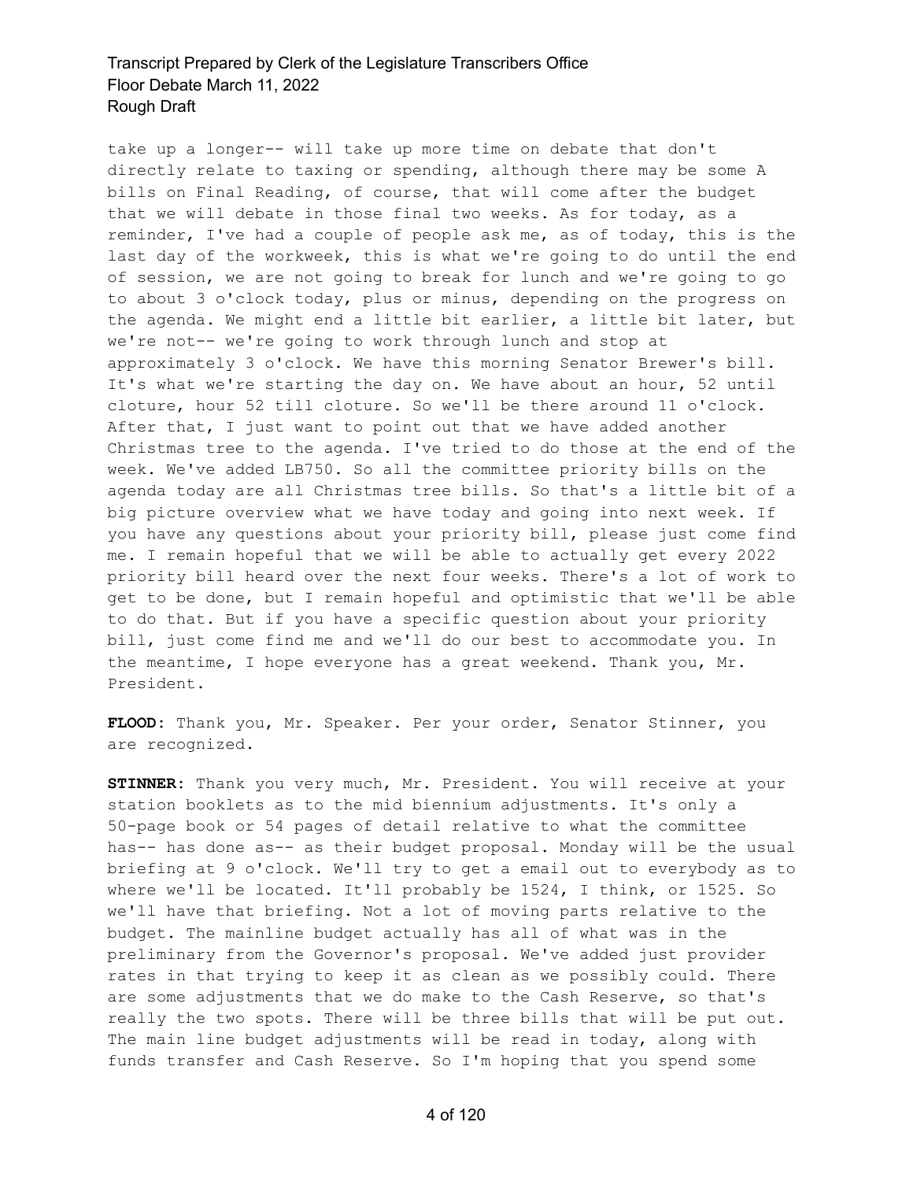take up a longer-- will take up more time on debate that don't directly relate to taxing or spending, although there may be some A bills on Final Reading, of course, that will come after the budget that we will debate in those final two weeks. As for today, as a reminder, I've had a couple of people ask me, as of today, this is the last day of the workweek, this is what we're going to do until the end of session, we are not going to break for lunch and we're going to go to about 3 o'clock today, plus or minus, depending on the progress on the agenda. We might end a little bit earlier, a little bit later, but we're not-- we're going to work through lunch and stop at approximately 3 o'clock. We have this morning Senator Brewer's bill. It's what we're starting the day on. We have about an hour, 52 until cloture, hour 52 till cloture. So we'll be there around 11 o'clock. After that, I just want to point out that we have added another Christmas tree to the agenda. I've tried to do those at the end of the week. We've added LB750. So all the committee priority bills on the agenda today are all Christmas tree bills. So that's a little bit of a big picture overview what we have today and going into next week. If you have any questions about your priority bill, please just come find me. I remain hopeful that we will be able to actually get every 2022 priority bill heard over the next four weeks. There's a lot of work to get to be done, but I remain hopeful and optimistic that we'll be able to do that. But if you have a specific question about your priority bill, just come find me and we'll do our best to accommodate you. In the meantime, I hope everyone has a great weekend. Thank you, Mr. President.

**FLOOD:** Thank you, Mr. Speaker. Per your order, Senator Stinner, you are recognized.

**STINNER:** Thank you very much, Mr. President. You will receive at your station booklets as to the mid biennium adjustments. It's only a 50-page book or 54 pages of detail relative to what the committee has-- has done as-- as their budget proposal. Monday will be the usual briefing at 9 o'clock. We'll try to get a email out to everybody as to where we'll be located. It'll probably be 1524, I think, or 1525. So we'll have that briefing. Not a lot of moving parts relative to the budget. The mainline budget actually has all of what was in the preliminary from the Governor's proposal. We've added just provider rates in that trying to keep it as clean as we possibly could. There are some adjustments that we do make to the Cash Reserve, so that's really the two spots. There will be three bills that will be put out. The main line budget adjustments will be read in today, along with funds transfer and Cash Reserve. So I'm hoping that you spend some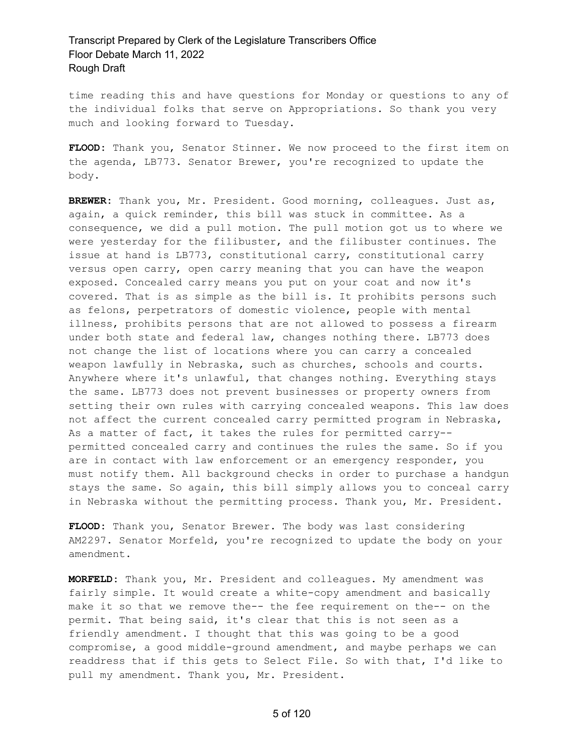time reading this and have questions for Monday or questions to any of the individual folks that serve on Appropriations. So thank you very much and looking forward to Tuesday.

**FLOOD:** Thank you, Senator Stinner. We now proceed to the first item on the agenda, LB773. Senator Brewer, you're recognized to update the body.

**BREWER:** Thank you, Mr. President. Good morning, colleagues. Just as, again, a quick reminder, this bill was stuck in committee. As a consequence, we did a pull motion. The pull motion got us to where we were yesterday for the filibuster, and the filibuster continues. The issue at hand is LB773, constitutional carry, constitutional carry versus open carry, open carry meaning that you can have the weapon exposed. Concealed carry means you put on your coat and now it's covered. That is as simple as the bill is. It prohibits persons such as felons, perpetrators of domestic violence, people with mental illness, prohibits persons that are not allowed to possess a firearm under both state and federal law, changes nothing there. LB773 does not change the list of locations where you can carry a concealed weapon lawfully in Nebraska, such as churches, schools and courts. Anywhere where it's unlawful, that changes nothing. Everything stays the same. LB773 does not prevent businesses or property owners from setting their own rules with carrying concealed weapons. This law does not affect the current concealed carry permitted program in Nebraska, As a matter of fact, it takes the rules for permitted carry-- permitted concealed carry and continues the rules the same. So if you are in contact with law enforcement or an emergency responder, you must notify them. All background checks in order to purchase a handgun stays the same. So again, this bill simply allows you to conceal carry in Nebraska without the permitting process. Thank you, Mr. President.

**FLOOD:** Thank you, Senator Brewer. The body was last considering AM2297. Senator Morfeld, you're recognized to update the body on your amendment.

**MORFELD:** Thank you, Mr. President and colleagues. My amendment was fairly simple. It would create a white-copy amendment and basically make it so that we remove the-- the fee requirement on the-- on the permit. That being said, it's clear that this is not seen as a friendly amendment. I thought that this was going to be a good compromise, a good middle-ground amendment, and maybe perhaps we can readdress that if this gets to Select File. So with that, I'd like to pull my amendment. Thank you, Mr. President.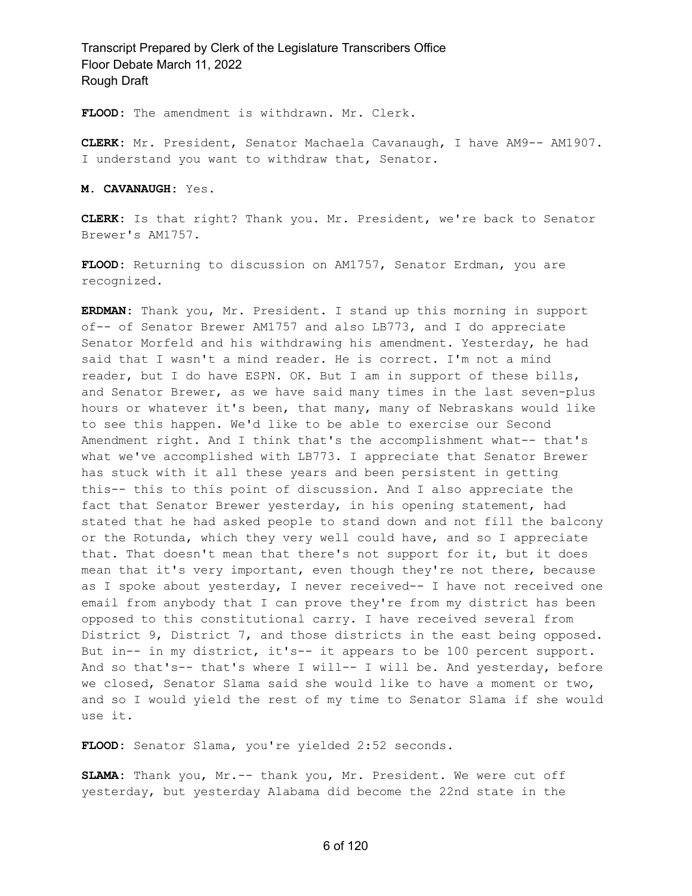**FLOOD:** The amendment is withdrawn. Mr. Clerk.

**CLERK:** Mr. President, Senator Machaela Cavanaugh, I have AM9-- AM1907. I understand you want to withdraw that, Senator.

**M. CAVANAUGH:** Yes.

**CLERK:** Is that right? Thank you. Mr. President, we're back to Senator Brewer's AM1757.

**FLOOD:** Returning to discussion on AM1757, Senator Erdman, you are recognized.

**ERDMAN:** Thank you, Mr. President. I stand up this morning in support of-- of Senator Brewer AM1757 and also LB773, and I do appreciate Senator Morfeld and his withdrawing his amendment. Yesterday, he had said that I wasn't a mind reader. He is correct. I'm not a mind reader, but I do have ESPN. OK. But I am in support of these bills, and Senator Brewer, as we have said many times in the last seven-plus hours or whatever it's been, that many, many of Nebraskans would like to see this happen. We'd like to be able to exercise our Second Amendment right. And I think that's the accomplishment what-- that's what we've accomplished with LB773. I appreciate that Senator Brewer has stuck with it all these years and been persistent in getting this-- this to this point of discussion. And I also appreciate the fact that Senator Brewer yesterday, in his opening statement, had stated that he had asked people to stand down and not fill the balcony or the Rotunda, which they very well could have, and so I appreciate that. That doesn't mean that there's not support for it, but it does mean that it's very important, even though they're not there, because as I spoke about yesterday, I never received-- I have not received one email from anybody that I can prove they're from my district has been opposed to this constitutional carry. I have received several from District 9, District 7, and those districts in the east being opposed. But in-- in my district, it's-- it appears to be 100 percent support. And so that's-- that's where I will-- I will be. And yesterday, before we closed, Senator Slama said she would like to have a moment or two, and so I would yield the rest of my time to Senator Slama if she would use it.

**FLOOD:** Senator Slama, you're yielded 2:52 seconds.

**SLAMA:** Thank you, Mr.-- thank you, Mr. President. We were cut off yesterday, but yesterday Alabama did become the 22nd state in the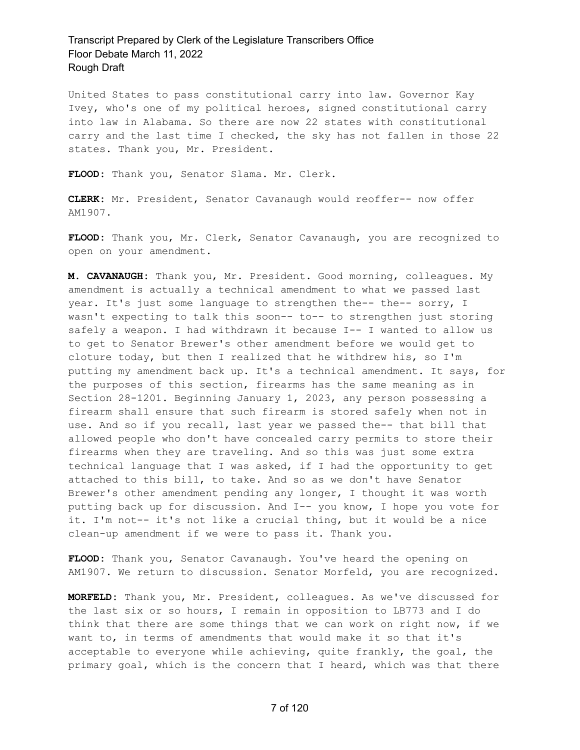United States to pass constitutional carry into law. Governor Kay Ivey, who's one of my political heroes, signed constitutional carry into law in Alabama. So there are now 22 states with constitutional carry and the last time I checked, the sky has not fallen in those 22 states. Thank you, Mr. President.

**FLOOD:** Thank you, Senator Slama. Mr. Clerk.

**CLERK:** Mr. President, Senator Cavanaugh would reoffer-- now offer AM1907.

**FLOOD:** Thank you, Mr. Clerk, Senator Cavanaugh, you are recognized to open on your amendment.

**M. CAVANAUGH:** Thank you, Mr. President. Good morning, colleagues. My amendment is actually a technical amendment to what we passed last year. It's just some language to strengthen the-- the-- sorry, I wasn't expecting to talk this soon-- to-- to strengthen just storing safely a weapon. I had withdrawn it because I-- I wanted to allow us to get to Senator Brewer's other amendment before we would get to cloture today, but then I realized that he withdrew his, so I'm putting my amendment back up. It's a technical amendment. It says, for the purposes of this section, firearms has the same meaning as in Section 28-1201. Beginning January 1, 2023, any person possessing a firearm shall ensure that such firearm is stored safely when not in use. And so if you recall, last year we passed the-- that bill that allowed people who don't have concealed carry permits to store their firearms when they are traveling. And so this was just some extra technical language that I was asked, if I had the opportunity to get attached to this bill, to take. And so as we don't have Senator Brewer's other amendment pending any longer, I thought it was worth putting back up for discussion. And I-- you know, I hope you vote for it. I'm not-- it's not like a crucial thing, but it would be a nice clean-up amendment if we were to pass it. Thank you.

**FLOOD:** Thank you, Senator Cavanaugh. You've heard the opening on AM1907. We return to discussion. Senator Morfeld, you are recognized.

**MORFELD:** Thank you, Mr. President, colleagues. As we've discussed for the last six or so hours, I remain in opposition to LB773 and I do think that there are some things that we can work on right now, if we want to, in terms of amendments that would make it so that it's acceptable to everyone while achieving, quite frankly, the goal, the primary goal, which is the concern that I heard, which was that there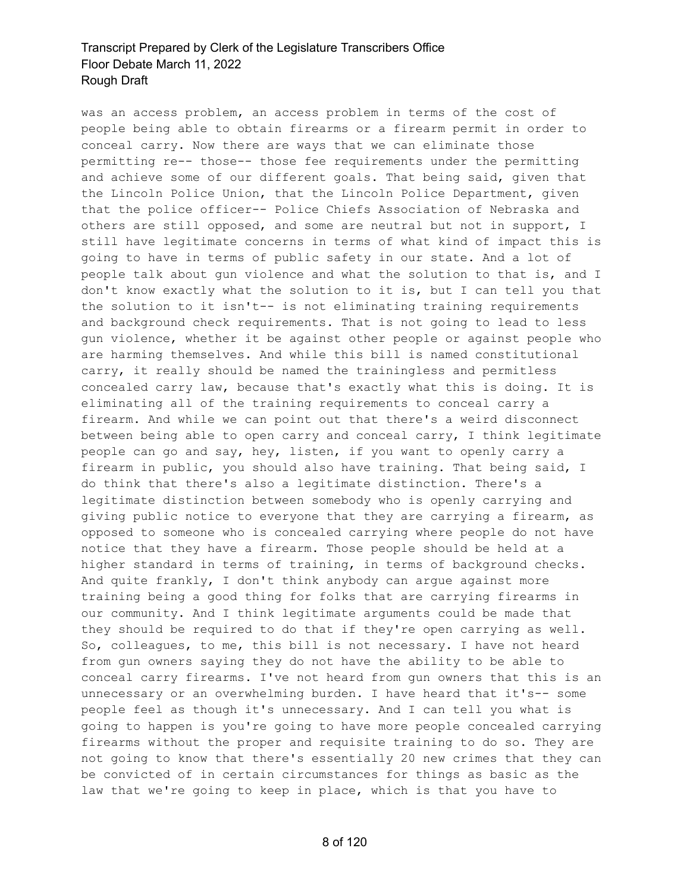was an access problem, an access problem in terms of the cost of people being able to obtain firearms or a firearm permit in order to conceal carry. Now there are ways that we can eliminate those permitting re-- those-- those fee requirements under the permitting and achieve some of our different goals. That being said, given that the Lincoln Police Union, that the Lincoln Police Department, given that the police officer-- Police Chiefs Association of Nebraska and others are still opposed, and some are neutral but not in support, I still have legitimate concerns in terms of what kind of impact this is going to have in terms of public safety in our state. And a lot of people talk about gun violence and what the solution to that is, and I don't know exactly what the solution to it is, but I can tell you that the solution to it isn't-- is not eliminating training requirements and background check requirements. That is not going to lead to less gun violence, whether it be against other people or against people who are harming themselves. And while this bill is named constitutional carry, it really should be named the trainingless and permitless concealed carry law, because that's exactly what this is doing. It is eliminating all of the training requirements to conceal carry a firearm. And while we can point out that there's a weird disconnect between being able to open carry and conceal carry, I think legitimate people can go and say, hey, listen, if you want to openly carry a firearm in public, you should also have training. That being said, I do think that there's also a legitimate distinction. There's a legitimate distinction between somebody who is openly carrying and giving public notice to everyone that they are carrying a firearm, as opposed to someone who is concealed carrying where people do not have notice that they have a firearm. Those people should be held at a higher standard in terms of training, in terms of background checks. And quite frankly, I don't think anybody can argue against more training being a good thing for folks that are carrying firearms in our community. And I think legitimate arguments could be made that they should be required to do that if they're open carrying as well. So, colleagues, to me, this bill is not necessary. I have not heard from gun owners saying they do not have the ability to be able to conceal carry firearms. I've not heard from gun owners that this is an unnecessary or an overwhelming burden. I have heard that it's-- some people feel as though it's unnecessary. And I can tell you what is going to happen is you're going to have more people concealed carrying firearms without the proper and requisite training to do so. They are not going to know that there's essentially 20 new crimes that they can be convicted of in certain circumstances for things as basic as the law that we're going to keep in place, which is that you have to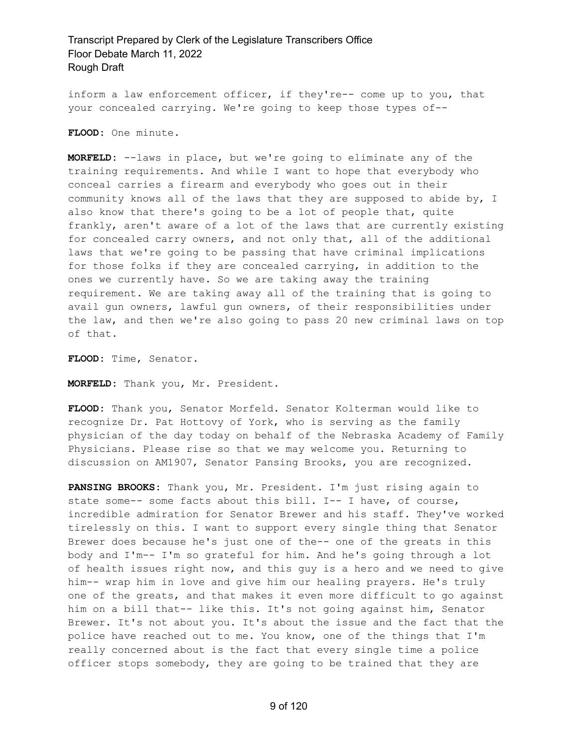inform a law enforcement officer, if they're-- come up to you, that your concealed carrying. We're going to keep those types of--

**FLOOD:** One minute.

**MORFELD:** --laws in place, but we're going to eliminate any of the training requirements. And while I want to hope that everybody who conceal carries a firearm and everybody who goes out in their community knows all of the laws that they are supposed to abide by, I also know that there's going to be a lot of people that, quite frankly, aren't aware of a lot of the laws that are currently existing for concealed carry owners, and not only that, all of the additional laws that we're going to be passing that have criminal implications for those folks if they are concealed carrying, in addition to the ones we currently have. So we are taking away the training requirement. We are taking away all of the training that is going to avail gun owners, lawful gun owners, of their responsibilities under the law, and then we're also going to pass 20 new criminal laws on top of that.

**FLOOD:** Time, Senator.

**MORFELD:** Thank you, Mr. President.

**FLOOD:** Thank you, Senator Morfeld. Senator Kolterman would like to recognize Dr. Pat Hottovy of York, who is serving as the family physician of the day today on behalf of the Nebraska Academy of Family Physicians. Please rise so that we may welcome you. Returning to discussion on AM1907, Senator Pansing Brooks, you are recognized.

**PANSING BROOKS:** Thank you, Mr. President. I'm just rising again to state some-- some facts about this bill. I-- I have, of course, incredible admiration for Senator Brewer and his staff. They've worked tirelessly on this. I want to support every single thing that Senator Brewer does because he's just one of the-- one of the greats in this body and I'm-- I'm so grateful for him. And he's going through a lot of health issues right now, and this guy is a hero and we need to give him-- wrap him in love and give him our healing prayers. He's truly one of the greats, and that makes it even more difficult to go against him on a bill that-- like this. It's not going against him, Senator Brewer. It's not about you. It's about the issue and the fact that the police have reached out to me. You know, one of the things that I'm really concerned about is the fact that every single time a police officer stops somebody, they are going to be trained that they are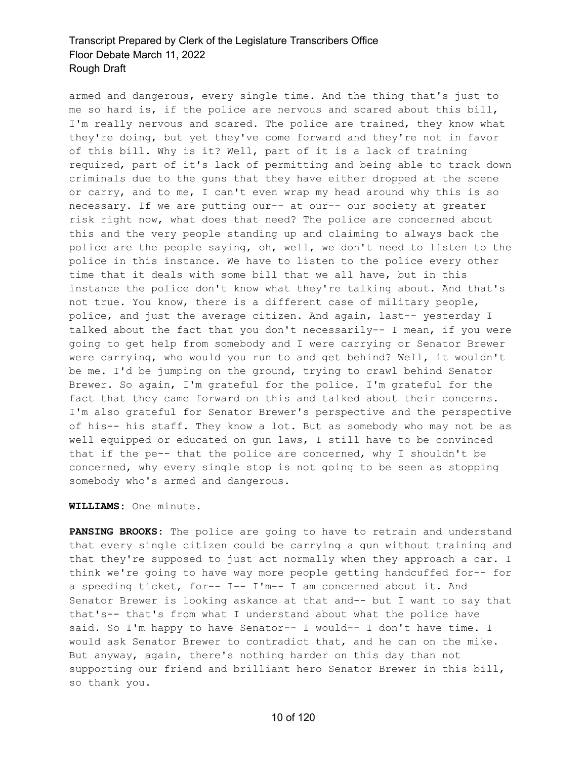armed and dangerous, every single time. And the thing that's just to me so hard is, if the police are nervous and scared about this bill, I'm really nervous and scared. The police are trained, they know what they're doing, but yet they've come forward and they're not in favor of this bill. Why is it? Well, part of it is a lack of training required, part of it's lack of permitting and being able to track down criminals due to the guns that they have either dropped at the scene or carry, and to me, I can't even wrap my head around why this is so necessary. If we are putting our-- at our-- our society at greater risk right now, what does that need? The police are concerned about this and the very people standing up and claiming to always back the police are the people saying, oh, well, we don't need to listen to the police in this instance. We have to listen to the police every other time that it deals with some bill that we all have, but in this instance the police don't know what they're talking about. And that's not true. You know, there is a different case of military people, police, and just the average citizen. And again, last-- yesterday I talked about the fact that you don't necessarily-- I mean, if you were going to get help from somebody and I were carrying or Senator Brewer were carrying, who would you run to and get behind? Well, it wouldn't be me. I'd be jumping on the ground, trying to crawl behind Senator Brewer. So again, I'm grateful for the police. I'm grateful for the fact that they came forward on this and talked about their concerns. I'm also grateful for Senator Brewer's perspective and the perspective of his-- his staff. They know a lot. But as somebody who may not be as well equipped or educated on gun laws, I still have to be convinced that if the pe-- that the police are concerned, why I shouldn't be concerned, why every single stop is not going to be seen as stopping somebody who's armed and dangerous.

**WILLIAMS:** One minute.

**PANSING BROOKS:** The police are going to have to retrain and understand that every single citizen could be carrying a gun without training and that they're supposed to just act normally when they approach a car. I think we're going to have way more people getting handcuffed for-- for a speeding ticket, for-- I-- I'm-- I am concerned about it. And Senator Brewer is looking askance at that and-- but I want to say that that's-- that's from what I understand about what the police have said. So I'm happy to have Senator-- I would-- I don't have time. I would ask Senator Brewer to contradict that, and he can on the mike. But anyway, again, there's nothing harder on this day than not supporting our friend and brilliant hero Senator Brewer in this bill, so thank you.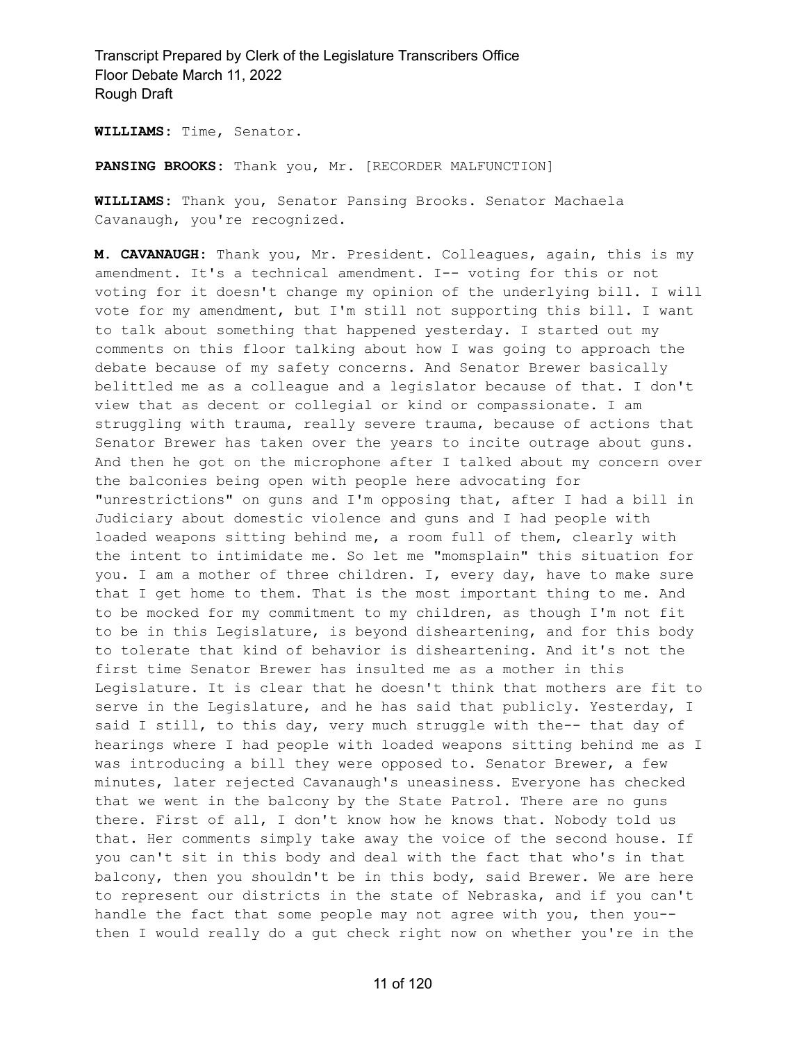**WILLIAMS:** Time, Senator.

**PANSING BROOKS:** Thank you, Mr. [RECORDER MALFUNCTION]

**WILLIAMS:** Thank you, Senator Pansing Brooks. Senator Machaela Cavanaugh, you're recognized.

**M. CAVANAUGH:** Thank you, Mr. President. Colleagues, again, this is my amendment. It's a technical amendment. I-- voting for this or not voting for it doesn't change my opinion of the underlying bill. I will vote for my amendment, but I'm still not supporting this bill. I want to talk about something that happened yesterday. I started out my comments on this floor talking about how I was going to approach the debate because of my safety concerns. And Senator Brewer basically belittled me as a colleague and a legislator because of that. I don't view that as decent or collegial or kind or compassionate. I am struggling with trauma, really severe trauma, because of actions that Senator Brewer has taken over the years to incite outrage about guns. And then he got on the microphone after I talked about my concern over the balconies being open with people here advocating for "unrestrictions" on guns and I'm opposing that, after I had a bill in Judiciary about domestic violence and guns and I had people with loaded weapons sitting behind me, a room full of them, clearly with the intent to intimidate me. So let me "momsplain" this situation for you. I am a mother of three children. I, every day, have to make sure that I get home to them. That is the most important thing to me. And to be mocked for my commitment to my children, as though I'm not fit to be in this Legislature, is beyond disheartening, and for this body to tolerate that kind of behavior is disheartening. And it's not the first time Senator Brewer has insulted me as a mother in this Legislature. It is clear that he doesn't think that mothers are fit to serve in the Legislature, and he has said that publicly. Yesterday, I said I still, to this day, very much struggle with the-- that day of hearings where I had people with loaded weapons sitting behind me as I was introducing a bill they were opposed to. Senator Brewer, a few minutes, later rejected Cavanaugh's uneasiness. Everyone has checked that we went in the balcony by the State Patrol. There are no guns there. First of all, I don't know how he knows that. Nobody told us that. Her comments simply take away the voice of the second house. If you can't sit in this body and deal with the fact that who's in that balcony, then you shouldn't be in this body, said Brewer. We are here to represent our districts in the state of Nebraska, and if you can't handle the fact that some people may not agree with you, then you-- then I would really do a gut check right now on whether you're in the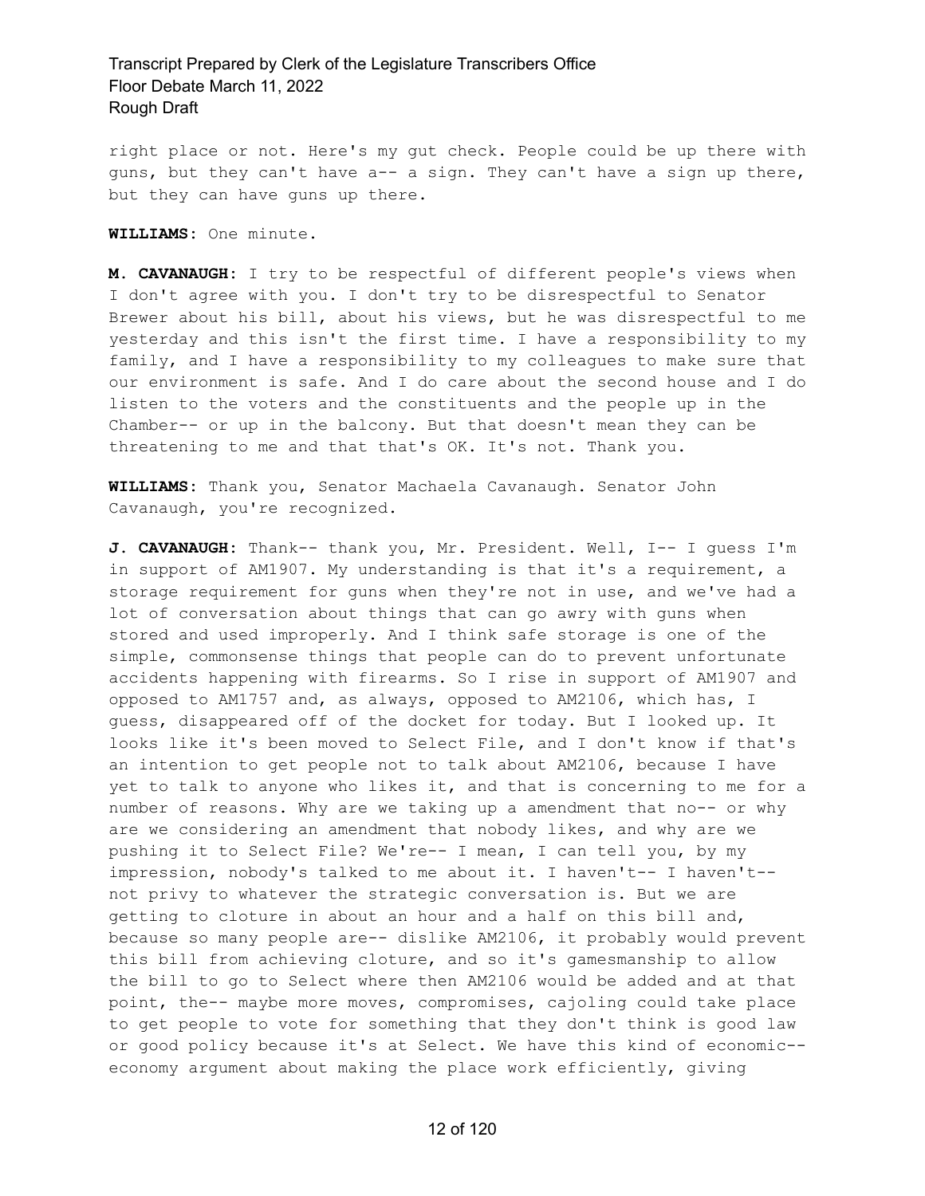right place or not. Here's my gut check. People could be up there with guns, but they can't have a-- a sign. They can't have a sign up there, but they can have guns up there.

**WILLIAMS:** One minute.

**M. CAVANAUGH:** I try to be respectful of different people's views when I don't agree with you. I don't try to be disrespectful to Senator Brewer about his bill, about his views, but he was disrespectful to me yesterday and this isn't the first time. I have a responsibility to my family, and I have a responsibility to my colleagues to make sure that our environment is safe. And I do care about the second house and I do listen to the voters and the constituents and the people up in the Chamber-- or up in the balcony. But that doesn't mean they can be threatening to me and that that's OK. It's not. Thank you.

**WILLIAMS:** Thank you, Senator Machaela Cavanaugh. Senator John Cavanaugh, you're recognized.

**J. CAVANAUGH:** Thank-- thank you, Mr. President. Well, I-- I guess I'm in support of AM1907. My understanding is that it's a requirement, a storage requirement for guns when they're not in use, and we've had a lot of conversation about things that can go awry with guns when stored and used improperly. And I think safe storage is one of the simple, commonsense things that people can do to prevent unfortunate accidents happening with firearms. So I rise in support of AM1907 and opposed to AM1757 and, as always, opposed to AM2106, which has, I guess, disappeared off of the docket for today. But I looked up. It looks like it's been moved to Select File, and I don't know if that's an intention to get people not to talk about AM2106, because I have yet to talk to anyone who likes it, and that is concerning to me for a number of reasons. Why are we taking up a amendment that no-- or why are we considering an amendment that nobody likes, and why are we pushing it to Select File? We're-- I mean, I can tell you, by my impression, nobody's talked to me about it. I haven't-- I haven't-- not privy to whatever the strategic conversation is. But we are getting to cloture in about an hour and a half on this bill and, because so many people are-- dislike AM2106, it probably would prevent this bill from achieving cloture, and so it's gamesmanship to allow the bill to go to Select where then AM2106 would be added and at that point, the-- maybe more moves, compromises, cajoling could take place to get people to vote for something that they don't think is good law or good policy because it's at Select. We have this kind of economic-- economy argument about making the place work efficiently, giving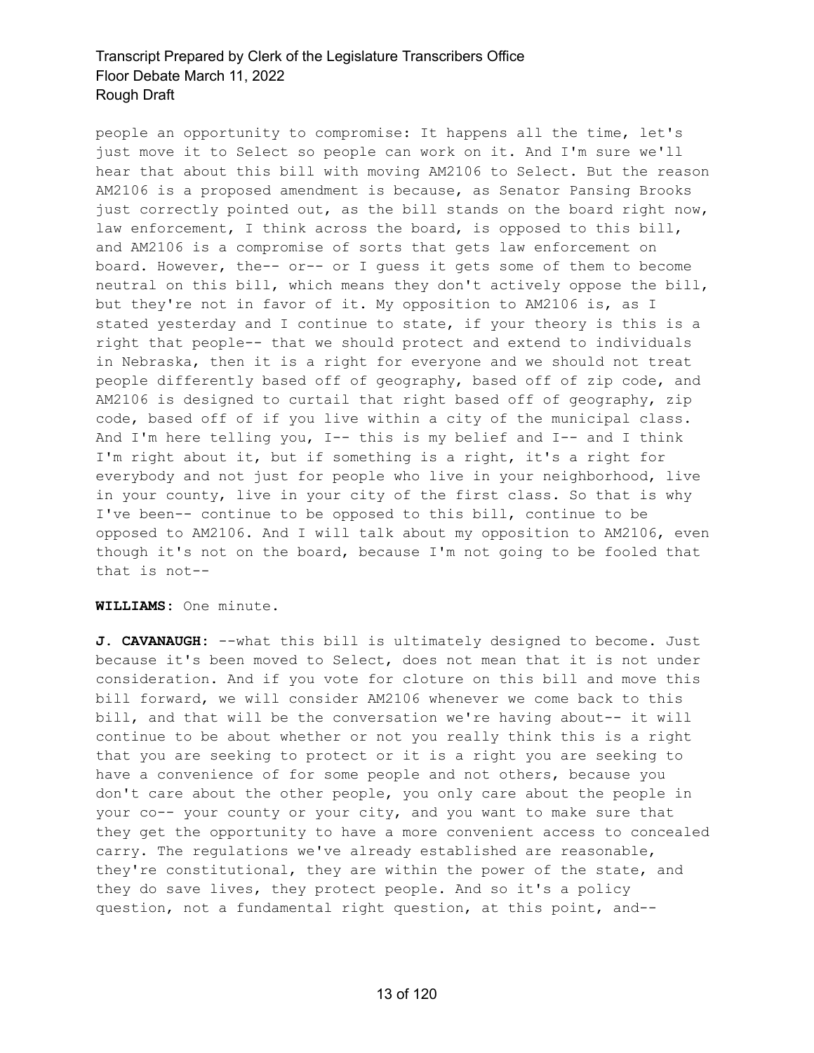people an opportunity to compromise: It happens all the time, let's just move it to Select so people can work on it. And I'm sure we'll hear that about this bill with moving AM2106 to Select. But the reason AM2106 is a proposed amendment is because, as Senator Pansing Brooks just correctly pointed out, as the bill stands on the board right now, law enforcement, I think across the board, is opposed to this bill, and AM2106 is a compromise of sorts that gets law enforcement on board. However, the-- or-- or I guess it gets some of them to become neutral on this bill, which means they don't actively oppose the bill, but they're not in favor of it. My opposition to AM2106 is, as I stated yesterday and I continue to state, if your theory is this is a right that people-- that we should protect and extend to individuals in Nebraska, then it is a right for everyone and we should not treat people differently based off of geography, based off of zip code, and AM2106 is designed to curtail that right based off of geography, zip code, based off of if you live within a city of the municipal class. And I'm here telling you, I-- this is my belief and I-- and I think I'm right about it, but if something is a right, it's a right for everybody and not just for people who live in your neighborhood, live in your county, live in your city of the first class. So that is why I've been-- continue to be opposed to this bill, continue to be opposed to AM2106. And I will talk about my opposition to AM2106, even though it's not on the board, because I'm not going to be fooled that that is not--

**WILLIAMS:** One minute.

**J. CAVANAUGH:** --what this bill is ultimately designed to become. Just because it's been moved to Select, does not mean that it is not under consideration. And if you vote for cloture on this bill and move this bill forward, we will consider AM2106 whenever we come back to this bill, and that will be the conversation we're having about-- it will continue to be about whether or not you really think this is a right that you are seeking to protect or it is a right you are seeking to have a convenience of for some people and not others, because you don't care about the other people, you only care about the people in your co-- your county or your city, and you want to make sure that they get the opportunity to have a more convenient access to concealed carry. The regulations we've already established are reasonable, they're constitutional, they are within the power of the state, and they do save lives, they protect people. And so it's a policy question, not a fundamental right question, at this point, and--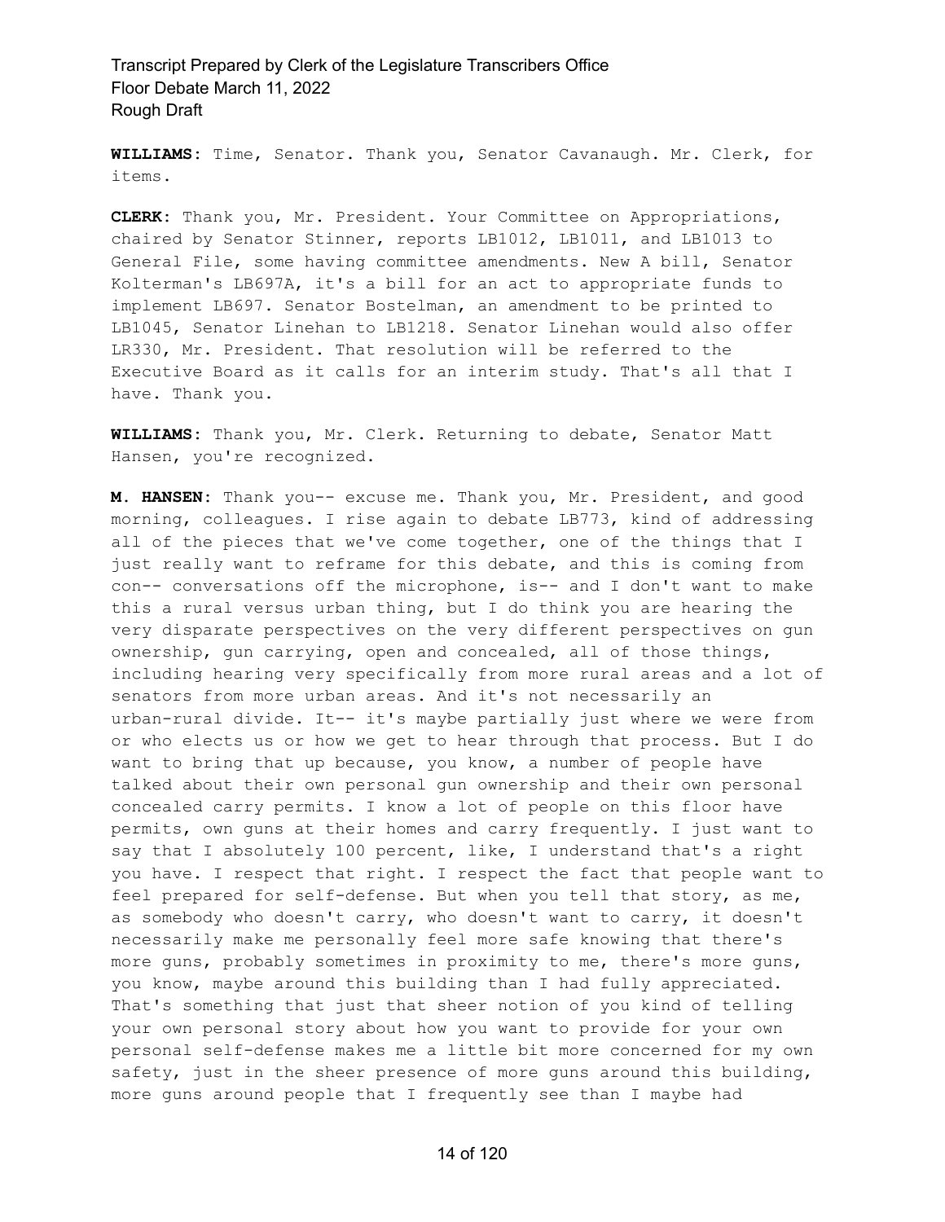**WILLIAMS:** Time, Senator. Thank you, Senator Cavanaugh. Mr. Clerk, for items.

**CLERK:** Thank you, Mr. President. Your Committee on Appropriations, chaired by Senator Stinner, reports LB1012, LB1011, and LB1013 to General File, some having committee amendments. New A bill, Senator Kolterman's LB697A, it's a bill for an act to appropriate funds to implement LB697. Senator Bostelman, an amendment to be printed to LB1045, Senator Linehan to LB1218. Senator Linehan would also offer LR330, Mr. President. That resolution will be referred to the Executive Board as it calls for an interim study. That's all that I have. Thank you.

**WILLIAMS:** Thank you, Mr. Clerk. Returning to debate, Senator Matt Hansen, you're recognized.

**M. HANSEN:** Thank you-- excuse me. Thank you, Mr. President, and good morning, colleagues. I rise again to debate LB773, kind of addressing all of the pieces that we've come together, one of the things that I just really want to reframe for this debate, and this is coming from con-- conversations off the microphone, is-- and I don't want to make this a rural versus urban thing, but I do think you are hearing the very disparate perspectives on the very different perspectives on gun ownership, gun carrying, open and concealed, all of those things, including hearing very specifically from more rural areas and a lot of senators from more urban areas. And it's not necessarily an urban-rural divide. It-- it's maybe partially just where we were from or who elects us or how we get to hear through that process. But I do want to bring that up because, you know, a number of people have talked about their own personal gun ownership and their own personal concealed carry permits. I know a lot of people on this floor have permits, own guns at their homes and carry frequently. I just want to say that I absolutely 100 percent, like, I understand that's a right you have. I respect that right. I respect the fact that people want to feel prepared for self-defense. But when you tell that story, as me, as somebody who doesn't carry, who doesn't want to carry, it doesn't necessarily make me personally feel more safe knowing that there's more guns, probably sometimes in proximity to me, there's more guns, you know, maybe around this building than I had fully appreciated. That's something that just that sheer notion of you kind of telling your own personal story about how you want to provide for your own personal self-defense makes me a little bit more concerned for my own safety, just in the sheer presence of more guns around this building, more guns around people that I frequently see than I maybe had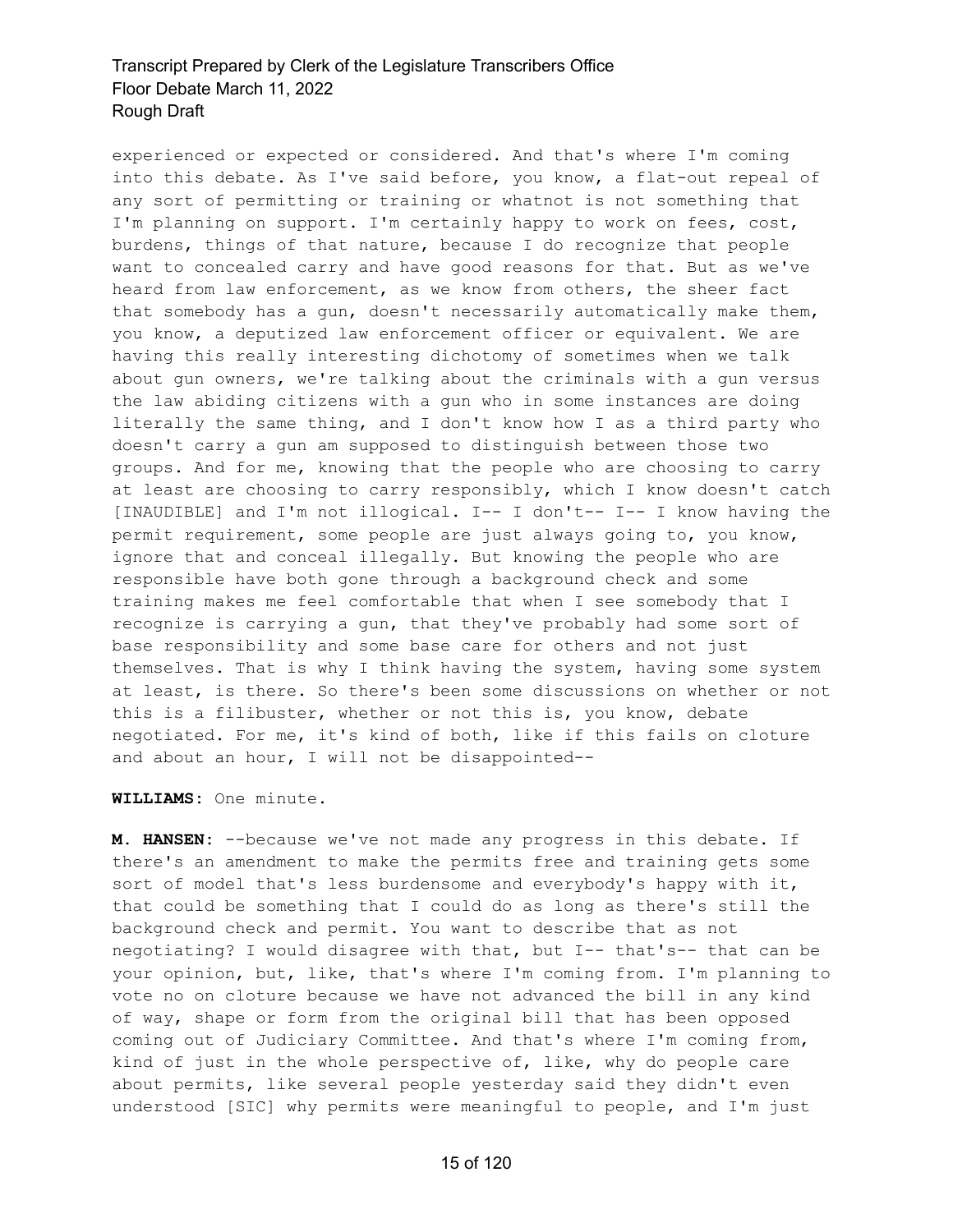experienced or expected or considered. And that's where I'm coming into this debate. As I've said before, you know, a flat-out repeal of any sort of permitting or training or whatnot is not something that I'm planning on support. I'm certainly happy to work on fees, cost, burdens, things of that nature, because I do recognize that people want to concealed carry and have good reasons for that. But as we've heard from law enforcement, as we know from others, the sheer fact that somebody has a gun, doesn't necessarily automatically make them, you know, a deputized law enforcement officer or equivalent. We are having this really interesting dichotomy of sometimes when we talk about gun owners, we're talking about the criminals with a gun versus the law abiding citizens with a gun who in some instances are doing literally the same thing, and I don't know how I as a third party who doesn't carry a gun am supposed to distinguish between those two groups. And for me, knowing that the people who are choosing to carry at least are choosing to carry responsibly, which I know doesn't catch [INAUDIBLE] and I'm not illogical. I-- I don't-- I-- I know having the permit requirement, some people are just always going to, you know, ignore that and conceal illegally. But knowing the people who are responsible have both gone through a background check and some training makes me feel comfortable that when I see somebody that I recognize is carrying a gun, that they've probably had some sort of base responsibility and some base care for others and not just themselves. That is why I think having the system, having some system at least, is there. So there's been some discussions on whether or not this is a filibuster, whether or not this is, you know, debate negotiated. For me, it's kind of both, like if this fails on cloture and about an hour, I will not be disappointed--

**WILLIAMS:** One minute.

**M. HANSEN:** --because we've not made any progress in this debate. If there's an amendment to make the permits free and training gets some sort of model that's less burdensome and everybody's happy with it, that could be something that I could do as long as there's still the background check and permit. You want to describe that as not negotiating? I would disagree with that, but I-- that's-- that can be your opinion, but, like, that's where I'm coming from. I'm planning to vote no on cloture because we have not advanced the bill in any kind of way, shape or form from the original bill that has been opposed coming out of Judiciary Committee. And that's where I'm coming from, kind of just in the whole perspective of, like, why do people care about permits, like several people yesterday said they didn't even understood [SIC] why permits were meaningful to people, and I'm just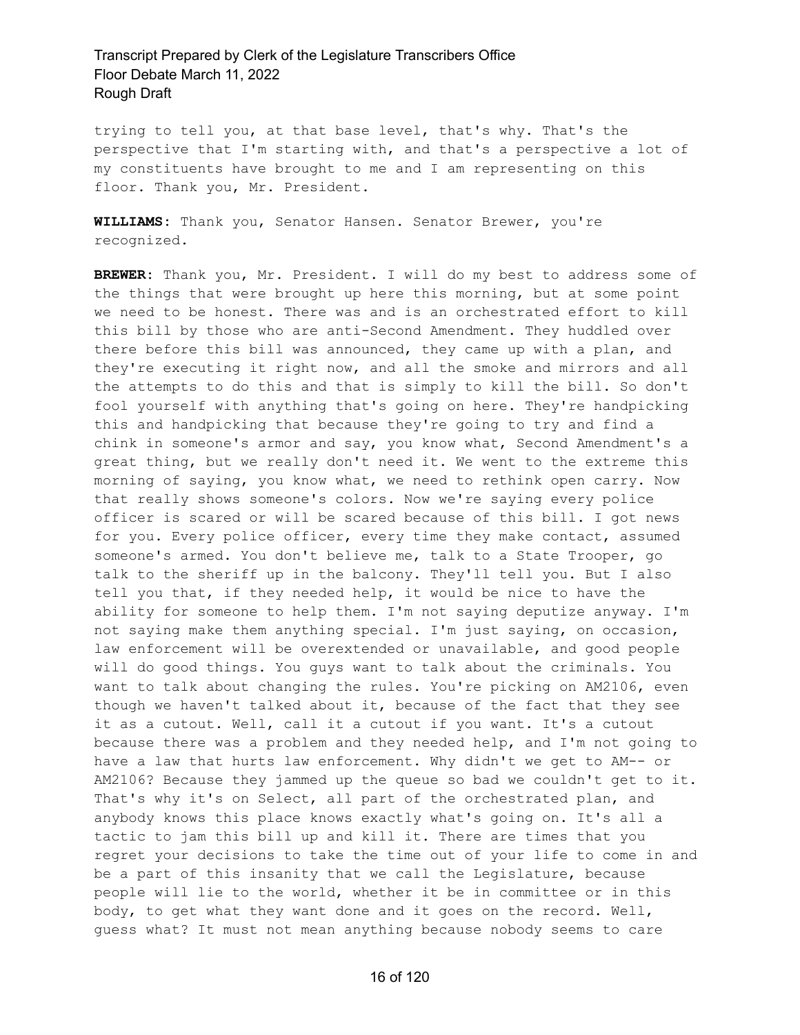trying to tell you, at that base level, that's why. That's the perspective that I'm starting with, and that's a perspective a lot of my constituents have brought to me and I am representing on this floor. Thank you, Mr. President.

**WILLIAMS:** Thank you, Senator Hansen. Senator Brewer, you're recognized.

**BREWER:** Thank you, Mr. President. I will do my best to address some of the things that were brought up here this morning, but at some point we need to be honest. There was and is an orchestrated effort to kill this bill by those who are anti-Second Amendment. They huddled over there before this bill was announced, they came up with a plan, and they're executing it right now, and all the smoke and mirrors and all the attempts to do this and that is simply to kill the bill. So don't fool yourself with anything that's going on here. They're handpicking this and handpicking that because they're going to try and find a chink in someone's armor and say, you know what, Second Amendment's a great thing, but we really don't need it. We went to the extreme this morning of saying, you know what, we need to rethink open carry. Now that really shows someone's colors. Now we're saying every police officer is scared or will be scared because of this bill. I got news for you. Every police officer, every time they make contact, assumed someone's armed. You don't believe me, talk to a State Trooper, go talk to the sheriff up in the balcony. They'll tell you. But I also tell you that, if they needed help, it would be nice to have the ability for someone to help them. I'm not saying deputize anyway. I'm not saying make them anything special. I'm just saying, on occasion, law enforcement will be overextended or unavailable, and good people will do good things. You guys want to talk about the criminals. You want to talk about changing the rules. You're picking on AM2106, even though we haven't talked about it, because of the fact that they see it as a cutout. Well, call it a cutout if you want. It's a cutout because there was a problem and they needed help, and I'm not going to have a law that hurts law enforcement. Why didn't we get to AM-- or AM2106? Because they jammed up the queue so bad we couldn't get to it. That's why it's on Select, all part of the orchestrated plan, and anybody knows this place knows exactly what's going on. It's all a tactic to jam this bill up and kill it. There are times that you regret your decisions to take the time out of your life to come in and be a part of this insanity that we call the Legislature, because people will lie to the world, whether it be in committee or in this body, to get what they want done and it goes on the record. Well, guess what? It must not mean anything because nobody seems to care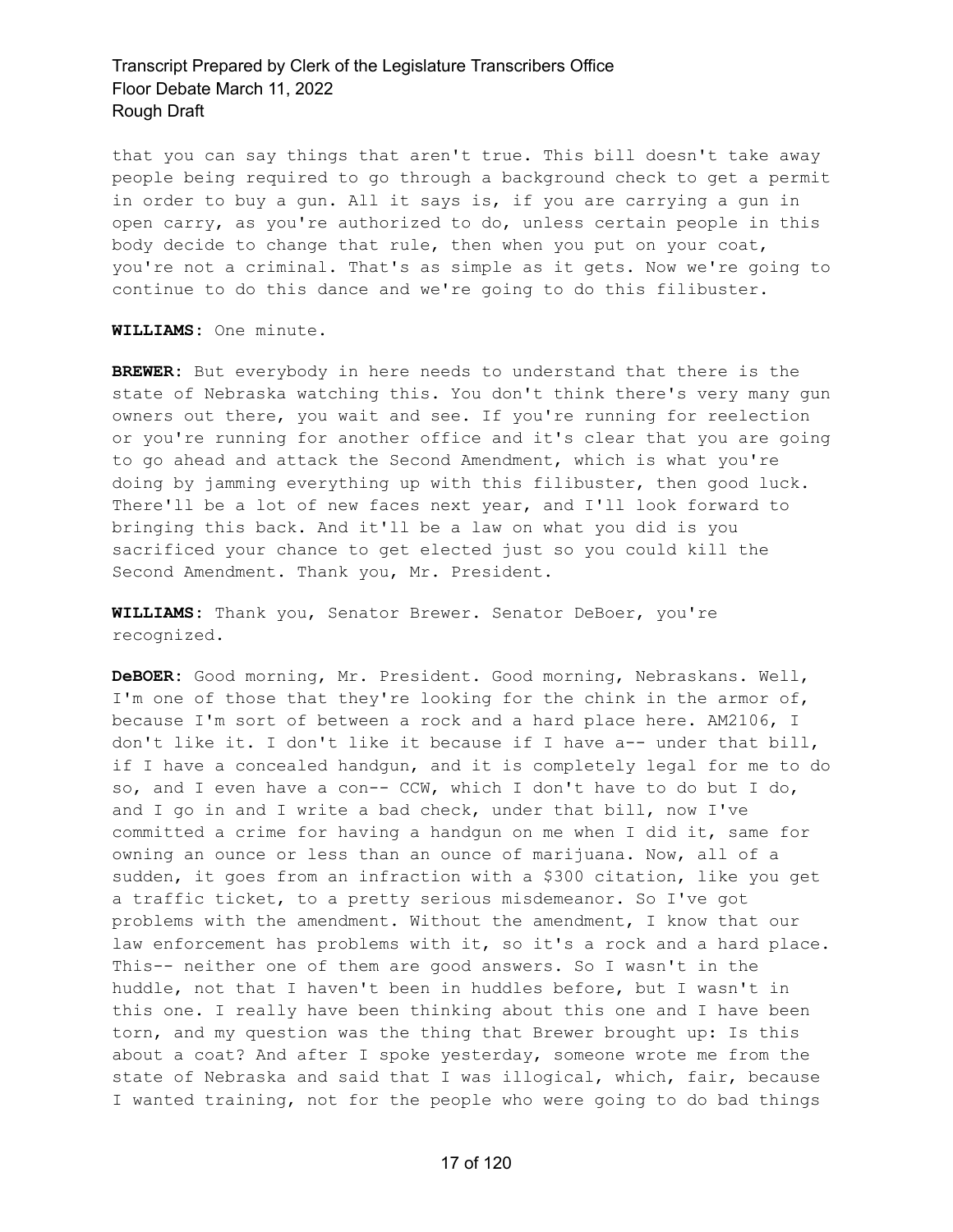that you can say things that aren't true. This bill doesn't take away people being required to go through a background check to get a permit in order to buy a gun. All it says is, if you are carrying a gun in open carry, as you're authorized to do, unless certain people in this body decide to change that rule, then when you put on your coat, you're not a criminal. That's as simple as it gets. Now we're going to continue to do this dance and we're going to do this filibuster.

**WILLIAMS:** One minute.

**BREWER:** But everybody in here needs to understand that there is the state of Nebraska watching this. You don't think there's very many gun owners out there, you wait and see. If you're running for reelection or you're running for another office and it's clear that you are going to go ahead and attack the Second Amendment, which is what you're doing by jamming everything up with this filibuster, then good luck. There'll be a lot of new faces next year, and I'll look forward to bringing this back. And it'll be a law on what you did is you sacrificed your chance to get elected just so you could kill the Second Amendment. Thank you, Mr. President.

**WILLIAMS:** Thank you, Senator Brewer. Senator DeBoer, you're recognized.

**DeBOER:** Good morning, Mr. President. Good morning, Nebraskans. Well, I'm one of those that they're looking for the chink in the armor of, because I'm sort of between a rock and a hard place here. AM2106, I don't like it. I don't like it because if I have a-- under that bill, if I have a concealed handgun, and it is completely legal for me to do so, and I even have a con-- CCW, which I don't have to do but I do, and I go in and I write a bad check, under that bill, now I've committed a crime for having a handgun on me when I did it, same for owning an ounce or less than an ounce of marijuana. Now, all of a sudden, it goes from an infraction with a $300 citation, like you get a traffic ticket, to a pretty serious misdemeanor. So I've got problems with the amendment. Without the amendment, I know that our law enforcement has problems with it, so it's a rock and a hard place. This-- neither one of them are good answers. So I wasn't in the huddle, not that I haven't been in huddles before, but I wasn't in this one. I really have been thinking about this one and I have been torn, and my question was the thing that Brewer brought up: Is this about a coat? And after I spoke yesterday, someone wrote me from the state of Nebraska and said that I was illogical, which, fair, because I wanted training, not for the people who were going to do bad things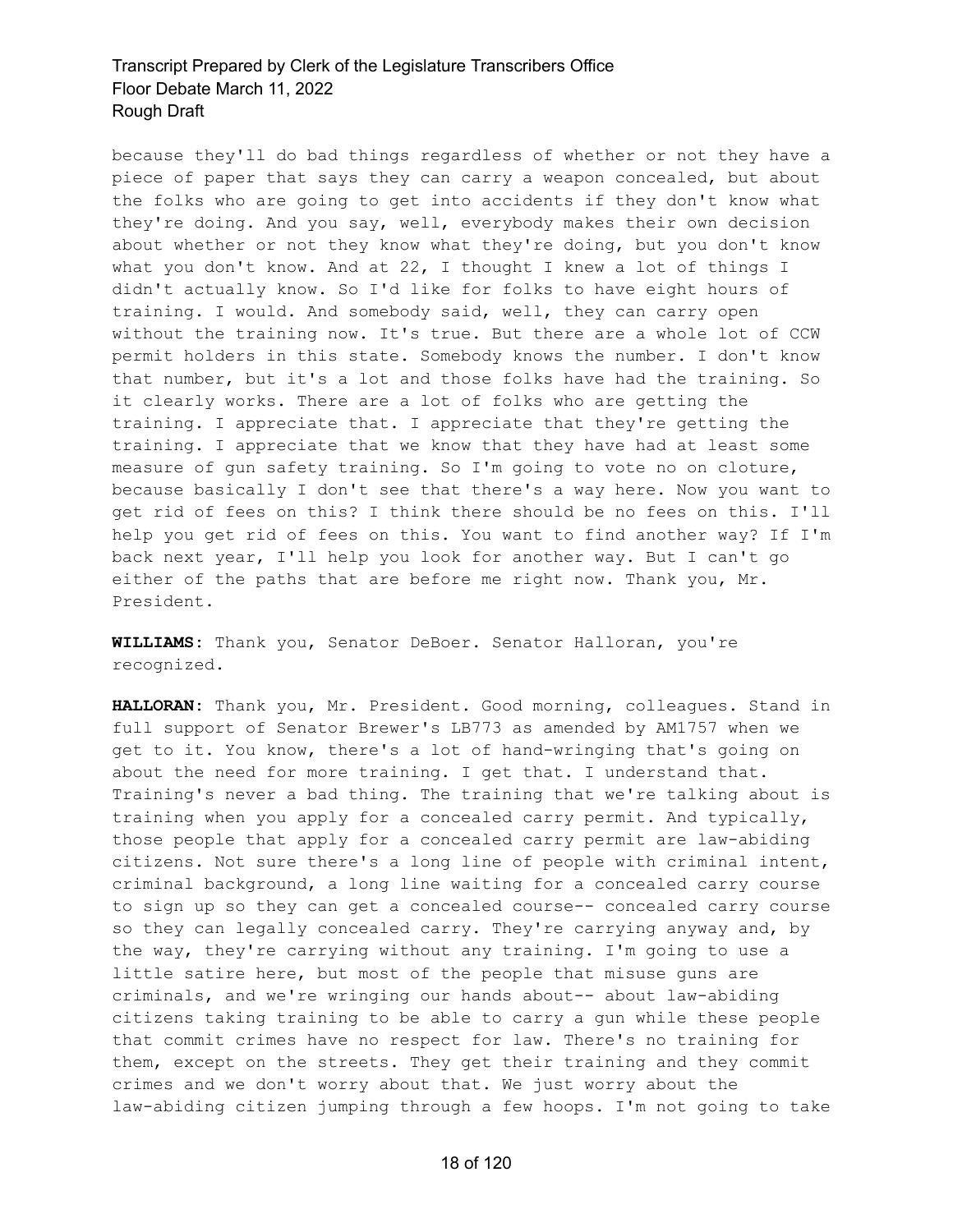because they'll do bad things regardless of whether or not they have a piece of paper that says they can carry a weapon concealed, but about the folks who are going to get into accidents if they don't know what they're doing. And you say, well, everybody makes their own decision about whether or not they know what they're doing, but you don't know what you don't know. And at 22, I thought I knew a lot of things I didn't actually know. So I'd like for folks to have eight hours of training. I would. And somebody said, well, they can carry open without the training now. It's true. But there are a whole lot of CCW permit holders in this state. Somebody knows the number. I don't know that number, but it's a lot and those folks have had the training. So it clearly works. There are a lot of folks who are getting the training. I appreciate that. I appreciate that they're getting the training. I appreciate that we know that they have had at least some measure of gun safety training. So I'm going to vote no on cloture, because basically I don't see that there's a way here. Now you want to get rid of fees on this? I think there should be no fees on this. I'll help you get rid of fees on this. You want to find another way? If I'm back next year, I'll help you look for another way. But I can't go either of the paths that are before me right now. Thank you, Mr. President.

**WILLIAMS**: Thank you, Senator DeBoer. Senator Halloran, you're recognized.

**HALLORAN**: Thank you, Mr. President. Good morning, colleagues. Stand in full support of Senator Brewer's LB773 as amended by AM1757 when we get to it. You know, there's a lot of hand-wringing that's going on about the need for more training. I get that. I understand that. Training's never a bad thing. The training that we're talking about is training when you apply for a concealed carry permit. And typically, those people that apply for a concealed carry permit are law-abiding citizens. Not sure there's a long line of people with criminal intent, criminal background, a long line waiting for a concealed carry course to sign up so they can get a concealed course-- concealed carry course so they can legally concealed carry. They're carrying anyway and, by the way, they're carrying without any training. I'm going to use a little satire here, but most of the people that misuse guns are criminals, and we're wringing our hands about-- about law-abiding citizens taking training to be able to carry a gun while these people that commit crimes have no respect for law. There's no training for them, except on the streets. They get their training and they commit crimes and we don't worry about that. We just worry about the law-abiding citizen jumping through a few hoops. I'm not going to take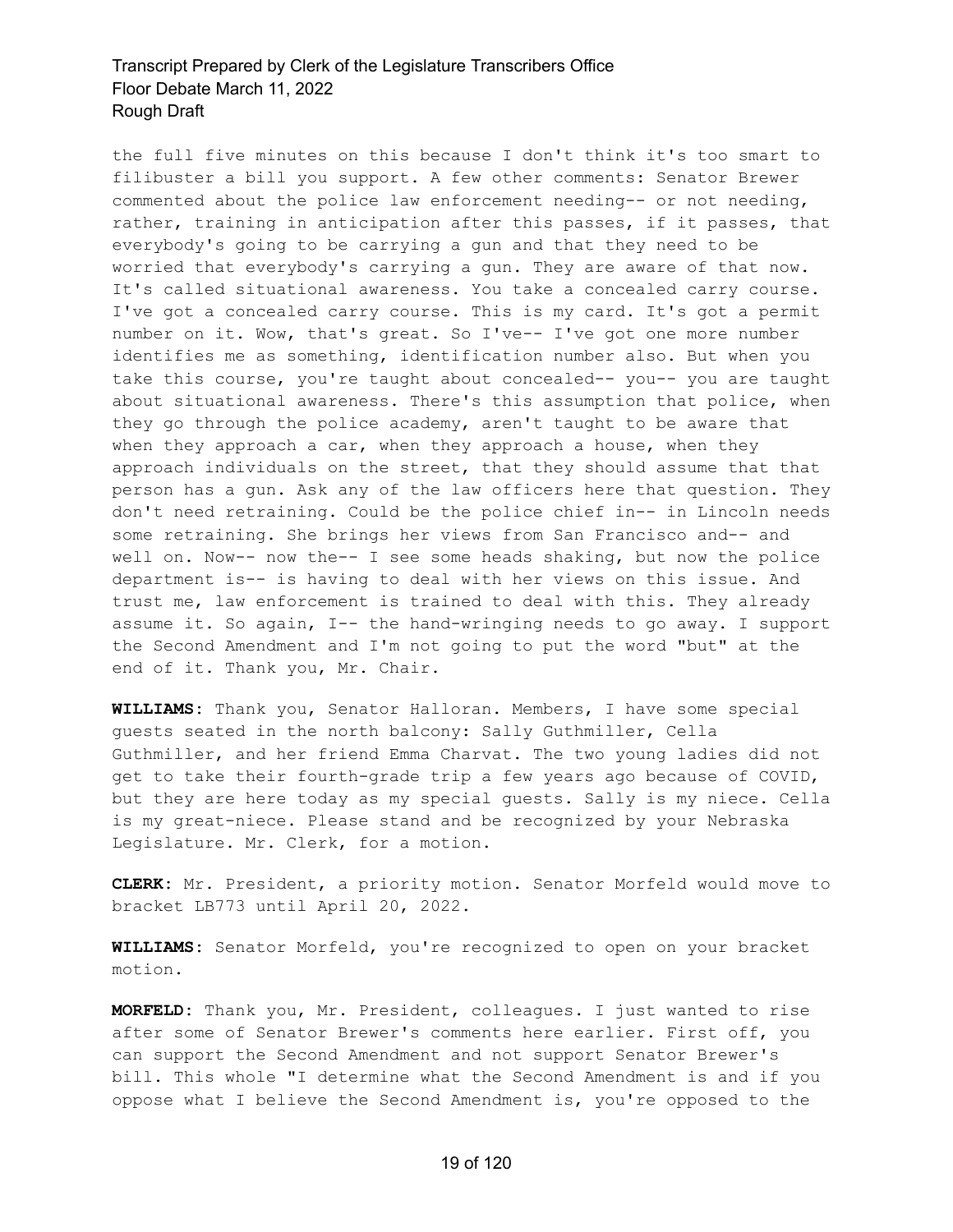the full five minutes on this because I don't think it's too smart to filibuster a bill you support. A few other comments: Senator Brewer commented about the police law enforcement needing-- or not needing, rather, training in anticipation after this passes, if it passes, that everybody's going to be carrying a gun and that they need to be worried that everybody's carrying a gun. They are aware of that now. It's called situational awareness. You take a concealed carry course. I've got a concealed carry course. This is my card. It's got a permit number on it. Wow, that's great. So I've-- I've got one more number identifies me as something, identification number also. But when you take this course, you're taught about concealed-- you-- you are taught about situational awareness. There's this assumption that police, when they go through the police academy, aren't taught to be aware that when they approach a car, when they approach a house, when they approach individuals on the street, that they should assume that that person has a gun. Ask any of the law officers here that question. They don't need retraining. Could be the police chief in-- in Lincoln needs some retraining. She brings her views from San Francisco and-- and well on. Now-- now the-- I see some heads shaking, but now the police department is-- is having to deal with her views on this issue. And trust me, law enforcement is trained to deal with this. They already assume it. So again, I-- the hand-wringing needs to go away. I support the Second Amendment and I'm not going to put the word "but" at the end of it. Thank you, Mr. Chair.

**WILLIAMS:** Thank you, Senator Halloran. Members, I have some special guests seated in the north balcony: Sally Guthmiller, Cella Guthmiller, and her friend Emma Charvat. The two young ladies did not get to take their fourth-grade trip a few years ago because of COVID, but they are here today as my special guests. Sally is my niece. Cella is my great-niece. Please stand and be recognized by your Nebraska Legislature. Mr. Clerk, for a motion.

**CLERK:** Mr. President, a priority motion. Senator Morfeld would move to bracket LB773 until April 20, 2022.

**WILLIAMS:** Senator Morfeld, you're recognized to open on your bracket motion.

**MORFELD:** Thank you, Mr. President, colleagues. I just wanted to rise after some of Senator Brewer's comments here earlier. First off, you can support the Second Amendment and not support Senator Brewer's bill. This whole "I determine what the Second Amendment is and if you oppose what I believe the Second Amendment is, you're opposed to the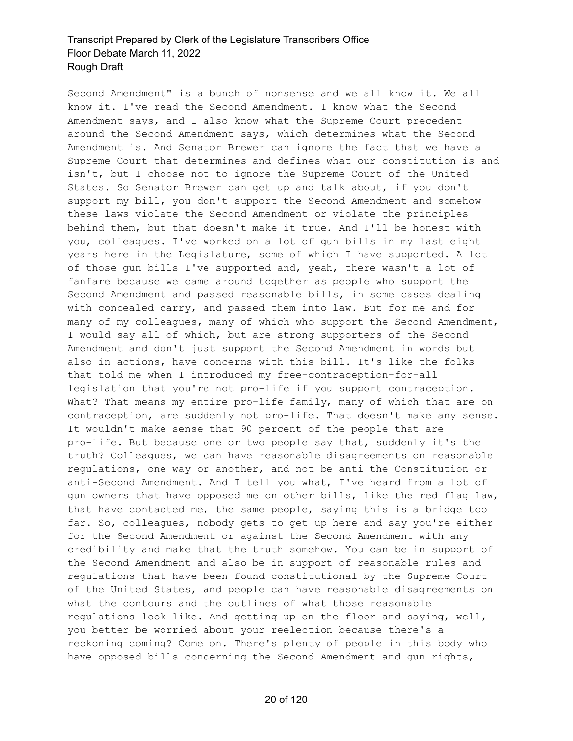Second Amendment" is a bunch of nonsense and we all know it. We all know it. I've read the Second Amendment. I know what the Second Amendment says, and I also know what the Supreme Court precedent around the Second Amendment says, which determines what the Second Amendment is. And Senator Brewer can ignore the fact that we have a Supreme Court that determines and defines what our constitution is and isn't, but I choose not to ignore the Supreme Court of the United States. So Senator Brewer can get up and talk about, if you don't support my bill, you don't support the Second Amendment and somehow these laws violate the Second Amendment or violate the principles behind them, but that doesn't make it true. And I'll be honest with you, colleagues. I've worked on a lot of gun bills in my last eight years here in the Legislature, some of which I have supported. A lot of those gun bills I've supported and, yeah, there wasn't a lot of fanfare because we came around together as people who support the Second Amendment and passed reasonable bills, in some cases dealing with concealed carry, and passed them into law. But for me and for many of my colleagues, many of which who support the Second Amendment, I would say all of which, but are strong supporters of the Second Amendment and don't just support the Second Amendment in words but also in actions, have concerns with this bill. It's like the folks that told me when I introduced my free-contraception-for-all legislation that you're not pro-life if you support contraception. What? That means my entire pro-life family, many of which that are on contraception, are suddenly not pro-life. That doesn't make any sense. It wouldn't make sense that 90 percent of the people that are pro-life. But because one or two people say that, suddenly it's the truth? Colleagues, we can have reasonable disagreements on reasonable regulations, one way or another, and not be anti the Constitution or anti-Second Amendment. And I tell you what, I've heard from a lot of gun owners that have opposed me on other bills, like the red flag law, that have contacted me, the same people, saying this is a bridge too far. So, colleagues, nobody gets to get up here and say you're either for the Second Amendment or against the Second Amendment with any credibility and make that the truth somehow. You can be in support of the Second Amendment and also be in support of reasonable rules and regulations that have been found constitutional by the Supreme Court of the United States, and people can have reasonable disagreements on what the contours and the outlines of what those reasonable regulations look like. And getting up on the floor and saying, well, you better be worried about your reelection because there's a reckoning coming? Come on. There's plenty of people in this body who have opposed bills concerning the Second Amendment and gun rights,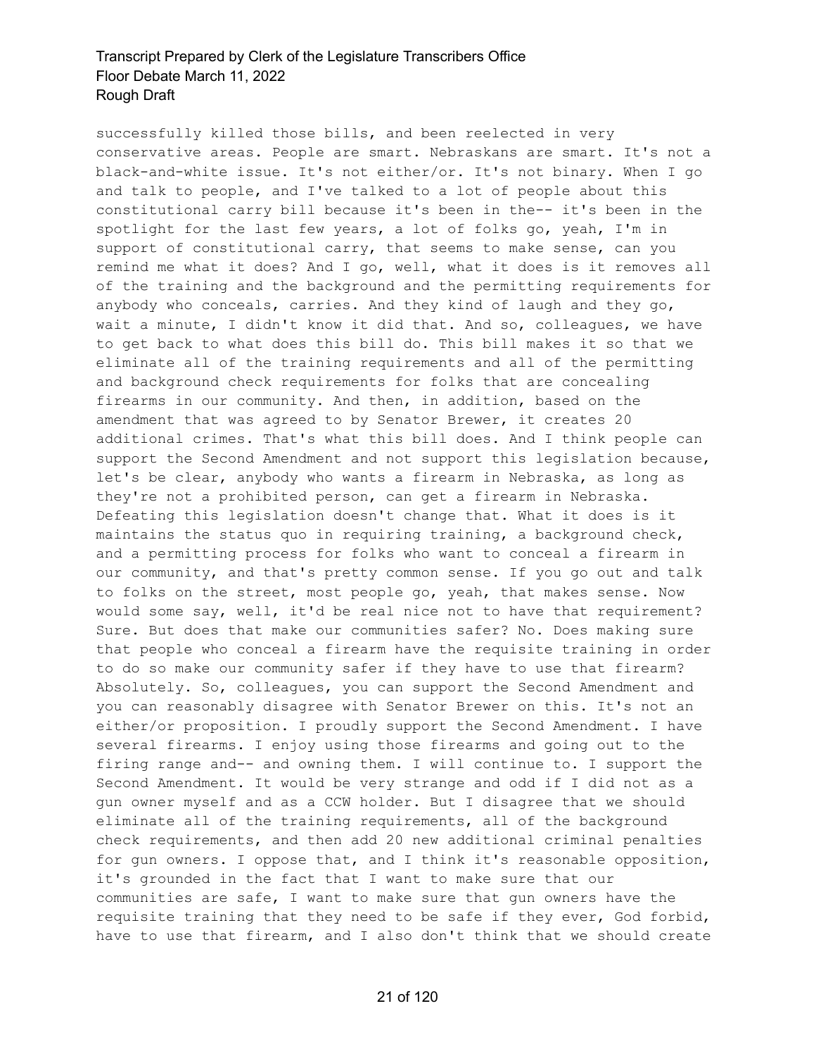successfully killed those bills, and been reelected in very conservative areas. People are smart. Nebraskans are smart. It's not a black-and-white issue. It's not either/or. It's not binary. When I go and talk to people, and I've talked to a lot of people about this constitutional carry bill because it's been in the-- it's been in the spotlight for the last few years, a lot of folks go, yeah, I'm in support of constitutional carry, that seems to make sense, can you remind me what it does? And I go, well, what it does is it removes all of the training and the background and the permitting requirements for anybody who conceals, carries. And they kind of laugh and they go, wait a minute, I didn't know it did that. And so, colleagues, we have to get back to what does this bill do. This bill makes it so that we eliminate all of the training requirements and all of the permitting and background check requirements for folks that are concealing firearms in our community. And then, in addition, based on the amendment that was agreed to by Senator Brewer, it creates 20 additional crimes. That's what this bill does. And I think people can support the Second Amendment and not support this legislation because, let's be clear, anybody who wants a firearm in Nebraska, as long as they're not a prohibited person, can get a firearm in Nebraska. Defeating this legislation doesn't change that. What it does is it maintains the status quo in requiring training, a background check, and a permitting process for folks who want to conceal a firearm in our community, and that's pretty common sense. If you go out and talk to folks on the street, most people go, yeah, that makes sense. Now would some say, well, it'd be real nice not to have that requirement? Sure. But does that make our communities safer? No. Does making sure that people who conceal a firearm have the requisite training in order to do so make our community safer if they have to use that firearm? Absolutely. So, colleagues, you can support the Second Amendment and you can reasonably disagree with Senator Brewer on this. It's not an either/or proposition. I proudly support the Second Amendment. I have several firearms. I enjoy using those firearms and going out to the firing range and-- and owning them. I will continue to. I support the Second Amendment. It would be very strange and odd if I did not as a gun owner myself and as a CCW holder. But I disagree that we should eliminate all of the training requirements, all of the background check requirements, and then add 20 new additional criminal penalties for gun owners. I oppose that, and I think it's reasonable opposition, it's grounded in the fact that I want to make sure that our communities are safe, I want to make sure that gun owners have the requisite training that they need to be safe if they ever, God forbid, have to use that firearm, and I also don't think that we should create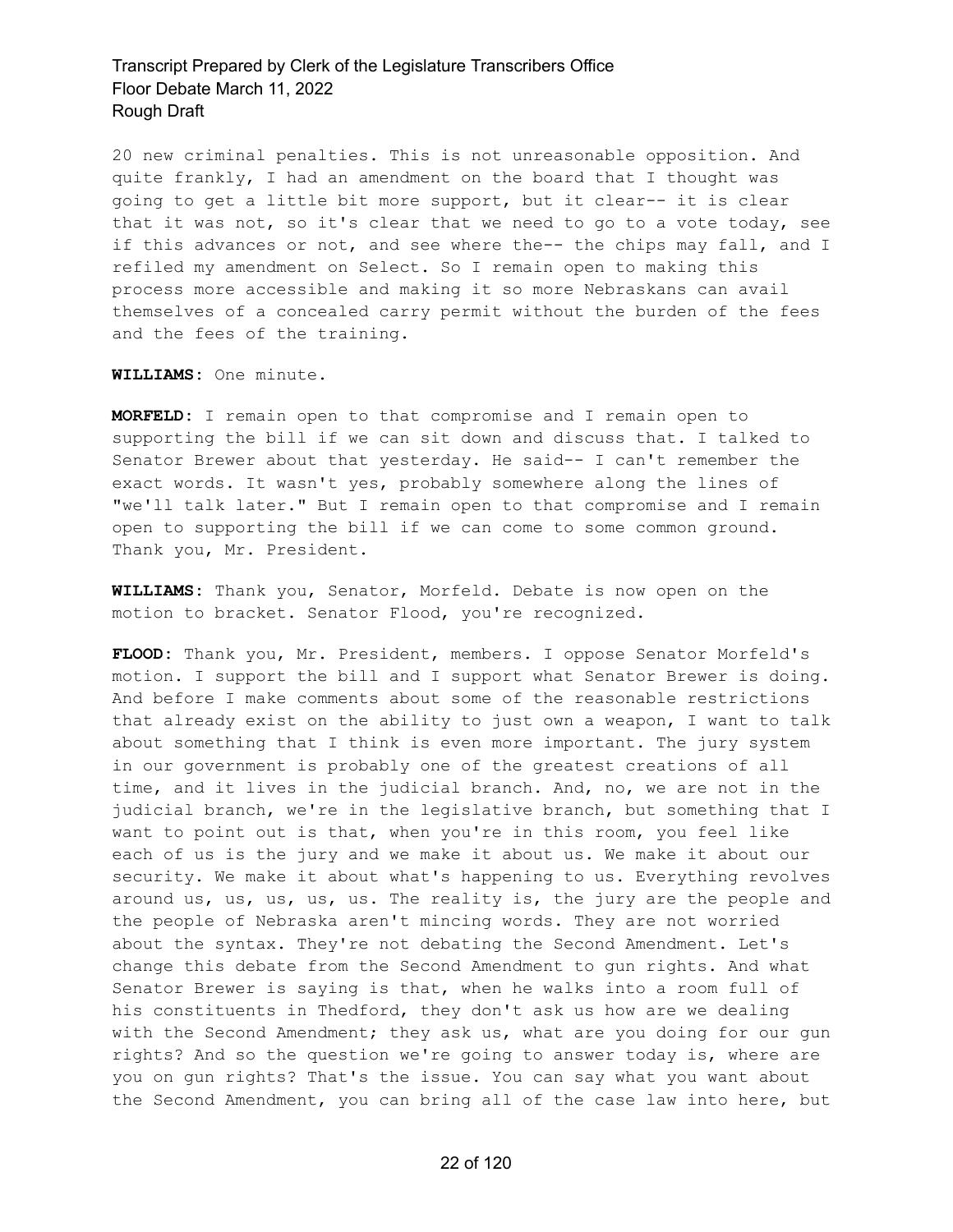20 new criminal penalties. This is not unreasonable opposition. And quite frankly, I had an amendment on the board that I thought was going to get a little bit more support, but it clear-- it is clear that it was not, so it's clear that we need to go to a vote today, see if this advances or not, and see where the-- the chips may fall, and I refiled my amendment on Select. So I remain open to making this process more accessible and making it so more Nebraskans can avail themselves of a concealed carry permit without the burden of the fees and the fees of the training.

**WILLIAMS:** One minute.

**MORFELD:** I remain open to that compromise and I remain open to supporting the bill if we can sit down and discuss that. I talked to Senator Brewer about that yesterday. He said-- I can't remember the exact words. It wasn't yes, probably somewhere along the lines of "we'll talk later." But I remain open to that compromise and I remain open to supporting the bill if we can come to some common ground. Thank you, Mr. President.

**WILLIAMS:** Thank you, Senator, Morfeld. Debate is now open on the motion to bracket. Senator Flood, you're recognized.

**FLOOD:** Thank you, Mr. President, members. I oppose Senator Morfeld's motion. I support the bill and I support what Senator Brewer is doing. And before I make comments about some of the reasonable restrictions that already exist on the ability to just own a weapon, I want to talk about something that I think is even more important. The jury system in our government is probably one of the greatest creations of all time, and it lives in the judicial branch. And, no, we are not in the judicial branch, we're in the legislative branch, but something that I want to point out is that, when you're in this room, you feel like each of us is the jury and we make it about us. We make it about our security. We make it about what's happening to us. Everything revolves around us, us, us, us, us. The reality is, the jury are the people and the people of Nebraska aren't mincing words. They are not worried about the syntax. They're not debating the Second Amendment. Let's change this debate from the Second Amendment to gun rights. And what Senator Brewer is saying is that, when he walks into a room full of his constituents in Thedford, they don't ask us how are we dealing with the Second Amendment; they ask us, what are you doing for our gun rights? And so the question we're going to answer today is, where are you on gun rights? That's the issue. You can say what you want about the Second Amendment, you can bring all of the case law into here, but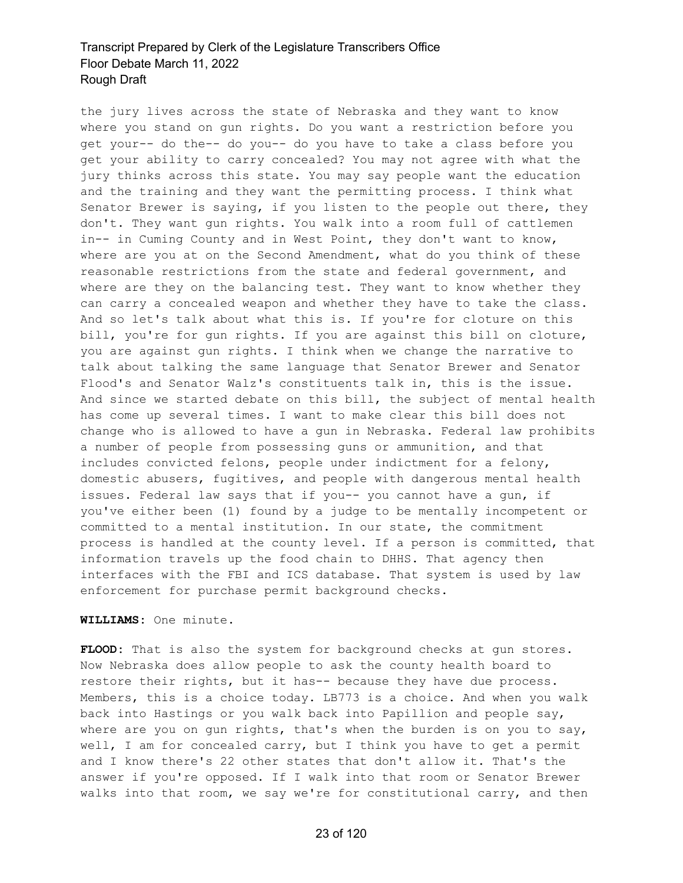the jury lives across the state of Nebraska and they want to know where you stand on gun rights. Do you want a restriction before you get your-- do the-- do you-- do you have to take a class before you get your ability to carry concealed? You may not agree with what the jury thinks across this state. You may say people want the education and the training and they want the permitting process. I think what Senator Brewer is saying, if you listen to the people out there, they don't. They want gun rights. You walk into a room full of cattlemen in-- in Cuming County and in West Point, they don't want to know, where are you at on the Second Amendment, what do you think of these reasonable restrictions from the state and federal government, and where are they on the balancing test. They want to know whether they can carry a concealed weapon and whether they have to take the class. And so let's talk about what this is. If you're for cloture on this bill, you're for gun rights. If you are against this bill on cloture, you are against gun rights. I think when we change the narrative to talk about talking the same language that Senator Brewer and Senator Flood's and Senator Walz's constituents talk in, this is the issue. And since we started debate on this bill, the subject of mental health has come up several times. I want to make clear this bill does not change who is allowed to have a gun in Nebraska. Federal law prohibits a number of people from possessing guns or ammunition, and that includes convicted felons, people under indictment for a felony, domestic abusers, fugitives, and people with dangerous mental health issues. Federal law says that if you-- you cannot have a gun, if you've either been (1) found by a judge to be mentally incompetent or committed to a mental institution. In our state, the commitment process is handled at the county level. If a person is committed, that information travels up the food chain to DHHS. That agency then interfaces with the FBI and ICS database. That system is used by law enforcement for purchase permit background checks.

**WILLIAMS:** One minute.

**FLOOD:** That is also the system for background checks at gun stores. Now Nebraska does allow people to ask the county health board to restore their rights, but it has-- because they have due process. Members, this is a choice today. LB773 is a choice. And when you walk back into Hastings or you walk back into Papillion and people say, where are you on gun rights, that's when the burden is on you to say, well, I am for concealed carry, but I think you have to get a permit and I know there's 22 other states that don't allow it. That's the answer if you're opposed. If I walk into that room or Senator Brewer walks into that room, we say we're for constitutional carry, and then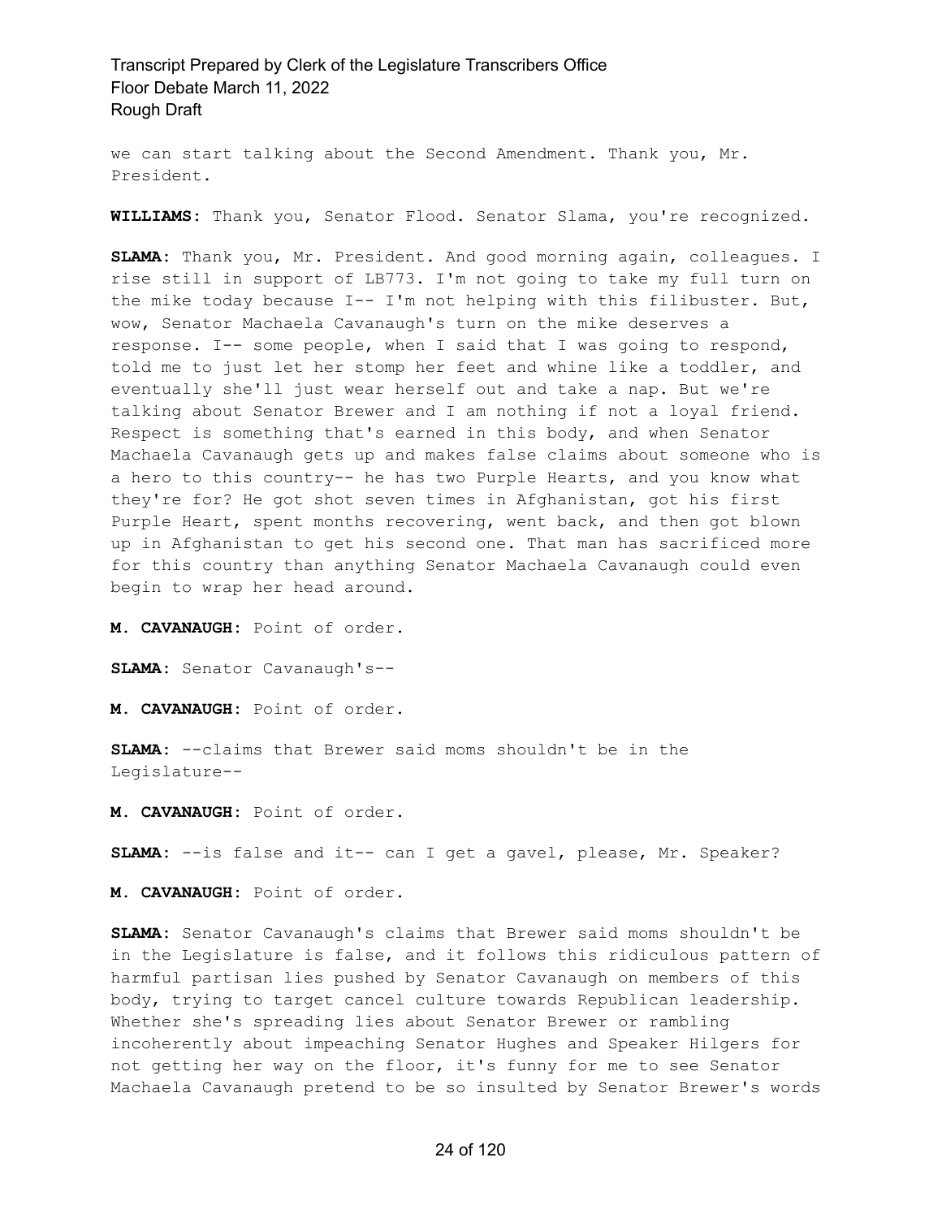we can start talking about the Second Amendment. Thank you, Mr. President.

**WILLIAMS:** Thank you, Senator Flood. Senator Slama, you're recognized.

**SLAMA:** Thank you, Mr. President. And good morning again, colleagues. I rise still in support of LB773. I'm not going to take my full turn on the mike today because I-- I'm not helping with this filibuster. But, wow, Senator Machaela Cavanaugh's turn on the mike deserves a response. I-- some people, when I said that I was going to respond, told me to just let her stomp her feet and whine like a toddler, and eventually she'll just wear herself out and take a nap. But we're talking about Senator Brewer and I am nothing if not a loyal friend. Respect is something that's earned in this body, and when Senator Machaela Cavanaugh gets up and makes false claims about someone who is a hero to this country-- he has two Purple Hearts, and you know what they're for? He got shot seven times in Afghanistan, got his first Purple Heart, spent months recovering, went back, and then got blown up in Afghanistan to get his second one. That man has sacrificed more for this country than anything Senator Machaela Cavanaugh could even begin to wrap her head around.

**M. CAVANAUGH:** Point of order.

**SLAMA:** Senator Cavanaugh's--

**M. CAVANAUGH:** Point of order.

**SLAMA:** --claims that Brewer said moms shouldn't be in the Legislature--

**M. CAVANAUGH:** Point of order.

**SLAMA:** --is false and it-- can I get a gavel, please, Mr. Speaker?

**M. CAVANAUGH:** Point of order.

**SLAMA:** Senator Cavanaugh's claims that Brewer said moms shouldn't be in the Legislature is false, and it follows this ridiculous pattern of harmful partisan lies pushed by Senator Cavanaugh on members of this body, trying to target cancel culture towards Republican leadership. Whether she's spreading lies about Senator Brewer or rambling incoherently about impeaching Senator Hughes and Speaker Hilgers for not getting her way on the floor, it's funny for me to see Senator Machaela Cavanaugh pretend to be so insulted by Senator Brewer's words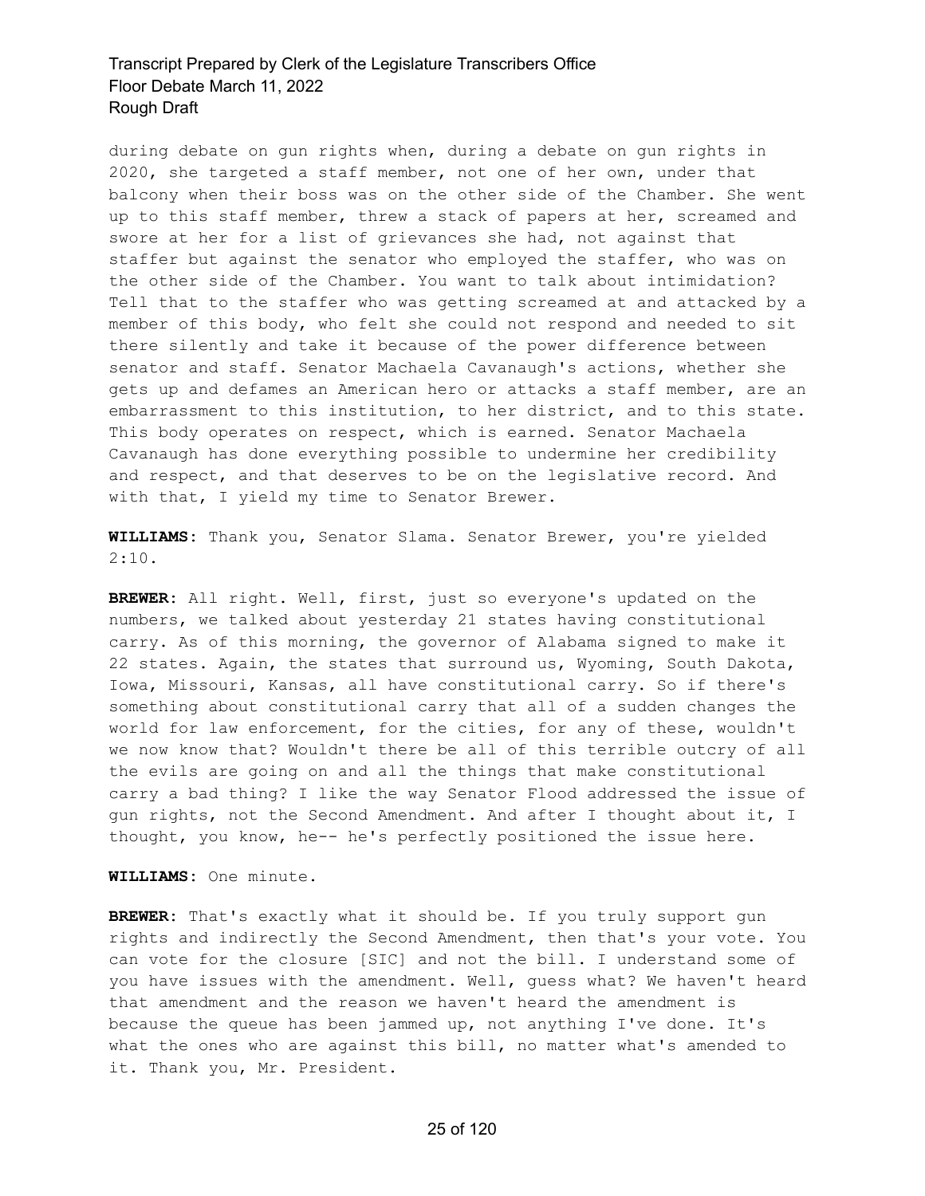during debate on gun rights when, during a debate on gun rights in 2020, she targeted a staff member, not one of her own, under that balcony when their boss was on the other side of the Chamber. She went up to this staff member, threw a stack of papers at her, screamed and swore at her for a list of grievances she had, not against that staffer but against the senator who employed the staffer, who was on the other side of the Chamber. You want to talk about intimidation? Tell that to the staffer who was getting screamed at and attacked by a member of this body, who felt she could not respond and needed to sit there silently and take it because of the power difference between senator and staff. Senator Machaela Cavanaugh's actions, whether she gets up and defames an American hero or attacks a staff member, are an embarrassment to this institution, to her district, and to this state. This body operates on respect, which is earned. Senator Machaela Cavanaugh has done everything possible to undermine her credibility and respect, and that deserves to be on the legislative record. And with that, I yield my time to Senator Brewer.

**WILLIAMS:** Thank you, Senator Slama. Senator Brewer, you're yielded 2:10.

**BREWER:** All right. Well, first, just so everyone's updated on the numbers, we talked about yesterday 21 states having constitutional carry. As of this morning, the governor of Alabama signed to make it 22 states. Again, the states that surround us, Wyoming, South Dakota, Iowa, Missouri, Kansas, all have constitutional carry. So if there's something about constitutional carry that all of a sudden changes the world for law enforcement, for the cities, for any of these, wouldn't we now know that? Wouldn't there be all of this terrible outcry of all the evils are going on and all the things that make constitutional carry a bad thing? I like the way Senator Flood addressed the issue of gun rights, not the Second Amendment. And after I thought about it, I thought, you know, he-- he's perfectly positioned the issue here.

**WILLIAMS:** One minute.

**BREWER:** That's exactly what it should be. If you truly support gun rights and indirectly the Second Amendment, then that's your vote. You can vote for the closure [SIC] and not the bill. I understand some of you have issues with the amendment. Well, guess what? We haven't heard that amendment and the reason we haven't heard the amendment is because the queue has been jammed up, not anything I've done. It's what the ones who are against this bill, no matter what's amended to it. Thank you, Mr. President.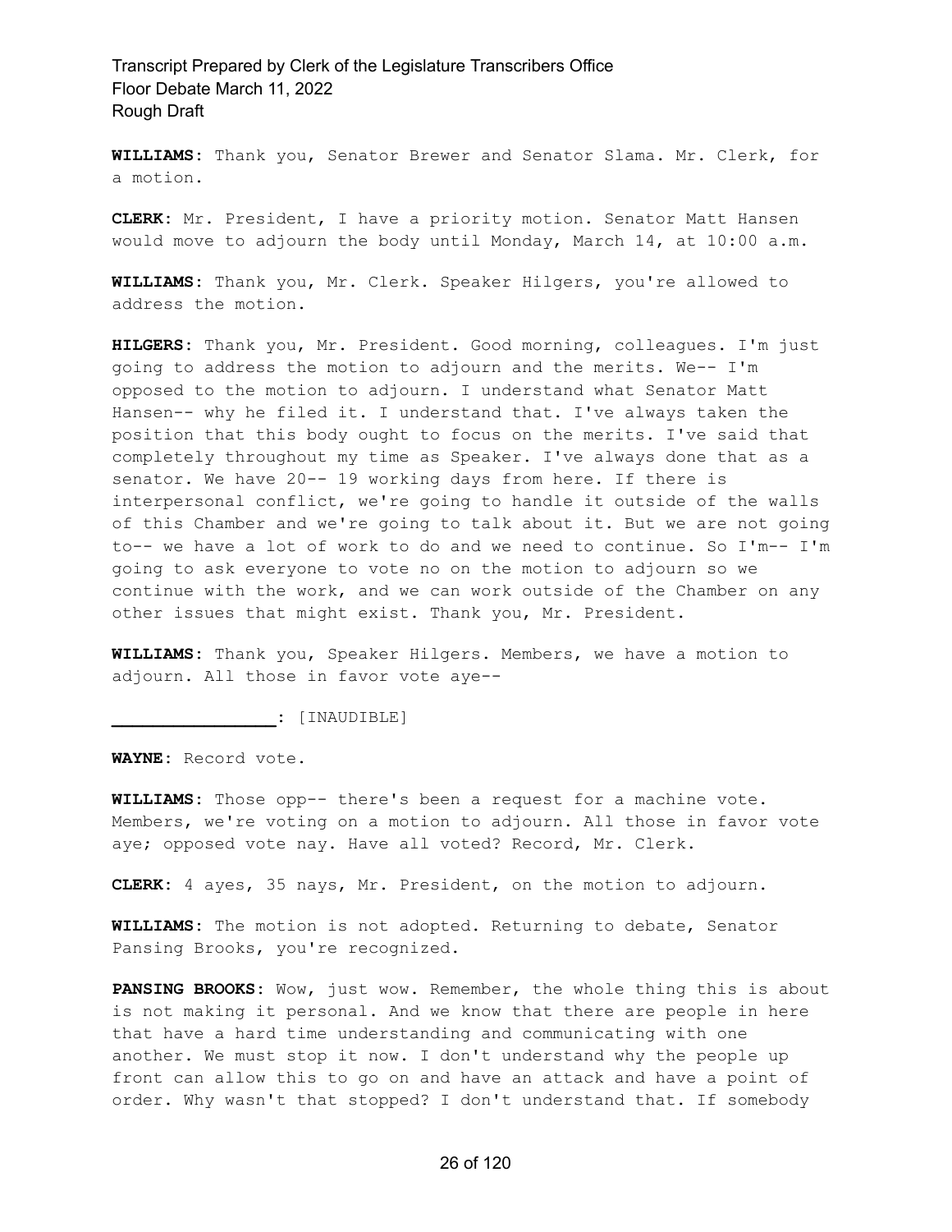**WILLIAMS**: Thank you, Senator Brewer and Senator Slama. Mr. Clerk, for a motion.

**CLERK**: Mr. President, I have a priority motion. Senator Matt Hansen would move to adjourn the body until Monday, March 14, at 10:00 a.m.

**WILLIAMS**: Thank you, Mr. Clerk. Speaker Hilgers, you're allowed to address the motion.

**HILGERS**: Thank you, Mr. President. Good morning, colleagues. I'm just going to address the motion to adjourn and the merits. We-- I'm opposed to the motion to adjourn. I understand what Senator Matt Hansen-- why he filed it. I understand that. I've always taken the position that this body ought to focus on the merits. I've said that completely throughout my time as Speaker. I've always done that as a senator. We have 20-- 19 working days from here. If there is interpersonal conflict, we're going to handle it outside of the walls of this Chamber and we're going to talk about it. But we are not going to-- we have a lot of work to do and we need to continue. So I'm-- I'm going to ask everyone to vote no on the motion to adjourn so we continue with the work, and we can work outside of the Chamber on any other issues that might exist. Thank you, Mr. President.

**WILLIAMS**: Thank you, Speaker Hilgers. Members, we have a motion to adjourn. All those in favor vote aye--

**________________**: [INAUDIBLE]

**WAYNE**: Record vote.

**WILLIAMS**: Those opp-- there's been a request for a machine vote. Members, we're voting on a motion to adjourn. All those in favor vote aye; opposed vote nay. Have all voted? Record, Mr. Clerk.

**CLERK**: 4 ayes, 35 nays, Mr. President, on the motion to adjourn.

**WILLIAMS**: The motion is not adopted. Returning to debate, Senator Pansing Brooks, you're recognized.

**PANSING BROOKS**: Wow, just wow. Remember, the whole thing this is about is not making it personal. And we know that there are people in here that have a hard time understanding and communicating with one another. We must stop it now. I don't understand why the people up front can allow this to go on and have an attack and have a point of order. Why wasn't that stopped? I don't understand that. If somebody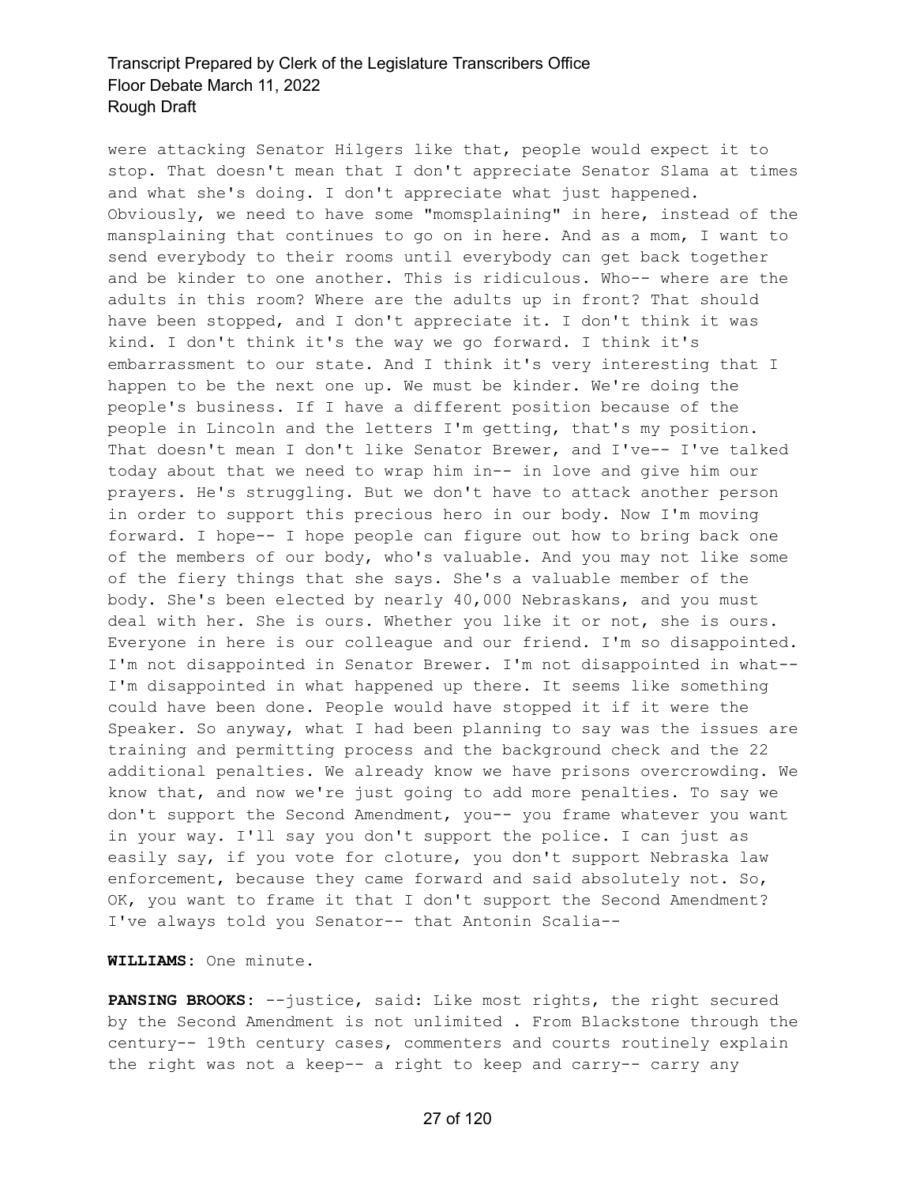were attacking Senator Hilgers like that, people would expect it to stop. That doesn't mean that I don't appreciate Senator Slama at times and what she's doing. I don't appreciate what just happened. Obviously, we need to have some "momsplaining" in here, instead of the mansplaining that continues to go on in here. And as a mom, I want to send everybody to their rooms until everybody can get back together and be kinder to one another. This is ridiculous. Who-- where are the adults in this room? Where are the adults up in front? That should have been stopped, and I don't appreciate it. I don't think it was kind. I don't think it's the way we go forward. I think it's embarrassment to our state. And I think it's very interesting that I happen to be the next one up. We must be kinder. We're doing the people's business. If I have a different position because of the people in Lincoln and the letters I'm getting, that's my position. That doesn't mean I don't like Senator Brewer, and I've-- I've talked today about that we need to wrap him in-- in love and give him our prayers. He's struggling. But we don't have to attack another person in order to support this precious hero in our body. Now I'm moving forward. I hope-- I hope people can figure out how to bring back one of the members of our body, who's valuable. And you may not like some of the fiery things that she says. She's a valuable member of the body. She's been elected by nearly 40,000 Nebraskans, and you must deal with her. She is ours. Whether you like it or not, she is ours. Everyone in here is our colleague and our friend. I'm so disappointed. I'm not disappointed in Senator Brewer. I'm not disappointed in what-- I'm disappointed in what happened up there. It seems like something could have been done. People would have stopped it if it were the Speaker. So anyway, what I had been planning to say was the issues are training and permitting process and the background check and the 22 additional penalties. We already know we have prisons overcrowding. We know that, and now we're just going to add more penalties. To say we don't support the Second Amendment, you-- you frame whatever you want in your way. I'll say you don't support the police. I can just as easily say, if you vote for cloture, you don't support Nebraska law enforcement, because they came forward and said absolutely not. So, OK, you want to frame it that I don't support the Second Amendment? I've always told you Senator-- that Antonin Scalia--

**WILLIAMS:** One minute.

**PANSING BROOKS:** --justice, said: Like most rights, the right secured by the Second Amendment is not unlimited . From Blackstone through the century-- 19th century cases, commenters and courts routinely explain the right was not a keep-- a right to keep and carry-- carry any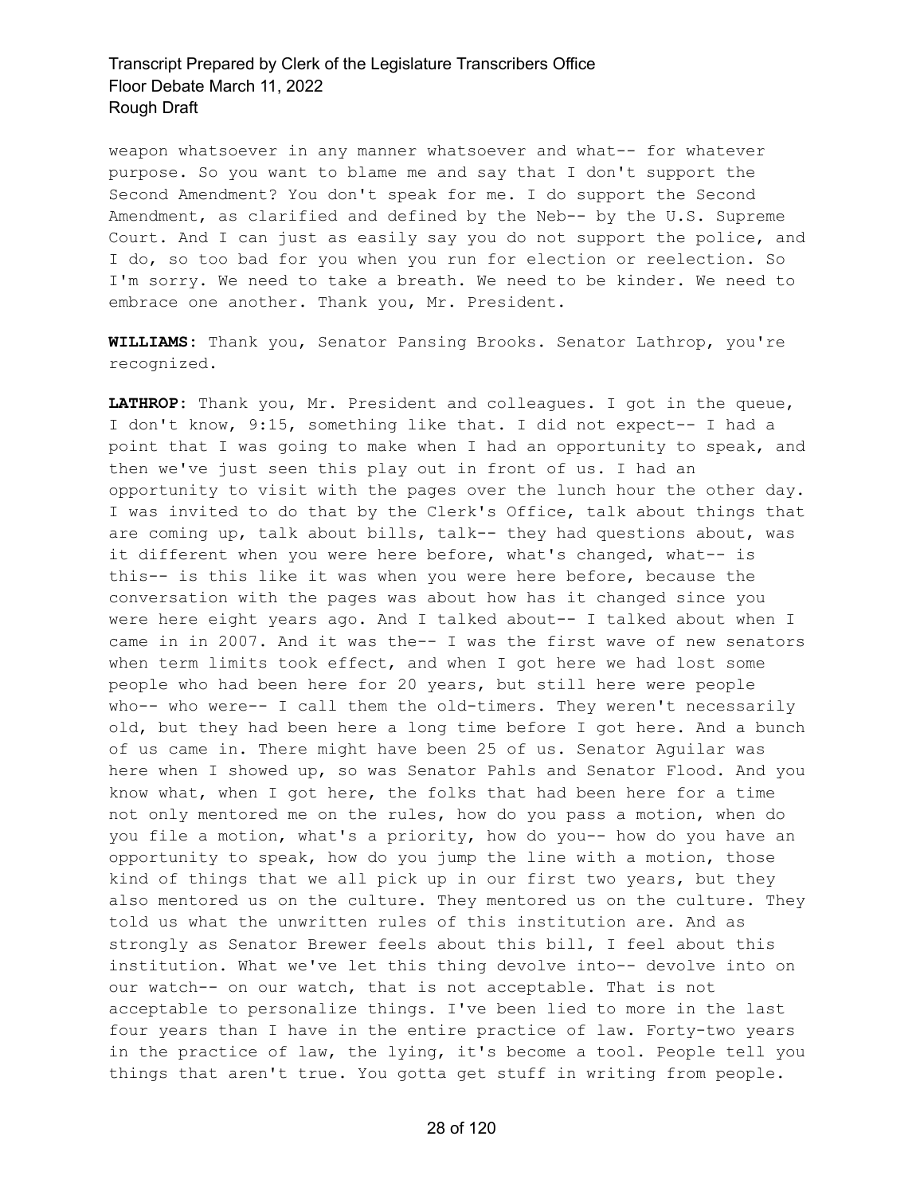weapon whatsoever in any manner whatsoever and what-- for whatever purpose. So you want to blame me and say that I don't support the Second Amendment? You don't speak for me. I do support the Second Amendment, as clarified and defined by the Neb-- by the U.S. Supreme Court. And I can just as easily say you do not support the police, and I do, so too bad for you when you run for election or reelection. So I'm sorry. We need to take a breath. We need to be kinder. We need to embrace one another. Thank you, Mr. President.

**WILLIAMS:** Thank you, Senator Pansing Brooks. Senator Lathrop, you're recognized.

**LATHROP:** Thank you, Mr. President and colleagues. I got in the queue, I don't know, 9:15, something like that. I did not expect-- I had a point that I was going to make when I had an opportunity to speak, and then we've just seen this play out in front of us. I had an opportunity to visit with the pages over the lunch hour the other day. I was invited to do that by the Clerk's Office, talk about things that are coming up, talk about bills, talk-- they had questions about, was it different when you were here before, what's changed, what-- is this-- is this like it was when you were here before, because the conversation with the pages was about how has it changed since you were here eight years ago. And I talked about-- I talked about when I came in in 2007. And it was the-- I was the first wave of new senators when term limits took effect, and when I got here we had lost some people who had been here for 20 years, but still here were people who-- who were-- I call them the old-timers. They weren't necessarily old, but they had been here a long time before I got here. And a bunch of us came in. There might have been 25 of us. Senator Aguilar was here when I showed up, so was Senator Pahls and Senator Flood. And you know what, when I got here, the folks that had been here for a time not only mentored me on the rules, how do you pass a motion, when do you file a motion, what's a priority, how do you-- how do you have an opportunity to speak, how do you jump the line with a motion, those kind of things that we all pick up in our first two years, but they also mentored us on the culture. They mentored us on the culture. They told us what the unwritten rules of this institution are. And as strongly as Senator Brewer feels about this bill, I feel about this institution. What we've let this thing devolve into-- devolve into on our watch-- on our watch, that is not acceptable. That is not acceptable to personalize things. I've been lied to more in the last four years than I have in the entire practice of law. Forty-two years in the practice of law, the lying, it's become a tool. People tell you things that aren't true. You gotta get stuff in writing from people.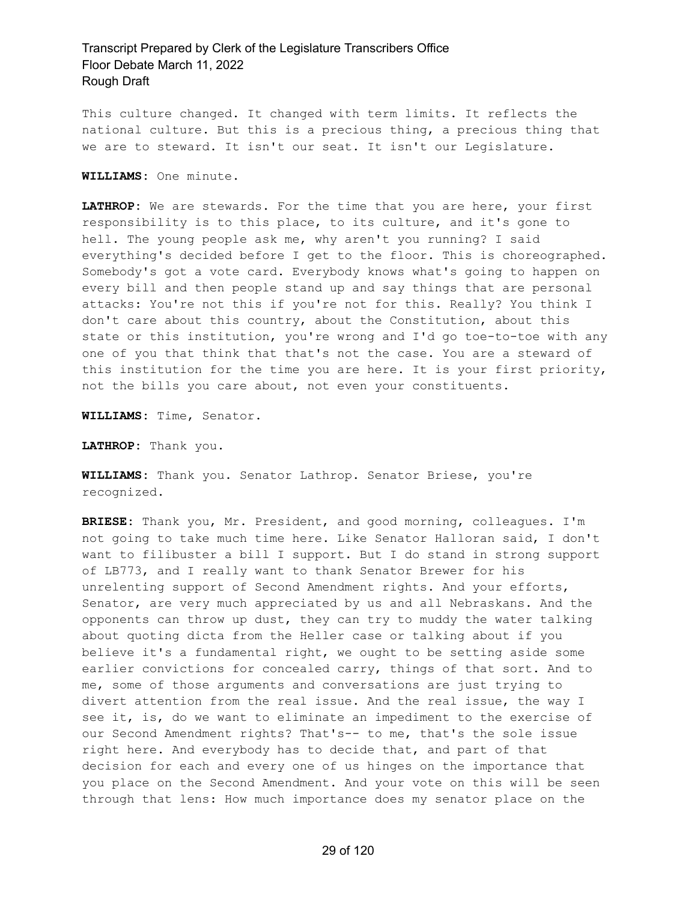This culture changed. It changed with term limits. It reflects the national culture. But this is a precious thing, a precious thing that we are to steward. It isn't our seat. It isn't our Legislature.

**WILLIAMS:** One minute.

**LATHROP:** We are stewards. For the time that you are here, your first responsibility is to this place, to its culture, and it's gone to hell. The young people ask me, why aren't you running? I said everything's decided before I get to the floor. This is choreographed. Somebody's got a vote card. Everybody knows what's going to happen on every bill and then people stand up and say things that are personal attacks: You're not this if you're not for this. Really? You think I don't care about this country, about the Constitution, about this state or this institution, you're wrong and I'd go toe-to-toe with any one of you that think that that's not the case. You are a steward of this institution for the time you are here. It is your first priority, not the bills you care about, not even your constituents.

**WILLIAMS:** Time, Senator.

**LATHROP:** Thank you.

**WILLIAMS:** Thank you. Senator Lathrop. Senator Briese, you're recognized.

**BRIESE:** Thank you, Mr. President, and good morning, colleagues. I'm not going to take much time here. Like Senator Halloran said, I don't want to filibuster a bill I support. But I do stand in strong support of LB773, and I really want to thank Senator Brewer for his unrelenting support of Second Amendment rights. And your efforts, Senator, are very much appreciated by us and all Nebraskans. And the opponents can throw up dust, they can try to muddy the water talking about quoting dicta from the Heller case or talking about if you believe it's a fundamental right, we ought to be setting aside some earlier convictions for concealed carry, things of that sort. And to me, some of those arguments and conversations are just trying to divert attention from the real issue. And the real issue, the way I see it, is, do we want to eliminate an impediment to the exercise of our Second Amendment rights? That's-- to me, that's the sole issue right here. And everybody has to decide that, and part of that decision for each and every one of us hinges on the importance that you place on the Second Amendment. And your vote on this will be seen through that lens: How much importance does my senator place on the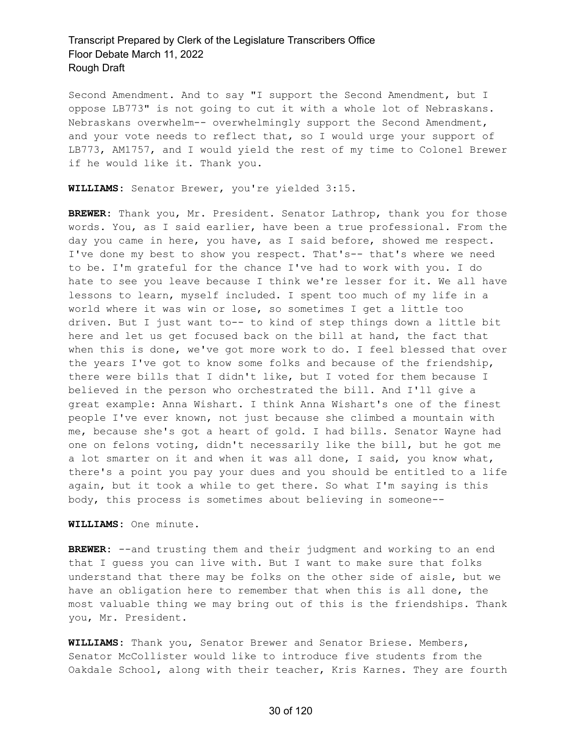Second Amendment. And to say "I support the Second Amendment, but I oppose LB773" is not going to cut it with a whole lot of Nebraskans. Nebraskans overwhelm-- overwhelmingly support the Second Amendment, and your vote needs to reflect that, so I would urge your support of LB773, AM1757, and I would yield the rest of my time to Colonel Brewer if he would like it. Thank you.

**WILLIAMS:** Senator Brewer, you're yielded 3:15.

**BREWER:** Thank you, Mr. President. Senator Lathrop, thank you for those words. You, as I said earlier, have been a true professional. From the day you came in here, you have, as I said before, showed me respect. I've done my best to show you respect. That's-- that's where we need to be. I'm grateful for the chance I've had to work with you. I do hate to see you leave because I think we're lesser for it. We all have lessons to learn, myself included. I spent too much of my life in a world where it was win or lose, so sometimes I get a little too driven. But I just want to-- to kind of step things down a little bit here and let us get focused back on the bill at hand, the fact that when this is done, we've got more work to do. I feel blessed that over the years I've got to know some folks and because of the friendship, there were bills that I didn't like, but I voted for them because I believed in the person who orchestrated the bill. And I'll give a great example: Anna Wishart. I think Anna Wishart's one of the finest people I've ever known, not just because she climbed a mountain with me, because she's got a heart of gold. I had bills. Senator Wayne had one on felons voting, didn't necessarily like the bill, but he got me a lot smarter on it and when it was all done, I said, you know what, there's a point you pay your dues and you should be entitled to a life again, but it took a while to get there. So what I'm saying is this body, this process is sometimes about believing in someone--

**WILLIAMS:** One minute.

**BREWER:** --and trusting them and their judgment and working to an end that I guess you can live with. But I want to make sure that folks understand that there may be folks on the other side of aisle, but we have an obligation here to remember that when this is all done, the most valuable thing we may bring out of this is the friendships. Thank you, Mr. President.

**WILLIAMS:** Thank you, Senator Brewer and Senator Briese. Members, Senator McCollister would like to introduce five students from the Oakdale School, along with their teacher, Kris Karnes. They are fourth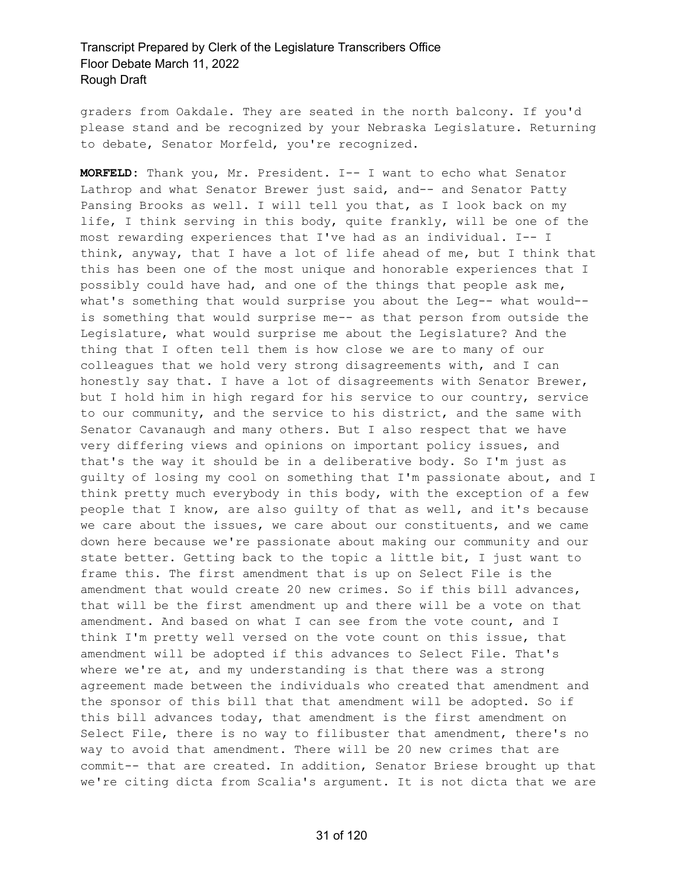graders from Oakdale. They are seated in the north balcony. If you'd please stand and be recognized by your Nebraska Legislature. Returning to debate, Senator Morfeld, you're recognized.

**MORFELD:** Thank you, Mr. President. I-- I want to echo what Senator Lathrop and what Senator Brewer just said, and-- and Senator Patty Pansing Brooks as well. I will tell you that, as I look back on my life, I think serving in this body, quite frankly, will be one of the most rewarding experiences that I've had as an individual. I-- I think, anyway, that I have a lot of life ahead of me, but I think that this has been one of the most unique and honorable experiences that I possibly could have had, and one of the things that people ask me, what's something that would surprise you about the Leg-- what would-- is something that would surprise me-- as that person from outside the Legislature, what would surprise me-- about the Legislature? And the thing that I often tell them is how close we are to many of our colleagues that we hold very strong disagreements with, and I can honestly say that. I have a lot of disagreements with Senator Brewer, but I hold him in high regard for his service to our country, service to our community, and the service to his district, and the same with Senator Cavanaugh and many others. But I also respect that we have very differing views and opinions on important policy issues, and that's the way it should be in a deliberative body. So I'm just as guilty of losing my cool on something that I'm passionate about, and I think pretty much everybody in this body, with the exception of a few people that I know, are also guilty of that as well, and it's because we care about the issues, we care about our constituents, and we came down here because we're passionate about making our community and our state better. Getting back to the topic a little bit, I just want to frame this. The first amendment that is up on Select File is the amendment that would create 20 new crimes. So if this bill advances, that will be the first amendment up and there will be a vote on that amendment. And based on what I can see from the vote count, and I think I'm pretty well versed on the vote count on this issue, that amendment will be adopted if this advances to Select File. That's where we're at, and my understanding is that there was a strong agreement made between the individuals who created that amendment and the sponsor of this bill that that amendment will be adopted. So if this bill advances today, that amendment is the first amendment on Select File, there is no way to filibuster that amendment, there's no way to avoid that amendment. There will be 20 new crimes that are commit-- that are created. In addition, Senator Briese brought up that we're citing dicta from Scalia's argument. It is not dicta that we are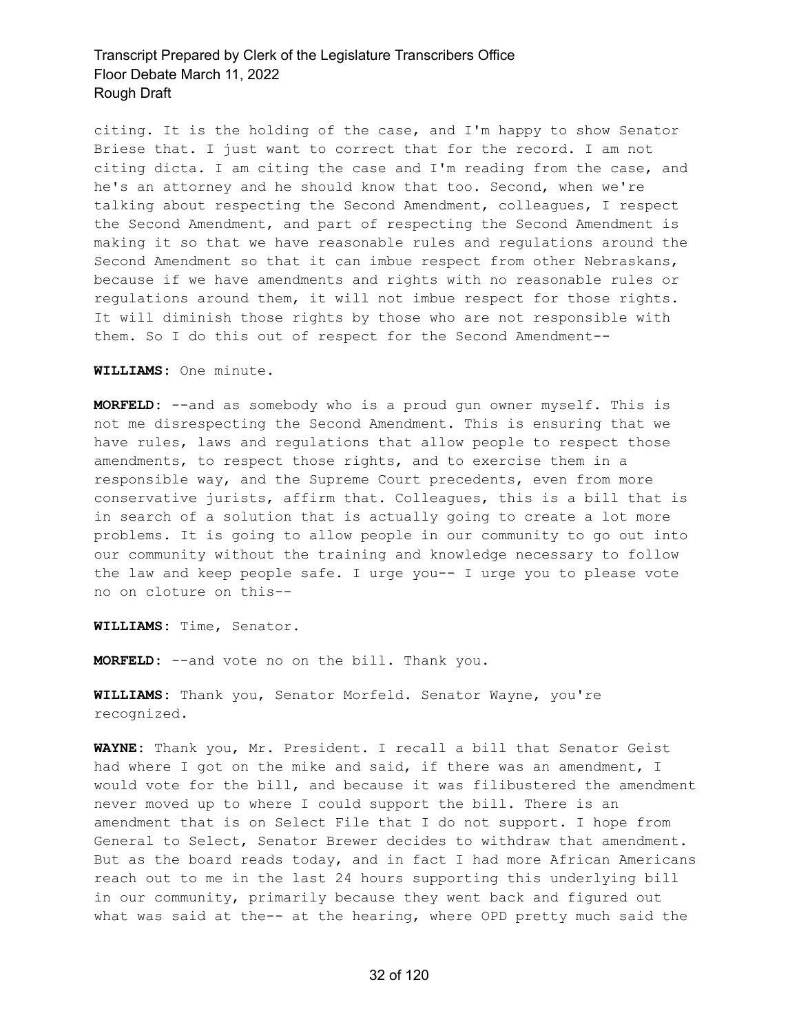citing. It is the holding of the case, and I'm happy to show Senator Briese that. I just want to correct that for the record. I am not citing dicta. I am citing the case and I'm reading from the case, and he's an attorney and he should know that too. Second, when we're talking about respecting the Second Amendment, colleagues, I respect the Second Amendment, and part of respecting the Second Amendment is making it so that we have reasonable rules and regulations around the Second Amendment so that it can imbue respect from other Nebraskans, because if we have amendments and rights with no reasonable rules or regulations around them, it will not imbue respect for those rights. It will diminish those rights by those who are not responsible with them. So I do this out of respect for the Second Amendment--

**WILLIAMS:** One minute.

**MORFELD:** --and as somebody who is a proud gun owner myself. This is not me disrespecting the Second Amendment. This is ensuring that we have rules, laws and regulations that allow people to respect those amendments, to respect those rights, and to exercise them in a responsible way, and the Supreme Court precedents, even from more conservative jurists, affirm that. Colleagues, this is a bill that is in search of a solution that is actually going to create a lot more problems. It is going to allow people in our community to go out into our community without the training and knowledge necessary to follow the law and keep people safe. I urge you-- I urge you to please vote no on cloture on this--

**WILLIAMS:** Time, Senator.

**MORFELD:** --and vote no on the bill. Thank you.

**WILLIAMS:** Thank you, Senator Morfeld. Senator Wayne, you're recognized.

**WAYNE:** Thank you, Mr. President. I recall a bill that Senator Geist had where I got on the mike and said, if there was an amendment, I would vote for the bill, and because it was filibustered the amendment never moved up to where I could support the bill. There is an amendment that is on Select File that I do not support. I hope from General to Select, Senator Brewer decides to withdraw that amendment. But as the board reads today, and in fact I had more African Americans reach out to me in the last 24 hours supporting this underlying bill in our community, primarily because they went back and figured out what was said at the-- at the hearing, where OPD pretty much said the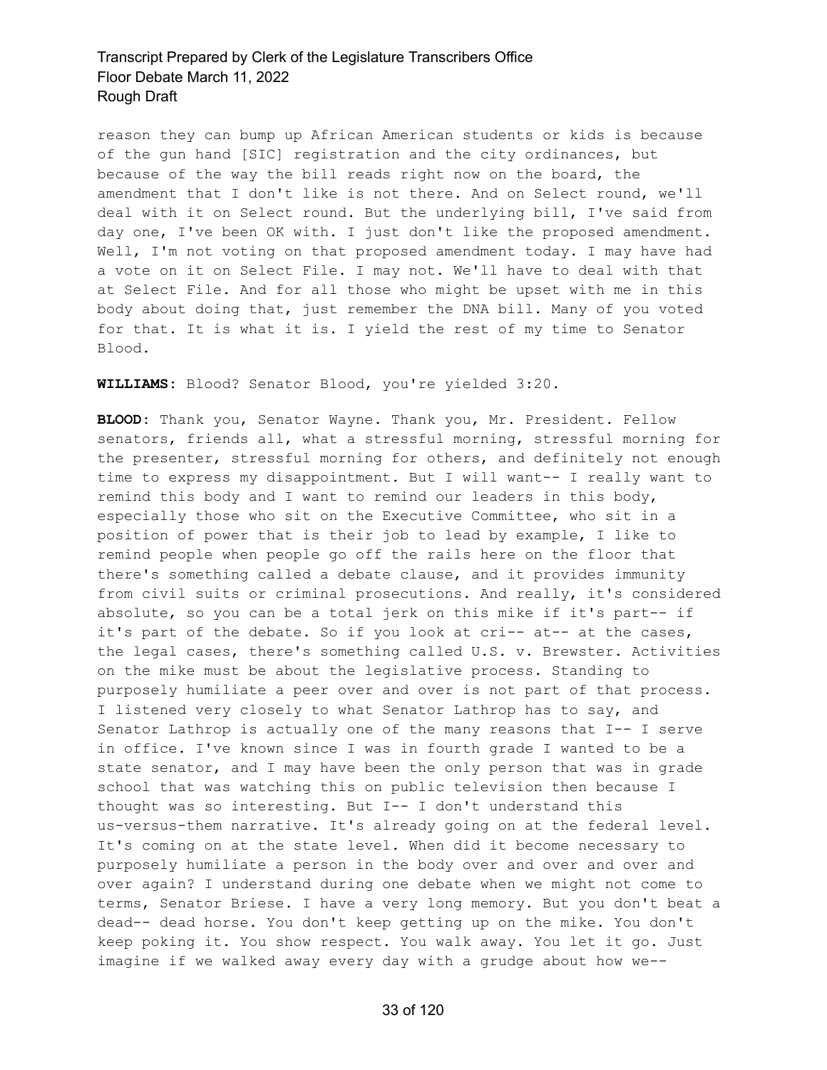reason they can bump up African American students or kids is because of the gun hand [SIC] registration and the city ordinances, but because of the way the bill reads right now on the board, the amendment that I don't like is not there. And on Select round, we'll deal with it on Select round. But the underlying bill, I've said from day one, I've been OK with. I just don't like the proposed amendment. Well, I'm not voting on that proposed amendment today. I may have had a vote on it on Select File. I may not. We'll have to deal with that at Select File. And for all those who might be upset with me in this body about doing that, just remember the DNA bill. Many of you voted for that. It is what it is. I yield the rest of my time to Senator Blood.

**WILLIAMS:** Blood? Senator Blood, you're yielded 3:20.

**BLOOD:** Thank you, Senator Wayne. Thank you, Mr. President. Fellow senators, friends all, what a stressful morning, stressful morning for the presenter, stressful morning for others, and definitely not enough time to express my disappointment. But I will want-- I really want to remind this body and I want to remind our leaders in this body, especially those who sit on the Executive Committee, who sit in a position of power that is their job to lead by example, I like to remind people when people go off the rails here on the floor that there's something called a debate clause, and it provides immunity from civil suits or criminal prosecutions. And really, it's considered absolute, so you can be a total jerk on this mike if it's part-- if it's part of the debate. So if you look at cri-- at-- at the cases, the legal cases, there's something called U.S. v. Brewster. Activities on the mike must be about the legislative process. Standing to purposely humiliate a peer over and over is not part of that process. I listened very closely to what Senator Lathrop has to say, and Senator Lathrop is actually one of the many reasons that I-- I serve in office. I've known since I was in fourth grade I wanted to be a state senator, and I may have been the only person that was in grade school that was watching this on public television then because I thought was so interesting. But I-- I don't understand this us-versus-them narrative. It's already going on at the federal level. It's coming on at the state level. When did it become necessary to purposely humiliate a person in the body over and over and over and over again? I understand during one debate when we might not come to terms, Senator Briese. I have a very long memory. But you don't beat a dead-- dead horse. You don't keep getting up on the mike. You don't keep poking it. You show respect. You walk away. You let it go. Just imagine if we walked away every day with a grudge about how we--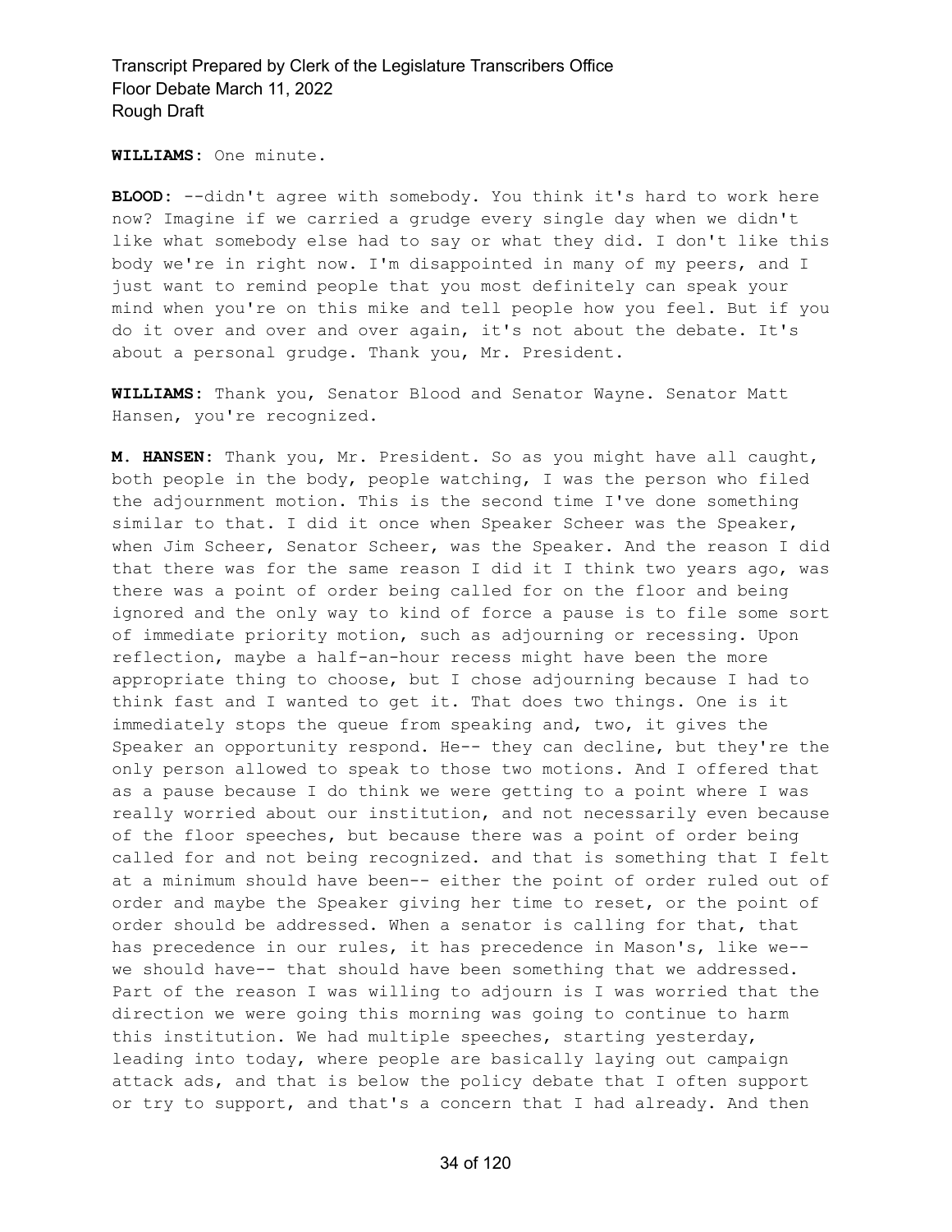**WILLIAMS:** One minute.

**BLOOD:** --didn't agree with somebody. You think it's hard to work here now? Imagine if we carried a grudge every single day when we didn't like what somebody else had to say or what they did. I don't like this body we're in right now. I'm disappointed in many of my peers, and I just want to remind people that you most definitely can speak your mind when you're on this mike and tell people how you feel. But if you do it over and over and over again, it's not about the debate. It's about a personal grudge. Thank you, Mr. President.

**WILLIAMS:** Thank you, Senator Blood and Senator Wayne. Senator Matt Hansen, you're recognized.

**M. HANSEN:** Thank you, Mr. President. So as you might have all caught, both people in the body, people watching, I was the person who filed the adjournment motion. This is the second time I've done something similar to that. I did it once when Speaker Scheer was the Speaker, when Jim Scheer, Senator Scheer, was the Speaker. And the reason I did that there was for the same reason I did it I think two years ago, was there was a point of order being called for on the floor and being ignored and the only way to kind of force a pause is to file some sort of immediate priority motion, such as adjourning or recessing. Upon reflection, maybe a half-an-hour recess might have been the more appropriate thing to choose, but I chose adjourning because I had to think fast and I wanted to get it. That does two things. One is it immediately stops the queue from speaking and, two, it gives the Speaker an opportunity respond. He-- they can decline, but they're the only person allowed to speak to those two motions. And I offered that as a pause because I do think we were getting to a point where I was really worried about our institution, and not necessarily even because of the floor speeches, but because there was a point of order being called for and not being recognized. and that is something that I felt at a minimum should have been-- either the point of order ruled out of order and maybe the Speaker giving her time to reset, or the point of order should be addressed. When a senator is calling for that, that has precedence in our rules, it has precedence in Mason's, like we-- we should have-- that should have been something that we addressed. Part of the reason I was willing to adjourn is I was worried that the direction we were going this morning was going to continue to harm this institution. We had multiple speeches, starting yesterday, leading into today, where people are basically laying out campaign attack ads, and that is below the policy debate that I often support or try to support, and that's a concern that I had already. And then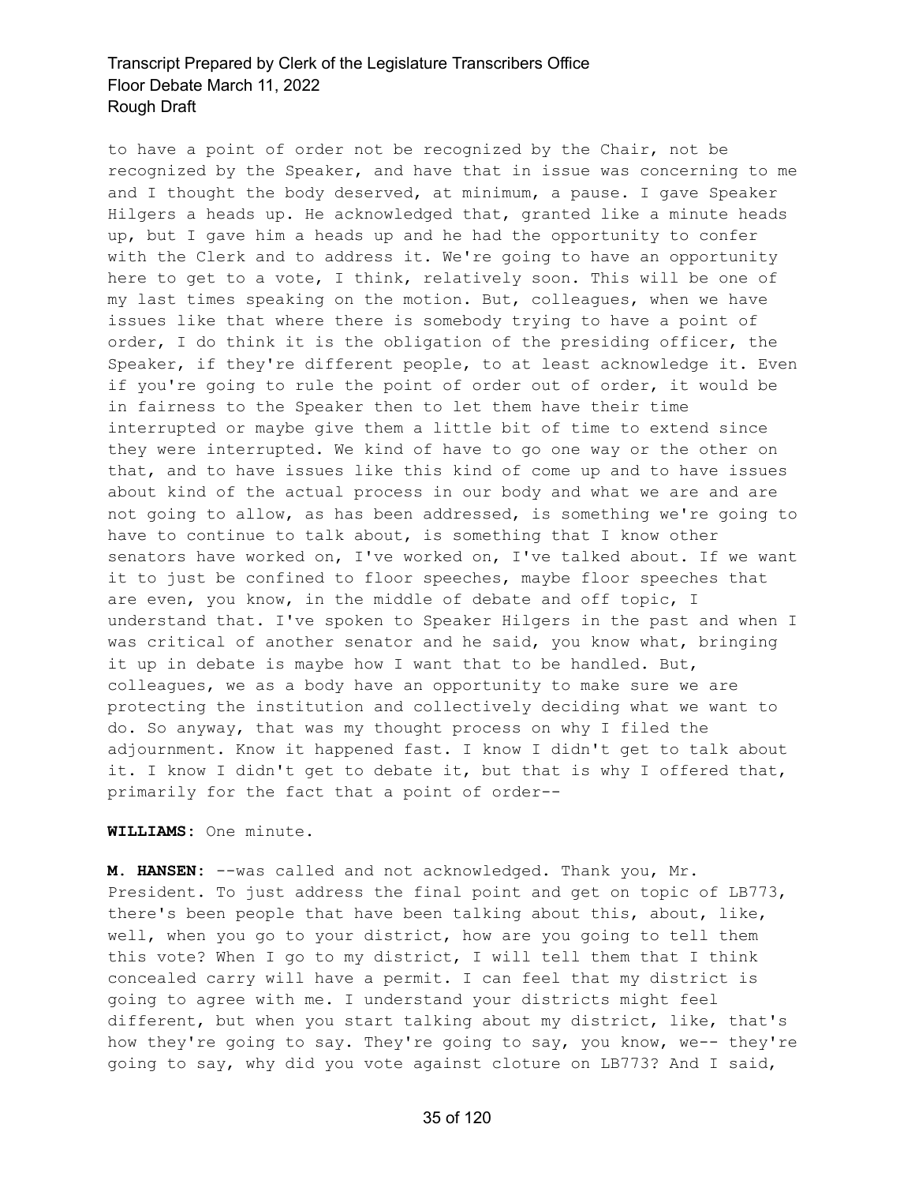to have a point of order not be recognized by the Chair, not be recognized by the Speaker, and have that in issue was concerning to me and I thought the body deserved, at minimum, a pause. I gave Speaker Hilgers a heads up. He acknowledged that, granted like a minute heads up, but I gave him a heads up and he had the opportunity to confer with the Clerk and to address it. We're going to have an opportunity here to get to a vote, I think, relatively soon. This will be one of my last times speaking on the motion. But, colleagues, when we have issues like that where there is somebody trying to have a point of order, I do think it is the obligation of the presiding officer, the Speaker, if they're different people, to at least acknowledge it. Even if you're going to rule the point of order out of order, it would be in fairness to the Speaker then to let them have their time interrupted or maybe give them a little bit of time to extend since they were interrupted. We kind of have to go one way or the other on that, and to have issues like this kind of come up and to have issues about kind of the actual process in our body and what we are and are not going to allow, as has been addressed, is something we're going to have to continue to talk about, is something that I know other senators have worked on, I've worked on, I've talked about. If we want it to just be confined to floor speeches, maybe floor speeches that are even, you know, in the middle of debate and off topic, I understand that. I've spoken to Speaker Hilgers in the past and when I was critical of another senator and he said, you know what, bringing it up in debate is maybe how I want that to be handled. But, colleagues, we as a body have an opportunity to make sure we are protecting the institution and collectively deciding what we want to do. So anyway, that was my thought process on why I filed the adjournment. Know it happened fast. I know I didn't get to talk about it. I know I didn't get to debate it, but that is why I offered that, primarily for the fact that a point of order--

**WILLIAMS:** One minute.

**M. HANSEN:** --was called and not acknowledged. Thank you, Mr. President. To just address the final point and get on topic of LB773, there's been people that have been talking about this, about, like, well, when you go to your district, how are you going to tell them this vote? When I go to my district, I will tell them that I think concealed carry will have a permit. I can feel that my district is going to agree with me. I understand your districts might feel different, but when you start talking about my district, like, that's how they're going to say. They're going to say, you know, we-- they're going to say, why did you vote against cloture on LB773? And I said,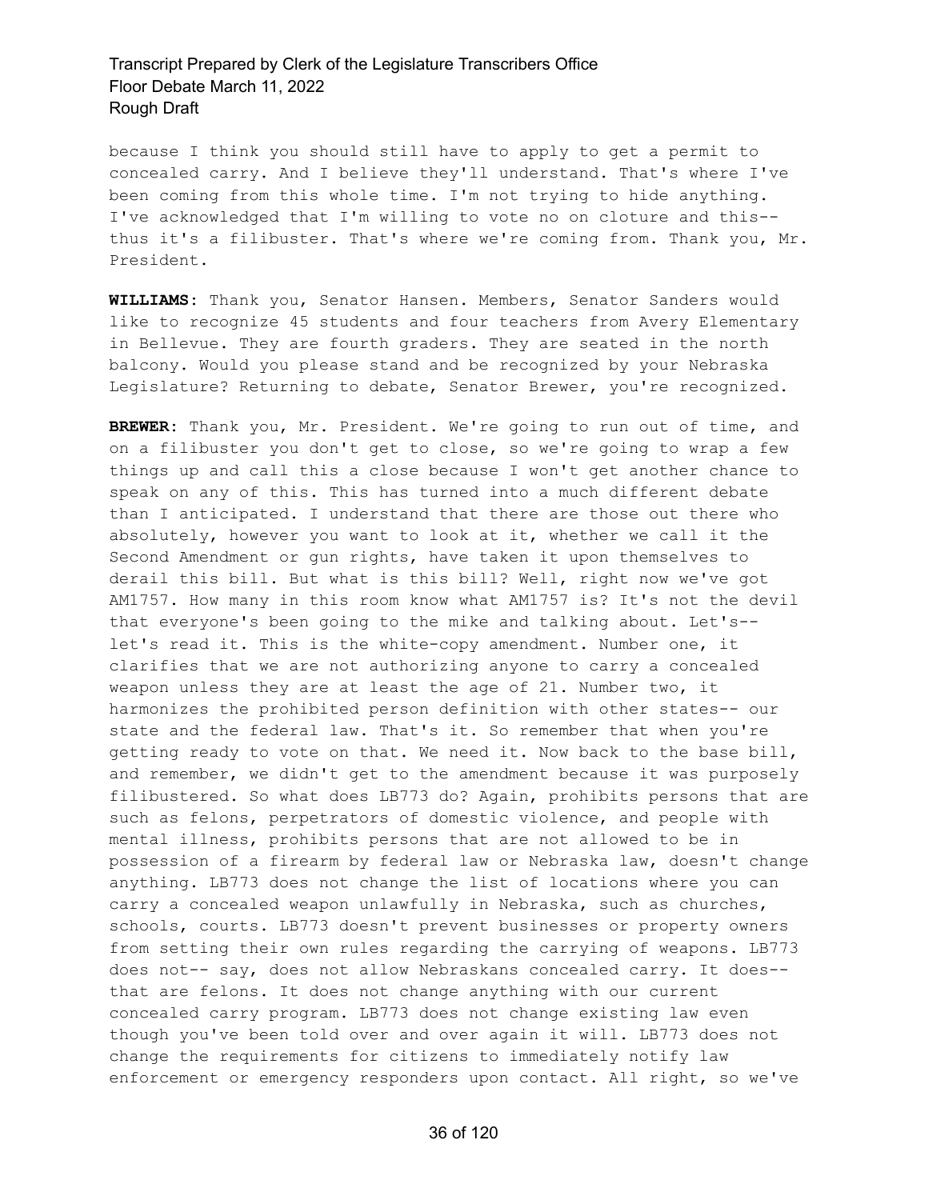because I think you should still have to apply to get a permit to concealed carry. And I believe they'll understand. That's where I've been coming from this whole time. I'm not trying to hide anything. I've acknowledged that I'm willing to vote no on cloture and this-- thus it's a filibuster. That's where we're coming from. Thank you, Mr. President.

**WILLIAMS:** Thank you, Senator Hansen. Members, Senator Sanders would like to recognize 45 students and four teachers from Avery Elementary in Bellevue. They are fourth graders. They are seated in the north balcony. Would you please stand and be recognized by your Nebraska Legislature? Returning to debate, Senator Brewer, you're recognized.

**BREWER:** Thank you, Mr. President. We're going to run out of time, and on a filibuster you don't get to close, so we're going to wrap a few things up and call this a close because I won't get another chance to speak on any of this. This has turned into a much different debate than I anticipated. I understand that there are those out there who absolutely, however you want to look at it, whether we call it the Second Amendment or gun rights, have taken it upon themselves to derail this bill. But what is this bill? Well, right now we've got AM1757. How many in this room know what AM1757 is? It's not the devil that everyone's been going to the mike and talking about. Let's-- let's read it. This is the white-copy amendment. Number one, it clarifies that we are not authorizing anyone to carry a concealed weapon unless they are at least the age of 21. Number two, it harmonizes the prohibited person definition with other states-- our state and the federal law. That's it. So remember that when you're getting ready to vote on that. We need it. Now back to the base bill, and remember, we didn't get to the amendment because it was purposely filibustered. So what does LB773 do? Again, prohibits persons that are such as felons, perpetrators of domestic violence, and people with mental illness, prohibits persons that are not allowed to be in possession of a firearm by federal law or Nebraska law, doesn't change anything. LB773 does not change the list of locations where you can carry a concealed weapon unlawfully in Nebraska, such as churches, schools, courts. LB773 doesn't prevent businesses or property owners from setting their own rules regarding the carrying of weapons. LB773 does not-- say, does not allow Nebraskans concealed carry. It does-- that are felons. It does not change anything with our current concealed carry program. LB773 does not change existing law even though you've been told over and over again it will. LB773 does not change the requirements for citizens to immediately notify law enforcement or emergency responders upon contact. All right, so we've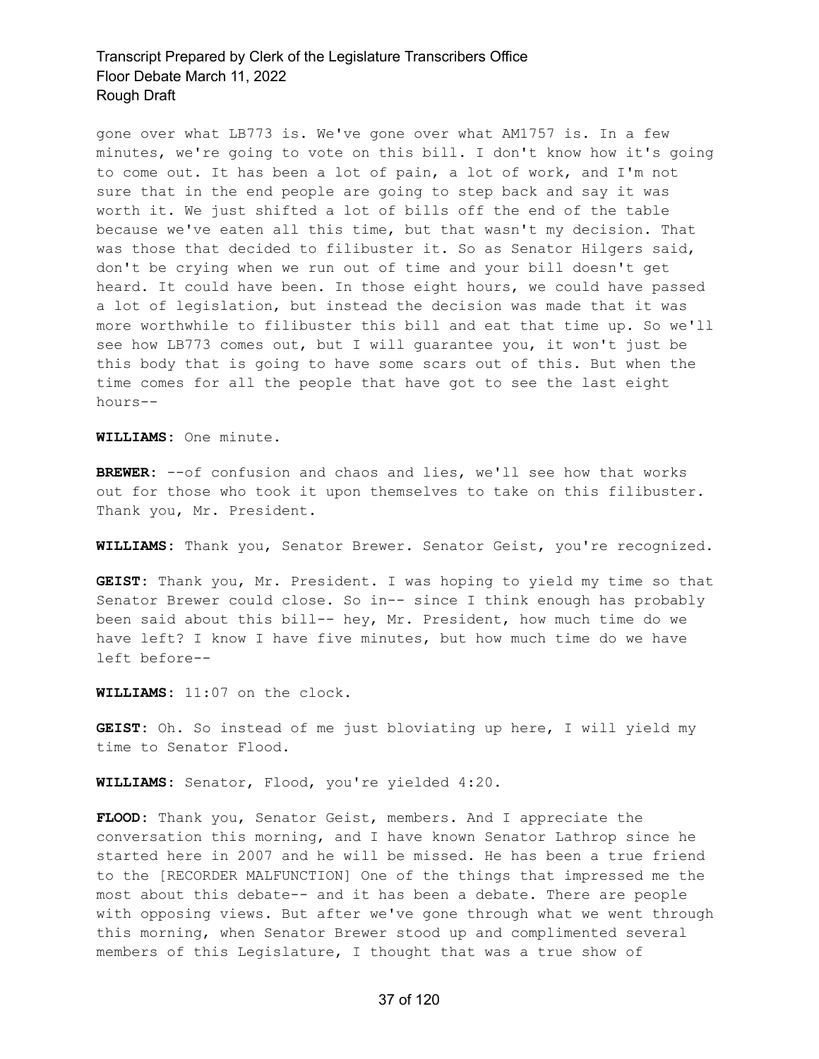gone over what LB773 is. We've gone over what AM1757 is. In a few minutes, we're going to vote on this bill. I don't know how it's going to come out. It has been a lot of pain, a lot of work, and I'm not sure that in the end people are going to step back and say it was worth it. We just shifted a lot of bills off the end of the table because we've eaten all this time, but that wasn't my decision. That was those that decided to filibuster it. So as Senator Hilgers said, don't be crying when we run out of time and your bill doesn't get heard. It could have been. In those eight hours, we could have passed a lot of legislation, but instead the decision was made that it was more worthwhile to filibuster this bill and eat that time up. So we'll see how LB773 comes out, but I will guarantee you, it won't just be this body that is going to have some scars out of this. But when the time comes for all the people that have got to see the last eight hours--

**WILLIAMS:** One minute.

**BREWER:** --of confusion and chaos and lies, we'll see how that works out for those who took it upon themselves to take on this filibuster. Thank you, Mr. President.

**WILLIAMS:** Thank you, Senator Brewer. Senator Geist, you're recognized.

**GEIST:** Thank you, Mr. President. I was hoping to yield my time so that Senator Brewer could close. So in-- since I think enough has probably been said about this bill-- hey, Mr. President, how much time do we have left? I know I have five minutes, but how much time do we have left before--

**WILLIAMS:** 11:07 on the clock.

**GEIST:** Oh. So instead of me just bloviating up here, I will yield my time to Senator Flood.

**WILLIAMS:** Senator, Flood, you're yielded 4:20.

**FLOOD:** Thank you, Senator Geist, members. And I appreciate the conversation this morning, and I have known Senator Lathrop since he started here in 2007 and he will be missed. He has been a true friend to the [RECORDER MALFUNCTION] One of the things that impressed me the most about this debate-- and it has been a debate. There are people with opposing views. But after we've gone through what we went through this morning, when Senator Brewer stood up and complimented several members of this Legislature, I thought that was a true show of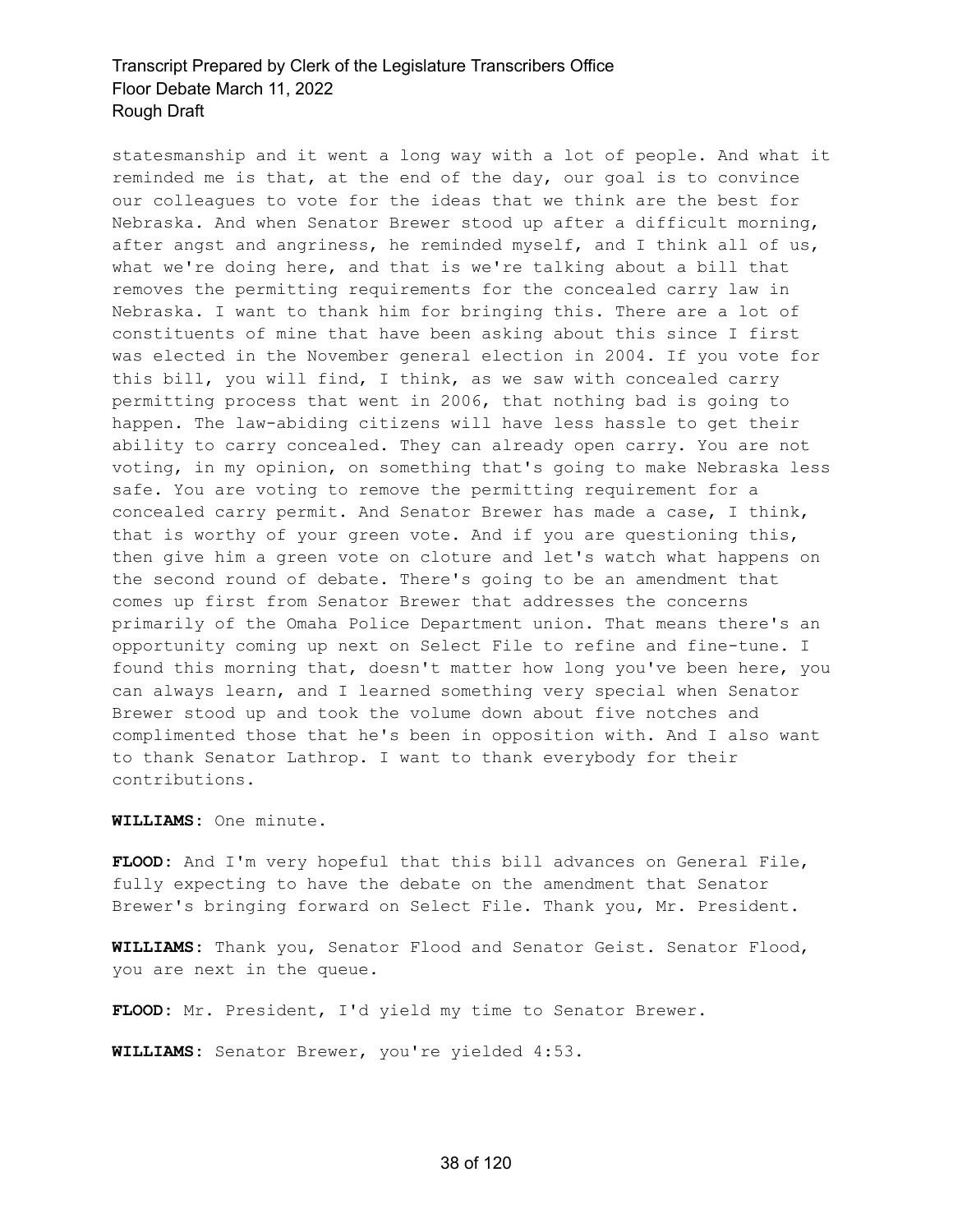statesmanship and it went a long way with a lot of people. And what it reminded me is that, at the end of the day, our goal is to convince our colleagues to vote for the ideas that we think are the best for Nebraska. And when Senator Brewer stood up after a difficult morning, after angst and angriness, he reminded myself, and I think all of us, what we're doing here, and that is we're talking about a bill that removes the permitting requirements for the concealed carry law in Nebraska. I want to thank him for bringing this. There are a lot of constituents of mine that have been asking about this since I first was elected in the November general election in 2004. If you vote for this bill, you will find, I think, as we saw with concealed carry permitting process that went in 2006, that nothing bad is going to happen. The law-abiding citizens will have less hassle to get their ability to carry concealed. They can already open carry. You are not voting, in my opinion, on something that's going to make Nebraska less safe. You are voting to remove the permitting requirement for a concealed carry permit. And Senator Brewer has made a case, I think, that is worthy of your green vote. And if you are questioning this, then give him a green vote on cloture and let's watch what happens on the second round of debate. There's going to be an amendment that comes up first from Senator Brewer that addresses the concerns primarily of the Omaha Police Department union. That means there's an opportunity coming up next on Select File to refine and fine-tune. I found this morning that, doesn't matter how long you've been here, you can always learn, and I learned something very special when Senator Brewer stood up and took the volume down about five notches and complimented those that he's been in opposition with. And I also want to thank Senator Lathrop. I want to thank everybody for their contributions.

**WILLIAMS:** One minute.

**FLOOD:** And I'm very hopeful that this bill advances on General File, fully expecting to have the debate on the amendment that Senator Brewer's bringing forward on Select File. Thank you, Mr. President.

**WILLIAMS:** Thank you, Senator Flood and Senator Geist. Senator Flood, you are next in the queue.

**FLOOD:** Mr. President, I'd yield my time to Senator Brewer.

**WILLIAMS:** Senator Brewer, you're yielded 4:53.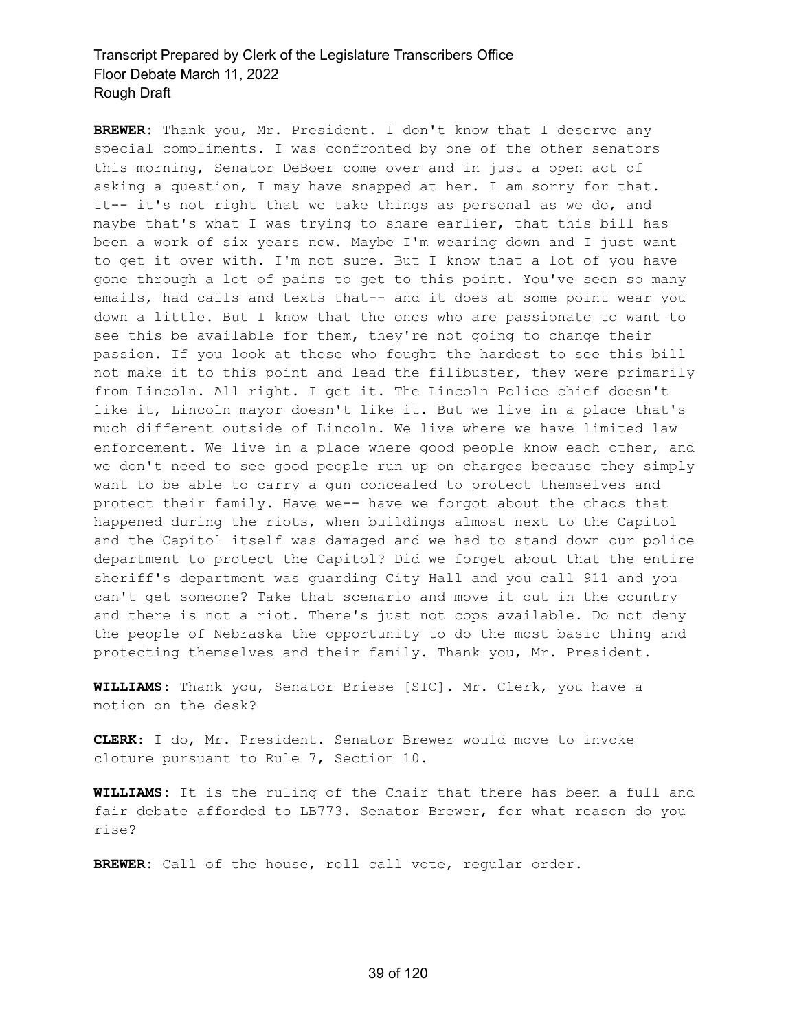**BREWER:** Thank you, Mr. President. I don't know that I deserve any special compliments. I was confronted by one of the other senators this morning, Senator DeBoer come over and in just a open act of asking a question, I may have snapped at her. I am sorry for that. It-- it's not right that we take things as personal as we do, and maybe that's what I was trying to share earlier, that this bill has been a work of six years now. Maybe I'm wearing down and I just want to get it over with. I'm not sure. But I know that a lot of you have gone through a lot of pains to get to this point. You've seen so many emails, had calls and texts that-- and it does at some point wear you down a little. But I know that the ones who are passionate to want to see this be available for them, they're not going to change their passion. If you look at those who fought the hardest to see this bill not make it to this point and lead the filibuster, they were primarily from Lincoln. All right. I get it. The Lincoln Police chief doesn't like it, Lincoln mayor doesn't like it. But we live in a place that's much different outside of Lincoln. We live where we have limited law enforcement. We live in a place where good people know each other, and we don't need to see good people run up on charges because they simply want to be able to carry a gun concealed to protect themselves and protect their family. Have we-- have we forgot about the chaos that happened during the riots, when buildings almost next to the Capitol and the Capitol itself was damaged and we had to stand down our police department to protect the Capitol? Did we forget about that the entire sheriff's department was guarding City Hall and you call 911 and you can't get someone? Take that scenario and move it out in the country and there is not a riot. There's just not cops available. Do not deny the people of Nebraska the opportunity to do the most basic thing and protecting themselves and their family. Thank you, Mr. President.

**WILLIAMS:** Thank you, Senator Briese [SIC]. Mr. Clerk, you have a motion on the desk?

**CLERK:** I do, Mr. President. Senator Brewer would move to invoke cloture pursuant to Rule 7, Section 10.

**WILLIAMS:** It is the ruling of the Chair that there has been a full and fair debate afforded to LB773. Senator Brewer, for what reason do you rise?

**BREWER:** Call of the house, roll call vote, regular order.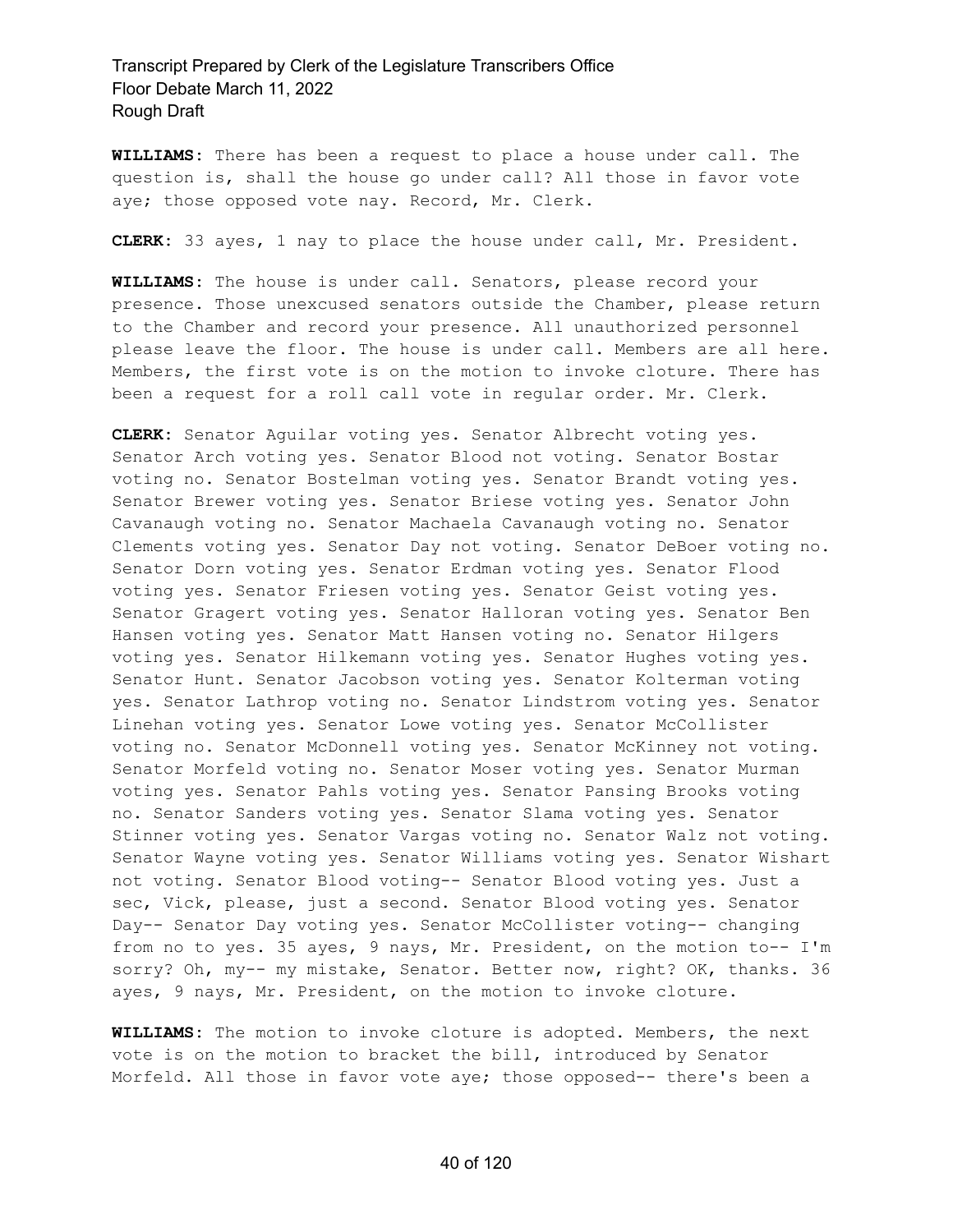**WILLIAMS:** There has been a request to place a house under call. The question is, shall the house go under call? All those in favor vote aye; those opposed vote nay. Record, Mr. Clerk.

**CLERK:** 33 ayes, 1 nay to place the house under call, Mr. President.

**WILLIAMS:** The house is under call. Senators, please record your presence. Those unexcused senators outside the Chamber, please return to the Chamber and record your presence. All unauthorized personnel please leave the floor. The house is under call. Members are all here. Members, the first vote is on the motion to invoke cloture. There has been a request for a roll call vote in regular order. Mr. Clerk.

**CLERK:** Senator Aguilar voting yes. Senator Albrecht voting yes. Senator Arch voting yes. Senator Blood not voting. Senator Bostar voting no. Senator Bostelman voting yes. Senator Brandt voting yes. Senator Brewer voting yes. Senator Briese voting yes. Senator John Cavanaugh voting no. Senator Machaela Cavanaugh voting no. Senator Clements voting yes. Senator Day not voting. Senator DeBoer voting no. Senator Dorn voting yes. Senator Erdman voting yes. Senator Flood voting yes. Senator Friesen voting yes. Senator Geist voting yes. Senator Gragert voting yes. Senator Halloran voting yes. Senator Ben Hansen voting yes. Senator Matt Hansen voting no. Senator Hilgers voting yes. Senator Hilkemann voting yes. Senator Hughes voting yes. Senator Hunt. Senator Jacobson voting yes. Senator Kolterman voting yes. Senator Lathrop voting no. Senator Lindstrom voting yes. Senator Linehan voting yes. Senator Lowe voting yes. Senator McCollister voting no. Senator McDonnell voting yes. Senator McKinney not voting. Senator Morfeld voting no. Senator Moser voting yes. Senator Murman voting yes. Senator Pahls voting yes. Senator Pansing Brooks voting no. Senator Sanders voting yes. Senator Slama voting yes. Senator Stinner voting yes. Senator Vargas voting no. Senator Walz not voting. Senator Wayne voting yes. Senator Williams voting yes. Senator Wishart not voting. Senator Blood voting-- Senator Blood voting yes. Just a sec, Vick, please, just a second. Senator Blood voting yes. Senator Day-- Senator Day voting yes. Senator McCollister voting-- changing from no to yes. 35 ayes, 9 nays, Mr. President, on the motion to-- I'm sorry? Oh, my-- my mistake, Senator. Better now, right? OK, thanks. 36 ayes, 9 nays, Mr. President, on the motion to invoke cloture.

**WILLIAMS:** The motion to invoke cloture is adopted. Members, the next vote is on the motion to bracket the bill, introduced by Senator Morfeld. All those in favor vote aye; those opposed-- there's been a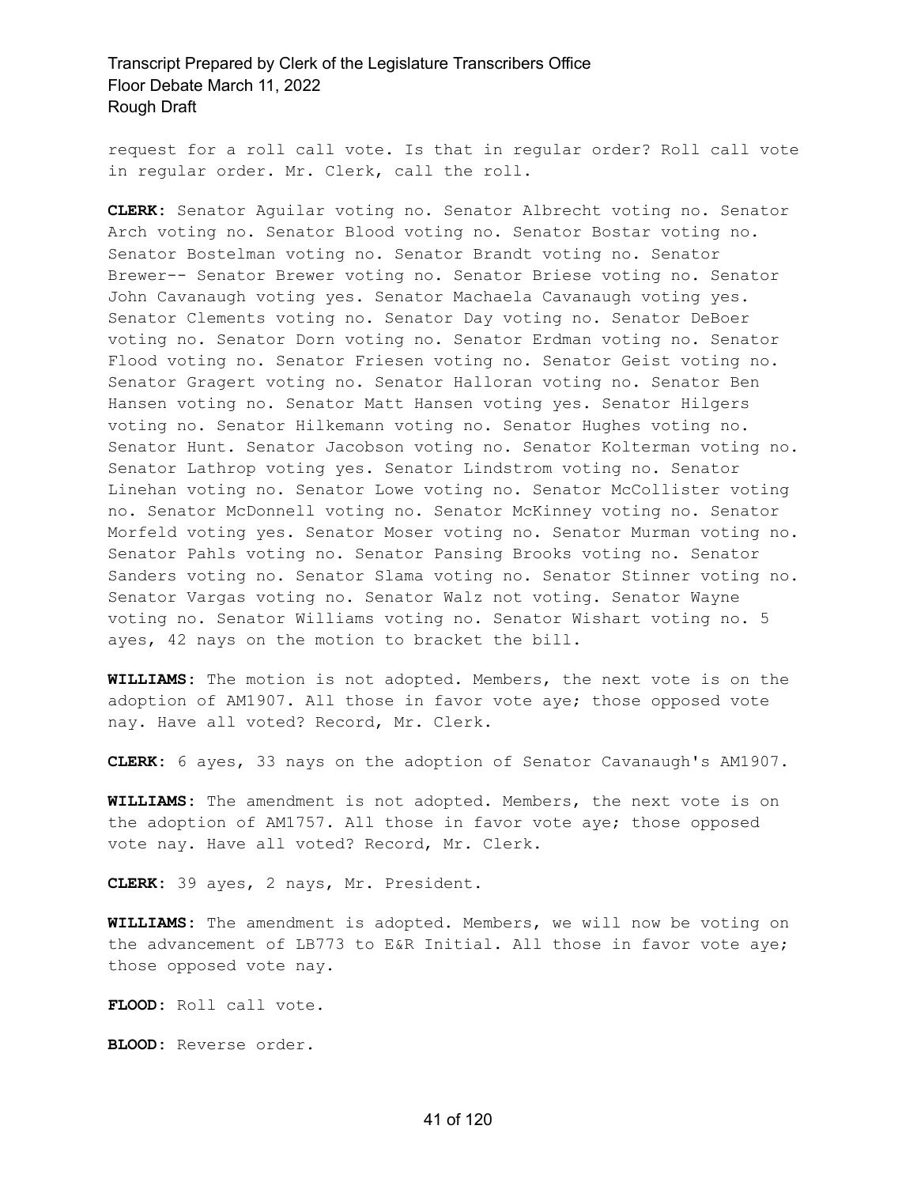request for a roll call vote. Is that in regular order? Roll call vote in regular order. Mr. Clerk, call the roll.

**CLERK:** Senator Aguilar voting no. Senator Albrecht voting no. Senator Arch voting no. Senator Blood voting no. Senator Bostar voting no. Senator Bostelman voting no. Senator Brandt voting no. Senator Brewer-- Senator Brewer voting no. Senator Briese voting no. Senator John Cavanaugh voting yes. Senator Machaela Cavanaugh voting yes. Senator Clements voting no. Senator Day voting no. Senator DeBoer voting no. Senator Dorn voting no. Senator Erdman voting no. Senator Flood voting no. Senator Friesen voting no. Senator Geist voting no. Senator Gragert voting no. Senator Halloran voting no. Senator Ben Hansen voting no. Senator Matt Hansen voting yes. Senator Hilgers voting no. Senator Hilkemann voting no. Senator Hughes voting no. Senator Hunt. Senator Jacobson voting no. Senator Kolterman voting no. Senator Lathrop voting yes. Senator Lindstrom voting no. Senator Linehan voting no. Senator Lowe voting no. Senator McCollister voting no. Senator McDonnell voting no. Senator McKinney voting no. Senator Morfeld voting yes. Senator Moser voting no. Senator Murman voting no. Senator Pahls voting no. Senator Pansing Brooks voting no. Senator Sanders voting no. Senator Slama voting no. Senator Stinner voting no. Senator Vargas voting no. Senator Walz not voting. Senator Wayne voting no. Senator Williams voting no. Senator Wishart voting no. 5 ayes, 42 nays on the motion to bracket the bill.

**WILLIAMS:** The motion is not adopted. Members, the next vote is on the adoption of AM1907. All those in favor vote aye; those opposed vote nay. Have all voted? Record, Mr. Clerk.

**CLERK:** 6 ayes, 33 nays on the adoption of Senator Cavanaugh's AM1907.

**WILLIAMS:** The amendment is not adopted. Members, the next vote is on the adoption of AM1757. All those in favor vote aye; those opposed vote nay. Have all voted? Record, Mr. Clerk.

**CLERK:** 39 ayes, 2 nays, Mr. President.

**WILLIAMS:** The amendment is adopted. Members, we will now be voting on the advancement of LB773 to E&R Initial. All those in favor vote aye; those opposed vote nay.

**FLOOD:** Roll call vote.

**BLOOD:** Reverse order.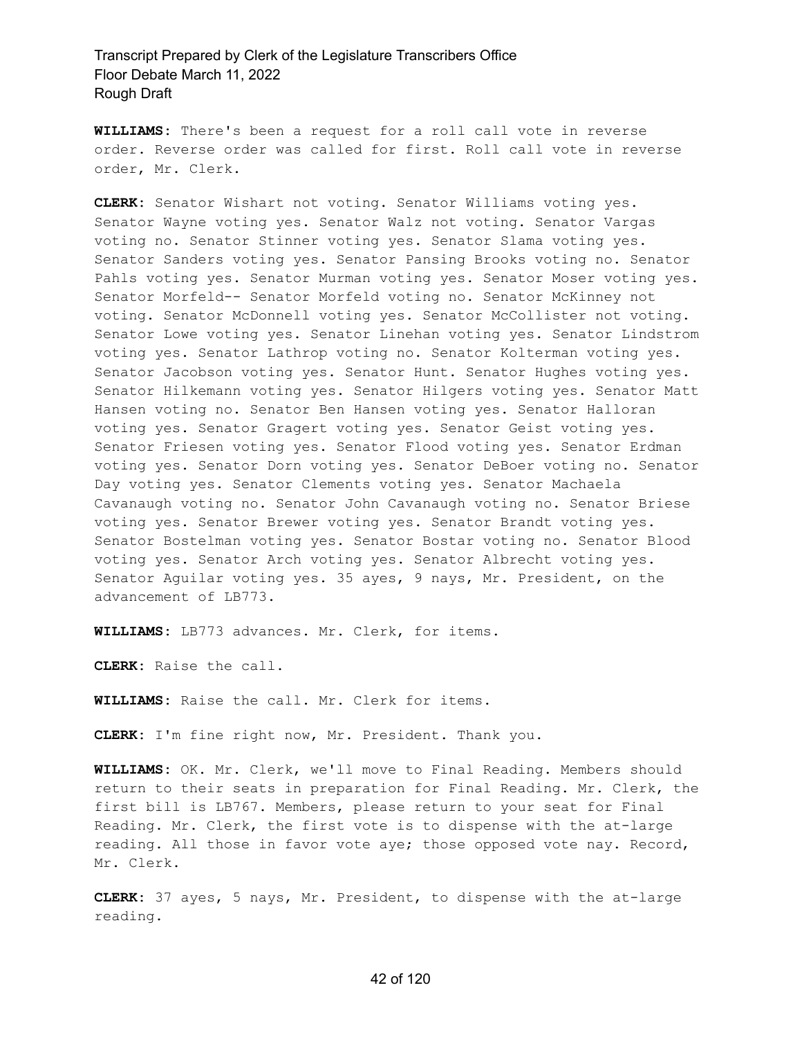**WILLIAMS:** There's been a request for a roll call vote in reverse order. Reverse order was called for first. Roll call vote in reverse order, Mr. Clerk.

**CLERK:** Senator Wishart not voting. Senator Williams voting yes. Senator Wayne voting yes. Senator Walz not voting. Senator Vargas voting no. Senator Stinner voting yes. Senator Slama voting yes. Senator Sanders voting yes. Senator Pansing Brooks voting no. Senator Pahls voting yes. Senator Murman voting yes. Senator Moser voting yes. Senator Morfeld-- Senator Morfeld voting no. Senator McKinney not voting. Senator McDonnell voting yes. Senator McCollister not voting. Senator Lowe voting yes. Senator Linehan voting yes. Senator Lindstrom voting yes. Senator Lathrop voting no. Senator Kolterman voting yes. Senator Jacobson voting yes. Senator Hunt. Senator Hughes voting yes. Senator Hilkemann voting yes. Senator Hilgers voting yes. Senator Matt Hansen voting no. Senator Ben Hansen voting yes. Senator Halloran voting yes. Senator Gragert voting yes. Senator Geist voting yes. Senator Friesen voting yes. Senator Flood voting yes. Senator Erdman voting yes. Senator Dorn voting yes. Senator DeBoer voting no. Senator Day voting yes. Senator Clements voting yes. Senator Machaela Cavanaugh voting no. Senator John Cavanaugh voting no. Senator Briese voting yes. Senator Brewer voting yes. Senator Brandt voting yes. Senator Bostelman voting yes. Senator Bostar voting no. Senator Blood voting yes. Senator Arch voting yes. Senator Albrecht voting yes. Senator Aguilar voting yes. 35 ayes, 9 nays, Mr. President, on the advancement of LB773.

**WILLIAMS:** LB773 advances. Mr. Clerk, for items.

**CLERK:** Raise the call.

**WILLIAMS:** Raise the call. Mr. Clerk for items.

**CLERK:** I'm fine right now, Mr. President. Thank you.

**WILLIAMS:** OK. Mr. Clerk, we'll move to Final Reading. Members should return to their seats in preparation for Final Reading. Mr. Clerk, the first bill is LB767. Members, please return to your seat for Final Reading. Mr. Clerk, the first vote is to dispense with the at-large reading. All those in favor vote aye; those opposed vote nay. Record, Mr. Clerk.

**CLERK:** 37 ayes, 5 nays, Mr. President, to dispense with the at-large reading.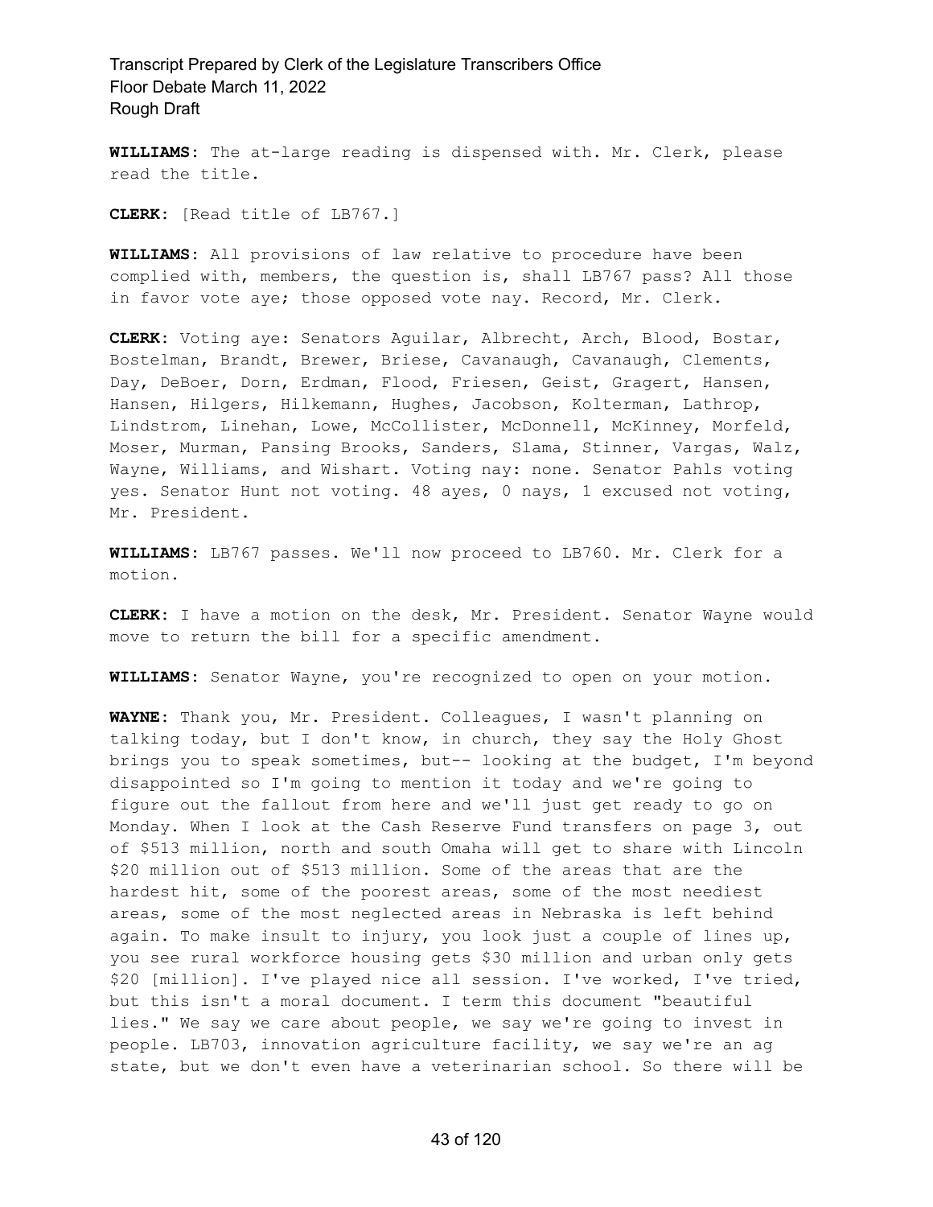**WILLIAMS:** The at-large reading is dispensed with. Mr. Clerk, please read the title.

**CLERK:** [Read title of LB767.]

**WILLIAMS:** All provisions of law relative to procedure have been complied with, members, the question is, shall LB767 pass? All those in favor vote aye; those opposed vote nay. Record, Mr. Clerk.

**CLERK:** Voting aye: Senators Aguilar, Albrecht, Arch, Blood, Bostar, Bostelman, Brandt, Brewer, Briese, Cavanaugh, Cavanaugh, Clements, Day, DeBoer, Dorn, Erdman, Flood, Friesen, Geist, Gragert, Hansen, Hansen, Hilgers, Hilkemann, Hughes, Jacobson, Kolterman, Lathrop, Lindstrom, Linehan, Lowe, McCollister, McDonnell, McKinney, Morfeld, Moser, Murman, Pansing Brooks, Sanders, Slama, Stinner, Vargas, Walz, Wayne, Williams, and Wishart. Voting nay: none. Senator Pahls voting yes. Senator Hunt not voting. 48 ayes, 0 nays, 1 excused not voting, Mr. President.

**WILLIAMS:** LB767 passes. We'll now proceed to LB760. Mr. Clerk for a motion.

**CLERK:** I have a motion on the desk, Mr. President. Senator Wayne would move to return the bill for a specific amendment.

**WILLIAMS:** Senator Wayne, you're recognized to open on your motion.

**WAYNE:** Thank you, Mr. President. Colleagues, I wasn't planning on talking today, but I don't know, in church, they say the Holy Ghost brings you to speak sometimes, but-- looking at the budget, I'm beyond disappointed so I'm going to mention it today and we're going to figure out the fallout from here and we'll just get ready to go on Monday. When I look at the Cash Reserve Fund transfers on page 3, out of $513 million, north and south Omaha will get to share with Lincoln $20 million out of $513 million. Some of the areas that are the hardest hit, some of the poorest areas, some of the most neediest areas, some of the most neglected areas in Nebraska is left behind again. To make insult to injury, you look just a couple of lines up, you see rural workforce housing gets $30 million and urban only gets $20 [million]. I've played nice all session. I've worked, I've tried, but this isn't a moral document. I term this document "beautiful lies." We say we care about people, we say we're going to invest in people. LB703, innovation agriculture facility, we say we're an ag state, but we don't even have a veterinarian school. So there will be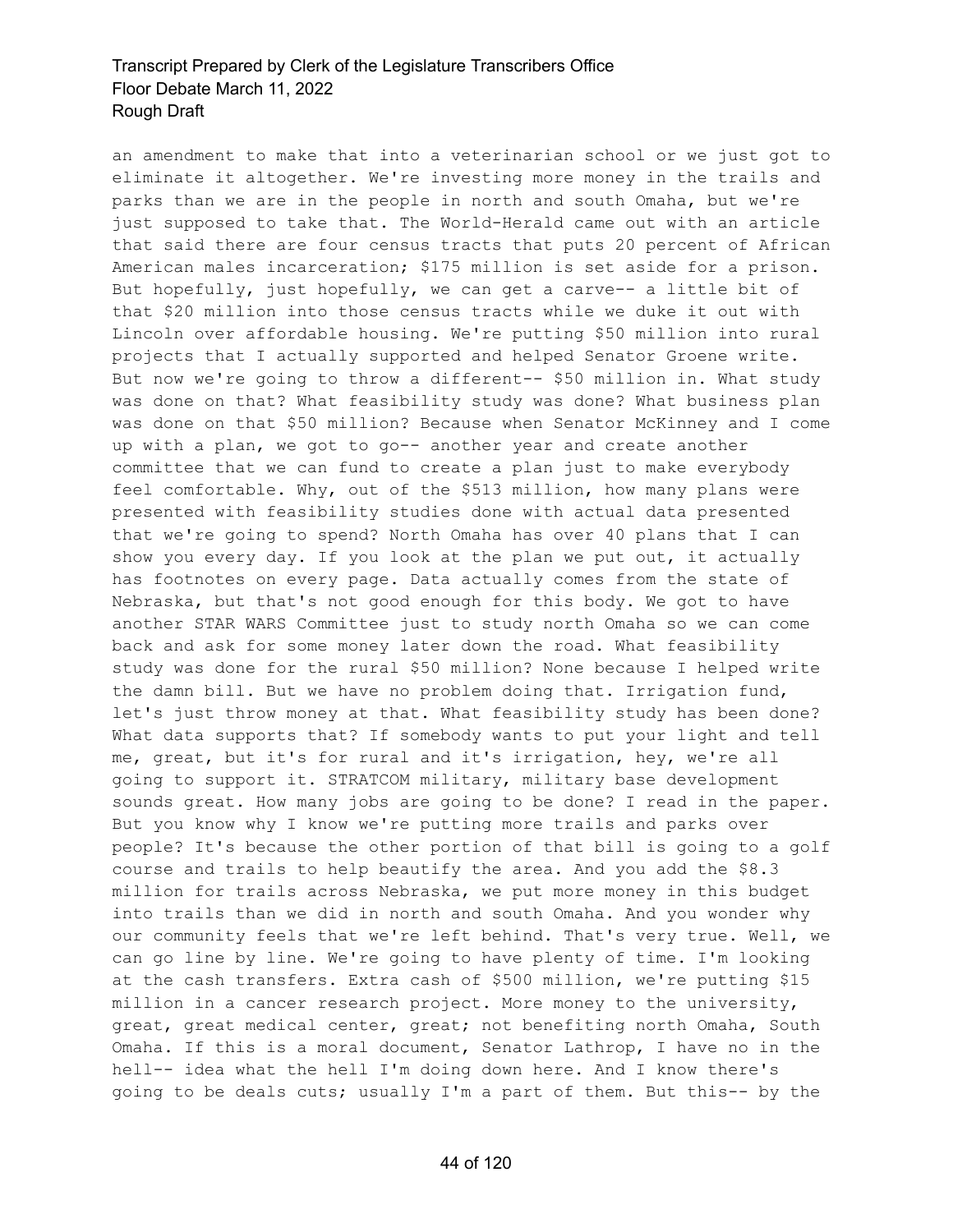an amendment to make that into a veterinarian school or we just got to eliminate it altogether. We're investing more money in the trails and parks than we are in the people in north and south Omaha, but we're just supposed to take that. The World-Herald came out with an article that said there are four census tracts that puts 20 percent of African American males incarceration; $175 million is set aside for a prison. But hopefully, just hopefully, we can get a carve-- a little bit of that $20 million into those census tracts while we duke it out with Lincoln over affordable housing. We're putting $50 million into rural projects that I actually supported and helped Senator Groene write. But now we're going to throw a different-- $50 million in. What study was done on that? What feasibility study was done? What business plan was done on that $50 million? Because when Senator McKinney and I come up with a plan, we got to go-- another year and create another committee that we can fund to create a plan just to make everybody feel comfortable. Why, out of the $513 million, how many plans were presented with feasibility studies done with actual data presented that we're going to spend? North Omaha has over 40 plans that I can show you every day. If you look at the plan we put out, it actually has footnotes on every page. Data actually comes from the state of Nebraska, but that's not good enough for this body. We got to have another STAR WARS Committee just to study north Omaha so we can come back and ask for some money later down the road. What feasibility study was done for the rural $50 million? None because I helped write the damn bill. But we have no problem doing that. Irrigation fund, let's just throw money at that. What feasibility study has been done? What data supports that? If somebody wants to put your light and tell me, great, but it's for rural and it's irrigation, hey, we're all going to support it. STRATCOM military, military base development sounds great. How many jobs are going to be done? I read in the paper. But you know why I know we're putting more trails and parks over people? It's because the other portion of that bill is going to a golf course and trails to help beautify the area. And you add the $8.3 million for trails across Nebraska, we put more money in this budget into trails than we did in north and south Omaha. And you wonder why our community feels that we're left behind. That's very true. Well, we can go line by line. We're going to have plenty of time. I'm looking at the cash transfers. Extra cash of $500 million, we're putting $15 million in a cancer research project. More money to the university, great, great medical center, great; not benefiting north Omaha, South Omaha. If this is a moral document, Senator Lathrop, I have no in the hell-- idea what the hell I'm doing down here. And I know there's going to be deals cuts; usually I'm a part of them. But this-- by the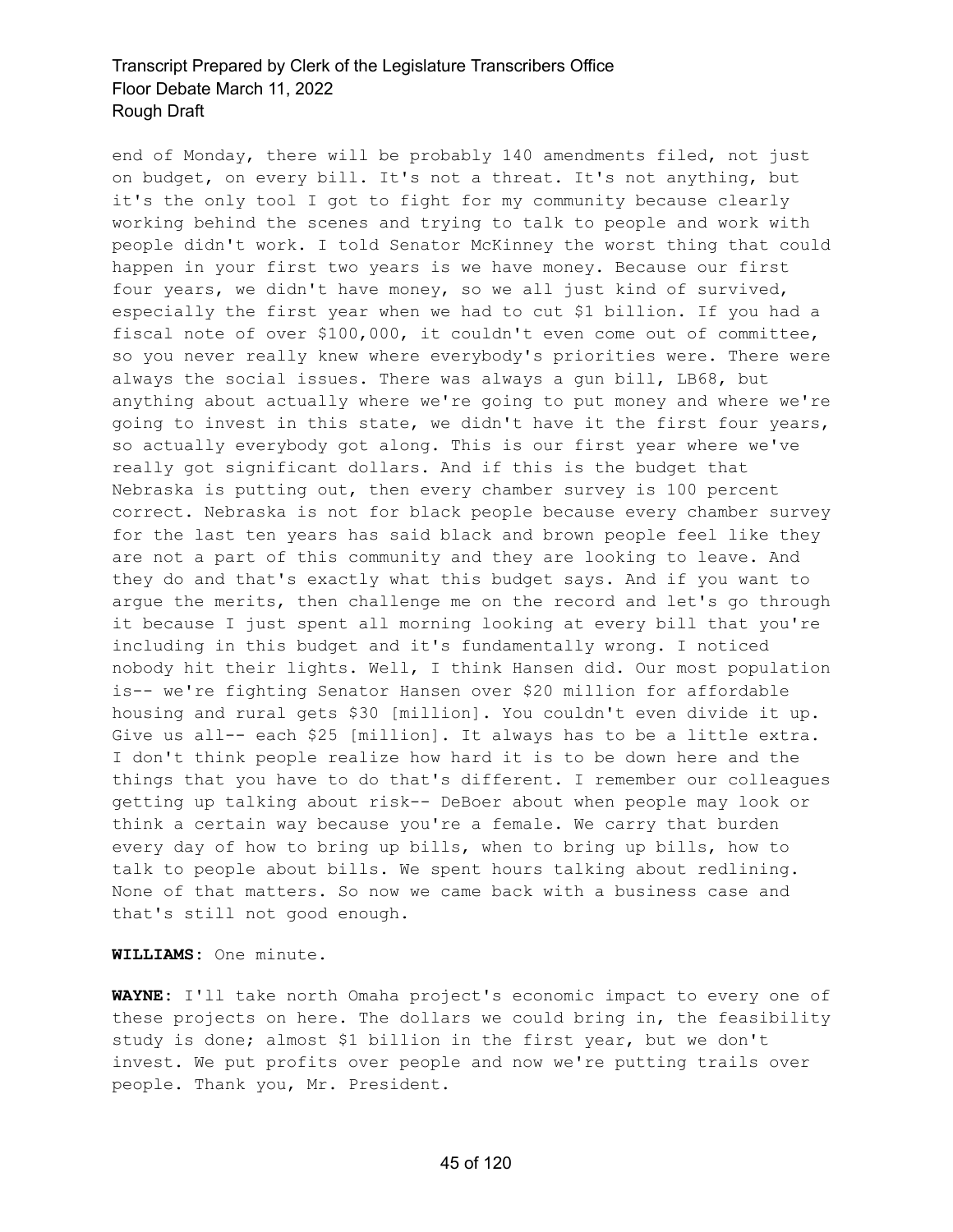end of Monday, there will be probably 140 amendments filed, not just on budget, on every bill. It's not a threat. It's not anything, but it's the only tool I got to fight for my community because clearly working behind the scenes and trying to talk to people and work with people didn't work. I told Senator McKinney the worst thing that could happen in your first two years is we have money. Because our first four years, we didn't have money, so we all just kind of survived, especially the first year when we had to cut $1 billion. If you had a fiscal note of over $100,000, it couldn't even come out of committee, so you never really knew where everybody's priorities were. There were always the social issues. There was always a gun bill, LB68, but anything about actually where we're going to put money and where we're going to invest in this state, we didn't have it the first four years, so actually everybody got along. This is our first year where we've really got significant dollars. And if this is the budget that Nebraska is putting out, then every chamber survey is 100 percent correct. Nebraska is not for black people because every chamber survey for the last ten years has said black and brown people feel like they are not a part of this community and they are looking to leave. And they do and that's exactly what this budget says. And if you want to argue the merits, then challenge me on the record and let's go through it because I just spent all morning looking at every bill that you're including in this budget and it's fundamentally wrong. I noticed nobody hit their lights. Well, I think Hansen did. Our most population is-- we're fighting Senator Hansen over $20 million for affordable housing and rural gets $30 [million]. You couldn't even divide it up. Give us all-- each $25 [million]. It always has to be a little extra. I don't think people realize how hard it is to be down here and the things that you have to do that's different. I remember our colleagues getting up talking about risk-- DeBoer about when people may look or think a certain way because you're a female. We carry that burden every day of how to bring up bills, when to bring up bills, how to talk to people about bills. We spent hours talking about redlining. None of that matters. So now we came back with a business case and that's still not good enough.

**WILLIAMS:** One minute.

**WAYNE:** I'll take north Omaha project's economic impact to every one of these projects on here. The dollars we could bring in, the feasibility study is done; almost $1 billion in the first year, but we don't invest. We put profits over people and now we're putting trails over people. Thank you, Mr. President.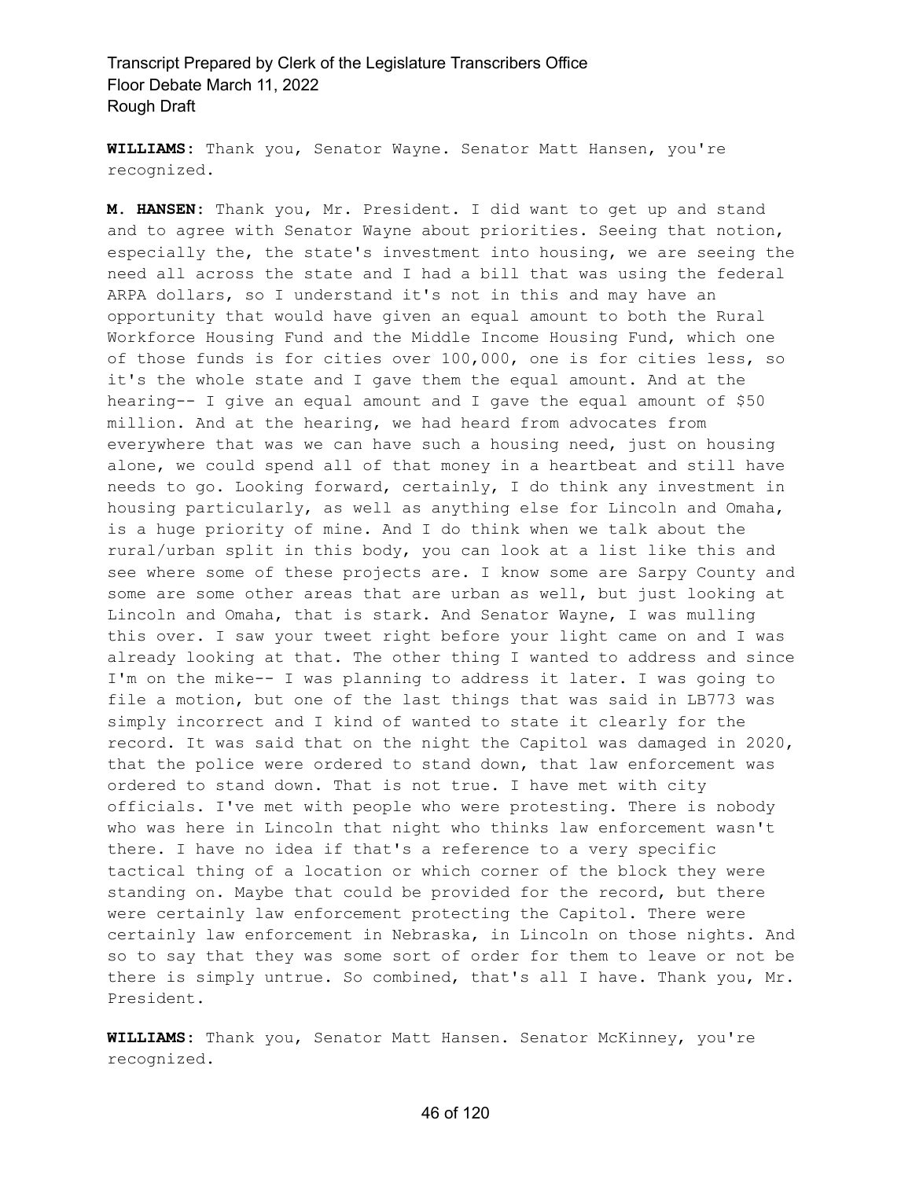**WILLIAMS:** Thank you, Senator Wayne. Senator Matt Hansen, you're recognized.

**M. HANSEN:** Thank you, Mr. President. I did want to get up and stand and to agree with Senator Wayne about priorities. Seeing that notion, especially the, the state's investment into housing, we are seeing the need all across the state and I had a bill that was using the federal ARPA dollars, so I understand it's not in this and may have an opportunity that would have given an equal amount to both the Rural Workforce Housing Fund and the Middle Income Housing Fund, which one of those funds is for cities over 100,000, one is for cities less, so it's the whole state and I gave them the equal amount. And at the hearing-- I give an equal amount and I gave the equal amount of $50 million. And at the hearing, we had heard from advocates from everywhere that was we can have such a housing need, just on housing alone, we could spend all of that money in a heartbeat and still have needs to go. Looking forward, certainly, I do think any investment in housing particularly, as well as anything else for Lincoln and Omaha, is a huge priority of mine. And I do think when we talk about the rural/urban split in this body, you can look at a list like this and see where some of these projects are. I know some are Sarpy County and some are some other areas that are urban as well, but just looking at Lincoln and Omaha, that is stark. And Senator Wayne, I was mulling this over. I saw your tweet right before your light came on and I was already looking at that. The other thing I wanted to address and since I'm on the mike-- I was planning to address it later. I was going to file a motion, but one of the last things that was said in LB773 was simply incorrect and I kind of wanted to state it clearly for the record. It was said that on the night the Capitol was damaged in 2020, that the police were ordered to stand down, that law enforcement was ordered to stand down. That is not true. I have met with city officials. I've met with people who were protesting. There is nobody who was here in Lincoln that night who thinks law enforcement wasn't there. I have no idea if that's a reference to a very specific tactical thing of a location or which corner of the block they were standing on. Maybe that could be provided for the record, but there were certainly law enforcement protecting the Capitol. There were certainly law enforcement in Nebraska, in Lincoln on those nights. And so to say that they was some sort of order for them to leave or not be there is simply untrue. So combined, that's all I have. Thank you, Mr. President.

**WILLIAMS:** Thank you, Senator Matt Hansen. Senator McKinney, you're recognized.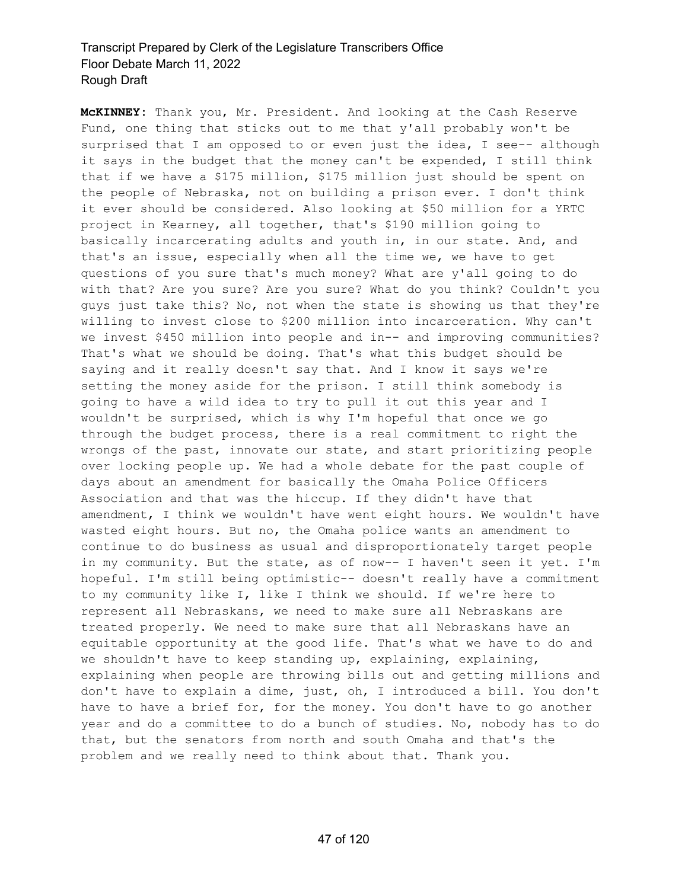**McKINNEY:** Thank you, Mr. President. And looking at the Cash Reserve Fund, one thing that sticks out to me that y'all probably won't be surprised that I am opposed to or even just the idea, I see-- although it says in the budget that the money can't be expended, I still think that if we have a $175 million, $175 million just should be spent on the people of Nebraska, not on building a prison ever. I don't think it ever should be considered. Also looking at $50 million for a YRTC project in Kearney, all together, that's $190 million going to basically incarcerating adults and youth in, in our state. And, and that's an issue, especially when all the time we, we have to get questions of you sure that's much money? What are y'all going to do with that? Are you sure? Are you sure? What do you think? Couldn't you guys just take this? No, not when the state is showing us that they're willing to invest close to $200 million into incarceration. Why can't we invest $450 million into people and in-- and improving communities? That's what we should be doing. That's what this budget should be saying and it really doesn't say that. And I know it says we're setting the money aside for the prison. I still think somebody is going to have a wild idea to try to pull it out this year and I wouldn't be surprised, which is why I'm hopeful that once we go through the budget process, there is a real commitment to right the wrongs of the past, innovate our state, and start prioritizing people over locking people up. We had a whole debate for the past couple of days about an amendment for basically the Omaha Police Officers Association and that was the hiccup. If they didn't have that amendment, I think we wouldn't have went eight hours. We wouldn't have wasted eight hours. But no, the Omaha police wants an amendment to continue to do business as usual and disproportionately target people in my community. But the state, as of now-- I haven't seen it yet. I'm hopeful. I'm still being optimistic-- doesn't really have a commitment to my community like I, like I think we should. If we're here to represent all Nebraskans, we need to make sure all Nebraskans are treated properly. We need to make sure that all Nebraskans have an equitable opportunity at the good life. That's what we have to do and we shouldn't have to keep standing up, explaining, explaining, explaining when people are throwing bills out and getting millions and don't have to explain a dime, just, oh, I introduced a bill. You don't have to have a brief for, for the money. You don't have to go another year and do a committee to do a bunch of studies. No, nobody has to do that, but the senators from north and south Omaha and that's the problem and we really need to think about that. Thank you.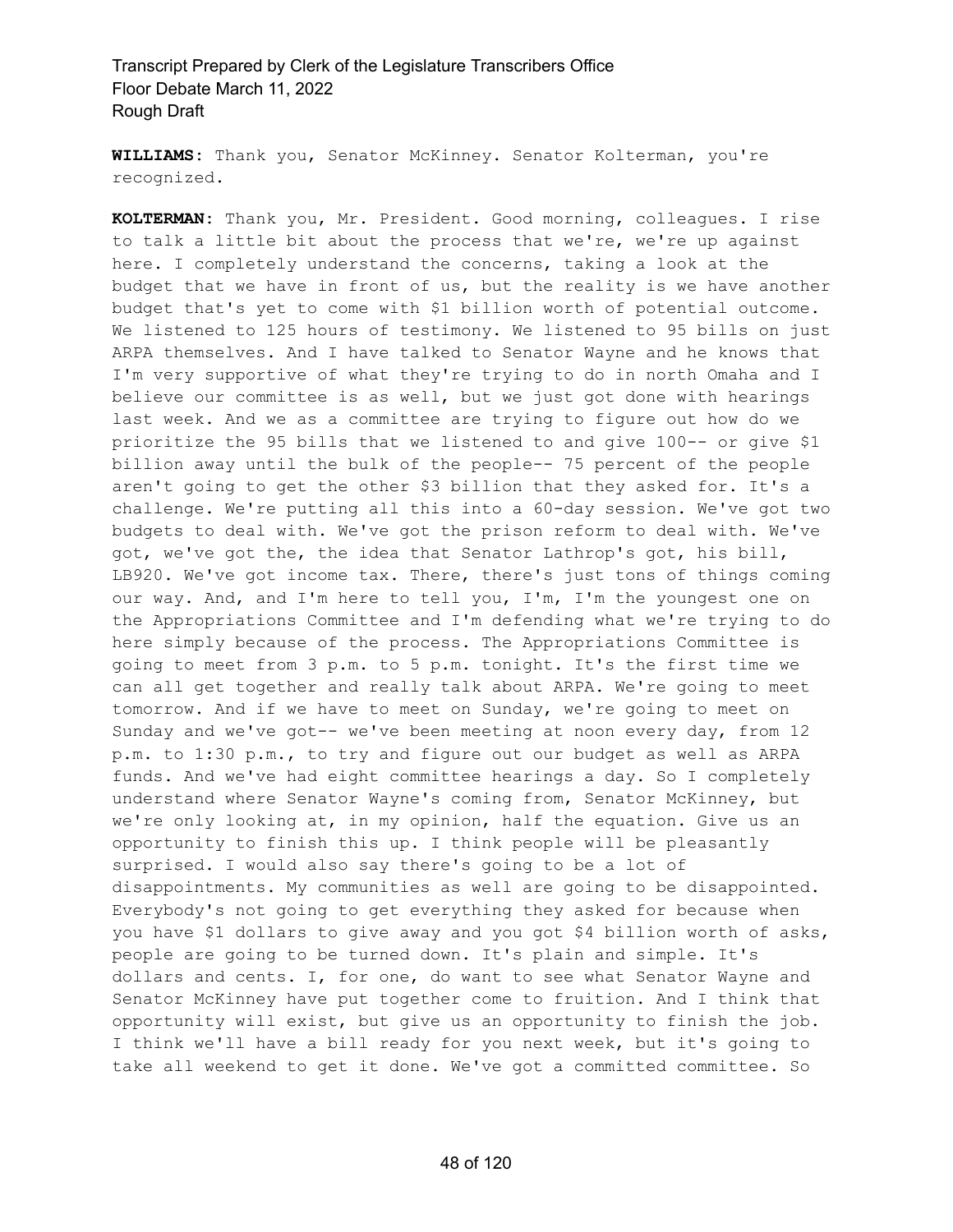**WILLIAMS:** Thank you, Senator McKinney. Senator Kolterman, you're recognized.

**KOLTERMAN:** Thank you, Mr. President. Good morning, colleagues. I rise to talk a little bit about the process that we're, we're up against here. I completely understand the concerns, taking a look at the budget that we have in front of us, but the reality is we have another budget that's yet to come with $1 billion worth of potential outcome. We listened to 125 hours of testimony. We listened to 95 bills on just ARPA themselves. And I have talked to Senator Wayne and he knows that I'm very supportive of what they're trying to do in north Omaha and I believe our committee is as well, but we just got done with hearings last week. And we as a committee are trying to figure out how do we prioritize the 95 bills that we listened to and give 100-- or give $1 billion away until the bulk of the people-- 75 percent of the people aren't going to get the other $3 billion that they asked for. It's a challenge. We're putting all this into a 60-day session. We've got two budgets to deal with. We've got the prison reform to deal with. We've got, we've got the, the idea that Senator Lathrop's got, his bill, LB920. We've got income tax. There, there's just tons of things coming our way. And, and I'm here to tell you, I'm, I'm the youngest one on the Appropriations Committee and I'm defending what we're trying to do here simply because of the process. The Appropriations Committee is going to meet from 3 p.m. to 5 p.m. tonight. It's the first time we can all get together and really talk about ARPA. We're going to meet tomorrow. And if we have to meet on Sunday, we're going to meet on Sunday and we've got-- we've been meeting at noon every day, from 12 p.m. to 1:30 p.m., to try and figure out our budget as well as ARPA funds. And we've had eight committee hearings a day. So I completely understand where Senator Wayne's coming from, Senator McKinney, but we're only looking at, in my opinion, half the equation. Give us an opportunity to finish this up. I think people will be pleasantly surprised. I would also say there's going to be a lot of disappointments. My communities as well are going to be disappointed. Everybody's not going to get everything they asked for because when you have $1 dollars to give away and you got $4 billion worth of asks, people are going to be turned down. It's plain and simple. It's dollars and cents. I, for one, do want to see what Senator Wayne and Senator McKinney have put together come to fruition. And I think that opportunity will exist, but give us an opportunity to finish the job. I think we'll have a bill ready for you next week, but it's going to take all weekend to get it done. We've got a committed committee. So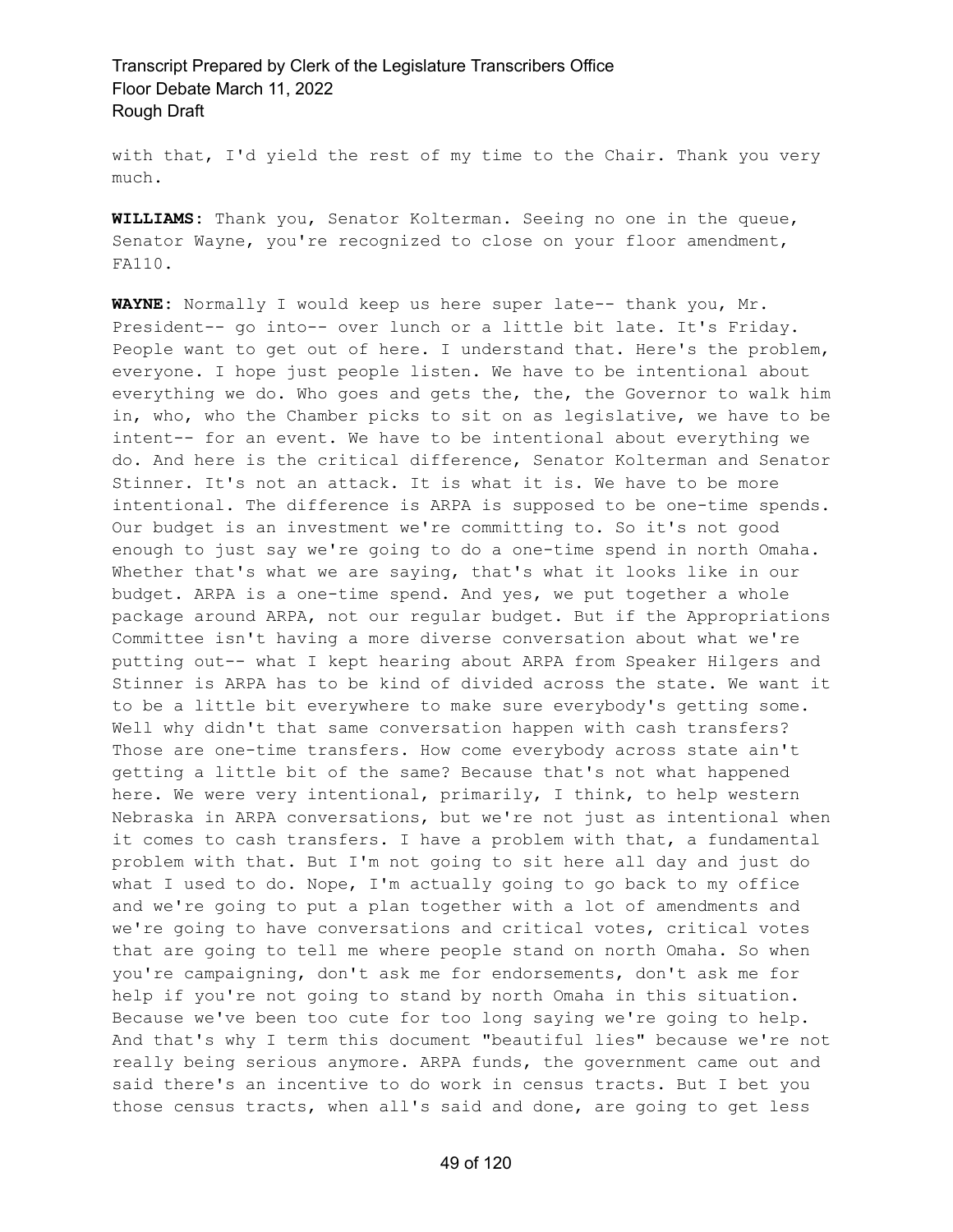with that, I'd yield the rest of my time to the Chair. Thank you very much.

**WILLIAMS:** Thank you, Senator Kolterman. Seeing no one in the queue, Senator Wayne, you're recognized to close on your floor amendment, FA110.

**WAYNE:** Normally I would keep us here super late-- thank you, Mr. President-- go into-- over lunch or a little bit late. It's Friday. People want to get out of here. I understand that. Here's the problem, everyone. I hope just people listen. We have to be intentional about everything we do. Who goes and gets the, the, the Governor to walk him in, who, who the Chamber picks to sit on as legislative, we have to be intent-- for an event. We have to be intentional about everything we do. And here is the critical difference, Senator Kolterman and Senator Stinner. It's not an attack. It is what it is. We have to be more intentional. The difference is ARPA is supposed to be one-time spends. Our budget is an investment we're committing to. So it's not good enough to just say we're going to do a one-time spend in north Omaha. Whether that's what we are saying, that's what it looks like in our budget. ARPA is a one-time spend. And yes, we put together a whole package around ARPA, not our regular budget. But if the Appropriations Committee isn't having a more diverse conversation about what we're putting out-- what I kept hearing about ARPA from Speaker Hilgers and Stinner is ARPA has to be kind of divided across the state. We want it to be a little bit everywhere to make sure everybody's getting some. Well why didn't that same conversation happen with cash transfers? Those are one-time transfers. How come everybody across state ain't getting a little bit of the same? Because that's not what happened here. We were very intentional, primarily, I think, to help western Nebraska in ARPA conversations, but we're not just as intentional when it comes to cash transfers. I have a problem with that, a fundamental problem with that. But I'm not going to sit here all day and just do what I used to do. Nope, I'm actually going to go back to my office and we're going to put a plan together with a lot of amendments and we're going to have conversations and critical votes, critical votes that are going to tell me where people stand on north Omaha. So when you're campaigning, don't ask me for endorsements, don't ask me for help if you're not going to stand by north Omaha in this situation. Because we've been too cute for too long saying we're going to help. And that's why I term this document "beautiful lies" because we're not really being serious anymore. ARPA funds, the government came out and said there's an incentive to do work in census tracts. But I bet you those census tracts, when all's said and done, are going to get less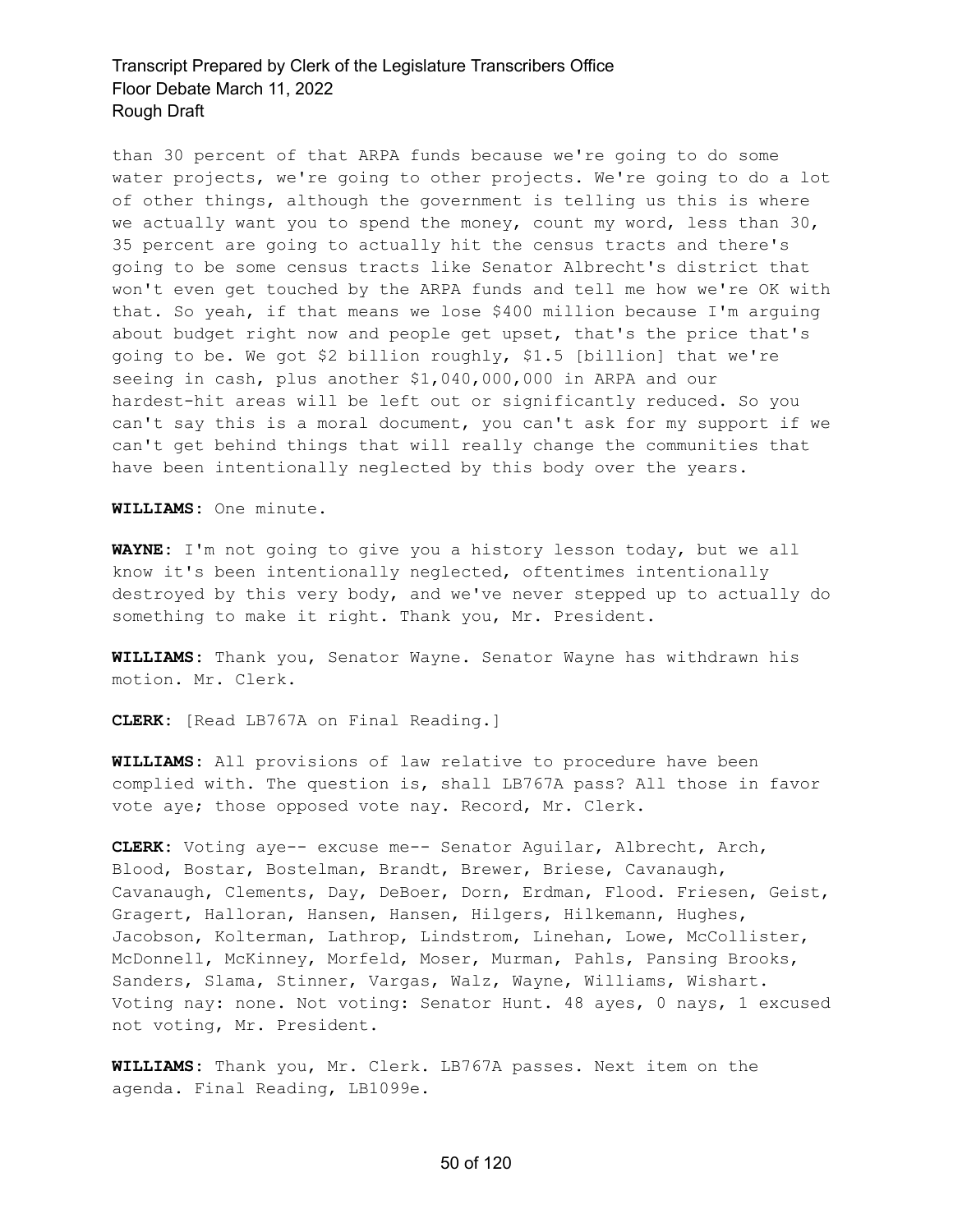than 30 percent of that ARPA funds because we're going to do some water projects, we're going to other projects. We're going to do a lot of other things, although the government is telling us this is where we actually want you to spend the money, count my word, less than 30, 35 percent are going to actually hit the census tracts and there's going to be some census tracts like Senator Albrecht's district that won't even get touched by the ARPA funds and tell me how we're OK with that. So yeah, if that means we lose $400 million because I'm arguing about budget right now and people get upset, that's the price that's going to be. We got $2 billion roughly, $1.5 [billion] that we're seeing in cash, plus another $1,040,000,000 in ARPA and our hardest-hit areas will be left out or significantly reduced. So you can't say this is a moral document, you can't ask for my support if we can't get behind things that will really change the communities that have been intentionally neglected by this body over the years.

**WILLIAMS:** One minute.

**WAYNE:** I'm not going to give you a history lesson today, but we all know it's been intentionally neglected, oftentimes intentionally destroyed by this very body, and we've never stepped up to actually do something to make it right. Thank you, Mr. President.

**WILLIAMS:** Thank you, Senator Wayne. Senator Wayne has withdrawn his motion. Mr. Clerk.

**CLERK:** [Read LB767A on Final Reading.]

**WILLIAMS:** All provisions of law relative to procedure have been complied with. The question is, shall LB767A pass? All those in favor vote aye; those opposed vote nay. Record, Mr. Clerk.

**CLERK:** Voting aye-- excuse me-- Senator Aguilar, Albrecht, Arch, Blood, Bostar, Bostelman, Brandt, Brewer, Briese, Cavanaugh, Cavanaugh, Clements, Day, DeBoer, Dorn, Erdman, Flood. Friesen, Geist, Gragert, Halloran, Hansen, Hansen, Hilgers, Hilkemann, Hughes, Jacobson, Kolterman, Lathrop, Lindstrom, Linehan, Lowe, McCollister, McDonnell, McKinney, Morfeld, Moser, Murman, Pahls, Pansing Brooks, Sanders, Slama, Stinner, Vargas, Walz, Wayne, Williams, Wishart. Voting nay: none. Not voting: Senator Hunt. 48 ayes, 0 nays, 1 excused not voting, Mr. President.

**WILLIAMS:** Thank you, Mr. Clerk. LB767A passes. Next item on the agenda. Final Reading, LB1099e.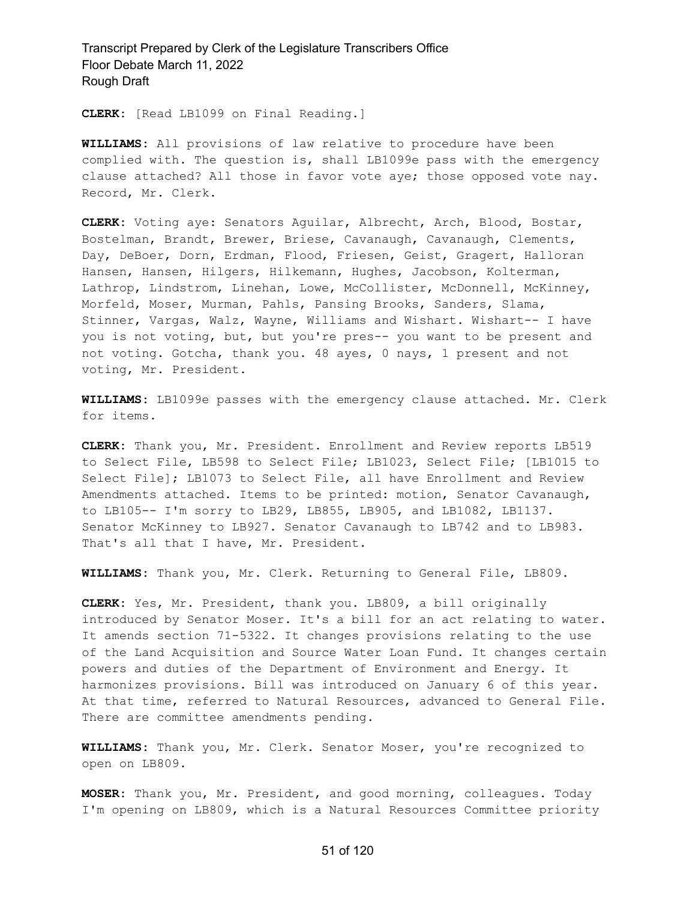**CLERK:** [Read LB1099 on Final Reading.]

**WILLIAMS:** All provisions of law relative to procedure have been complied with. The question is, shall LB1099e pass with the emergency clause attached? All those in favor vote aye; those opposed vote nay. Record, Mr. Clerk.

**CLERK:** Voting aye: Senators Aguilar, Albrecht, Arch, Blood, Bostar, Bostelman, Brandt, Brewer, Briese, Cavanaugh, Cavanaugh, Clements, Day, DeBoer, Dorn, Erdman, Flood, Friesen, Geist, Gragert, Halloran Hansen, Hansen, Hilgers, Hilkemann, Hughes, Jacobson, Kolterman, Lathrop, Lindstrom, Linehan, Lowe, McCollister, McDonnell, McKinney, Morfeld, Moser, Murman, Pahls, Pansing Brooks, Sanders, Slama, Stinner, Vargas, Walz, Wayne, Williams and Wishart. Wishart-- I have you is not voting, but, but you're pres-- you want to be present and not voting. Gotcha, thank you. 48 ayes, 0 nays, 1 present and not voting, Mr. President.

**WILLIAMS:** LB1099e passes with the emergency clause attached. Mr. Clerk for items.

**CLERK:** Thank you, Mr. President. Enrollment and Review reports LB519 to Select File, LB598 to Select File; LB1023, Select File; [LB1015 to Select File]; LB1073 to Select File, all have Enrollment and Review Amendments attached. Items to be printed: motion, Senator Cavanaugh, to LB105-- I'm sorry to LB29, LB855, LB905, and LB1082, LB1137. Senator McKinney to LB927. Senator Cavanaugh to LB742 and to LB983. That's all that I have, Mr. President.

**WILLIAMS:** Thank you, Mr. Clerk. Returning to General File, LB809.

**CLERK:** Yes, Mr. President, thank you. LB809, a bill originally introduced by Senator Moser. It's a bill for an act relating to water. It amends section 71-5322. It changes provisions relating to the use of the Land Acquisition and Source Water Loan Fund. It changes certain powers and duties of the Department of Environment and Energy. It harmonizes provisions. Bill was introduced on January 6 of this year. At that time, referred to Natural Resources, advanced to General File. There are committee amendments pending.

**WILLIAMS:** Thank you, Mr. Clerk. Senator Moser, you're recognized to open on LB809.

**MOSER:** Thank you, Mr. President, and good morning, colleagues. Today I'm opening on LB809, which is a Natural Resources Committee priority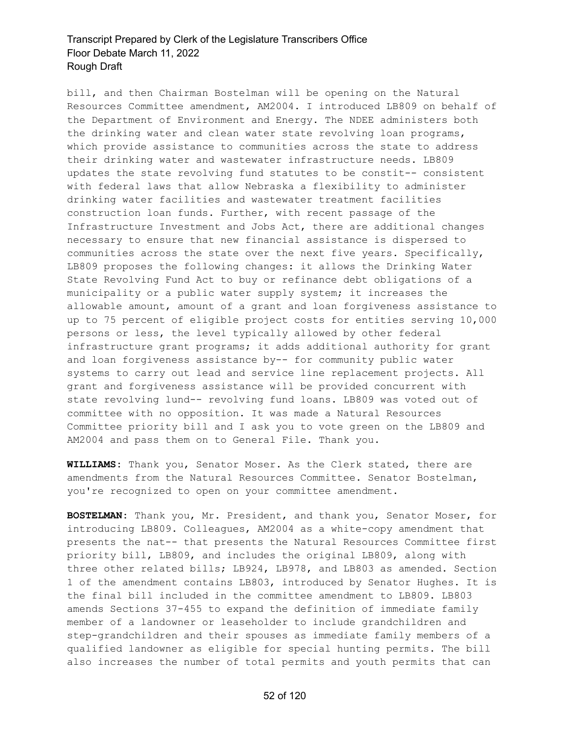bill, and then Chairman Bostelman will be opening on the Natural Resources Committee amendment, AM2004. I introduced LB809 on behalf of the Department of Environment and Energy. The NDEE administers both the drinking water and clean water state revolving loan programs, which provide assistance to communities across the state to address their drinking water and wastewater infrastructure needs. LB809 updates the state revolving fund statutes to be constit-- consistent with federal laws that allow Nebraska a flexibility to administer drinking water facilities and wastewater treatment facilities construction loan funds. Further, with recent passage of the Infrastructure Investment and Jobs Act, there are additional changes necessary to ensure that new financial assistance is dispersed to communities across the state over the next five years. Specifically, LB809 proposes the following changes: it allows the Drinking Water State Revolving Fund Act to buy or refinance debt obligations of a municipality or a public water supply system; it increases the allowable amount, amount of a grant and loan forgiveness assistance to up to 75 percent of eligible project costs for entities serving 10,000 persons or less, the level typically allowed by other federal infrastructure grant programs; it adds additional authority for grant and loan forgiveness assistance by-- for community public water systems to carry out lead and service line replacement projects. All grant and forgiveness assistance will be provided concurrent with state revolving lund-- revolving fund loans. LB809 was voted out of committee with no opposition. It was made a Natural Resources Committee priority bill and I ask you to vote green on the LB809 and AM2004 and pass them on to General File. Thank you.

**WILLIAMS:** Thank you, Senator Moser. As the Clerk stated, there are amendments from the Natural Resources Committee. Senator Bostelman, you're recognized to open on your committee amendment.

**BOSTELMAN:** Thank you, Mr. President, and thank you, Senator Moser, for introducing LB809. Colleagues, AM2004 as a white-copy amendment that presents the nat-- that presents the Natural Resources Committee first priority bill, LB809, and includes the original LB809, along with three other related bills; LB924, LB978, and LB803 as amended. Section 1 of the amendment contains LB803, introduced by Senator Hughes. It is the final bill included in the committee amendment to LB809. LB803 amends Sections 37-455 to expand the definition of immediate family member of a landowner or leaseholder to include grandchildren and step-grandchildren and their spouses as immediate family members of a qualified landowner as eligible for special hunting permits. The bill also increases the number of total permits and youth permits that can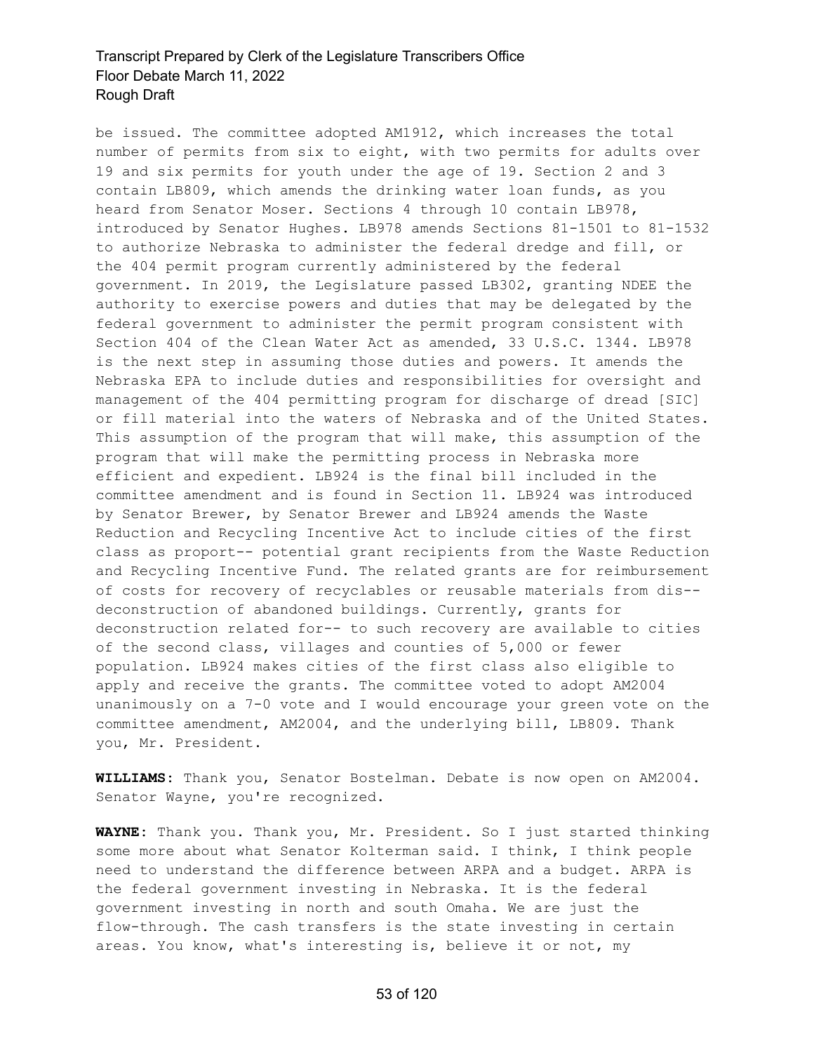be issued. The committee adopted AM1912, which increases the total number of permits from six to eight, with two permits for adults over 19 and six permits for youth under the age of 19. Section 2 and 3 contain LB809, which amends the drinking water loan funds, as you heard from Senator Moser. Sections 4 through 10 contain LB978, introduced by Senator Hughes. LB978 amends Sections 81-1501 to 81-1532 to authorize Nebraska to administer the federal dredge and fill, or the 404 permit program currently administered by the federal government. In 2019, the Legislature passed LB302, granting NDEE the authority to exercise powers and duties that may be delegated by the federal government to administer the permit program consistent with Section 404 of the Clean Water Act as amended, 33 U.S.C. 1344. LB978 is the next step in assuming those duties and powers. It amends the Nebraska EPA to include duties and responsibilities for oversight and management of the 404 permitting program for discharge of dread [SIC] or fill material into the waters of Nebraska and of the United States. This assumption of the program that will make, this assumption of the program that will make the permitting process in Nebraska more efficient and expedient. LB924 is the final bill included in the committee amendment and is found in Section 11. LB924 was introduced by Senator Brewer, by Senator Brewer and LB924 amends the Waste Reduction and Recycling Incentive Act to include cities of the first class as proport-- potential grant recipients from the Waste Reduction and Recycling Incentive Fund. The related grants are for reimbursement of costs for recovery of recyclables or reusable materials from dis-- deconstruction of abandoned buildings. Currently, grants for deconstruction related for-- to such recovery are available to cities of the second class, villages and counties of 5,000 or fewer population. LB924 makes cities of the first class also eligible to apply and receive the grants. The committee voted to adopt AM2004 unanimously on a 7-0 vote and I would encourage your green vote on the committee amendment, AM2004, and the underlying bill, LB809. Thank you, Mr. President.

**WILLIAMS:** Thank you, Senator Bostelman. Debate is now open on AM2004. Senator Wayne, you're recognized.

**WAYNE:** Thank you. Thank you, Mr. President. So I just started thinking some more about what Senator Kolterman said. I think, I think people need to understand the difference between ARPA and a budget. ARPA is the federal government investing in Nebraska. It is the federal government investing in north and south Omaha. We are just the flow-through. The cash transfers is the state investing in certain areas. You know, what's interesting is, believe it or not, my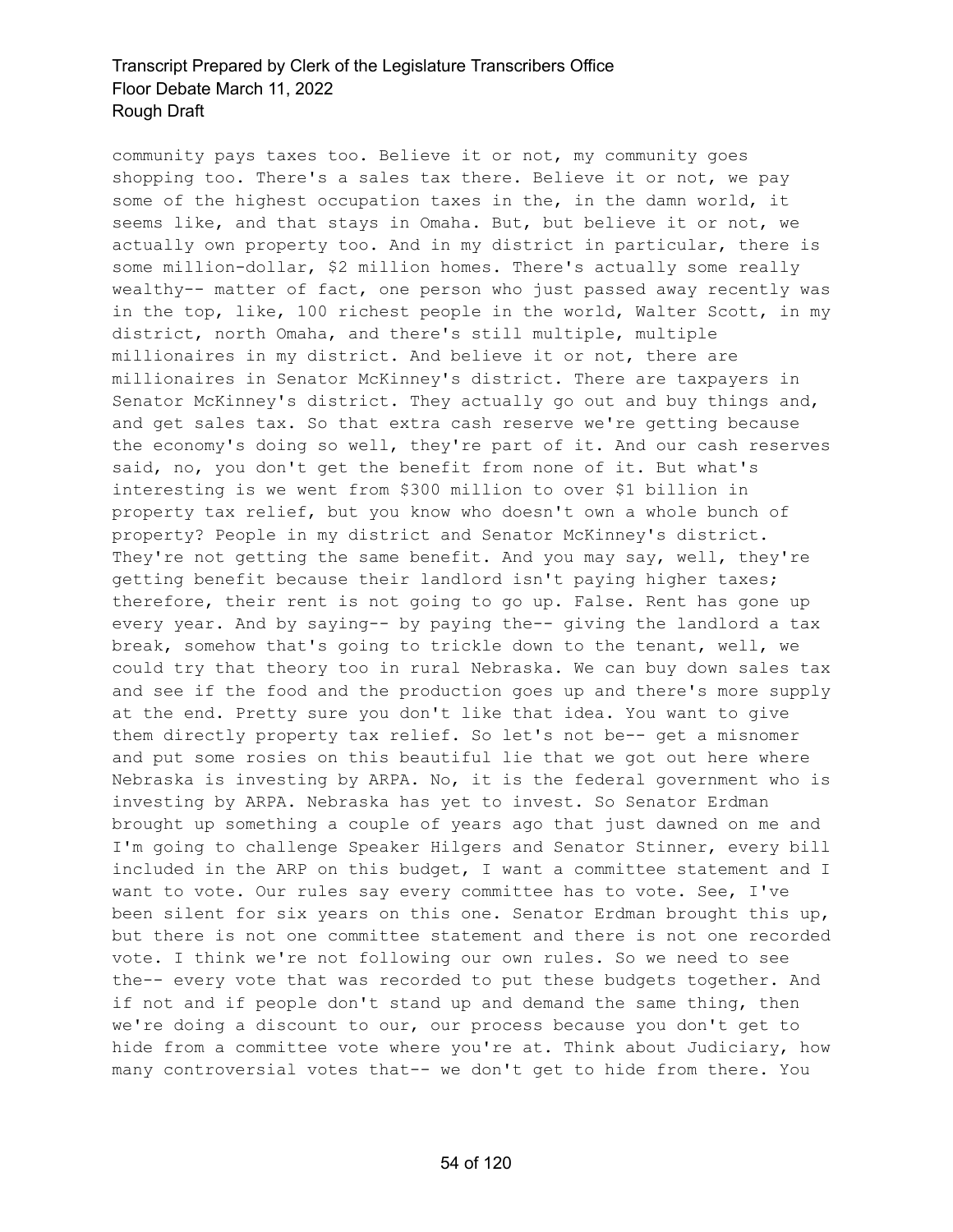community pays taxes too. Believe it or not, my community goes shopping too. There's a sales tax there. Believe it or not, we pay some of the highest occupation taxes in the, in the damn world, it seems like, and that stays in Omaha. But, but believe it or not, we actually own property too. And in my district in particular, there is some million-dollar, $2 million homes. There's actually some really wealthy-- matter of fact, one person who just passed away recently was in the top, like, 100 richest people in the world, Walter Scott, in my district, north Omaha, and there's still multiple, multiple millionaires in my district. And believe it or not, there are millionaires in Senator McKinney's district. There are taxpayers in Senator McKinney's district. They actually go out and buy things and, and get sales tax. So that extra cash reserve we're getting because the economy's doing so well, they're part of it. And our cash reserves said, no, you don't get the benefit from none of it. But what's interesting is we went from $300 million to over $1 billion in property tax relief, but you know who doesn't own a whole bunch of property? People in my district and Senator McKinney's district. They're not getting the same benefit. And you may say, well, they're getting benefit because their landlord isn't paying higher taxes; therefore, their rent is not going to go up. False. Rent has gone up every year. And by saying-- by paying the-- giving the landlord a tax break, somehow that's going to trickle down to the tenant, well, we could try that theory too in rural Nebraska. We can buy down sales tax and see if the food and the production goes up and there's more supply at the end. Pretty sure you don't like that idea. You want to give them directly property tax relief. So let's not be-- get a misnomer and put some rosies on this beautiful lie that we got out here where Nebraska is investing by ARPA. No, it is the federal government who is investing by ARPA. Nebraska has yet to invest. So Senator Erdman brought up something a couple of years ago that just dawned on me and I'm going to challenge Speaker Hilgers and Senator Stinner, every bill included in the ARP on this budget, I want a committee statement and I want to vote. Our rules say every committee has to vote. See, I've been silent for six years on this one. Senator Erdman brought this up, but there is not one committee statement and there is not one recorded vote. I think we're not following our own rules. So we need to see the-- every vote that was recorded to put these budgets together. And if not and if people don't stand up and demand the same thing, then we're doing a discount to our, our process because you don't get to hide from a committee vote where you're at. Think about Judiciary, how many controversial votes that-- we don't get to hide from there. You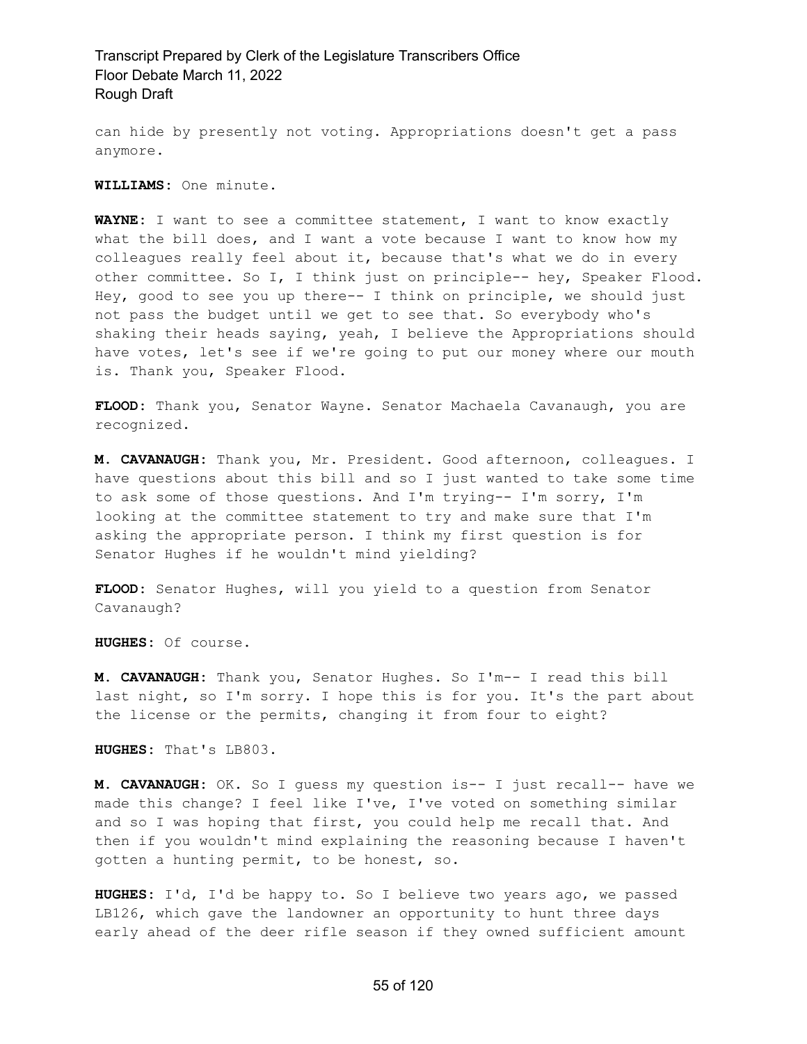can hide by presently not voting. Appropriations doesn't get a pass anymore.

**WILLIAMS:** One minute.

**WAYNE:** I want to see a committee statement, I want to know exactly what the bill does, and I want a vote because I want to know how my colleagues really feel about it, because that's what we do in every other committee. So I, I think just on principle-- hey, Speaker Flood. Hey, good to see you up there-- I think on principle, we should just not pass the budget until we get to see that. So everybody who's shaking their heads saying, yeah, I believe the Appropriations should have votes, let's see if we're going to put our money where our mouth is. Thank you, Speaker Flood.

**FLOOD:** Thank you, Senator Wayne. Senator Machaela Cavanaugh, you are recognized.

**M. CAVANAUGH:** Thank you, Mr. President. Good afternoon, colleagues. I have questions about this bill and so I just wanted to take some time to ask some of those questions. And I'm trying-- I'm sorry, I'm looking at the committee statement to try and make sure that I'm asking the appropriate person. I think my first question is for Senator Hughes if he wouldn't mind yielding?

**FLOOD:** Senator Hughes, will you yield to a question from Senator Cavanaugh?

**HUGHES:** Of course.

**M. CAVANAUGH:** Thank you, Senator Hughes. So I'm-- I read this bill last night, so I'm sorry. I hope this is for you. It's the part about the license or the permits, changing it from four to eight?

**HUGHES:** That's LB803.

**M. CAVANAUGH:** OK. So I guess my question is-- I just recall-- have we made this change? I feel like I've, I've voted on something similar and so I was hoping that first, you could help me recall that. And then if you wouldn't mind explaining the reasoning because I haven't gotten a hunting permit, to be honest, so.

**HUGHES:** I'd, I'd be happy to. So I believe two years ago, we passed LB126, which gave the landowner an opportunity to hunt three days early ahead of the deer rifle season if they owned sufficient amount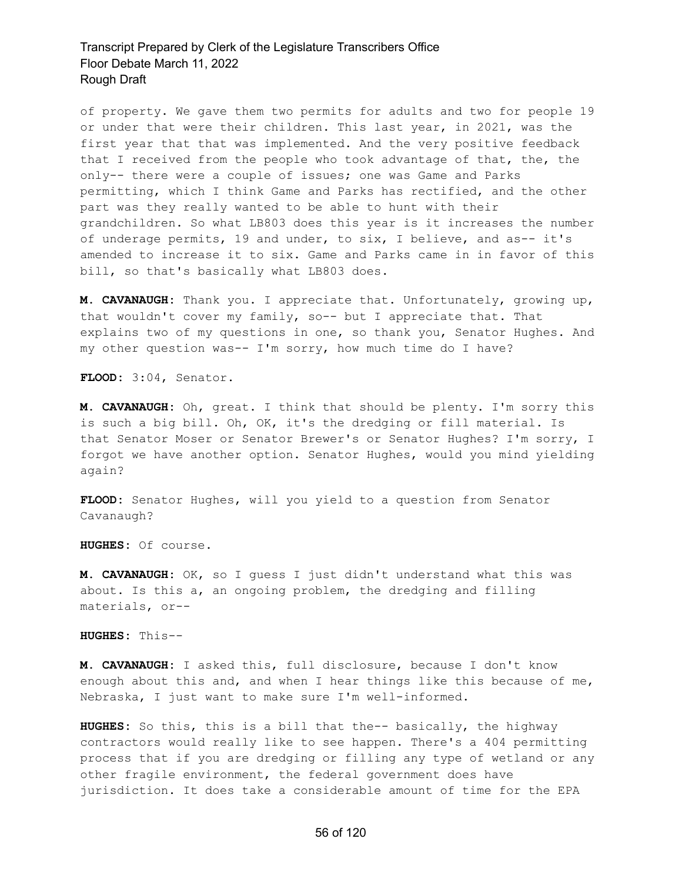of property. We gave them two permits for adults and two for people 19 or under that were their children. This last year, in 2021, was the first year that that was implemented. And the very positive feedback that I received from the people who took advantage of that, the, the only-- there were a couple of issues; one was Game and Parks permitting, which I think Game and Parks has rectified, and the other part was they really wanted to be able to hunt with their grandchildren. So what LB803 does this year is it increases the number of underage permits, 19 and under, to six, I believe, and as-- it's amended to increase it to six. Game and Parks came in in favor of this bill, so that's basically what LB803 does.

**M. CAVANAUGH:** Thank you. I appreciate that. Unfortunately, growing up, that wouldn't cover my family, so-- but I appreciate that. That explains two of my questions in one, so thank you, Senator Hughes. And my other question was-- I'm sorry, how much time do I have?

**FLOOD:** 3:04, Senator.

**M. CAVANAUGH:** Oh, great. I think that should be plenty. I'm sorry this is such a big bill. Oh, OK, it's the dredging or fill material. Is that Senator Moser or Senator Brewer's or Senator Hughes? I'm sorry, I forgot we have another option. Senator Hughes, would you mind yielding again?

**FLOOD:** Senator Hughes, will you yield to a question from Senator Cavanaugh?

**HUGHES:** Of course.

**M. CAVANAUGH:** OK, so I guess I just didn't understand what this was about. Is this a, an ongoing problem, the dredging and filling materials, or--

**HUGHES:** This--

**M. CAVANAUGH:** I asked this, full disclosure, because I don't know enough about this and, and when I hear things like this because of me, Nebraska, I just want to make sure I'm well-informed.

**HUGHES:** So this, this is a bill that the-- basically, the highway contractors would really like to see happen. There's a 404 permitting process that if you are dredging or filling any type of wetland or any other fragile environment, the federal government does have jurisdiction. It does take a considerable amount of time for the EPA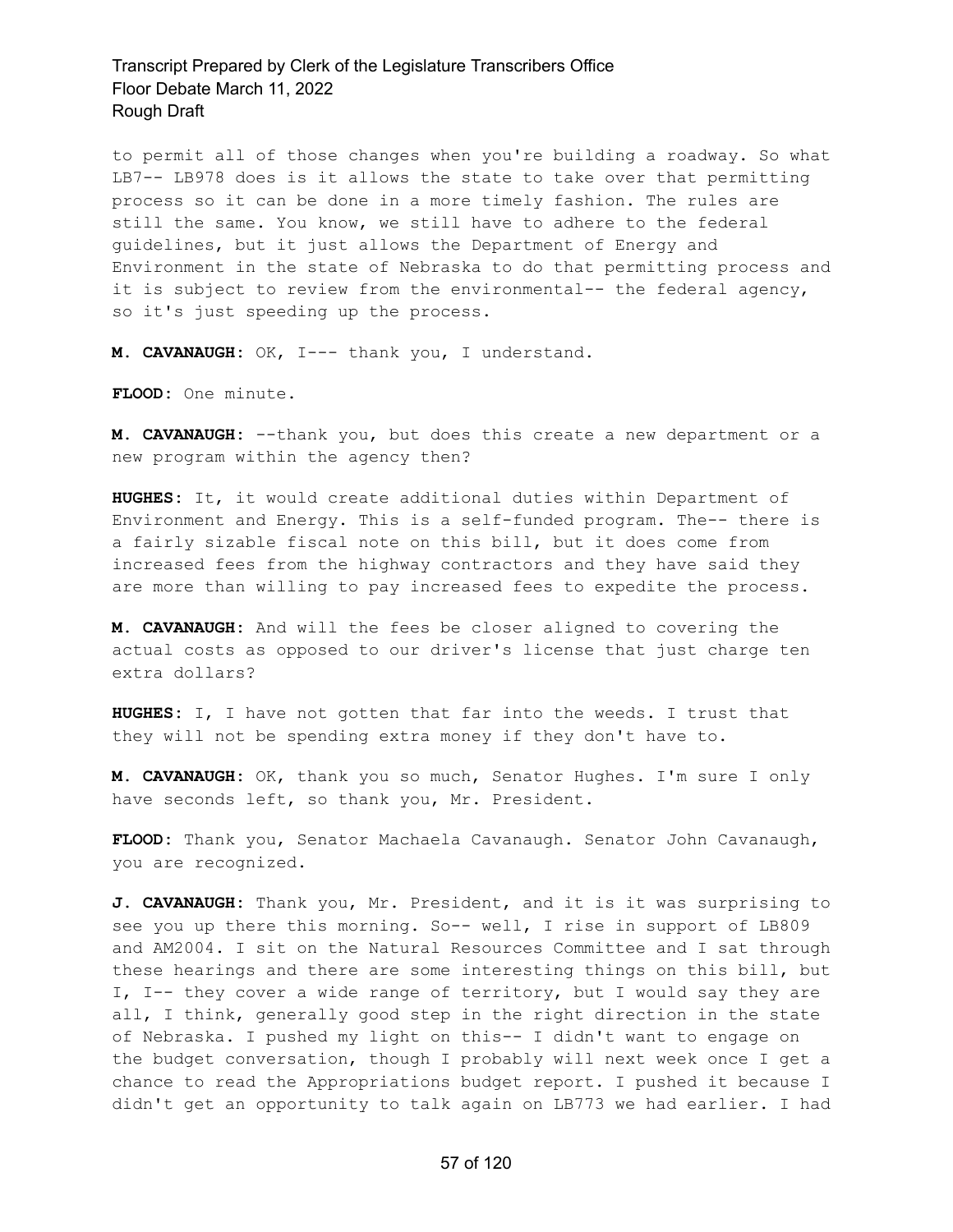to permit all of those changes when you're building a roadway. So what LB7-- LB978 does is it allows the state to take over that permitting process so it can be done in a more timely fashion. The rules are still the same. You know, we still have to adhere to the federal guidelines, but it just allows the Department of Energy and Environment in the state of Nebraska to do that permitting process and it is subject to review from the environmental-- the federal agency, so it's just speeding up the process.

**M. CAVANAUGH:** OK, I--- thank you, I understand.

**FLOOD:** One minute.

**M. CAVANAUGH:** --thank you, but does this create a new department or a new program within the agency then?

**HUGHES:** It, it would create additional duties within Department of Environment and Energy. This is a self-funded program. The-- there is a fairly sizable fiscal note on this bill, but it does come from increased fees from the highway contractors and they have said they are more than willing to pay increased fees to expedite the process.

**M. CAVANAUGH:** And will the fees be closer aligned to covering the actual costs as opposed to our driver's license that just charge ten extra dollars?

**HUGHES:** I, I have not gotten that far into the weeds. I trust that they will not be spending extra money if they don't have to.

**M. CAVANAUGH:** OK, thank you so much, Senator Hughes. I'm sure I only have seconds left, so thank you, Mr. President.

**FLOOD:** Thank you, Senator Machaela Cavanaugh. Senator John Cavanaugh, you are recognized.

**J. CAVANAUGH:** Thank you, Mr. President, and it is it was surprising to see you up there this morning. So-- well, I rise in support of LB809 and AM2004. I sit on the Natural Resources Committee and I sat through these hearings and there are some interesting things on this bill, but I, I-- they cover a wide range of territory, but I would say they are all, I think, generally good step in the right direction in the state of Nebraska. I pushed my light on this-- I didn't want to engage on the budget conversation, though I probably will next week once I get a chance to read the Appropriations budget report. I pushed it because I didn't get an opportunity to talk again on LB773 we had earlier. I had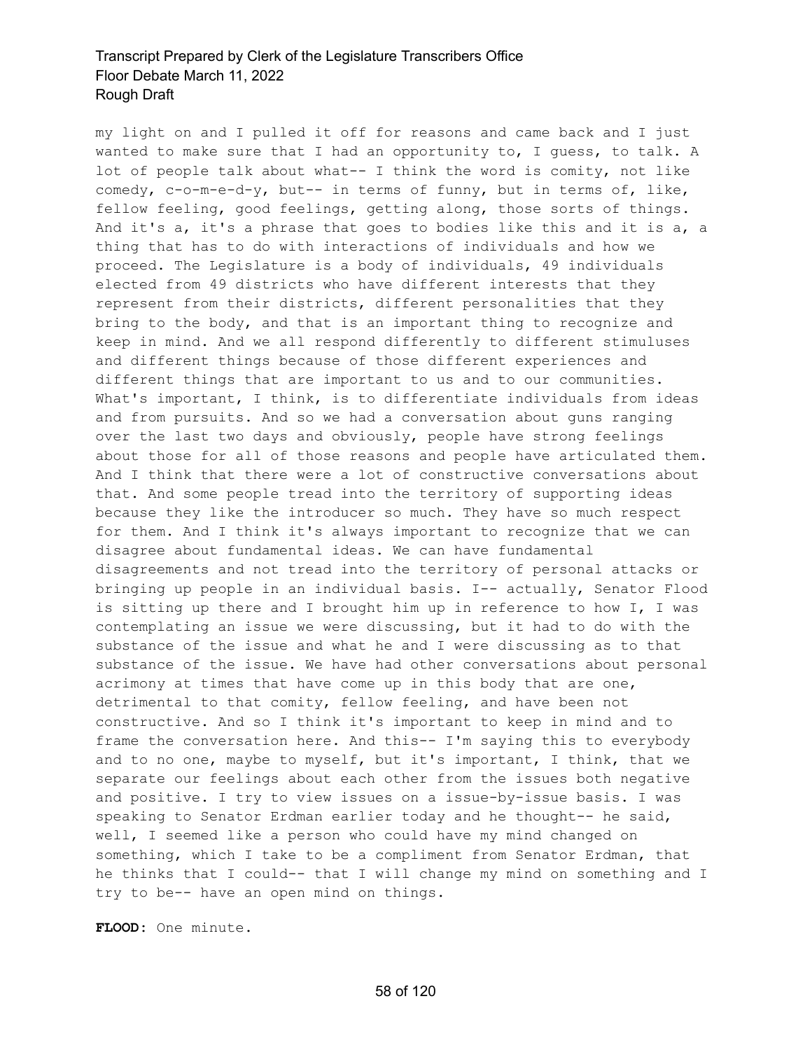my light on and I pulled it off for reasons and came back and I just wanted to make sure that I had an opportunity to, I guess, to talk. A lot of people talk about what-- I think the word is comity, not like comedy, c-o-m-e-d-y, but-- in terms of funny, but in terms of, like, fellow feeling, good feelings, getting along, those sorts of things. And it's a, it's a phrase that goes to bodies like this and it is a, a thing that has to do with interactions of individuals and how we proceed. The Legislature is a body of individuals, 49 individuals elected from 49 districts who have different interests that they represent from their districts, different personalities that they bring to the body, and that is an important thing to recognize and keep in mind. And we all respond differently to different stimuluses and different things because of those different experiences and different things that are important to us and to our communities. What's important, I think, is to differentiate individuals from ideas and from pursuits. And so we had a conversation about guns ranging over the last two days and obviously, people have strong feelings about those for all of those reasons and people have articulated them. And I think that there were a lot of constructive conversations about that. And some people tread into the territory of supporting ideas because they like the introducer so much. They have so much respect for them. And I think it's always important to recognize that we can disagree about fundamental ideas. We can have fundamental disagreements and not tread into the territory of personal attacks or bringing up people in an individual basis. I-- actually, Senator Flood is sitting up there and I brought him up in reference to how I, I was contemplating an issue we were discussing, but it had to do with the substance of the issue and what he and I were discussing as to that substance of the issue. We have had other conversations about personal acrimony at times that have come up in this body that are one, detrimental to that comity, fellow feeling, and have been not constructive. And so I think it's important to keep in mind and to frame the conversation here. And this-- I'm saying this to everybody and to no one, maybe to myself, but it's important, I think, that we separate our feelings about each other from the issues both negative and positive. I try to view issues on a issue-by-issue basis. I was speaking to Senator Erdman earlier today and he thought-- he said, well, I seemed like a person who could have my mind changed on something, which I take to be a compliment from Senator Erdman, that he thinks that I could-- that I will change my mind on something and I try to be-- have an open mind on things.

**FLOOD:** One minute.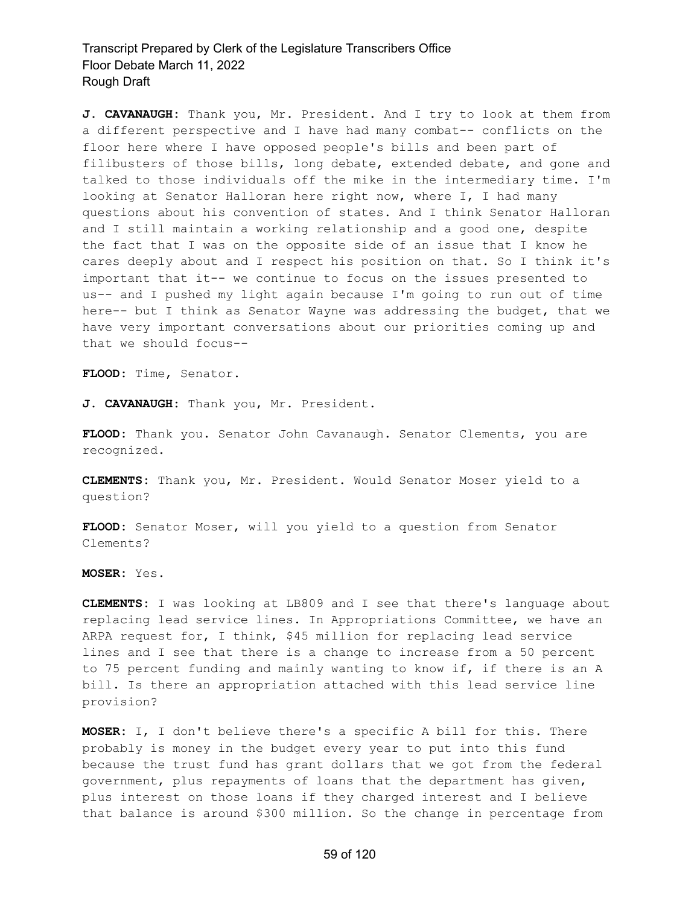**J. CAVANAUGH:** Thank you, Mr. President. And I try to look at them from a different perspective and I have had many combat-- conflicts on the floor here where I have opposed people's bills and been part of filibusters of those bills, long debate, extended debate, and gone and talked to those individuals off the mike in the intermediary time. I'm looking at Senator Halloran here right now, where I, I had many questions about his convention of states. And I think Senator Halloran and I still maintain a working relationship and a good one, despite the fact that I was on the opposite side of an issue that I know he cares deeply about and I respect his position on that. So I think it's important that it-- we continue to focus on the issues presented to us-- and I pushed my light again because I'm going to run out of time here-- but I think as Senator Wayne was addressing the budget, that we have very important conversations about our priorities coming up and that we should focus--

**FLOOD:** Time, Senator.

**J. CAVANAUGH:** Thank you, Mr. President.

**FLOOD:** Thank you. Senator John Cavanaugh. Senator Clements, you are recognized.

**CLEMENTS:** Thank you, Mr. President. Would Senator Moser yield to a question?

**FLOOD:** Senator Moser, will you yield to a question from Senator Clements?

**MOSER:** Yes.

**CLEMENTS:** I was looking at LB809 and I see that there's language about replacing lead service lines. In Appropriations Committee, we have an ARPA request for, I think, $45 million for replacing lead service lines and I see that there is a change to increase from a 50 percent to 75 percent funding and mainly wanting to know if, if there is an A bill. Is there an appropriation attached with this lead service line provision?

**MOSER:** I, I don't believe there's a specific A bill for this. There probably is money in the budget every year to put into this fund because the trust fund has grant dollars that we got from the federal government, plus repayments of loans that the department has given, plus interest on those loans if they charged interest and I believe that balance is around $300 million. So the change in percentage from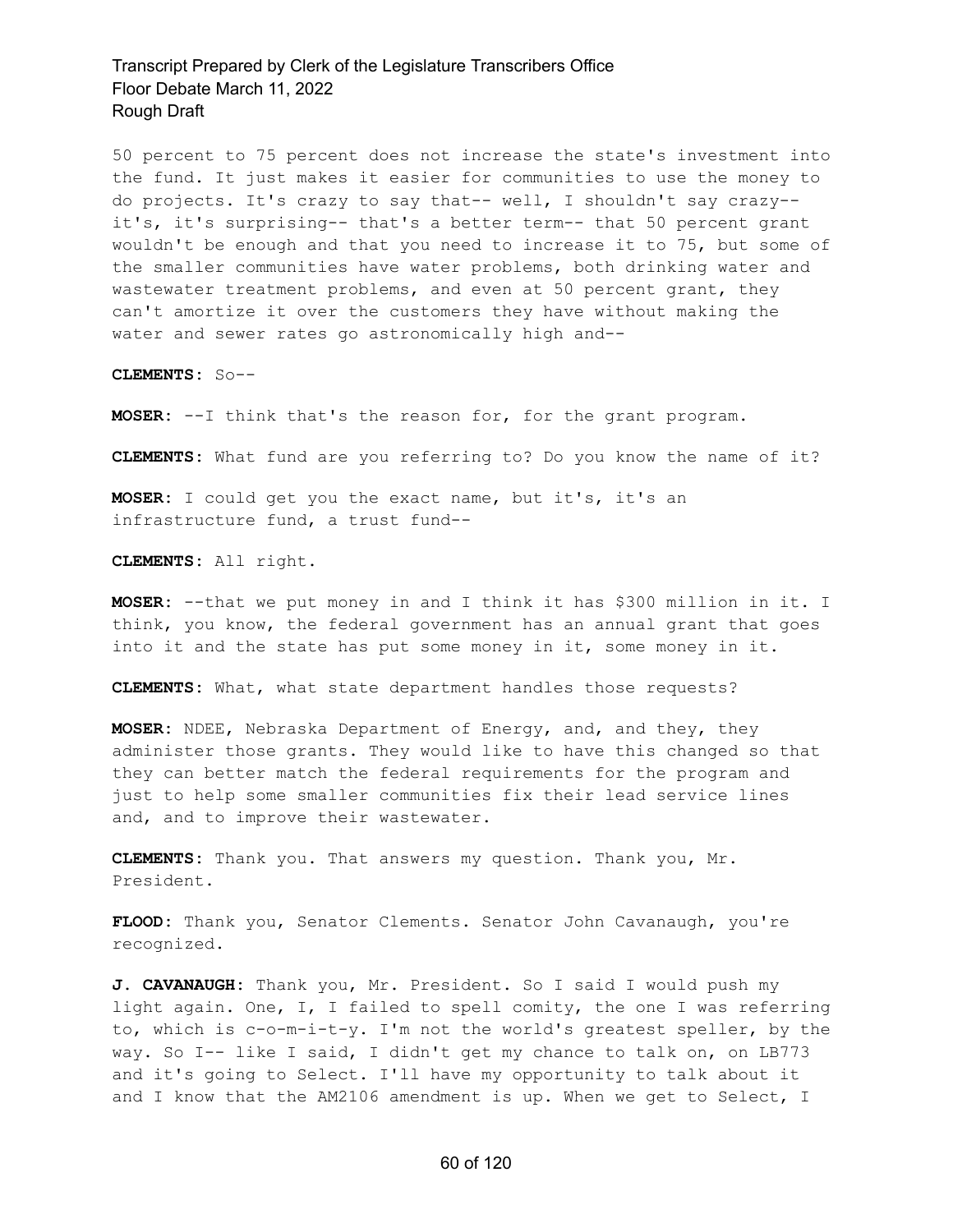50 percent to 75 percent does not increase the state's investment into the fund. It just makes it easier for communities to use the money to do projects. It's crazy to say that-- well, I shouldn't say crazy-- it's, it's surprising-- that's a better term-- that 50 percent grant wouldn't be enough and that you need to increase it to 75, but some of the smaller communities have water problems, both drinking water and wastewater treatment problems, and even at 50 percent grant, they can't amortize it over the customers they have without making the water and sewer rates go astronomically high and--

**CLEMENTS:** So--

**MOSER:** --I think that's the reason for, for the grant program.

**CLEMENTS:** What fund are you referring to? Do you know the name of it?

**MOSER:** I could get you the exact name, but it's, it's an infrastructure fund, a trust fund--

**CLEMENTS:** All right.

**MOSER:** --that we put money in and I think it has $300 million in it. I think, you know, the federal government has an annual grant that goes into it and the state has put some money in it, some money in it.

**CLEMENTS:** What, what state department handles those requests?

**MOSER:** NDEE, Nebraska Department of Energy, and, and they, they administer those grants. They would like to have this changed so that they can better match the federal requirements for the program and just to help some smaller communities fix their lead service lines and, and to improve their wastewater.

**CLEMENTS:** Thank you. That answers my question. Thank you, Mr. President.

**FLOOD:** Thank you, Senator Clements. Senator John Cavanaugh, you're recognized.

**J. CAVANAUGH:** Thank you, Mr. President. So I said I would push my light again. One, I, I failed to spell comity, the one I was referring to, which is c-o-m-i-t-y. I'm not the world's greatest speller, by the way. So I-- like I said, I didn't get my chance to talk on, on LB773 and it's going to Select. I'll have my opportunity to talk about it and I know that the AM2106 amendment is up. When we get to Select, I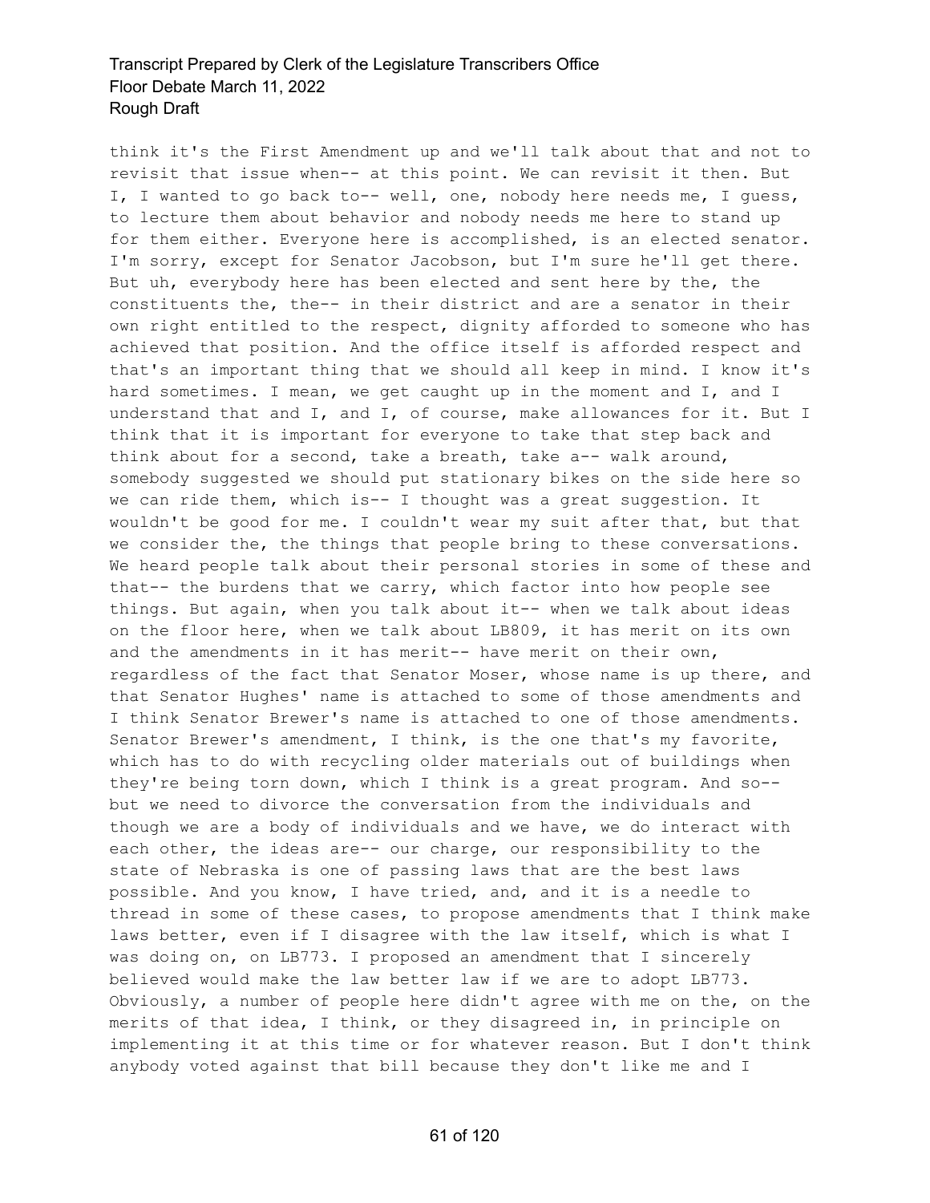think it's the First Amendment up and we'll talk about that and not to revisit that issue when-- at this point. We can revisit it then. But I, I wanted to go back to-- well, one, nobody here needs me, I guess, to lecture them about behavior and nobody needs me here to stand up for them either. Everyone here is accomplished, is an elected senator. I'm sorry, except for Senator Jacobson, but I'm sure he'll get there. But uh, everybody here has been elected and sent here by the, the constituents the, the-- in their district and are a senator in their own right entitled to the respect, dignity afforded to someone who has achieved that position. And the office itself is afforded respect and that's an important thing that we should all keep in mind. I know it's hard sometimes. I mean, we get caught up in the moment and I, and I understand that and I, and I, of course, make allowances for it. But I think that it is important for everyone to take that step back and think about for a second, take a breath, take a-- walk around, somebody suggested we should put stationary bikes on the side here so we can ride them, which is-- I thought was a great suggestion. It wouldn't be good for me. I couldn't wear my suit after that, but that we consider the, the things that people bring to these conversations. We heard people talk about their personal stories in some of these and that-- the burdens that we carry, which factor into how people see things. But again, when you talk about it-- when we talk about ideas on the floor here, when we talk about LB809, it has merit on its own and the amendments in it has merit-- have merit on their own, regardless of the fact that Senator Moser, whose name is up there, and that Senator Hughes' name is attached to some of those amendments and I think Senator Brewer's name is attached to one of those amendments. Senator Brewer's amendment, I think, is the one that's my favorite, which has to do with recycling older materials out of buildings when they're being torn down, which I think is a great program. And so-- but we need to divorce the conversation from the individuals and though we are a body of individuals and we have, we do interact with each other, the ideas are-- our charge, our responsibility to the state of Nebraska is one of passing laws that are the best laws possible. And you know, I have tried, and, and it is a needle to thread in some of these cases, to propose amendments that I think make laws better, even if I disagree with the law itself, which is what I was doing on, on LB773. I proposed an amendment that I sincerely believed would make the law better law if we are to adopt LB773. Obviously, a number of people here didn't agree with me on the, on the merits of that idea, I think, or they disagreed in, in principle on implementing it at this time or for whatever reason. But I don't think anybody voted against that bill because they don't like me and I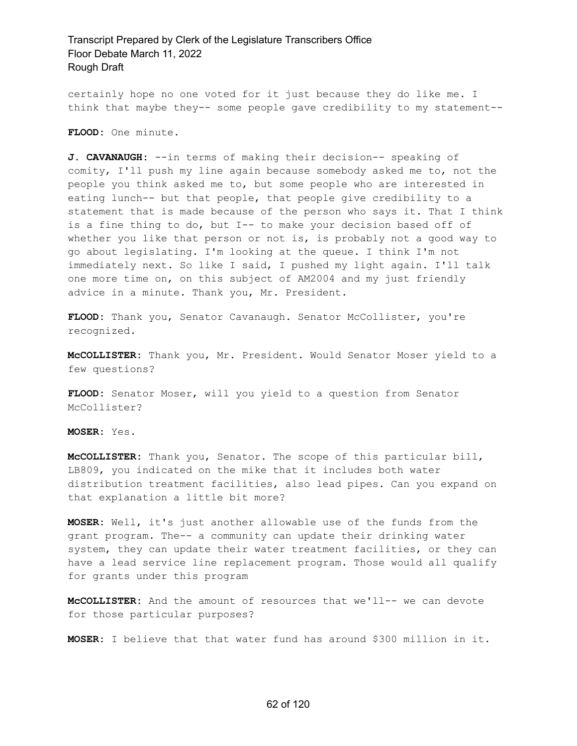certainly hope no one voted for it just because they do like me. I think that maybe they-- some people gave credibility to my statement--

**FLOOD:** One minute.

**J. CAVANAUGH:** --in terms of making their decision-- speaking of comity, I'll push my line again because somebody asked me to, not the people you think asked me to, but some people who are interested in eating lunch-- but that people, that people give credibility to a statement that is made because of the person who says it. That I think is a fine thing to do, but I-- to make your decision based off of whether you like that person or not is, is probably not a good way to go about legislating. I'm looking at the queue. I think I'm not immediately next. So like I said, I pushed my light again. I'll talk one more time on, on this subject of AM2004 and my just friendly advice in a minute. Thank you, Mr. President.

**FLOOD:** Thank you, Senator Cavanaugh. Senator McCollister, you're recognized.

**McCOLLISTER:** Thank you, Mr. President. Would Senator Moser yield to a few questions?

**FLOOD:** Senator Moser, will you yield to a question from Senator McCollister?

**MOSER:** Yes.

**McCOLLISTER:** Thank you, Senator. The scope of this particular bill, LB809, you indicated on the mike that it includes both water distribution treatment facilities, also lead pipes. Can you expand on that explanation a little bit more?

**MOSER:** Well, it's just another allowable use of the funds from the grant program. The-- a community can update their drinking water system, they can update their water treatment facilities, or they can have a lead service line replacement program. Those would all qualify for grants under this program

**McCOLLISTER:** And the amount of resources that we'll-- we can devote for those particular purposes?

**MOSER:** I believe that that water fund has around $300 million in it.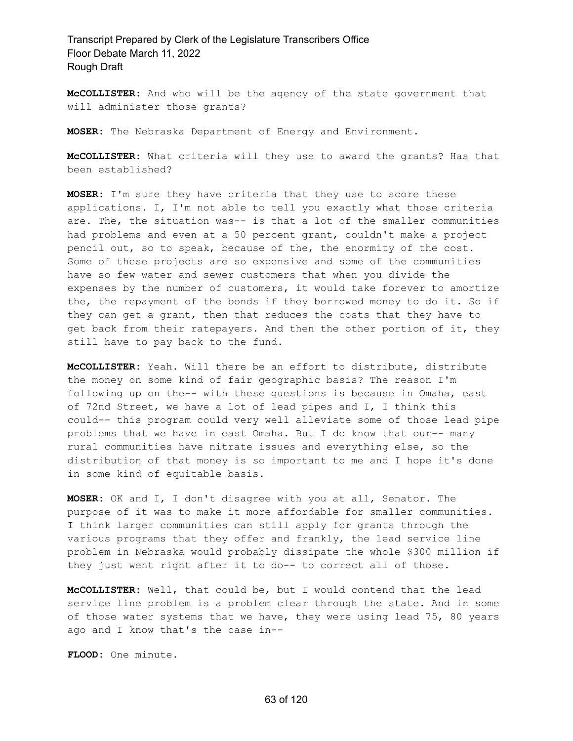**McCOLLISTER:** And who will be the agency of the state government that will administer those grants?

**MOSER:** The Nebraska Department of Energy and Environment.

**McCOLLISTER:** What criteria will they use to award the grants? Has that been established?

**MOSER:** I'm sure they have criteria that they use to score these applications. I, I'm not able to tell you exactly what those criteria are. The, the situation was-- is that a lot of the smaller communities had problems and even at a 50 percent grant, couldn't make a project pencil out, so to speak, because of the, the enormity of the cost. Some of these projects are so expensive and some of the communities have so few water and sewer customers that when you divide the expenses by the number of customers, it would take forever to amortize the, the repayment of the bonds if they borrowed money to do it. So if they can get a grant, then that reduces the costs that they have to get back from their ratepayers. And then the other portion of it, they still have to pay back to the fund.

**McCOLLISTER:** Yeah. Will there be an effort to distribute, distribute the money on some kind of fair geographic basis? The reason I'm following up on the-- with these questions is because in Omaha, east of 72nd Street, we have a lot of lead pipes and I, I think this could-- this program could very well alleviate some of those lead pipe problems that we have in east Omaha. But I do know that our-- many rural communities have nitrate issues and everything else, so the distribution of that money is so important to me and I hope it's done in some kind of equitable basis.

**MOSER:** OK and I, I don't disagree with you at all, Senator. The purpose of it was to make it more affordable for smaller communities. I think larger communities can still apply for grants through the various programs that they offer and frankly, the lead service line problem in Nebraska would probably dissipate the whole $300 million if they just went right after it to do-- to correct all of those.

**McCOLLISTER:** Well, that could be, but I would contend that the lead service line problem is a problem clear through the state. And in some of those water systems that we have, they were using lead 75, 80 years ago and I know that's the case in--

**FLOOD:** One minute.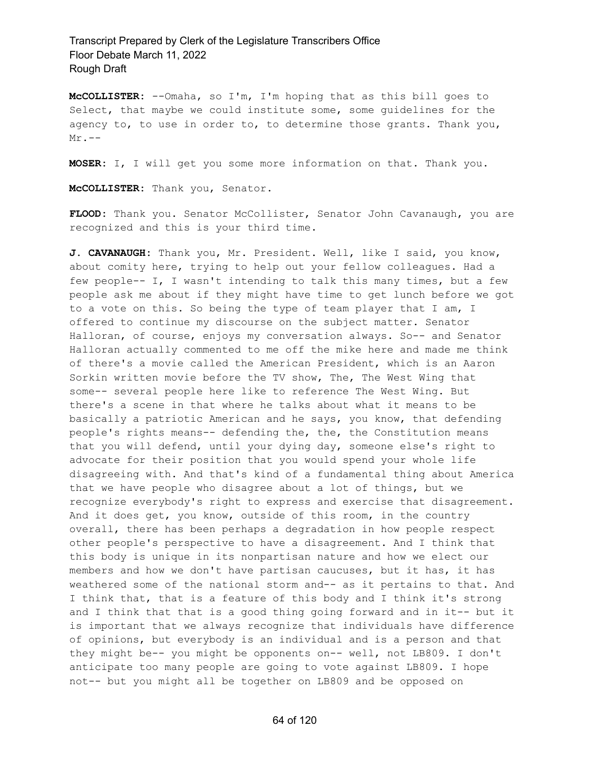**McCOLLISTER:** --Omaha, so I'm, I'm hoping that as this bill goes to Select, that maybe we could institute some, some guidelines for the agency to, to use in order to, to determine those grants. Thank you, Mr.--

**MOSER:** I, I will get you some more information on that. Thank you.

**McCOLLISTER:** Thank you, Senator.

**FLOOD:** Thank you. Senator McCollister, Senator John Cavanaugh, you are recognized and this is your third time.

**J. CAVANAUGH:** Thank you, Mr. President. Well, like I said, you know, about comity here, trying to help out your fellow colleagues. Had a few people-- I, I wasn't intending to talk this many times, but a few people ask me about if they might have time to get lunch before we got to a vote on this. So being the type of team player that I am, I offered to continue my discourse on the subject matter. Senator Halloran, of course, enjoys my conversation always. So-- and Senator Halloran actually commented to me off the mike here and made me think of there's a movie called the American President, which is an Aaron Sorkin written movie before the TV show, The, The West Wing that some-- several people here like to reference The West Wing. But there's a scene in that where he talks about what it means to be basically a patriotic American and he says, you know, that defending people's rights means-- defending the, the, the Constitution means that you will defend, until your dying day, someone else's right to advocate for their position that you would spend your whole life disagreeing with. And that's kind of a fundamental thing about America that we have people who disagree about a lot of things, but we recognize everybody's right to express and exercise that disagreement. And it does get, you know, outside of this room, in the country overall, there has been perhaps a degradation in how people respect other people's perspective to have a disagreement. And I think that this body is unique in its nonpartisan nature and how we elect our members and how we don't have partisan caucuses, but it has, it has weathered some of the national storm and-- as it pertains to that. And I think that, that is a feature of this body and I think it's strong and I think that that is a good thing going forward and in it-- but it is important that we always recognize that individuals have difference of opinions, but everybody is an individual and is a person and that they might be-- you might be opponents on-- well, not LB809. I don't anticipate too many people are going to vote against LB809. I hope not-- but you might all be together on LB809 and be opposed on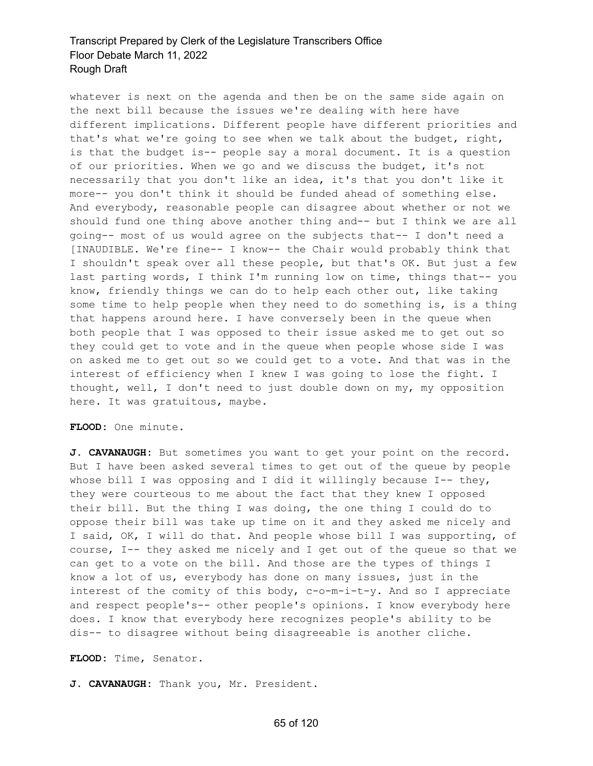whatever is next on the agenda and then be on the same side again on the next bill because the issues we're dealing with here have different implications. Different people have different priorities and that's what we're going to see when we talk about the budget, right, is that the budget is-- people say a moral document. It is a question of our priorities. When we go and we discuss the budget, it's not necessarily that you don't like an idea, it's that you don't like it more-- you don't think it should be funded ahead of something else. And everybody, reasonable people can disagree about whether or not we should fund one thing above another thing and-- but I think we are all going-- most of us would agree on the subjects that-- I don't need a [INAUDIBLE. We're fine-- I know-- the Chair would probably think that I shouldn't speak over all these people, but that's OK. But just a few last parting words, I think I'm running low on time, things that-- you know, friendly things we can do to help each other out, like taking some time to help people when they need to do something is, is a thing that happens around here. I have conversely been in the queue when both people that I was opposed to their issue asked me to get out so they could get to vote and in the queue when people whose side I was on asked me to get out so we could get to a vote. And that was in the interest of efficiency when I knew I was going to lose the fight. I thought, well, I don't need to just double down on my, my opposition here. It was gratuitous, maybe.

**FLOOD:** One minute.

**J. CAVANAUGH:** But sometimes you want to get your point on the record. But I have been asked several times to get out of the queue by people whose bill I was opposing and I did it willingly because I-- they, they were courteous to me about the fact that they knew I opposed their bill. But the thing I was doing, the one thing I could do to oppose their bill was take up time on it and they asked me nicely and I said, OK, I will do that. And people whose bill I was supporting, of course, I-- they asked me nicely and I get out of the queue so that we can get to a vote on the bill. And those are the types of things I know a lot of us, everybody has done on many issues, just in the interest of the comity of this body, c-o-m-i-t-y. And so I appreciate and respect people's-- other people's opinions. I know everybody here does. I know that everybody here recognizes people's ability to be dis-- to disagree without being disagreeable is another cliche.

**FLOOD:** Time, Senator.

**J. CAVANAUGH:** Thank you, Mr. President.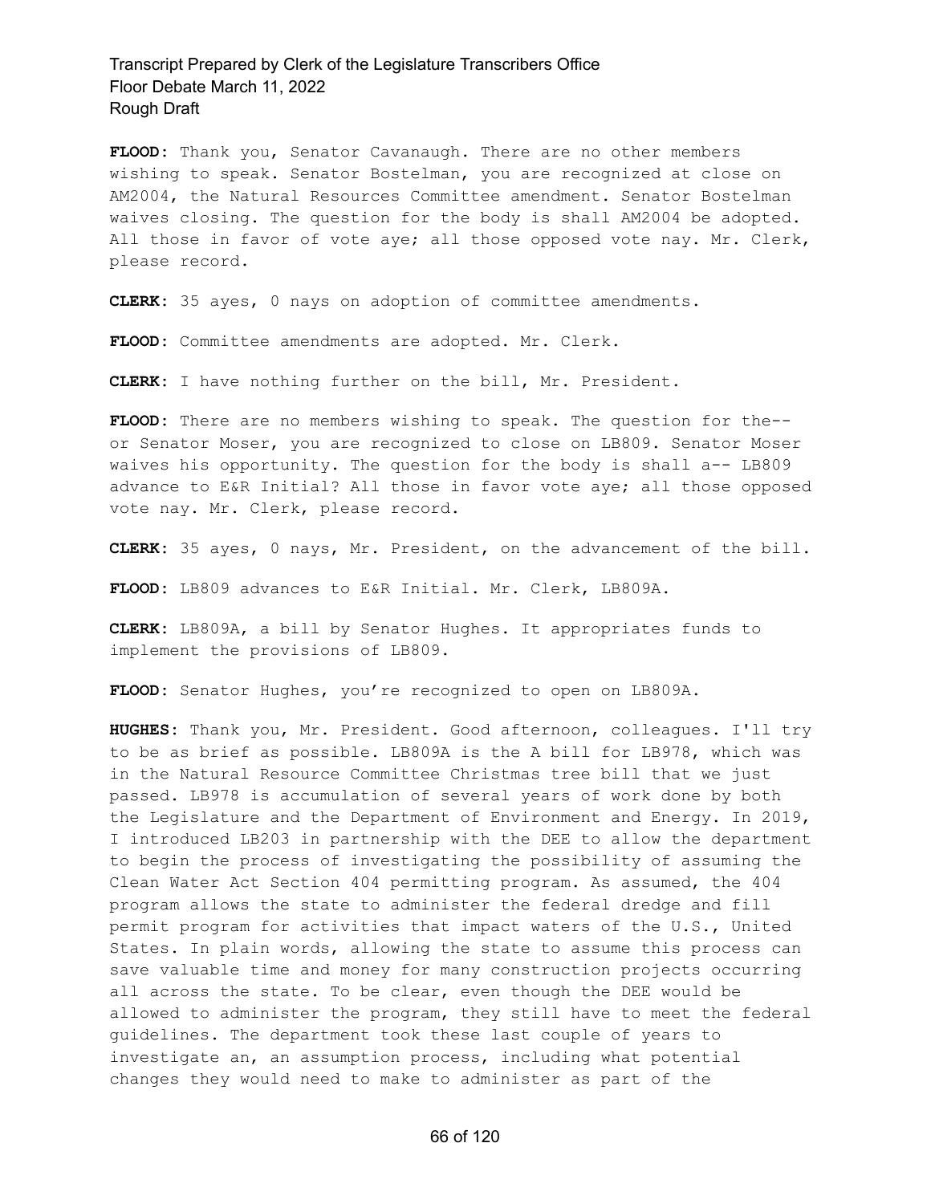**FLOOD:** Thank you, Senator Cavanaugh. There are no other members wishing to speak. Senator Bostelman, you are recognized at close on AM2004, the Natural Resources Committee amendment. Senator Bostelman waives closing. The question for the body is shall AM2004 be adopted. All those in favor of vote aye; all those opposed vote nay. Mr. Clerk, please record.

**CLERK:** 35 ayes, 0 nays on adoption of committee amendments.

**FLOOD:** Committee amendments are adopted. Mr. Clerk.

**CLERK:** I have nothing further on the bill, Mr. President.

**FLOOD:** There are no members wishing to speak. The question for the-- or Senator Moser, you are recognized to close on LB809. Senator Moser waives his opportunity. The question for the body is shall a-- LB809 advance to E&R Initial? All those in favor vote aye; all those opposed vote nay. Mr. Clerk, please record.

**CLERK:** 35 ayes, 0 nays, Mr. President, on the advancement of the bill.

**FLOOD:** LB809 advances to E&R Initial. Mr. Clerk, LB809A.

**CLERK:** LB809A, a bill by Senator Hughes. It appropriates funds to implement the provisions of LB809.

**FLOOD:** Senator Hughes, you're recognized to open on LB809A.

**HUGHES:** Thank you, Mr. President. Good afternoon, colleagues. I'll try to be as brief as possible. LB809A is the A bill for LB978, which was in the Natural Resource Committee Christmas tree bill that we just passed. LB978 is accumulation of several years of work done by both the Legislature and the Department of Environment and Energy. In 2019, I introduced LB203 in partnership with the DEE to allow the department to begin the process of investigating the possibility of assuming the Clean Water Act Section 404 permitting program. As assumed, the 404 program allows the state to administer the federal dredge and fill permit program for activities that impact waters of the U.S., United States. In plain words, allowing the state to assume this process can save valuable time and money for many construction projects occurring all across the state. To be clear, even though the DEE would be allowed to administer the program, they still have to meet the federal guidelines. The department took these last couple of years to investigate an, an assumption process, including what potential changes they would need to make to administer as part of the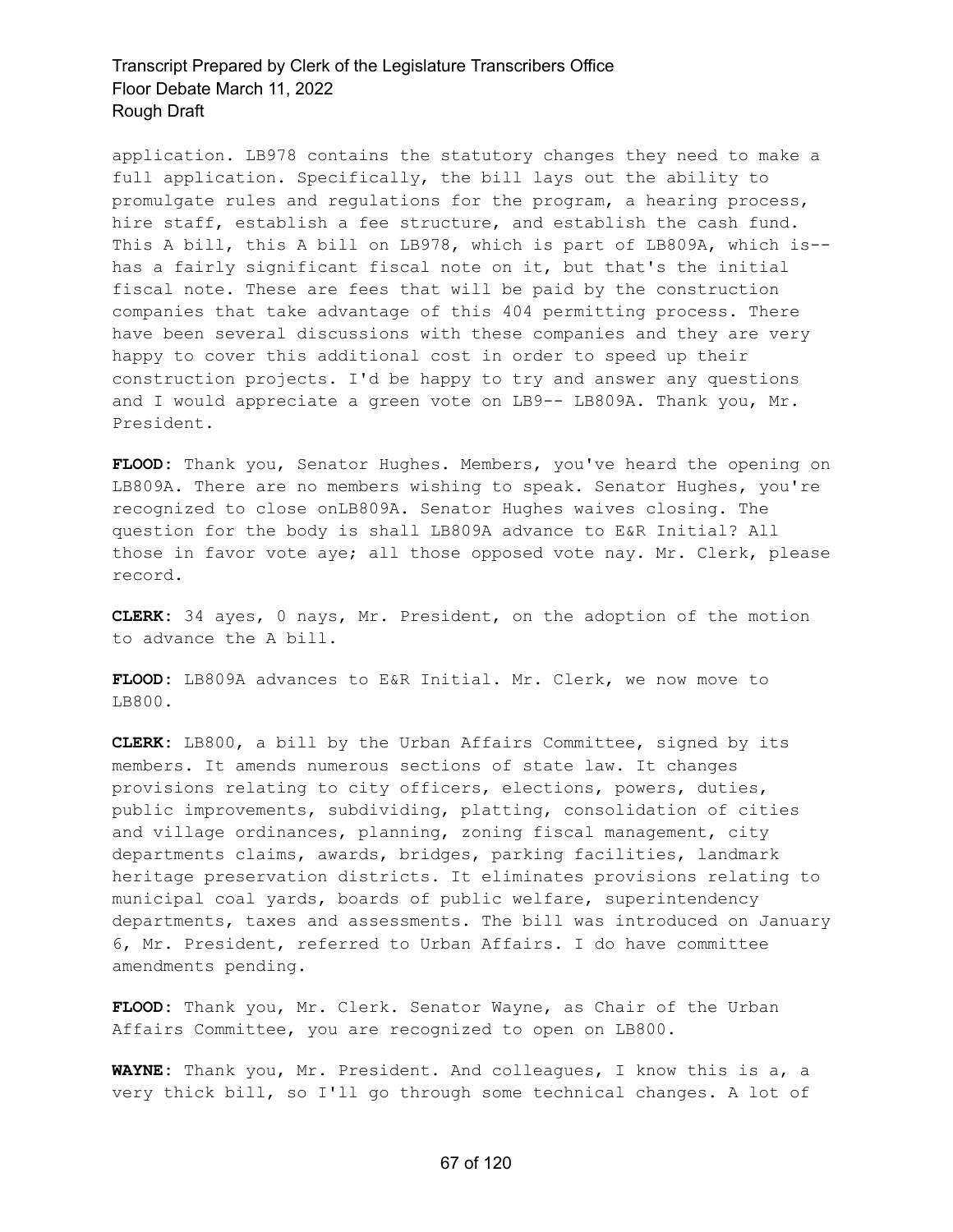application. LB978 contains the statutory changes they need to make a full application. Specifically, the bill lays out the ability to promulgate rules and regulations for the program, a hearing process, hire staff, establish a fee structure, and establish the cash fund. This A bill, this A bill on LB978, which is part of LB809A, which is-- has a fairly significant fiscal note on it, but that's the initial fiscal note. These are fees that will be paid by the construction companies that take advantage of this 404 permitting process. There have been several discussions with these companies and they are very happy to cover this additional cost in order to speed up their construction projects. I'd be happy to try and answer any questions and I would appreciate a green vote on LB9-- LB809A. Thank you, Mr. President.

**FLOOD:** Thank you, Senator Hughes. Members, you've heard the opening on LB809A. There are no members wishing to speak. Senator Hughes, you're recognized to close onLB809A. Senator Hughes waives closing. The question for the body is shall LB809A advance to E&R Initial? All those in favor vote aye; all those opposed vote nay. Mr. Clerk, please record.

**CLERK:** 34 ayes, 0 nays, Mr. President, on the adoption of the motion to advance the A bill.

**FLOOD:** LB809A advances to E&R Initial. Mr. Clerk, we now move to LB800.

**CLERK:** LB800, a bill by the Urban Affairs Committee, signed by its members. It amends numerous sections of state law. It changes provisions relating to city officers, elections, powers, duties, public improvements, subdividing, platting, consolidation of cities and village ordinances, planning, zoning fiscal management, city departments claims, awards, bridges, parking facilities, landmark heritage preservation districts. It eliminates provisions relating to municipal coal yards, boards of public welfare, superintendency departments, taxes and assessments. The bill was introduced on January 6, Mr. President, referred to Urban Affairs. I do have committee amendments pending.

**FLOOD:** Thank you, Mr. Clerk. Senator Wayne, as Chair of the Urban Affairs Committee, you are recognized to open on LB800.

**WAYNE:** Thank you, Mr. President. And colleagues, I know this is a, a very thick bill, so I'll go through some technical changes. A lot of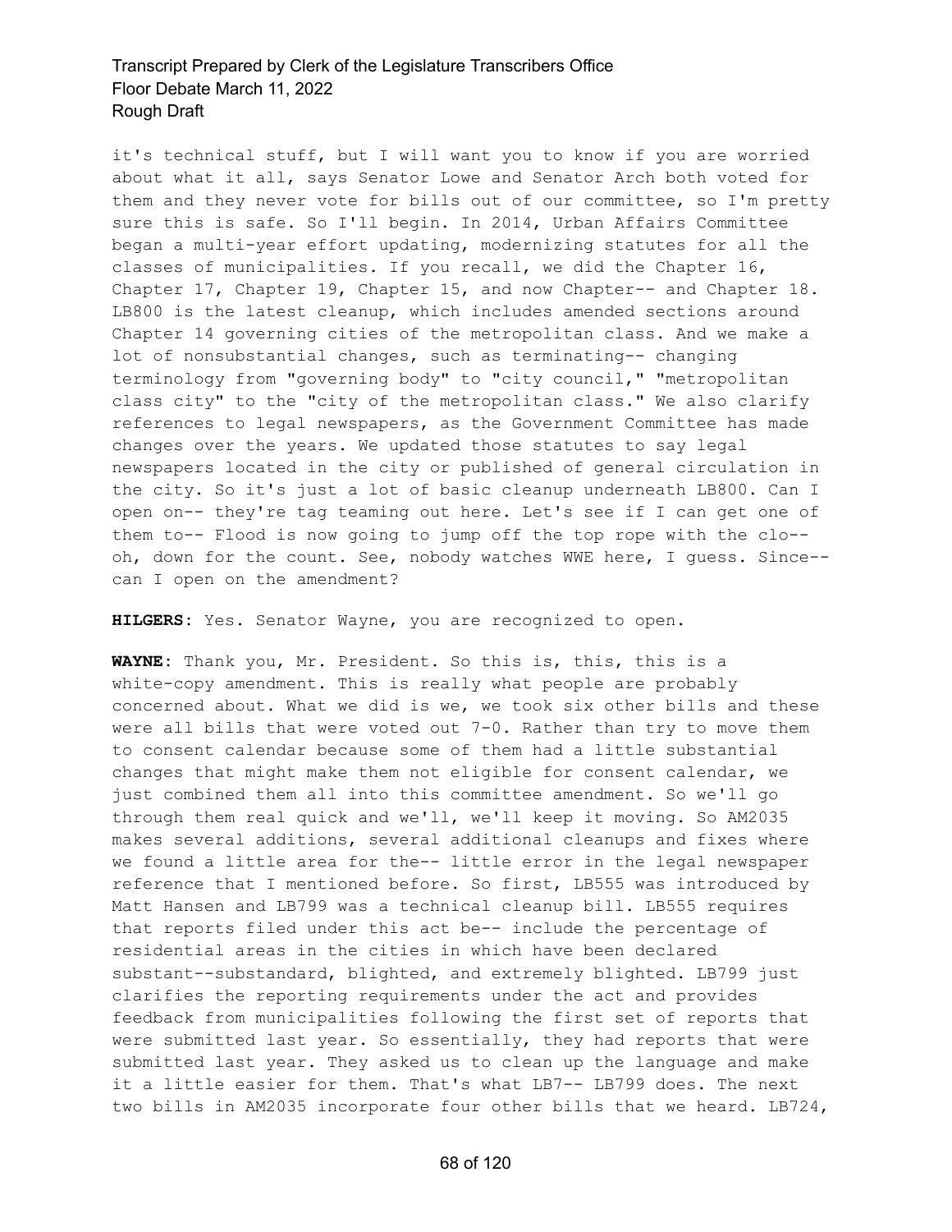it's technical stuff, but I will want you to know if you are worried about what it all, says Senator Lowe and Senator Arch both voted for them and they never vote for bills out of our committee, so I'm pretty sure this is safe. So I'll begin. In 2014, Urban Affairs Committee began a multi-year effort updating, modernizing statutes for all the classes of municipalities. If you recall, we did the Chapter 16, Chapter 17, Chapter 19, Chapter 15, and now Chapter-- and Chapter 18. LB800 is the latest cleanup, which includes amended sections around Chapter 14 governing cities of the metropolitan class. And we make a lot of nonsubstantial changes, such as terminating-- changing terminology from "governing body" to "city council," "metropolitan class city" to the "city of the metropolitan class." We also clarify references to legal newspapers, as the Government Committee has made changes over the years. We updated those statutes to say legal newspapers located in the city or published of general circulation in the city. So it's just a lot of basic cleanup underneath LB800. Can I open on-- they're tag teaming out here. Let's see if I can get one of them to-- Flood is now going to jump off the top rope with the clo-- oh, down for the count. See, nobody watches WWE here, I guess. Since-- can I open on the amendment?

**HILGERS**: Yes. Senator Wayne, you are recognized to open.

**WAYNE**: Thank you, Mr. President. So this is, this, this is a white-copy amendment. This is really what people are probably concerned about. What we did is we, we took six other bills and these were all bills that were voted out 7-0. Rather than try to move them to consent calendar because some of them had a little substantial changes that might make them not eligible for consent calendar, we just combined them all into this committee amendment. So we'll go through them real quick and we'll, we'll keep it moving. So AM2035 makes several additions, several additional cleanups and fixes where we found a little area for the-- little error in the legal newspaper reference that I mentioned before. So first, LB555 was introduced by Matt Hansen and LB799 was a technical cleanup bill. LB555 requires that reports filed under this act be-- include the percentage of residential areas in the cities in which have been declared substant--substandard, blighted, and extremely blighted. LB799 just clarifies the reporting requirements under the act and provides feedback from municipalities following the first set of reports that were submitted last year. So essentially, they had reports that were submitted last year. They asked us to clean up the language and make it a little easier for them. That's what LB7-- LB799 does. The next two bills in AM2035 incorporate four other bills that we heard. LB724,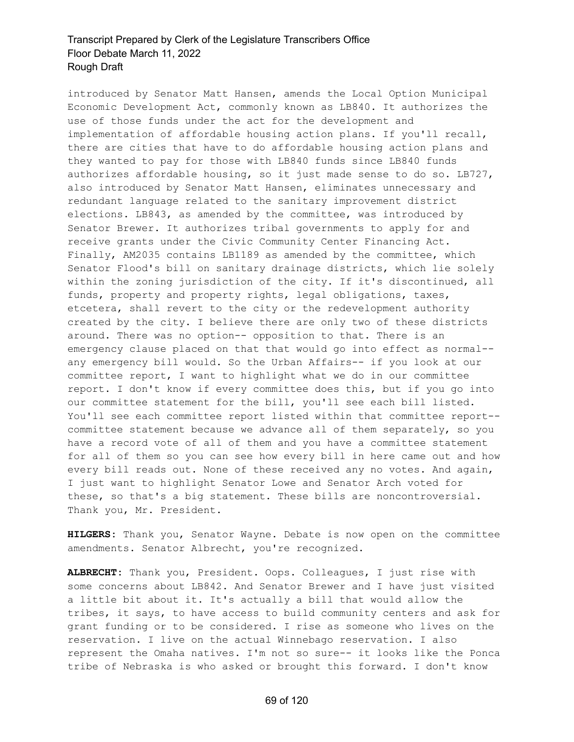introduced by Senator Matt Hansen, amends the Local Option Municipal Economic Development Act, commonly known as LB840. It authorizes the use of those funds under the act for the development and implementation of affordable housing action plans. If you'll recall, there are cities that have to do affordable housing action plans and they wanted to pay for those with LB840 funds since LB840 funds authorizes affordable housing, so it just made sense to do so. LB727, also introduced by Senator Matt Hansen, eliminates unnecessary and redundant language related to the sanitary improvement district elections. LB843, as amended by the committee, was introduced by Senator Brewer. It authorizes tribal governments to apply for and receive grants under the Civic Community Center Financing Act. Finally, AM2035 contains LB1189 as amended by the committee, which Senator Flood's bill on sanitary drainage districts, which lie solely within the zoning jurisdiction of the city. If it's discontinued, all funds, property and property rights, legal obligations, taxes, etcetera, shall revert to the city or the redevelopment authority created by the city. I believe there are only two of these districts around. There was no option-- opposition to that. There is an emergency clause placed on that that would go into effect as normal-- any emergency bill would. So the Urban Affairs-- if you look at our committee report, I want to highlight what we do in our committee report. I don't know if every committee does this, but if you go into our committee statement for the bill, you'll see each bill listed. You'll see each committee report listed within that committee report-- committee statement because we advance all of them separately, so you have a record vote of all of them and you have a committee statement for all of them so you can see how every bill in here came out and how every bill reads out. None of these received any no votes. And again, I just want to highlight Senator Lowe and Senator Arch voted for these, so that's a big statement. These bills are noncontroversial. Thank you, Mr. President.

**HILGERS:** Thank you, Senator Wayne. Debate is now open on the committee amendments. Senator Albrecht, you're recognized.

**ALBRECHT:** Thank you, President. Oops. Colleagues, I just rise with some concerns about LB842. And Senator Brewer and I have just visited a little bit about it. It's actually a bill that would allow the tribes, it says, to have access to build community centers and ask for grant funding or to be considered. I rise as someone who lives on the reservation. I live on the actual Winnebago reservation. I also represent the Omaha natives. I'm not so sure-- it looks like the Ponca tribe of Nebraska is who asked or brought this forward. I don't know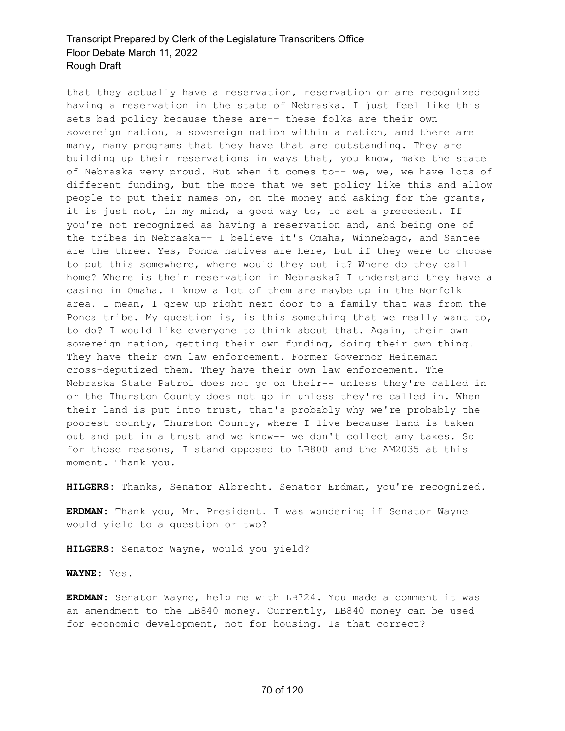that they actually have a reservation, reservation or are recognized having a reservation in the state of Nebraska. I just feel like this sets bad policy because these are-- these folks are their own sovereign nation, a sovereign nation within a nation, and there are many, many programs that they have that are outstanding. They are building up their reservations in ways that, you know, make the state of Nebraska very proud. But when it comes to-- we, we, we have lots of different funding, but the more that we set policy like this and allow people to put their names on, on the money and asking for the grants, it is just not, in my mind, a good way to, to set a precedent. If you're not recognized as having a reservation and, and being one of the tribes in Nebraska-- I believe it's Omaha, Winnebago, and Santee are the three. Yes, Ponca natives are here, but if they were to choose to put this somewhere, where would they put it? Where do they call home? Where is their reservation in Nebraska? I understand they have a casino in Omaha. I know a lot of them are maybe up in the Norfolk area. I mean, I grew up right next door to a family that was from the Ponca tribe. My question is, is this something that we really want to, to do? I would like everyone to think about that. Again, their own sovereign nation, getting their own funding, doing their own thing. They have their own law enforcement. Former Governor Heineman cross-deputized them. They have their own law enforcement. The Nebraska State Patrol does not go on their-- unless they're called in or the Thurston County does not go in unless they're called in. When their land is put into trust, that's probably why we're probably the poorest county, Thurston County, where I live because land is taken out and put in a trust and we know-- we don't collect any taxes. So for those reasons, I stand opposed to LB800 and the AM2035 at this moment. Thank you.

**HILGERS:** Thanks, Senator Albrecht. Senator Erdman, you're recognized.

**ERDMAN:** Thank you, Mr. President. I was wondering if Senator Wayne would yield to a question or two?

**HILGERS:** Senator Wayne, would you yield?

**WAYNE:** Yes.

**ERDMAN:** Senator Wayne, help me with LB724. You made a comment it was an amendment to the LB840 money. Currently, LB840 money can be used for economic development, not for housing. Is that correct?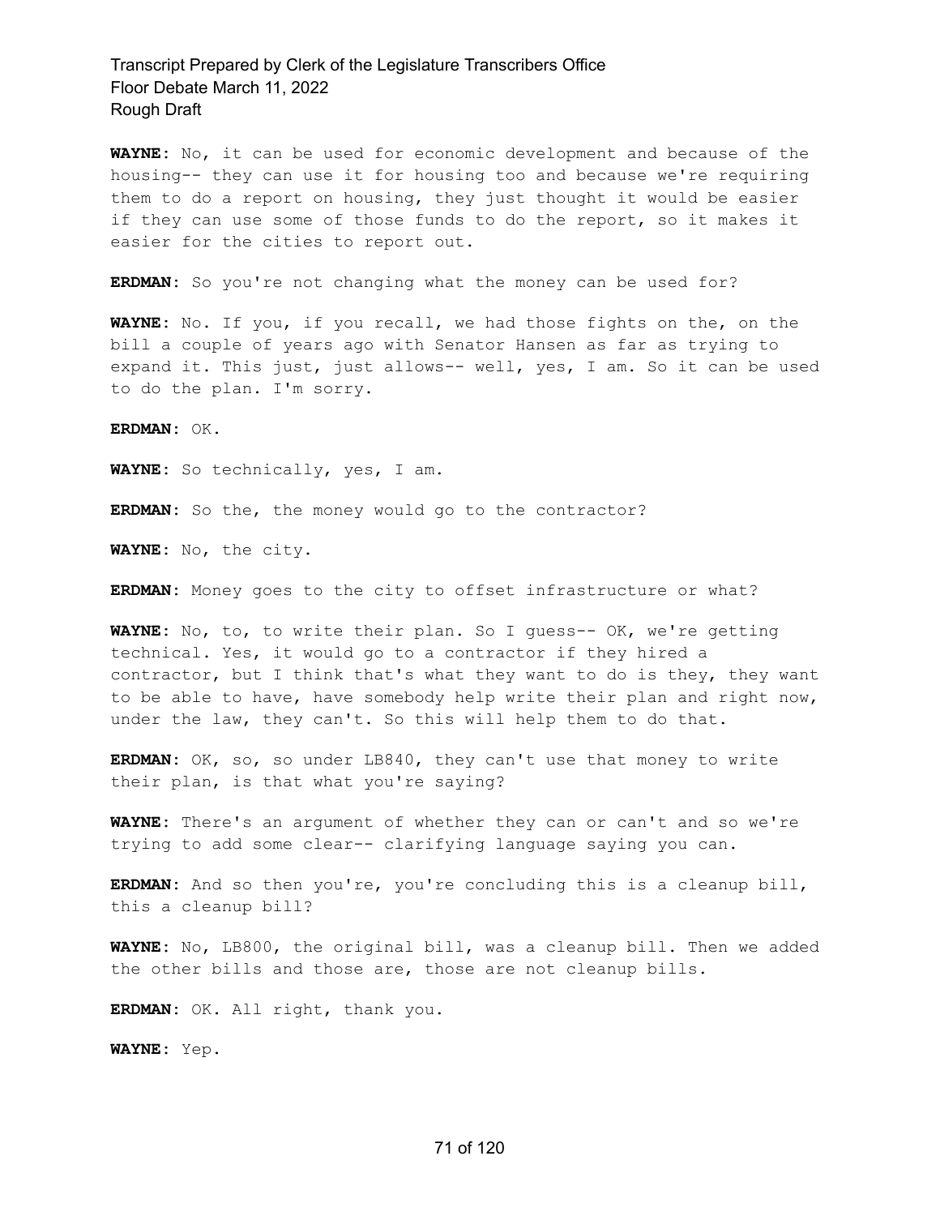**WAYNE:** No, it can be used for economic development and because of the housing-- they can use it for housing too and because we're requiring them to do a report on housing, they just thought it would be easier if they can use some of those funds to do the report, so it makes it easier for the cities to report out.

**ERDMAN:** So you're not changing what the money can be used for?

**WAYNE:** No. If you, if you recall, we had those fights on the, on the bill a couple of years ago with Senator Hansen as far as trying to expand it. This just, just allows-- well, yes, I am. So it can be used to do the plan. I'm sorry.

**ERDMAN:** OK.

**WAYNE:** So technically, yes, I am.

**ERDMAN:** So the, the money would go to the contractor?

**WAYNE:** No, the city.

**ERDMAN:** Money goes to the city to offset infrastructure or what?

**WAYNE:** No, to, to write their plan. So I guess-- OK, we're getting technical. Yes, it would go to a contractor if they hired a contractor, but I think that's what they want to do is they, they want to be able to have, have somebody help write their plan and right now, under the law, they can't. So this will help them to do that.

**ERDMAN:** OK, so, so under LB840, they can't use that money to write their plan, is that what you're saying?

**WAYNE:** There's an argument of whether they can or can't and so we're trying to add some clear-- clarifying language saying you can.

**ERDMAN:** And so then you're, you're concluding this is a cleanup bill, this a cleanup bill?

**WAYNE:** No, LB800, the original bill, was a cleanup bill. Then we added the other bills and those are, those are not cleanup bills.

**ERDMAN:** OK. All right, thank you.

**WAYNE:** Yep.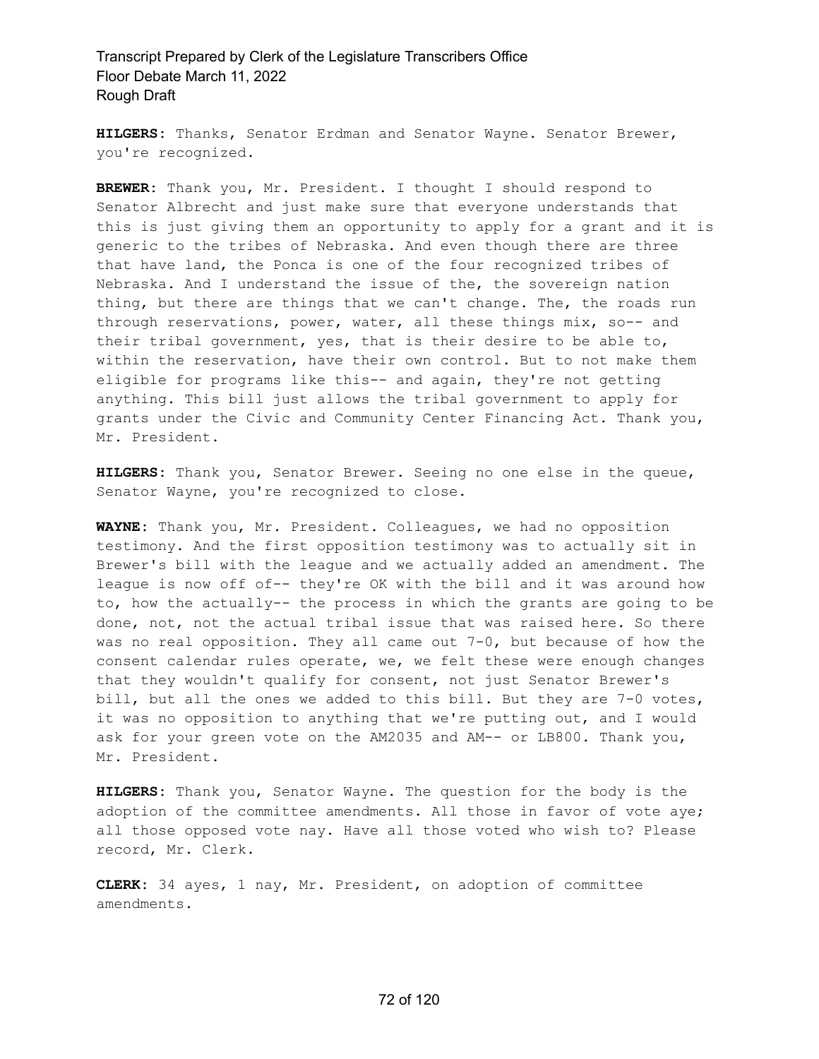**HILGERS:** Thanks, Senator Erdman and Senator Wayne. Senator Brewer, you're recognized.

**BREWER:** Thank you, Mr. President. I thought I should respond to Senator Albrecht and just make sure that everyone understands that this is just giving them an opportunity to apply for a grant and it is generic to the tribes of Nebraska. And even though there are three that have land, the Ponca is one of the four recognized tribes of Nebraska. And I understand the issue of the, the sovereign nation thing, but there are things that we can't change. The, the roads run through reservations, power, water, all these things mix, so-- and their tribal government, yes, that is their desire to be able to, within the reservation, have their own control. But to not make them eligible for programs like this-- and again, they're not getting anything. This bill just allows the tribal government to apply for grants under the Civic and Community Center Financing Act. Thank you, Mr. President.

**HILGERS:** Thank you, Senator Brewer. Seeing no one else in the queue, Senator Wayne, you're recognized to close.

**WAYNE:** Thank you, Mr. President. Colleagues, we had no opposition testimony. And the first opposition testimony was to actually sit in Brewer's bill with the league and we actually added an amendment. The league is now off of-- they're OK with the bill and it was around how to, how the actually-- the process in which the grants are going to be done, not, not the actual tribal issue that was raised here. So there was no real opposition. They all came out 7-0, but because of how the consent calendar rules operate, we, we felt these were enough changes that they wouldn't qualify for consent, not just Senator Brewer's bill, but all the ones we added to this bill. But they are 7-0 votes, it was no opposition to anything that we're putting out, and I would ask for your green vote on the AM2035 and AM-- or LB800. Thank you, Mr. President.

**HILGERS:** Thank you, Senator Wayne. The question for the body is the adoption of the committee amendments. All those in favor of vote aye; all those opposed vote nay. Have all those voted who wish to? Please record, Mr. Clerk.

**CLERK:** 34 ayes, 1 nay, Mr. President, on adoption of committee amendments.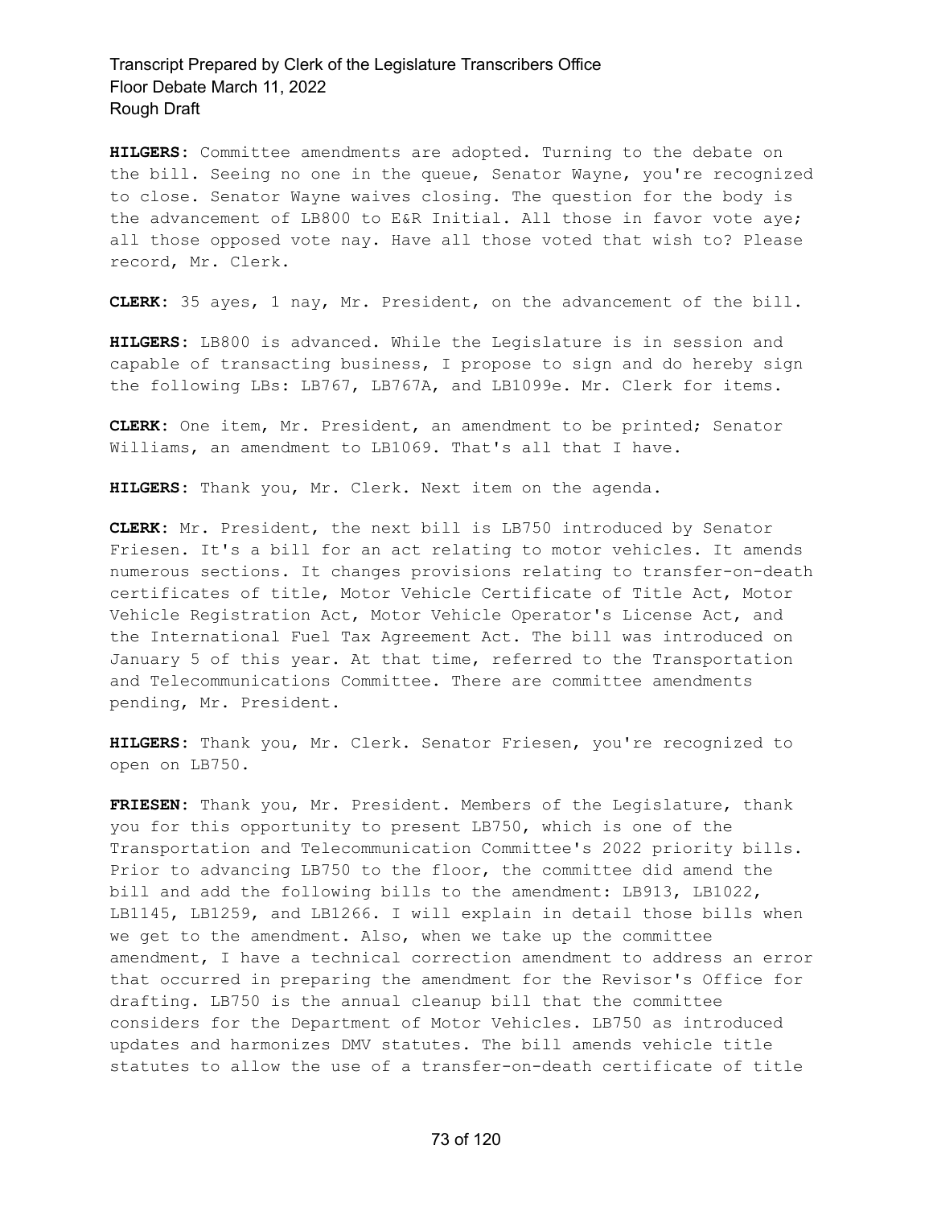**HILGERS:** Committee amendments are adopted. Turning to the debate on the bill. Seeing no one in the queue, Senator Wayne, you're recognized to close. Senator Wayne waives closing. The question for the body is the advancement of LB800 to E&R Initial. All those in favor vote aye; all those opposed vote nay. Have all those voted that wish to? Please record, Mr. Clerk.

**CLERK:** 35 ayes, 1 nay, Mr. President, on the advancement of the bill.

**HILGERS:** LB800 is advanced. While the Legislature is in session and capable of transacting business, I propose to sign and do hereby sign the following LBs: LB767, LB767A, and LB1099e. Mr. Clerk for items.

**CLERK:** One item, Mr. President, an amendment to be printed; Senator Williams, an amendment to LB1069. That's all that I have.

**HILGERS:** Thank you, Mr. Clerk. Next item on the agenda.

**CLERK:** Mr. President, the next bill is LB750 introduced by Senator Friesen. It's a bill for an act relating to motor vehicles. It amends numerous sections. It changes provisions relating to transfer-on-death certificates of title, Motor Vehicle Certificate of Title Act, Motor Vehicle Registration Act, Motor Vehicle Operator's License Act, and the International Fuel Tax Agreement Act. The bill was introduced on January 5 of this year. At that time, referred to the Transportation and Telecommunications Committee. There are committee amendments pending, Mr. President.

**HILGERS:** Thank you, Mr. Clerk. Senator Friesen, you're recognized to open on LB750.

**FRIESEN:** Thank you, Mr. President. Members of the Legislature, thank you for this opportunity to present LB750, which is one of the Transportation and Telecommunication Committee's 2022 priority bills. Prior to advancing LB750 to the floor, the committee did amend the bill and add the following bills to the amendment: LB913, LB1022, LB1145, LB1259, and LB1266. I will explain in detail those bills when we get to the amendment. Also, when we take up the committee amendment, I have a technical correction amendment to address an error that occurred in preparing the amendment for the Revisor's Office for drafting. LB750 is the annual cleanup bill that the committee considers for the Department of Motor Vehicles. LB750 as introduced updates and harmonizes DMV statutes. The bill amends vehicle title statutes to allow the use of a transfer-on-death certificate of title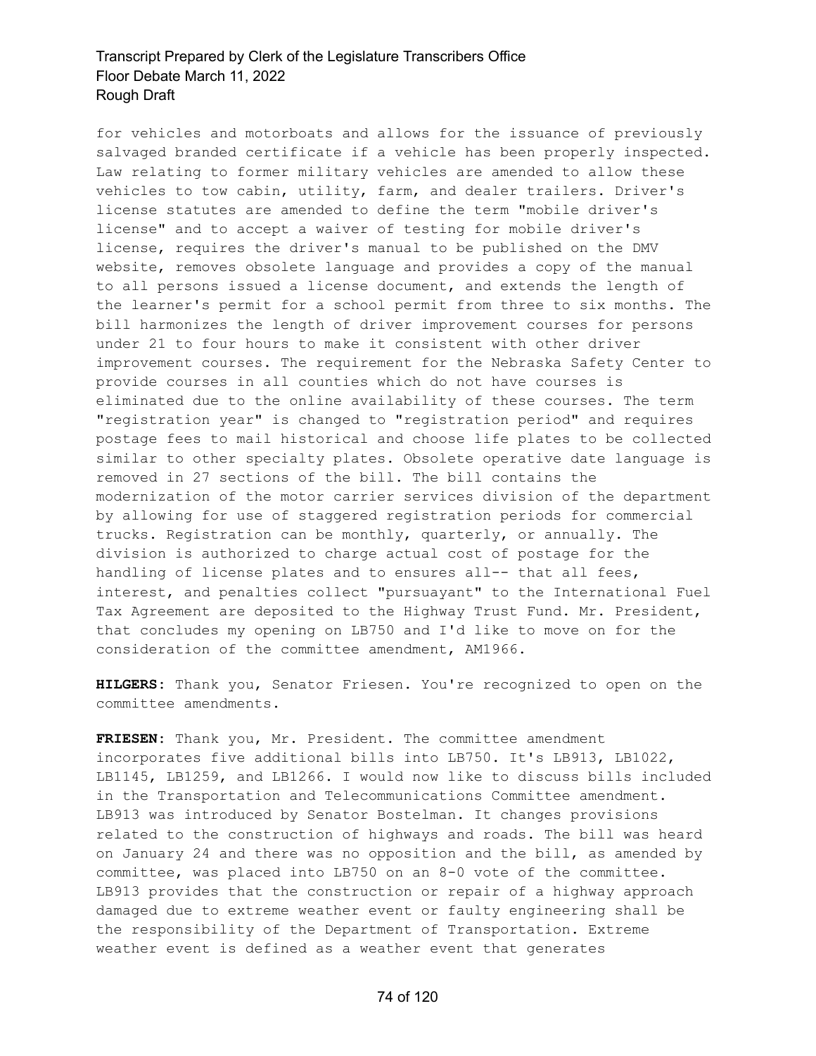for vehicles and motorboats and allows for the issuance of previously salvaged branded certificate if a vehicle has been properly inspected. Law relating to former military vehicles are amended to allow these vehicles to tow cabin, utility, farm, and dealer trailers. Driver's license statutes are amended to define the term "mobile driver's license" and to accept a waiver of testing for mobile driver's license, requires the driver's manual to be published on the DMV website, removes obsolete language and provides a copy of the manual to all persons issued a license document, and extends the length of the learner's permit for a school permit from three to six months. The bill harmonizes the length of driver improvement courses for persons under 21 to four hours to make it consistent with other driver improvement courses. The requirement for the Nebraska Safety Center to provide courses in all counties which do not have courses is eliminated due to the online availability of these courses. The term "registration year" is changed to "registration period" and requires postage fees to mail historical and choose life plates to be collected similar to other specialty plates. Obsolete operative date language is removed in 27 sections of the bill. The bill contains the modernization of the motor carrier services division of the department by allowing for use of staggered registration periods for commercial trucks. Registration can be monthly, quarterly, or annually. The division is authorized to charge actual cost of postage for the handling of license plates and to ensures all-- that all fees, interest, and penalties collect "pursuayant" to the International Fuel Tax Agreement are deposited to the Highway Trust Fund. Mr. President, that concludes my opening on LB750 and I'd like to move on for the consideration of the committee amendment, AM1966.

**HILGERS:** Thank you, Senator Friesen. You're recognized to open on the committee amendments.

**FRIESEN:** Thank you, Mr. President. The committee amendment incorporates five additional bills into LB750. It's LB913, LB1022, LB1145, LB1259, and LB1266. I would now like to discuss bills included in the Transportation and Telecommunications Committee amendment. LB913 was introduced by Senator Bostelman. It changes provisions related to the construction of highways and roads. The bill was heard on January 24 and there was no opposition and the bill, as amended by committee, was placed into LB750 on an 8-0 vote of the committee. LB913 provides that the construction or repair of a highway approach damaged due to extreme weather event or faulty engineering shall be the responsibility of the Department of Transportation. Extreme weather event is defined as a weather event that generates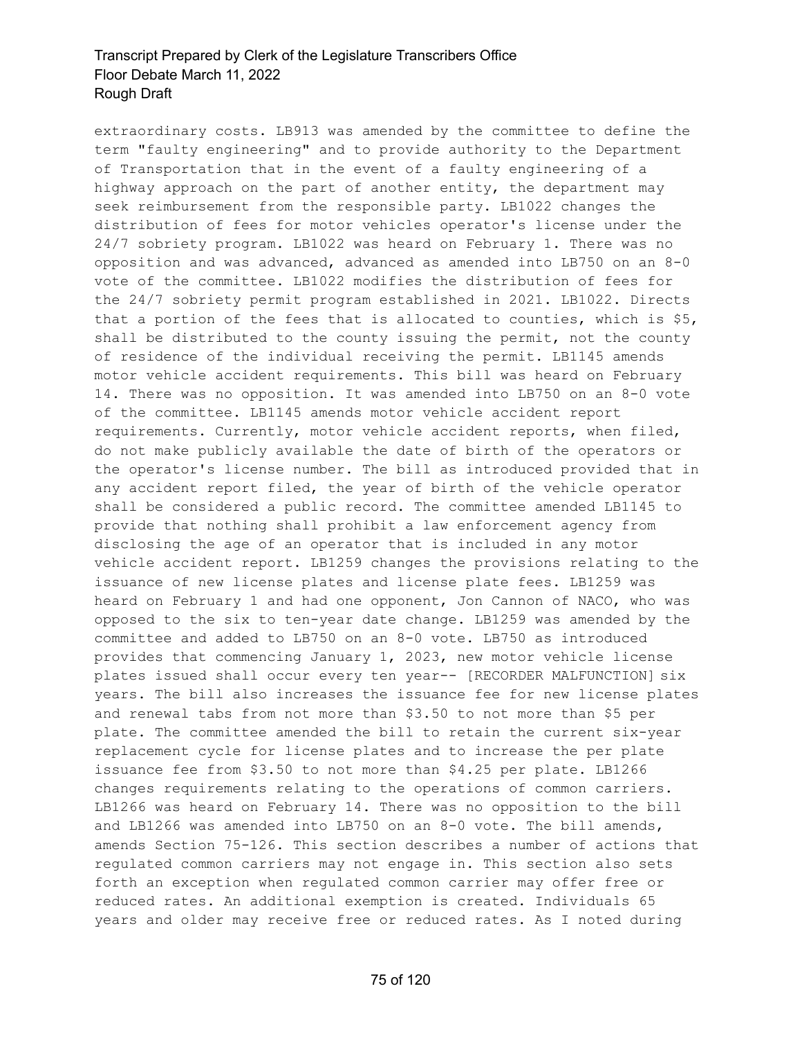extraordinary costs. LB913 was amended by the committee to define the term "faulty engineering" and to provide authority to the Department of Transportation that in the event of a faulty engineering of a highway approach on the part of another entity, the department may seek reimbursement from the responsible party. LB1022 changes the distribution of fees for motor vehicles operator's license under the 24/7 sobriety program. LB1022 was heard on February 1. There was no opposition and was advanced, advanced as amended into LB750 on an 8-0 vote of the committee. LB1022 modifies the distribution of fees for the 24/7 sobriety permit program established in 2021. LB1022. Directs that a portion of the fees that is allocated to counties, which is $5, shall be distributed to the county issuing the permit, not the county of residence of the individual receiving the permit. LB1145 amends motor vehicle accident requirements. This bill was heard on February 14. There was no opposition. It was amended into LB750 on an 8-0 vote of the committee. LB1145 amends motor vehicle accident report requirements. Currently, motor vehicle accident reports, when filed, do not make publicly available the date of birth of the operators or the operator's license number. The bill as introduced provided that in any accident report filed, the year of birth of the vehicle operator shall be considered a public record. The committee amended LB1145 to provide that nothing shall prohibit a law enforcement agency from disclosing the age of an operator that is included in any motor vehicle accident report. LB1259 changes the provisions relating to the issuance of new license plates and license plate fees. LB1259 was heard on February 1 and had one opponent, Jon Cannon of NACO, who was opposed to the six to ten-year date change. LB1259 was amended by the committee and added to LB750 on an 8-0 vote. LB750 as introduced provides that commencing January 1, 2023, new motor vehicle license plates issued shall occur every ten year-- [RECORDER MALFUNCTION] six years. The bill also increases the issuance fee for new license plates and renewal tabs from not more than $3.50 to not more than $5 per plate. The committee amended the bill to retain the current six-year replacement cycle for license plates and to increase the per plate issuance fee from $3.50 to not more than $4.25 per plate. LB1266 changes requirements relating to the operations of common carriers. LB1266 was heard on February 14. There was no opposition to the bill and LB1266 was amended into LB750 on an 8-0 vote. The bill amends, amends Section 75-126. This section describes a number of actions that regulated common carriers may not engage in. This section also sets forth an exception when regulated common carrier may offer free or reduced rates. An additional exemption is created. Individuals 65 years and older may receive free or reduced rates. As I noted during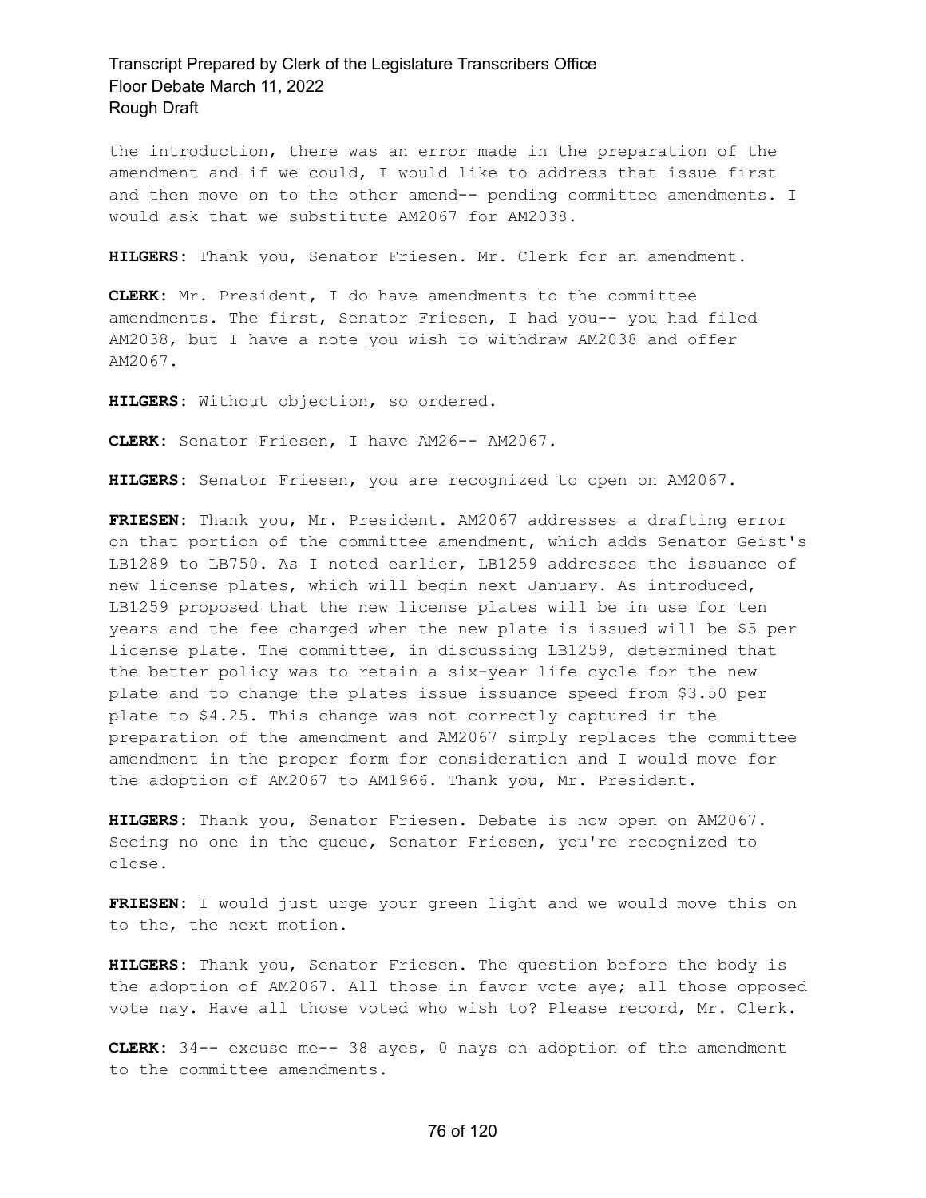the introduction, there was an error made in the preparation of the amendment and if we could, I would like to address that issue first and then move on to the other amend-- pending committee amendments. I would ask that we substitute AM2067 for AM2038.

**HILGERS:** Thank you, Senator Friesen. Mr. Clerk for an amendment.

**CLERK:** Mr. President, I do have amendments to the committee amendments. The first, Senator Friesen, I had you-- you had filed AM2038, but I have a note you wish to withdraw AM2038 and offer AM2067.

**HILGERS:** Without objection, so ordered.

**CLERK:** Senator Friesen, I have AM26-- AM2067.

**HILGERS:** Senator Friesen, you are recognized to open on AM2067.

**FRIESEN:** Thank you, Mr. President. AM2067 addresses a drafting error on that portion of the committee amendment, which adds Senator Geist's LB1289 to LB750. As I noted earlier, LB1259 addresses the issuance of new license plates, which will begin next January. As introduced, LB1259 proposed that the new license plates will be in use for ten years and the fee charged when the new plate is issued will be $5 per license plate. The committee, in discussing LB1259, determined that the better policy was to retain a six-year life cycle for the new plate and to change the plates issue issuance speed from $3.50 per plate to $4.25. This change was not correctly captured in the preparation of the amendment and AM2067 simply replaces the committee amendment in the proper form for consideration and I would move for the adoption of AM2067 to AM1966. Thank you, Mr. President.

**HILGERS:** Thank you, Senator Friesen. Debate is now open on AM2067. Seeing no one in the queue, Senator Friesen, you're recognized to close.

**FRIESEN:** I would just urge your green light and we would move this on to the, the next motion.

**HILGERS:** Thank you, Senator Friesen. The question before the body is the adoption of AM2067. All those in favor vote aye; all those opposed vote nay. Have all those voted who wish to? Please record, Mr. Clerk.

**CLERK:** 34-- excuse me-- 38 ayes, 0 nays on adoption of the amendment to the committee amendments.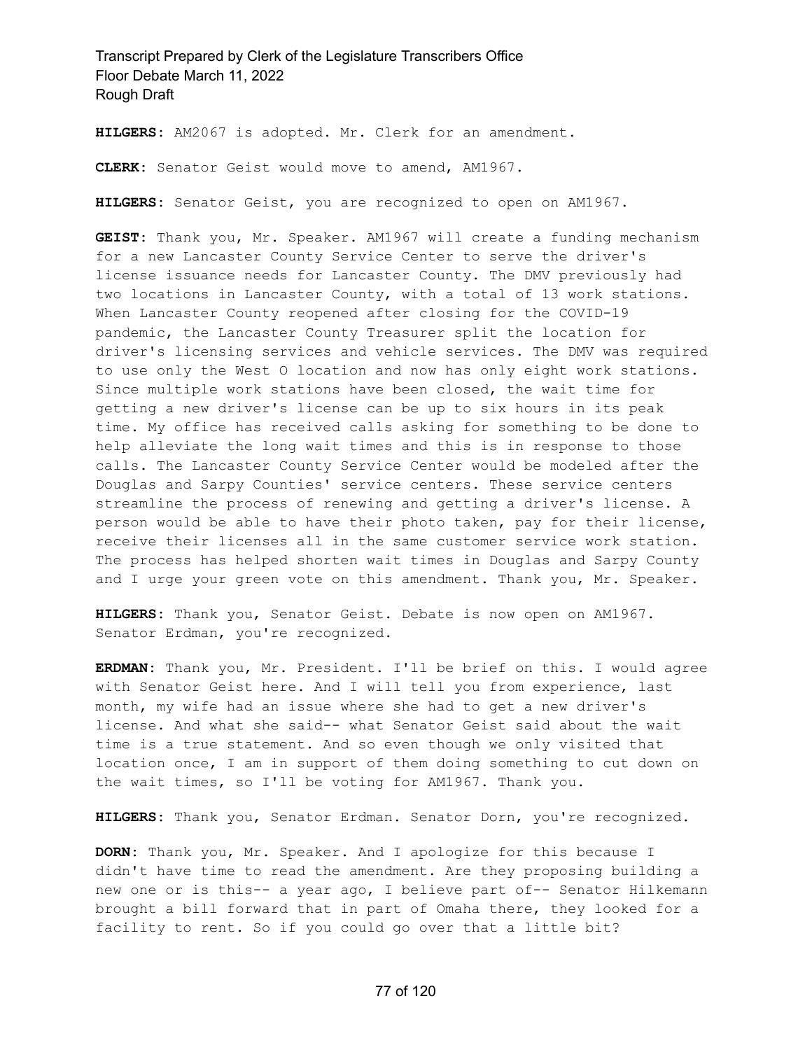**HILGERS:** AM2067 is adopted. Mr. Clerk for an amendment.

**CLERK:** Senator Geist would move to amend, AM1967.

**HILGERS:** Senator Geist, you are recognized to open on AM1967.

**GEIST:** Thank you, Mr. Speaker. AM1967 will create a funding mechanism for a new Lancaster County Service Center to serve the driver's license issuance needs for Lancaster County. The DMV previously had two locations in Lancaster County, with a total of 13 work stations. When Lancaster County reopened after closing for the COVID-19 pandemic, the Lancaster County Treasurer split the location for driver's licensing services and vehicle services. The DMV was required to use only the West O location and now has only eight work stations. Since multiple work stations have been closed, the wait time for getting a new driver's license can be up to six hours in its peak time. My office has received calls asking for something to be done to help alleviate the long wait times and this is in response to those calls. The Lancaster County Service Center would be modeled after the Douglas and Sarpy Counties' service centers. These service centers streamline the process of renewing and getting a driver's license. A person would be able to have their photo taken, pay for their license, receive their licenses all in the same customer service work station. The process has helped shorten wait times in Douglas and Sarpy County and I urge your green vote on this amendment. Thank you, Mr. Speaker.

**HILGERS:** Thank you, Senator Geist. Debate is now open on AM1967. Senator Erdman, you're recognized.

**ERDMAN:** Thank you, Mr. President. I'll be brief on this. I would agree with Senator Geist here. And I will tell you from experience, last month, my wife had an issue where she had to get a new driver's license. And what she said-- what Senator Geist said about the wait time is a true statement. And so even though we only visited that location once, I am in support of them doing something to cut down on the wait times, so I'll be voting for AM1967. Thank you.

**HILGERS:** Thank you, Senator Erdman. Senator Dorn, you're recognized.

**DORN:** Thank you, Mr. Speaker. And I apologize for this because I didn't have time to read the amendment. Are they proposing building a new one or is this-- a year ago, I believe part of-- Senator Hilkemann brought a bill forward that in part of Omaha there, they looked for a facility to rent. So if you could go over that a little bit?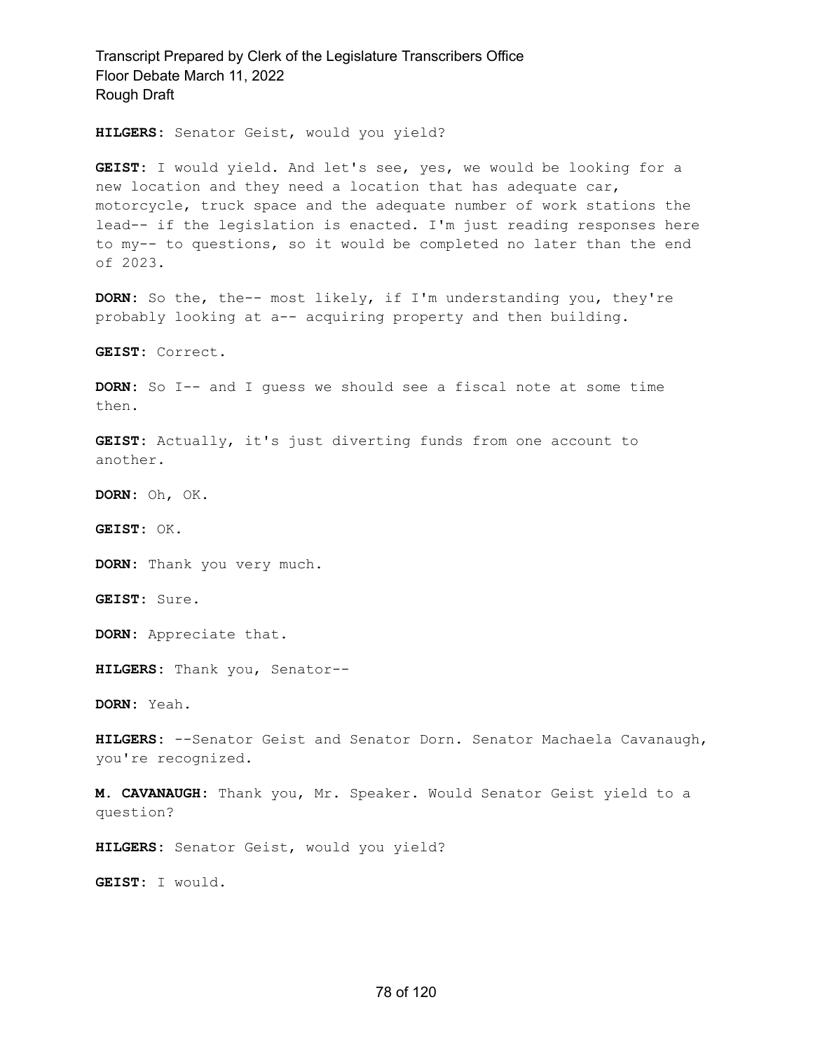**HILGERS:** Senator Geist, would you yield?

**GEIST:** I would yield. And let's see, yes, we would be looking for a new location and they need a location that has adequate car, motorcycle, truck space and the adequate number of work stations the lead-- if the legislation is enacted. I'm just reading responses here to my-- to questions, so it would be completed no later than the end of 2023.

**DORN:** So the, the-- most likely, if I'm understanding you, they're probably looking at a-- acquiring property and then building.

**GEIST:** Correct.

**DORN:** So I-- and I guess we should see a fiscal note at some time then.

**GEIST:** Actually, it's just diverting funds from one account to another.

**DORN:** Oh, OK.

**GEIST:** OK.

**DORN:** Thank you very much.

**GEIST:** Sure.

**DORN:** Appreciate that.

**HILGERS:** Thank you, Senator--

**DORN:** Yeah.

**HILGERS:** --Senator Geist and Senator Dorn. Senator Machaela Cavanaugh, you're recognized.

**M. CAVANAUGH:** Thank you, Mr. Speaker. Would Senator Geist yield to a question?

**HILGERS:** Senator Geist, would you yield?

**GEIST:** I would.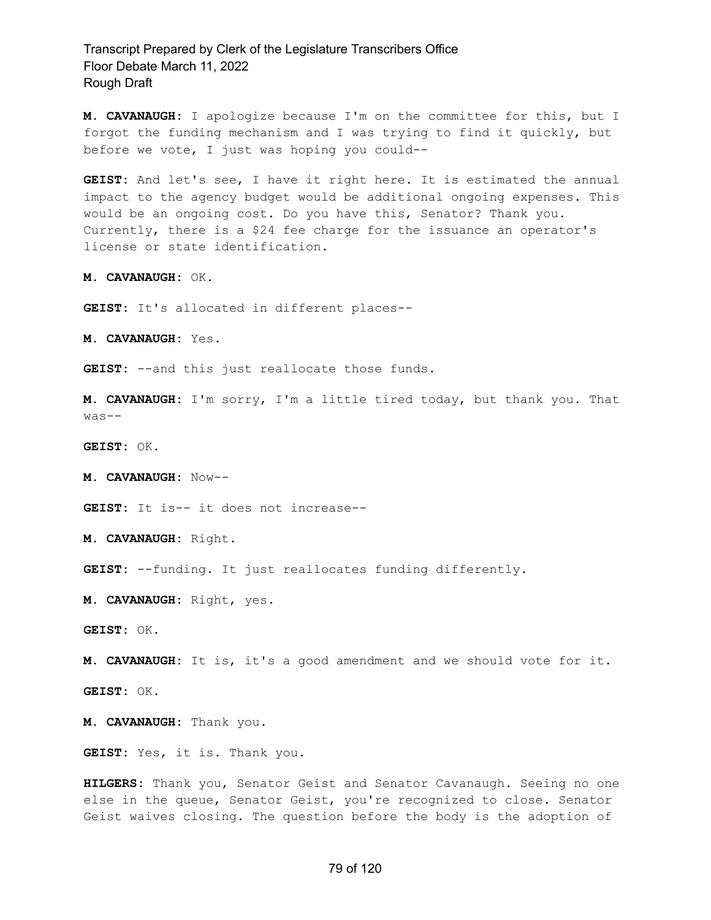**M. CAVANAUGH:** I apologize because I'm on the committee for this, but I forgot the funding mechanism and I was trying to find it quickly, but before we vote, I just was hoping you could--

**GEIST:** And let's see, I have it right here. It is estimated the annual impact to the agency budget would be additional ongoing expenses. This would be an ongoing cost. Do you have this, Senator? Thank you. Currently, there is a $24 fee charge for the issuance an operator's license or state identification.

**M. CAVANAUGH:** OK.

**GEIST:** It's allocated in different places--

**M. CAVANAUGH:** Yes.

**GEIST:** --and this just reallocate those funds.

**M. CAVANAUGH:** I'm sorry, I'm a little tired today, but thank you. That was--

**GEIST:** OK.

**M. CAVANAUGH:** Now--

**GEIST:** It is-- it does not increase--

**M. CAVANAUGH:** Right.

**GEIST:** --funding. It just reallocates funding differently.

**M. CAVANAUGH:** Right, yes.

**GEIST:** OK.

**M. CAVANAUGH:** It is, it's a good amendment and we should vote for it.

**GEIST:** OK.

**M. CAVANAUGH:** Thank you.

**GEIST:** Yes, it is. Thank you.

**HILGERS:** Thank you, Senator Geist and Senator Cavanaugh. Seeing no one else in the queue, Senator Geist, you're recognized to close. Senator Geist waives closing. The question before the body is the adoption of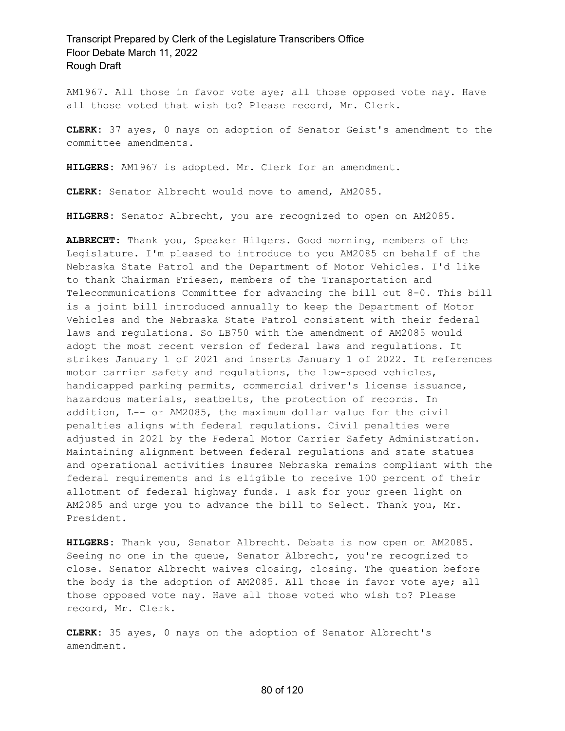AM1967. All those in favor vote aye; all those opposed vote nay. Have all those voted that wish to? Please record, Mr. Clerk.

**CLERK:** 37 ayes, 0 nays on adoption of Senator Geist's amendment to the committee amendments.

**HILGERS:** AM1967 is adopted. Mr. Clerk for an amendment.

**CLERK:** Senator Albrecht would move to amend, AM2085.

**HILGERS:** Senator Albrecht, you are recognized to open on AM2085.

**ALBRECHT:** Thank you, Speaker Hilgers. Good morning, members of the Legislature. I'm pleased to introduce to you AM2085 on behalf of the Nebraska State Patrol and the Department of Motor Vehicles. I'd like to thank Chairman Friesen, members of the Transportation and Telecommunications Committee for advancing the bill out 8-0. This bill is a joint bill introduced annually to keep the Department of Motor Vehicles and the Nebraska State Patrol consistent with their federal laws and regulations. So LB750 with the amendment of AM2085 would adopt the most recent version of federal laws and regulations. It strikes January 1 of 2021 and inserts January 1 of 2022. It references motor carrier safety and regulations, the low-speed vehicles, handicapped parking permits, commercial driver's license issuance, hazardous materials, seatbelts, the protection of records. In addition, L-- or AM2085, the maximum dollar value for the civil penalties aligns with federal regulations. Civil penalties were adjusted in 2021 by the Federal Motor Carrier Safety Administration. Maintaining alignment between federal regulations and state statues and operational activities insures Nebraska remains compliant with the federal requirements and is eligible to receive 100 percent of their allotment of federal highway funds. I ask for your green light on AM2085 and urge you to advance the bill to Select. Thank you, Mr. President.

**HILGERS:** Thank you, Senator Albrecht. Debate is now open on AM2085. Seeing no one in the queue, Senator Albrecht, you're recognized to close. Senator Albrecht waives closing, closing. The question before the body is the adoption of AM2085. All those in favor vote aye; all those opposed vote nay. Have all those voted who wish to? Please record, Mr. Clerk.

**CLERK:** 35 ayes, 0 nays on the adoption of Senator Albrecht's amendment.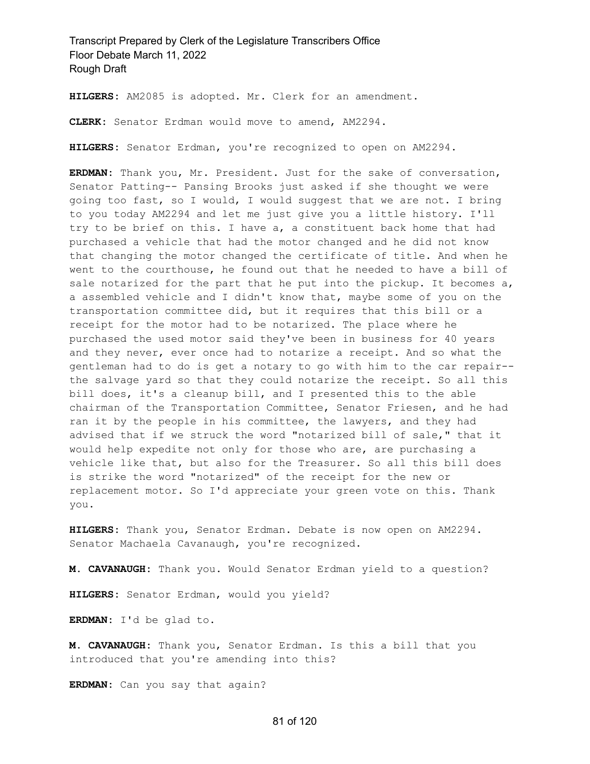**HILGERS:** AM2085 is adopted. Mr. Clerk for an amendment.

**CLERK:** Senator Erdman would move to amend, AM2294.

**HILGERS:** Senator Erdman, you're recognized to open on AM2294.

**ERDMAN:** Thank you, Mr. President. Just for the sake of conversation, Senator Patting-- Pansing Brooks just asked if she thought we were going too fast, so I would, I would suggest that we are not. I bring to you today AM2294 and let me just give you a little history. I'll try to be brief on this. I have a, a constituent back home that had purchased a vehicle that had the motor changed and he did not know that changing the motor changed the certificate of title. And when he went to the courthouse, he found out that he needed to have a bill of sale notarized for the part that he put into the pickup. It becomes a, a assembled vehicle and I didn't know that, maybe some of you on the transportation committee did, but it requires that this bill or a receipt for the motor had to be notarized. The place where he purchased the used motor said they've been in business for 40 years and they never, ever once had to notarize a receipt. And so what the gentleman had to do is get a notary to go with him to the car repair-- the salvage yard so that they could notarize the receipt. So all this bill does, it's a cleanup bill, and I presented this to the able chairman of the Transportation Committee, Senator Friesen, and he had ran it by the people in his committee, the lawyers, and they had advised that if we struck the word "notarized bill of sale," that it would help expedite not only for those who are, are purchasing a vehicle like that, but also for the Treasurer. So all this bill does is strike the word "notarized" of the receipt for the new or replacement motor. So I'd appreciate your green vote on this. Thank you.

**HILGERS:** Thank you, Senator Erdman. Debate is now open on AM2294. Senator Machaela Cavanaugh, you're recognized.

**M. CAVANAUGH:** Thank you. Would Senator Erdman yield to a question?

**HILGERS:** Senator Erdman, would you yield?

**ERDMAN:** I'd be glad to.

**M. CAVANAUGH:** Thank you, Senator Erdman. Is this a bill that you introduced that you're amending into this?

**ERDMAN:** Can you say that again?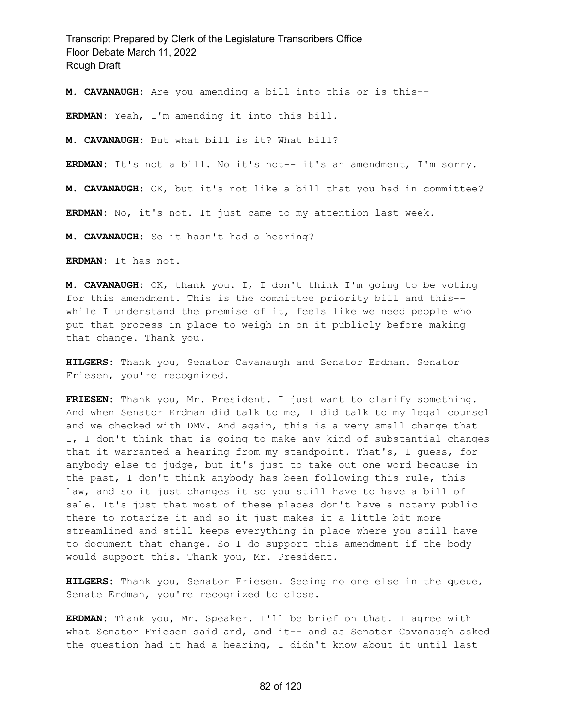**M. CAVANAUGH:** Are you amending a bill into this or is this--

**ERDMAN:** Yeah, I'm amending it into this bill.

**M. CAVANAUGH:** But what bill is it? What bill?

**ERDMAN:** It's not a bill. No it's not-- it's an amendment, I'm sorry.

**M. CAVANAUGH:** OK, but it's not like a bill that you had in committee?

**ERDMAN:** No, it's not. It just came to my attention last week.

**M. CAVANAUGH:** So it hasn't had a hearing?

**ERDMAN:** It has not.

**M. CAVANAUGH:** OK, thank you. I, I don't think I'm going to be voting for this amendment. This is the committee priority bill and this-- while I understand the premise of it, feels like we need people who put that process in place to weigh in on it publicly before making that change. Thank you.

**HILGERS:** Thank you, Senator Cavanaugh and Senator Erdman. Senator Friesen, you're recognized.

**FRIESEN:** Thank you, Mr. President. I just want to clarify something. And when Senator Erdman did talk to me, I did talk to my legal counsel and we checked with DMV. And again, this is a very small change that I, I don't think that is going to make any kind of substantial changes that it warranted a hearing from my standpoint. That's, I guess, for anybody else to judge, but it's just to take out one word because in the past, I don't think anybody has been following this rule, this law, and so it just changes it so you still have to have a bill of sale. It's just that most of these places don't have a notary public there to notarize it and so it just makes it a little bit more streamlined and still keeps everything in place where you still have to document that change. So I do support this amendment if the body would support this. Thank you, Mr. President.

**HILGERS:** Thank you, Senator Friesen. Seeing no one else in the queue, Senate Erdman, you're recognized to close.

**ERDMAN:** Thank you, Mr. Speaker. I'll be brief on that. I agree with what Senator Friesen said and, and it-- and as Senator Cavanaugh asked the question had it had a hearing, I didn't know about it until last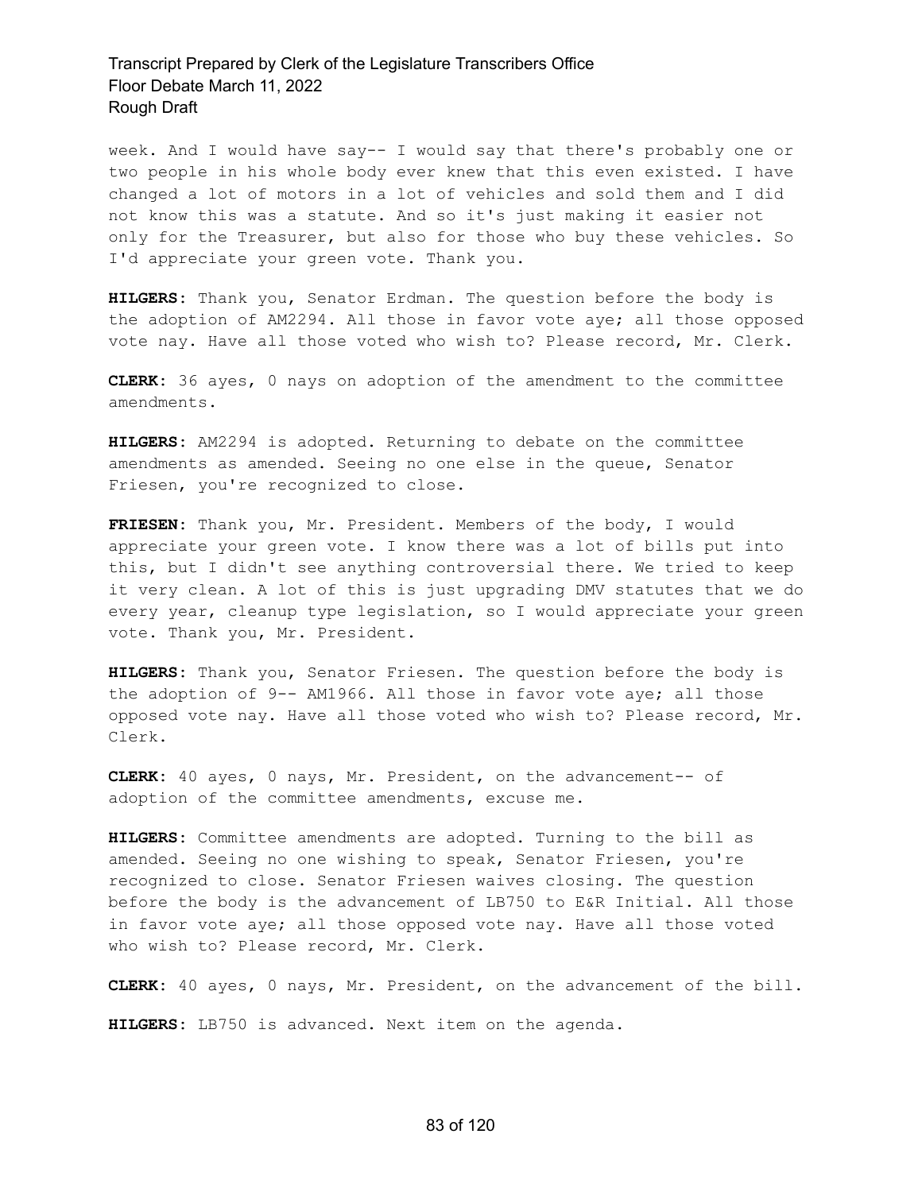week. And I would have say-- I would say that there's probably one or two people in his whole body ever knew that this even existed. I have changed a lot of motors in a lot of vehicles and sold them and I did not know this was a statute. And so it's just making it easier not only for the Treasurer, but also for those who buy these vehicles. So I'd appreciate your green vote. Thank you.

**HILGERS:** Thank you, Senator Erdman. The question before the body is the adoption of AM2294. All those in favor vote aye; all those opposed vote nay. Have all those voted who wish to? Please record, Mr. Clerk.

**CLERK:** 36 ayes, 0 nays on adoption of the amendment to the committee amendments.

**HILGERS:** AM2294 is adopted. Returning to debate on the committee amendments as amended. Seeing no one else in the queue, Senator Friesen, you're recognized to close.

**FRIESEN:** Thank you, Mr. President. Members of the body, I would appreciate your green vote. I know there was a lot of bills put into this, but I didn't see anything controversial there. We tried to keep it very clean. A lot of this is just upgrading DMV statutes that we do every year, cleanup type legislation, so I would appreciate your green vote. Thank you, Mr. President.

**HILGERS:** Thank you, Senator Friesen. The question before the body is the adoption of 9-- AM1966. All those in favor vote aye; all those opposed vote nay. Have all those voted who wish to? Please record, Mr. Clerk.

**CLERK:** 40 ayes, 0 nays, Mr. President, on the advancement-- of adoption of the committee amendments, excuse me.

**HILGERS:** Committee amendments are adopted. Turning to the bill as amended. Seeing no one wishing to speak, Senator Friesen, you're recognized to close. Senator Friesen waives closing. The question before the body is the advancement of LB750 to E&R Initial. All those in favor vote aye; all those opposed vote nay. Have all those voted who wish to? Please record, Mr. Clerk.

**CLERK:** 40 ayes, 0 nays, Mr. President, on the advancement of the bill.

**HILGERS:** LB750 is advanced. Next item on the agenda.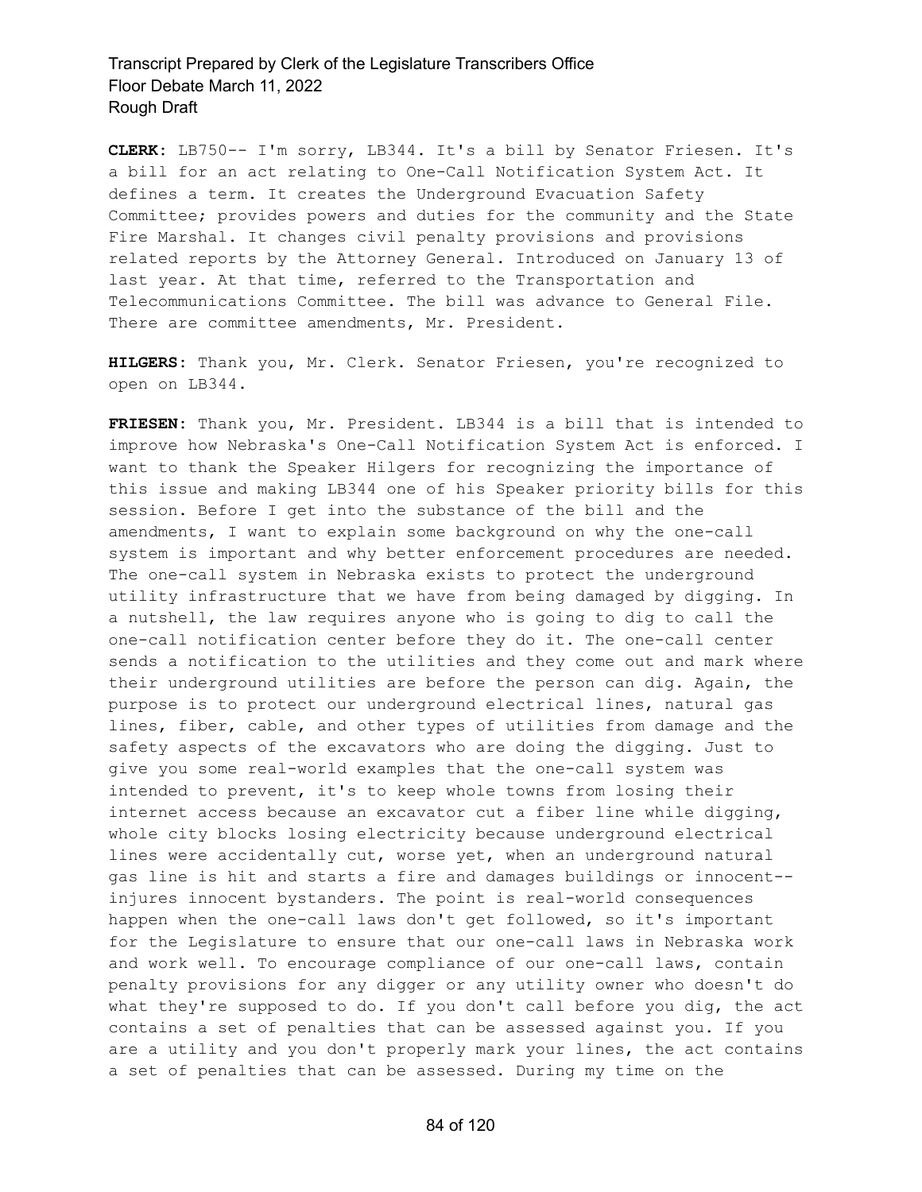**CLERK:** LB750-- I'm sorry, LB344. It's a bill by Senator Friesen. It's a bill for an act relating to One-Call Notification System Act. It defines a term. It creates the Underground Evacuation Safety Committee; provides powers and duties for the community and the State Fire Marshal. It changes civil penalty provisions and provisions related reports by the Attorney General. Introduced on January 13 of last year. At that time, referred to the Transportation and Telecommunications Committee. The bill was advance to General File. There are committee amendments, Mr. President.

**HILGERS:** Thank you, Mr. Clerk. Senator Friesen, you're recognized to open on LB344.

**FRIESEN:** Thank you, Mr. President. LB344 is a bill that is intended to improve how Nebraska's One-Call Notification System Act is enforced. I want to thank the Speaker Hilgers for recognizing the importance of this issue and making LB344 one of his Speaker priority bills for this session. Before I get into the substance of the bill and the amendments, I want to explain some background on why the one-call system is important and why better enforcement procedures are needed. The one-call system in Nebraska exists to protect the underground utility infrastructure that we have from being damaged by digging. In a nutshell, the law requires anyone who is going to dig to call the one-call notification center before they do it. The one-call center sends a notification to the utilities and they come out and mark where their underground utilities are before the person can dig. Again, the purpose is to protect our underground electrical lines, natural gas lines, fiber, cable, and other types of utilities from damage and the safety aspects of the excavators who are doing the digging. Just to give you some real-world examples that the one-call system was intended to prevent, it's to keep whole towns from losing their internet access because an excavator cut a fiber line while digging, whole city blocks losing electricity because underground electrical lines were accidentally cut, worse yet, when an underground natural gas line is hit and starts a fire and damages buildings or innocent-- injures innocent bystanders. The point is real-world consequences happen when the one-call laws don't get followed, so it's important for the Legislature to ensure that our one-call laws in Nebraska work and work well. To encourage compliance of our one-call laws, contain penalty provisions for any digger or any utility owner who doesn't do what they're supposed to do. If you don't call before you dig, the act contains a set of penalties that can be assessed against you. If you are a utility and you don't properly mark your lines, the act contains a set of penalties that can be assessed. During my time on the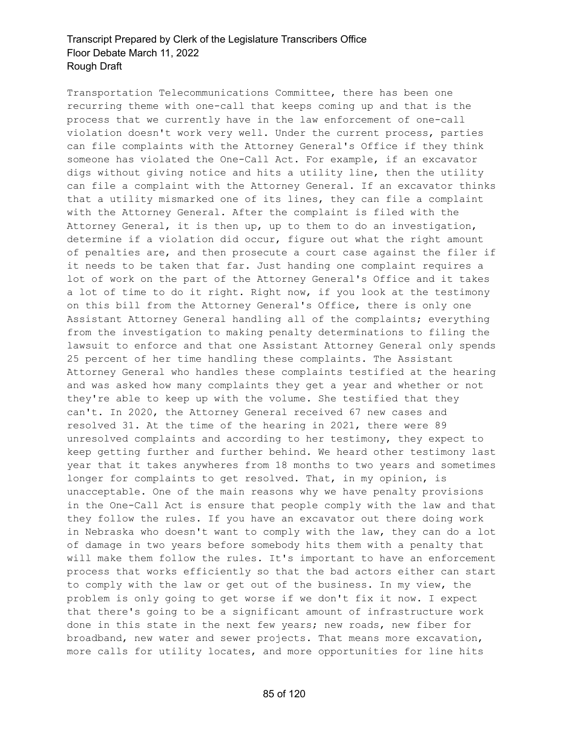Transportation Telecommunications Committee, there has been one recurring theme with one-call that keeps coming up and that is the process that we currently have in the law enforcement of one-call violation doesn't work very well. Under the current process, parties can file complaints with the Attorney General's Office if they think someone has violated the One-Call Act. For example, if an excavator digs without giving notice and hits a utility line, then the utility can file a complaint with the Attorney General. If an excavator thinks that a utility mismarked one of its lines, they can file a complaint with the Attorney General. After the complaint is filed with the Attorney General, it is then up, up to them to do an investigation, determine if a violation did occur, figure out what the right amount of penalties are, and then prosecute a court case against the filer if it needs to be taken that far. Just handing one complaint requires a lot of work on the part of the Attorney General's Office and it takes a lot of time to do it right. Right now, if you look at the testimony on this bill from the Attorney General's Office, there is only one Assistant Attorney General handling all of the complaints; everything from the investigation to making penalty determinations to filing the lawsuit to enforce and that one Assistant Attorney General only spends 25 percent of her time handling these complaints. The Assistant Attorney General who handles these complaints testified at the hearing and was asked how many complaints they get a year and whether or not they're able to keep up with the volume. She testified that they can't. In 2020, the Attorney General received 67 new cases and resolved 31. At the time of the hearing in 2021, there were 89 unresolved complaints and according to her testimony, they expect to keep getting further and further behind. We heard other testimony last year that it takes anywheres from 18 months to two years and sometimes longer for complaints to get resolved. That, in my opinion, is unacceptable. One of the main reasons why we have penalty provisions in the One-Call Act is ensure that people comply with the law and that they follow the rules. If you have an excavator out there doing work in Nebraska who doesn't want to comply with the law, they can do a lot of damage in two years before somebody hits them with a penalty that will make them follow the rules. It's important to have an enforcement process that works efficiently so that the bad actors either can start to comply with the law or get out of the business. In my view, the problem is only going to get worse if we don't fix it now. I expect that there's going to be a significant amount of infrastructure work done in this state in the next few years; new roads, new fiber for broadband, new water and sewer projects. That means more excavation, more calls for utility locates, and more opportunities for line hits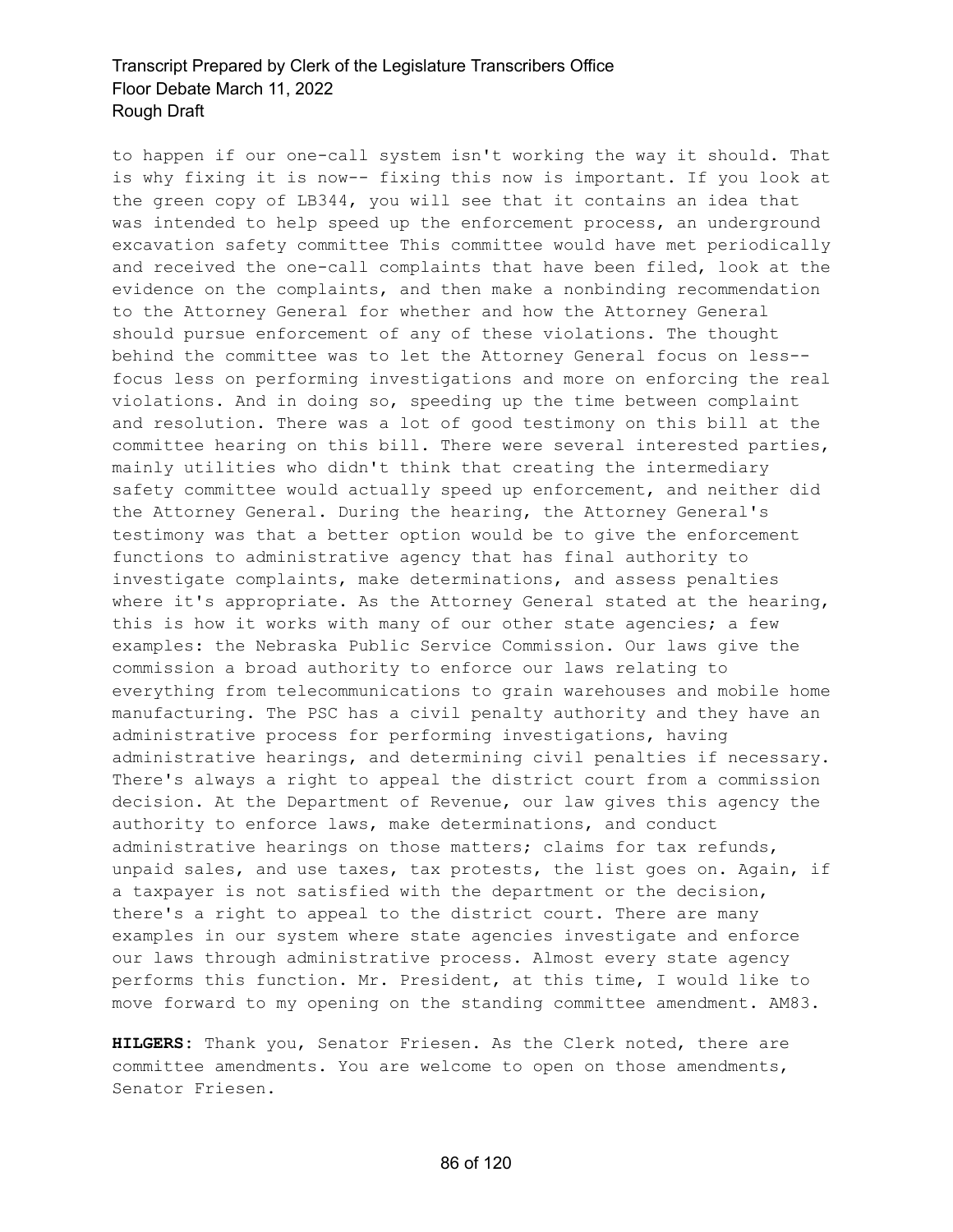to happen if our one-call system isn't working the way it should. That is why fixing it is now-- fixing this now is important. If you look at the green copy of LB344, you will see that it contains an idea that was intended to help speed up the enforcement process, an underground excavation safety committee This committee would have met periodically and received the one-call complaints that have been filed, look at the evidence on the complaints, and then make a nonbinding recommendation to the Attorney General for whether and how the Attorney General should pursue enforcement of any of these violations. The thought behind the committee was to let the Attorney General focus on less-- focus less on performing investigations and more on enforcing the real violations. And in doing so, speeding up the time between complaint and resolution. There was a lot of good testimony on this bill at the committee hearing on this bill. There were several interested parties, mainly utilities who didn't think that creating the intermediary safety committee would actually speed up enforcement, and neither did the Attorney General. During the hearing, the Attorney General's testimony was that a better option would be to give the enforcement functions to administrative agency that has final authority to investigate complaints, make determinations, and assess penalties where it's appropriate. As the Attorney General stated at the hearing, this is how it works with many of our other state agencies; a few examples: the Nebraska Public Service Commission. Our laws give the commission a broad authority to enforce our laws relating to everything from telecommunications to grain warehouses and mobile home manufacturing. The PSC has a civil penalty authority and they have an administrative process for performing investigations, having administrative hearings, and determining civil penalties if necessary. There's always a right to appeal the district court from a commission decision. At the Department of Revenue, our law gives this agency the authority to enforce laws, make determinations, and conduct administrative hearings on those matters; claims for tax refunds, unpaid sales, and use taxes, tax protests, the list goes on. Again, if a taxpayer is not satisfied with the department or the decision, there's a right to appeal to the district court. There are many examples in our system where state agencies investigate and enforce our laws through administrative process. Almost every state agency performs this function. Mr. President, at this time, I would like to move forward to my opening on the standing committee amendment. AM83.

**HILGERS:** Thank you, Senator Friesen. As the Clerk noted, there are committee amendments. You are welcome to open on those amendments, Senator Friesen.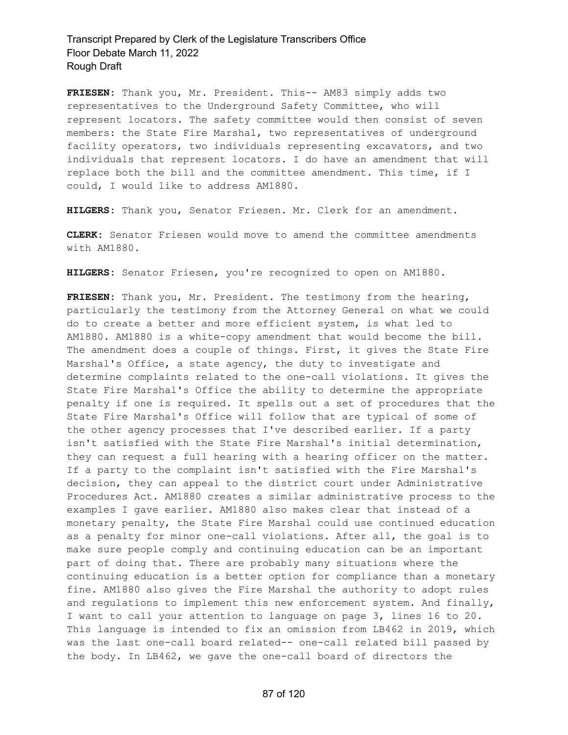**FRIESEN:** Thank you, Mr. President. This-- AM83 simply adds two representatives to the Underground Safety Committee, who will represent locators. The safety committee would then consist of seven members: the State Fire Marshal, two representatives of underground facility operators, two individuals representing excavators, and two individuals that represent locators. I do have an amendment that will replace both the bill and the committee amendment. This time, if I could, I would like to address AM1880.

**HILGERS:** Thank you, Senator Friesen. Mr. Clerk for an amendment.

**CLERK:** Senator Friesen would move to amend the committee amendments with AM1880.

**HILGERS:** Senator Friesen, you're recognized to open on AM1880.

**FRIESEN:** Thank you, Mr. President. The testimony from the hearing, particularly the testimony from the Attorney General on what we could do to create a better and more efficient system, is what led to AM1880. AM1880 is a white-copy amendment that would become the bill. The amendment does a couple of things. First, it gives the State Fire Marshal's Office, a state agency, the duty to investigate and determine complaints related to the one-call violations. It gives the State Fire Marshal's Office the ability to determine the appropriate penalty if one is required. It spells out a set of procedures that the State Fire Marshal's Office will follow that are typical of some of the other agency processes that I've described earlier. If a party isn't satisfied with the State Fire Marshal's initial determination, they can request a full hearing with a hearing officer on the matter. If a party to the complaint isn't satisfied with the Fire Marshal's decision, they can appeal to the district court under Administrative Procedures Act. AM1880 creates a similar administrative process to the examples I gave earlier. AM1880 also makes clear that instead of a monetary penalty, the State Fire Marshal could use continued education as a penalty for minor one-call violations. After all, the goal is to make sure people comply and continuing education can be an important part of doing that. There are probably many situations where the continuing education is a better option for compliance than a monetary fine. AM1880 also gives the Fire Marshal the authority to adopt rules and regulations to implement this new enforcement system. And finally, I want to call your attention to language on page 3, lines 16 to 20. This language is intended to fix an omission from LB462 in 2019, which was the last one-call board related-- one-call related bill passed by the body. In LB462, we gave the one-call board of directors the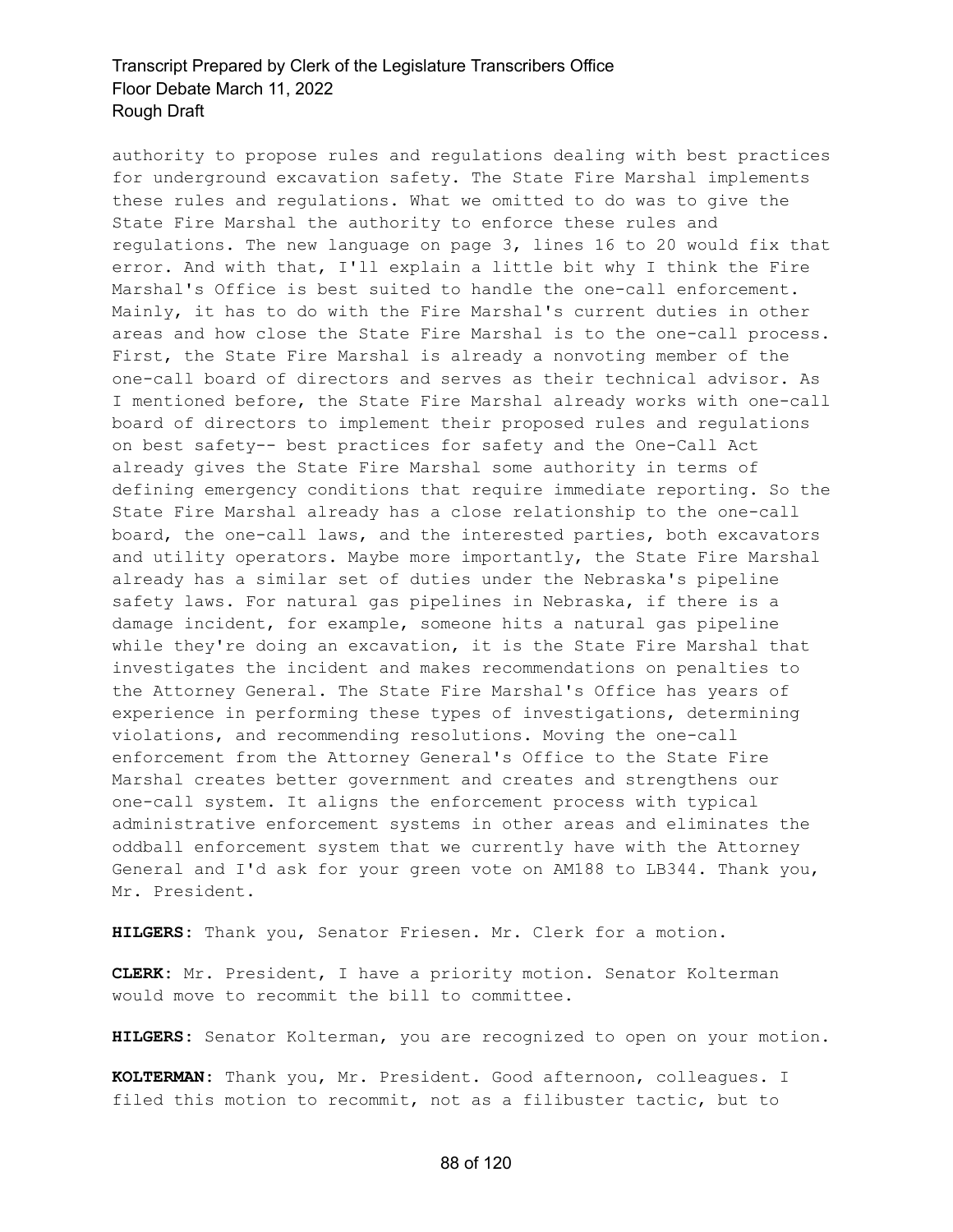authority to propose rules and regulations dealing with best practices for underground excavation safety. The State Fire Marshal implements these rules and regulations. What we omitted to do was to give the State Fire Marshal the authority to enforce these rules and regulations. The new language on page 3, lines 16 to 20 would fix that error. And with that, I'll explain a little bit why I think the Fire Marshal's Office is best suited to handle the one-call enforcement. Mainly, it has to do with the Fire Marshal's current duties in other areas and how close the State Fire Marshal is to the one-call process. First, the State Fire Marshal is already a nonvoting member of the one-call board of directors and serves as their technical advisor. As I mentioned before, the State Fire Marshal already works with one-call board of directors to implement their proposed rules and regulations on best safety-- best practices for safety and the One-Call Act already gives the State Fire Marshal some authority in terms of defining emergency conditions that require immediate reporting. So the State Fire Marshal already has a close relationship to the one-call board, the one-call laws, and the interested parties, both excavators and utility operators. Maybe more importantly, the State Fire Marshal already has a similar set of duties under the Nebraska's pipeline safety laws. For natural gas pipelines in Nebraska, if there is a damage incident, for example, someone hits a natural gas pipeline while they're doing an excavation, it is the State Fire Marshal that investigates the incident and makes recommendations on penalties to the Attorney General. The State Fire Marshal's Office has years of experience in performing these types of investigations, determining violations, and recommending resolutions. Moving the one-call enforcement from the Attorney General's Office to the State Fire Marshal creates better government and creates and strengthens our one-call system. It aligns the enforcement process with typical administrative enforcement systems in other areas and eliminates the oddball enforcement system that we currently have with the Attorney General and I'd ask for your green vote on AM188 to LB344. Thank you, Mr. President.

**HILGERS:** Thank you, Senator Friesen. Mr. Clerk for a motion.

**CLERK:** Mr. President, I have a priority motion. Senator Kolterman would move to recommit the bill to committee.

**HILGERS:** Senator Kolterman, you are recognized to open on your motion.

**KOLTERMAN:** Thank you, Mr. President. Good afternoon, colleagues. I filed this motion to recommit, not as a filibuster tactic, but to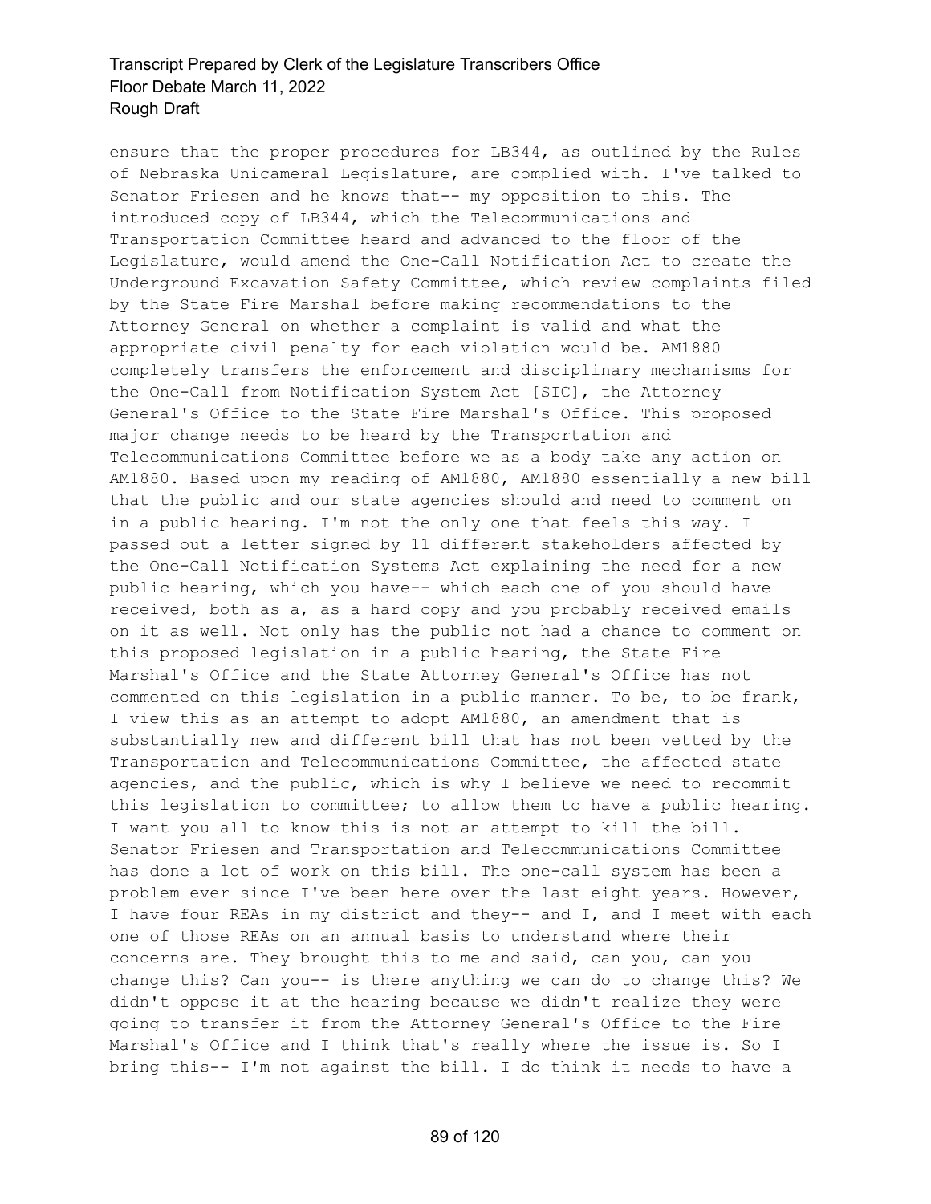ensure that the proper procedures for LB344, as outlined by the Rules of Nebraska Unicameral Legislature, are complied with. I've talked to Senator Friesen and he knows that-- my opposition to this. The introduced copy of LB344, which the Telecommunications and Transportation Committee heard and advanced to the floor of the Legislature, would amend the One-Call Notification Act to create the Underground Excavation Safety Committee, which review complaints filed by the State Fire Marshal before making recommendations to the Attorney General on whether a complaint is valid and what the appropriate civil penalty for each violation would be. AM1880 completely transfers the enforcement and disciplinary mechanisms for the One-Call from Notification System Act [SIC], the Attorney General's Office to the State Fire Marshal's Office. This proposed major change needs to be heard by the Transportation and Telecommunications Committee before we as a body take any action on AM1880. Based upon my reading of AM1880, AM1880 essentially a new bill that the public and our state agencies should and need to comment on in a public hearing. I'm not the only one that feels this way. I passed out a letter signed by 11 different stakeholders affected by the One-Call Notification Systems Act explaining the need for a new public hearing, which you have-- which each one of you should have received, both as a, as a hard copy and you probably received emails on it as well. Not only has the public not had a chance to comment on this proposed legislation in a public hearing, the State Fire Marshal's Office and the State Attorney General's Office has not commented on this legislation in a public manner. To be, to be frank, I view this as an attempt to adopt AM1880, an amendment that is substantially new and different bill that has not been vetted by the Transportation and Telecommunications Committee, the affected state agencies, and the public, which is why I believe we need to recommit this legislation to committee; to allow them to have a public hearing. I want you all to know this is not an attempt to kill the bill. Senator Friesen and Transportation and Telecommunications Committee has done a lot of work on this bill. The one-call system has been a problem ever since I've been here over the last eight years. However, I have four REAs in my district and they-- and I, and I meet with each one of those REAs on an annual basis to understand where their concerns are. They brought this to me and said, can you, can you change this? Can you-- is there anything we can do to change this? We didn't oppose it at the hearing because we didn't realize they were going to transfer it from the Attorney General's Office to the Fire Marshal's Office and I think that's really where the issue is. So I bring this-- I'm not against the bill. I do think it needs to have a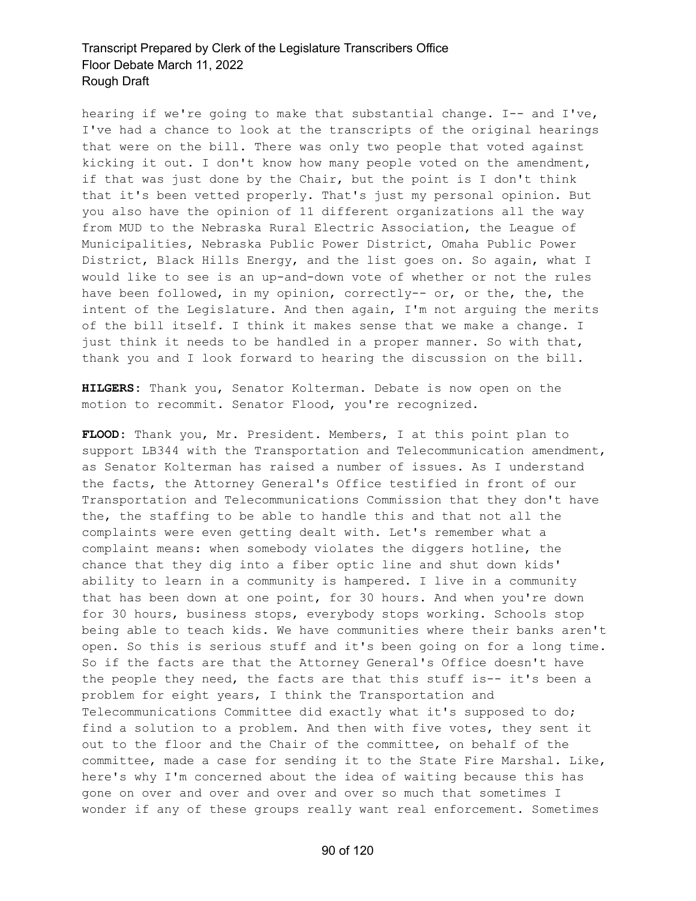hearing if we're going to make that substantial change. I-- and I've, I've had a chance to look at the transcripts of the original hearings that were on the bill. There was only two people that voted against kicking it out. I don't know how many people voted on the amendment, if that was just done by the Chair, but the point is I don't think that it's been vetted properly. That's just my personal opinion. But you also have the opinion of 11 different organizations all the way from MUD to the Nebraska Rural Electric Association, the League of Municipalities, Nebraska Public Power District, Omaha Public Power District, Black Hills Energy, and the list goes on. So again, what I would like to see is an up-and-down vote of whether or not the rules have been followed, in my opinion, correctly-- or, or the, the, the intent of the Legislature. And then again, I'm not arguing the merits of the bill itself. I think it makes sense that we make a change. I just think it needs to be handled in a proper manner. So with that, thank you and I look forward to hearing the discussion on the bill.

**HILGERS:** Thank you, Senator Kolterman. Debate is now open on the motion to recommit. Senator Flood, you're recognized.

**FLOOD:** Thank you, Mr. President. Members, I at this point plan to support LB344 with the Transportation and Telecommunication amendment, as Senator Kolterman has raised a number of issues. As I understand the facts, the Attorney General's Office testified in front of our Transportation and Telecommunications Commission that they don't have the, the staffing to be able to handle this and that not all the complaints were even getting dealt with. Let's remember what a complaint means: when somebody violates the diggers hotline, the chance that they dig into a fiber optic line and shut down kids' ability to learn in a community is hampered. I live in a community that has been down at one point, for 30 hours. And when you're down for 30 hours, business stops, everybody stops working. Schools stop being able to teach kids. We have communities where their banks aren't open. So this is serious stuff and it's been going on for a long time. So if the facts are that the Attorney General's Office doesn't have the people they need, the facts are that this stuff is-- it's been a problem for eight years, I think the Transportation and Telecommunications Committee did exactly what it's supposed to do; find a solution to a problem. And then with five votes, they sent it out to the floor and the Chair of the committee, on behalf of the committee, made a case for sending it to the State Fire Marshal. Like, here's why I'm concerned about the idea of waiting because this has gone on over and over and over and over so much that sometimes I wonder if any of these groups really want real enforcement. Sometimes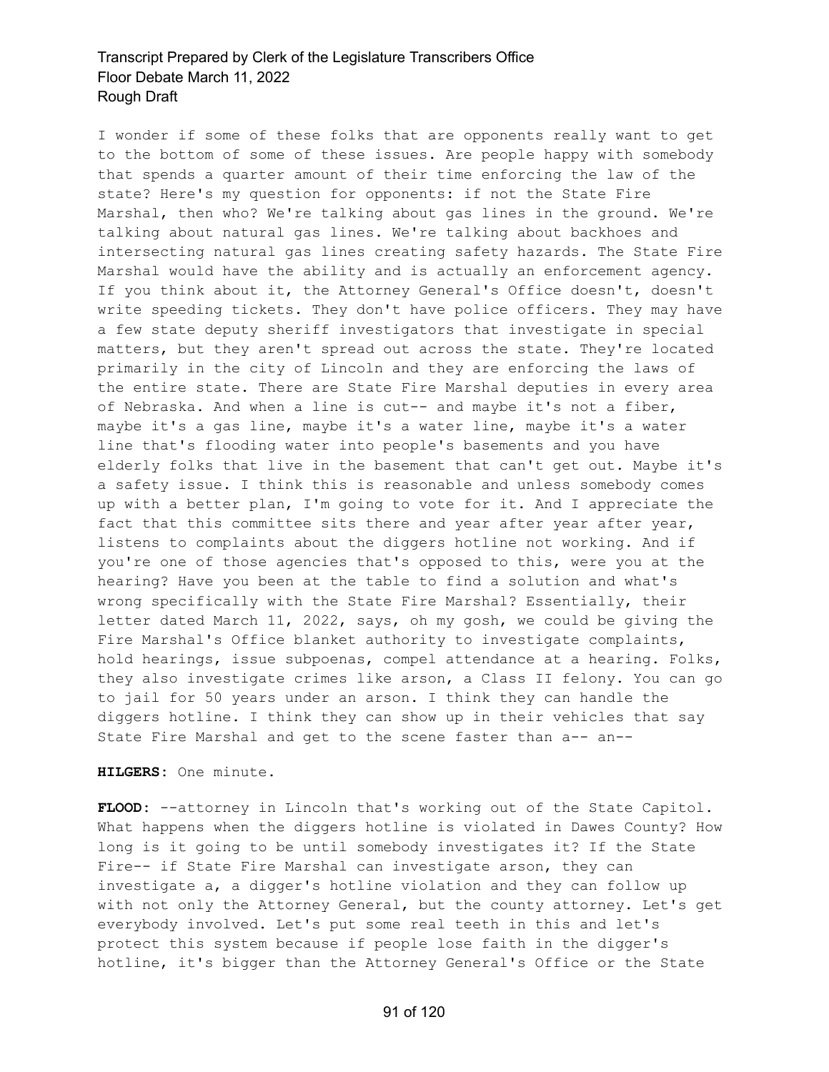I wonder if some of these folks that are opponents really want to get to the bottom of some of these issues. Are people happy with somebody that spends a quarter amount of their time enforcing the law of the state? Here's my question for opponents: if not the State Fire Marshal, then who? We're talking about gas lines in the ground. We're talking about natural gas lines. We're talking about backhoes and intersecting natural gas lines creating safety hazards. The State Fire Marshal would have the ability and is actually an enforcement agency. If you think about it, the Attorney General's Office doesn't, doesn't write speeding tickets. They don't have police officers. They may have a few state deputy sheriff investigators that investigate in special matters, but they aren't spread out across the state. They're located primarily in the city of Lincoln and they are enforcing the laws of the entire state. There are State Fire Marshal deputies in every area of Nebraska. And when a line is cut-- and maybe it's not a fiber, maybe it's a gas line, maybe it's a water line, maybe it's a water line that's flooding water into people's basements and you have elderly folks that live in the basement that can't get out. Maybe it's a safety issue. I think this is reasonable and unless somebody comes up with a better plan, I'm going to vote for it. And I appreciate the fact that this committee sits there and year after year after year, listens to complaints about the diggers hotline not working. And if you're one of those agencies that's opposed to this, were you at the hearing? Have you been at the table to find a solution and what's wrong specifically with the State Fire Marshal? Essentially, their letter dated March 11, 2022, says, oh my gosh, we could be giving the Fire Marshal's Office blanket authority to investigate complaints, hold hearings, issue subpoenas, compel attendance at a hearing. Folks, they also investigate crimes like arson, a Class II felony. You can go to jail for 50 years under an arson. I think they can handle the diggers hotline. I think they can show up in their vehicles that say State Fire Marshal and get to the scene faster than a-- an--

**HILGERS:** One minute.

**FLOOD:** --attorney in Lincoln that's working out of the State Capitol. What happens when the diggers hotline is violated in Dawes County? How long is it going to be until somebody investigates it? If the State Fire-- if State Fire Marshal can investigate arson, they can investigate a, a digger's hotline violation and they can follow up with not only the Attorney General, but the county attorney. Let's get everybody involved. Let's put some real teeth in this and let's protect this system because if people lose faith in the digger's hotline, it's bigger than the Attorney General's Office or the State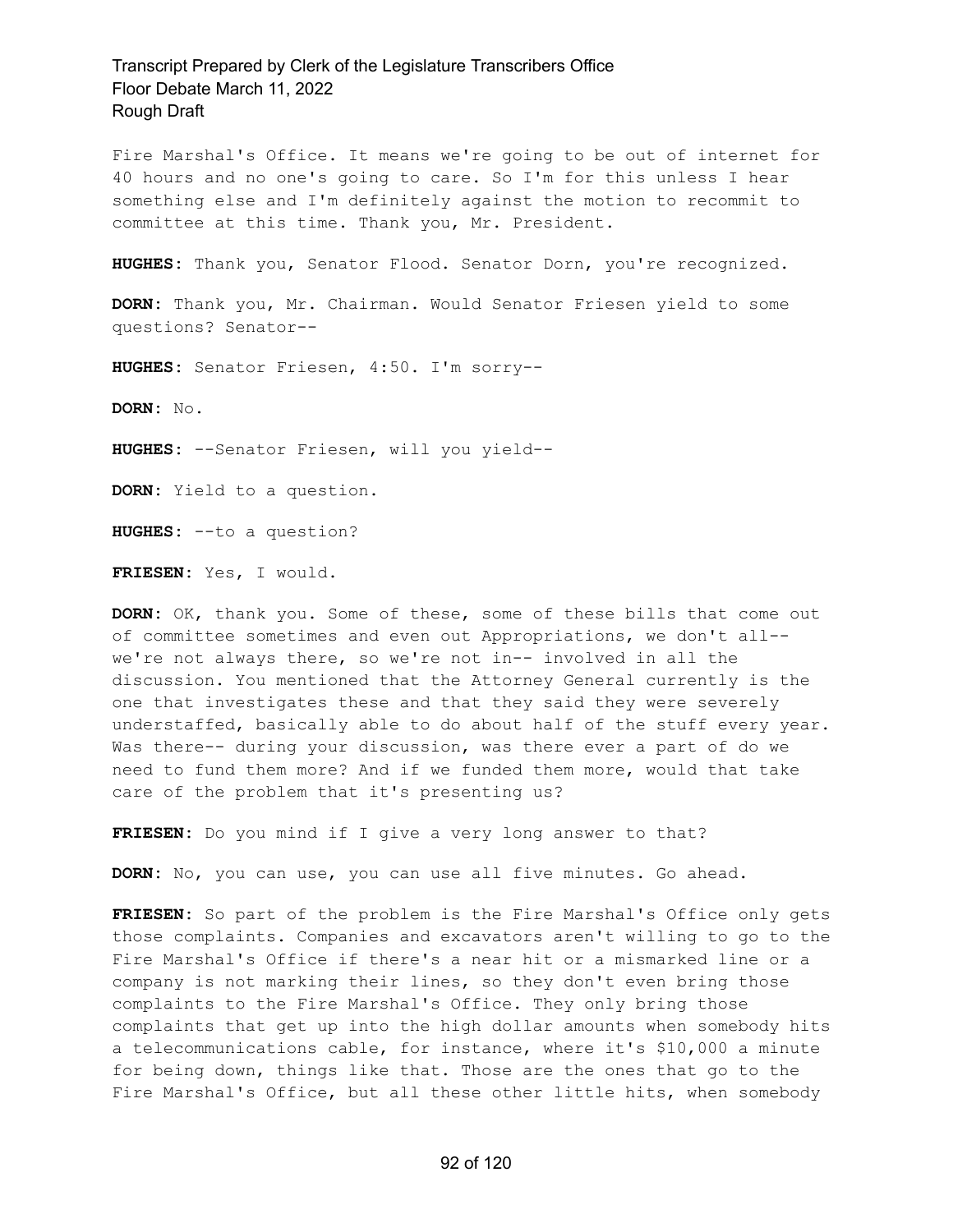Fire Marshal's Office. It means we're going to be out of internet for 40 hours and no one's going to care. So I'm for this unless I hear something else and I'm definitely against the motion to recommit to committee at this time. Thank you, Mr. President.

**HUGHES:** Thank you, Senator Flood. Senator Dorn, you're recognized.

**DORN:** Thank you, Mr. Chairman. Would Senator Friesen yield to some questions? Senator--

**HUGHES:** Senator Friesen, 4:50. I'm sorry--

**DORN:** No.

**HUGHES:** --Senator Friesen, will you yield--

**DORN:** Yield to a question.

**HUGHES:** --to a question?

**FRIESEN:** Yes, I would.

**DORN:** OK, thank you. Some of these, some of these bills that come out of committee sometimes and even out Appropriations, we don't all-- we're not always there, so we're not in-- involved in all the discussion. You mentioned that the Attorney General currently is the one that investigates these and that they said they were severely understaffed, basically able to do about half of the stuff every year. Was there-- during your discussion, was there ever a part of do we need to fund them more? And if we funded them more, would that take care of the problem that it's presenting us?

**FRIESEN:** Do you mind if I give a very long answer to that?

**DORN:** No, you can use, you can use all five minutes. Go ahead.

**FRIESEN:** So part of the problem is the Fire Marshal's Office only gets those complaints. Companies and excavators aren't willing to go to the Fire Marshal's Office if there's a near hit or a mismarked line or a company is not marking their lines, so they don't even bring those complaints to the Fire Marshal's Office. They only bring those complaints that get up into the high dollar amounts when somebody hits a telecommunications cable, for instance, where it's $10,000 a minute for being down, things like that. Those are the ones that go to the Fire Marshal's Office, but all these other little hits, when somebody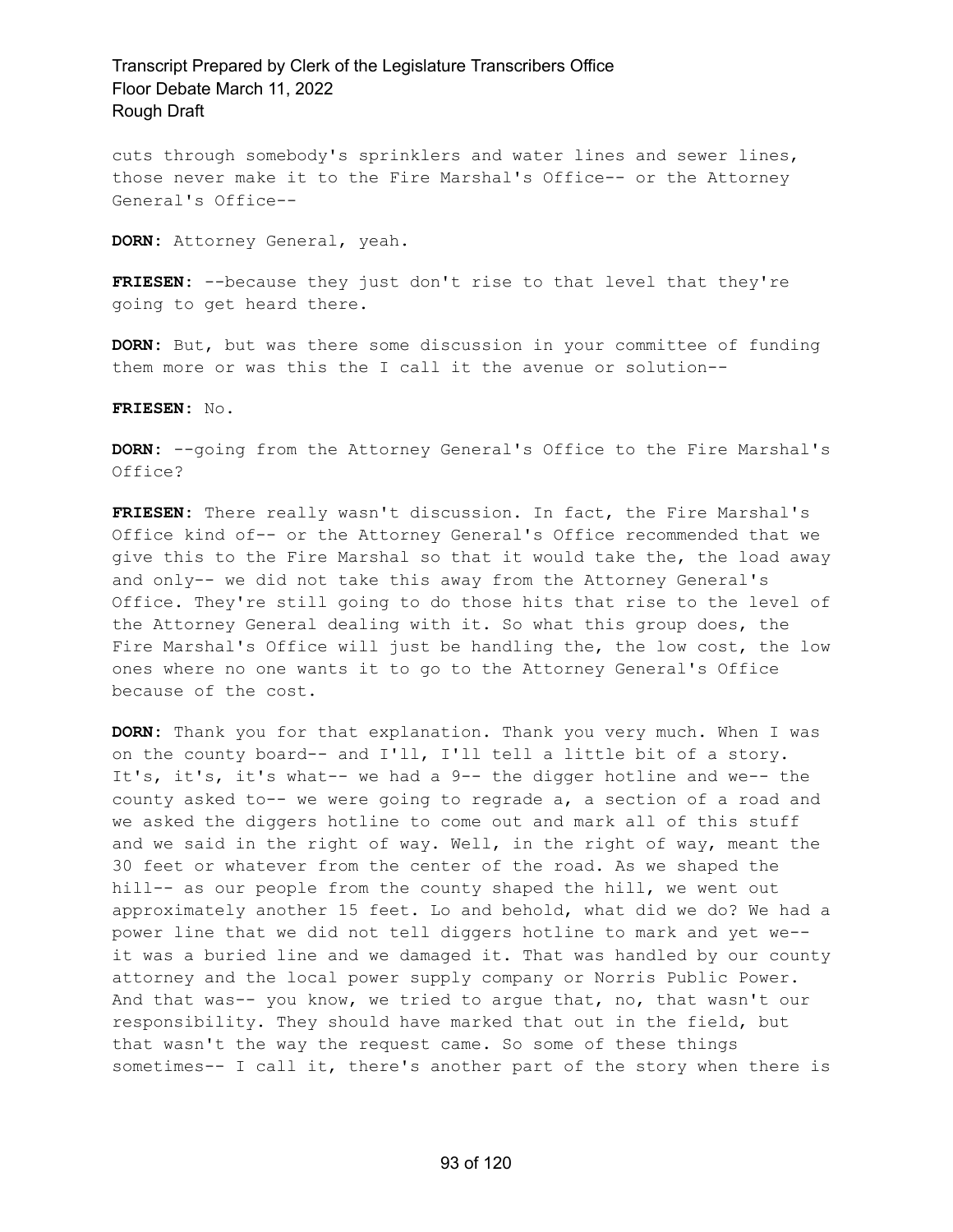cuts through somebody's sprinklers and water lines and sewer lines, those never make it to the Fire Marshal's Office-- or the Attorney General's Office--

**DORN:** Attorney General, yeah.

**FRIESEN:** --because they just don't rise to that level that they're going to get heard there.

**DORN:** But, but was there some discussion in your committee of funding them more or was this the I call it the avenue or solution--

**FRIESEN:** No.

**DORN:** --going from the Attorney General's Office to the Fire Marshal's Office?

**FRIESEN:** There really wasn't discussion. In fact, the Fire Marshal's Office kind of-- or the Attorney General's Office recommended that we give this to the Fire Marshal so that it would take the, the load away and only-- we did not take this away from the Attorney General's Office. They're still going to do those hits that rise to the level of the Attorney General dealing with it. So what this group does, the Fire Marshal's Office will just be handling the, the low cost, the low ones where no one wants it to go to the Attorney General's Office because of the cost.

**DORN:** Thank you for that explanation. Thank you very much. When I was on the county board-- and I'll, I'll tell a little bit of a story. It's, it's, it's what-- we had a 9-- the digger hotline and we-- the county asked to-- we were going to regrade a, a section of a road and we asked the diggers hotline to come out and mark all of this stuff and we said in the right of way. Well, in the right of way, meant the 30 feet or whatever from the center of the road. As we shaped the hill-- as our people from the county shaped the hill, we went out approximately another 15 feet. Lo and behold, what did we do? We had a power line that we did not tell diggers hotline to mark and yet we-- it was a buried line and we damaged it. That was handled by our county attorney and the local power supply company or Norris Public Power. And that was-- you know, we tried to argue that, no, that wasn't our responsibility. They should have marked that out in the field, but that wasn't the way the request came. So some of these things sometimes-- I call it, there's another part of the story when there is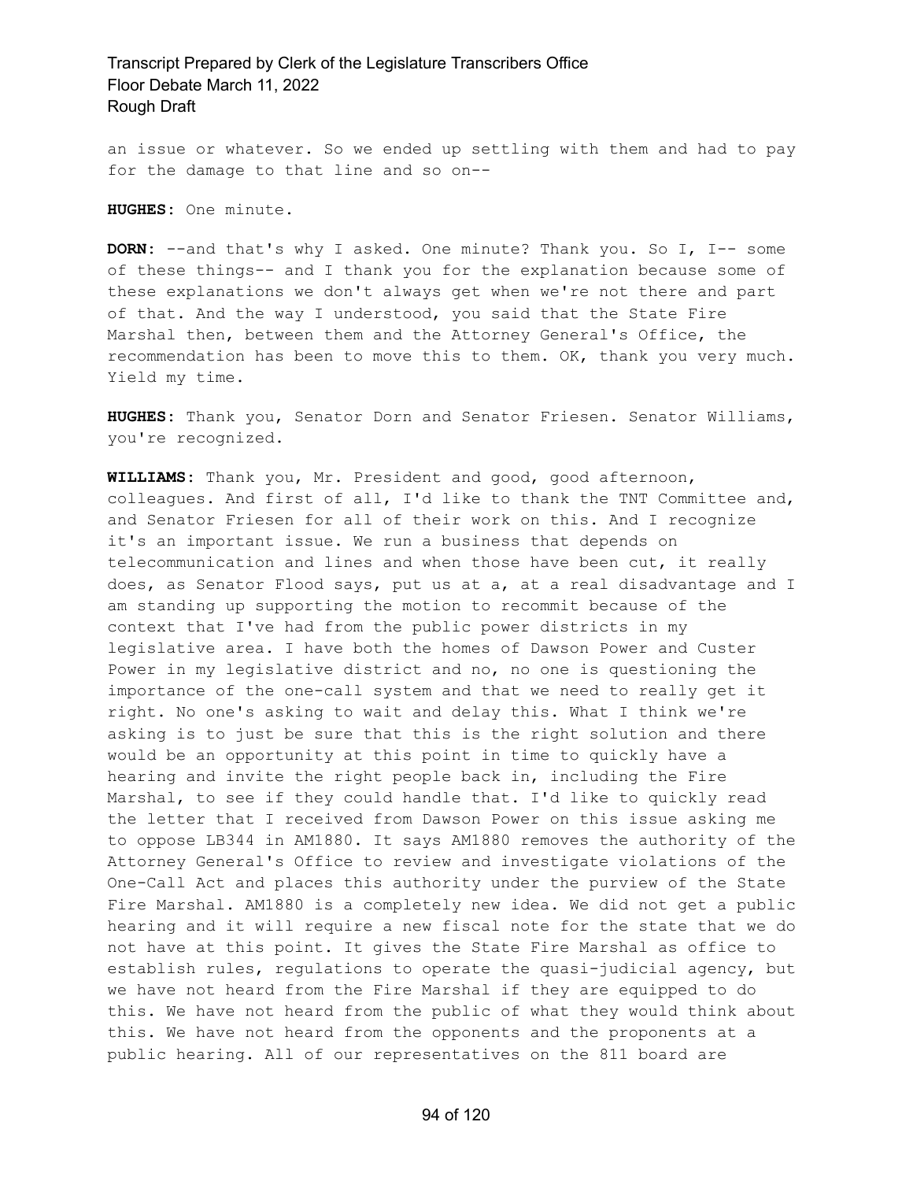an issue or whatever. So we ended up settling with them and had to pay for the damage to that line and so on--

**HUGHES:** One minute.

**DORN:** --and that's why I asked. One minute? Thank you. So I, I-- some of these things-- and I thank you for the explanation because some of these explanations we don't always get when we're not there and part of that. And the way I understood, you said that the State Fire Marshal then, between them and the Attorney General's Office, the recommendation has been to move this to them. OK, thank you very much. Yield my time.

**HUGHES:** Thank you, Senator Dorn and Senator Friesen. Senator Williams, you're recognized.

**WILLIAMS:** Thank you, Mr. President and good, good afternoon, colleagues. And first of all, I'd like to thank the TNT Committee and, and Senator Friesen for all of their work on this. And I recognize it's an important issue. We run a business that depends on telecommunication and lines and when those have been cut, it really does, as Senator Flood says, put us at a, at a real disadvantage and I am standing up supporting the motion to recommit because of the context that I've had from the public power districts in my legislative area. I have both the homes of Dawson Power and Custer Power in my legislative district and no, no one is questioning the importance of the one-call system and that we need to really get it right. No one's asking to wait and delay this. What I think we're asking is to just be sure that this is the right solution and there would be an opportunity at this point in time to quickly have a hearing and invite the right people back in, including the Fire Marshal, to see if they could handle that. I'd like to quickly read the letter that I received from Dawson Power on this issue asking me to oppose LB344 in AM1880. It says AM1880 removes the authority of the Attorney General's Office to review and investigate violations of the One-Call Act and places this authority under the purview of the State Fire Marshal. AM1880 is a completely new idea. We did not get a public hearing and it will require a new fiscal note for the state that we do not have at this point. It gives the State Fire Marshal as office to establish rules, regulations to operate the quasi-judicial agency, but we have not heard from the Fire Marshal if they are equipped to do this. We have not heard from the public of what they would think about this. We have not heard from the opponents and the proponents at a public hearing. All of our representatives on the 811 board are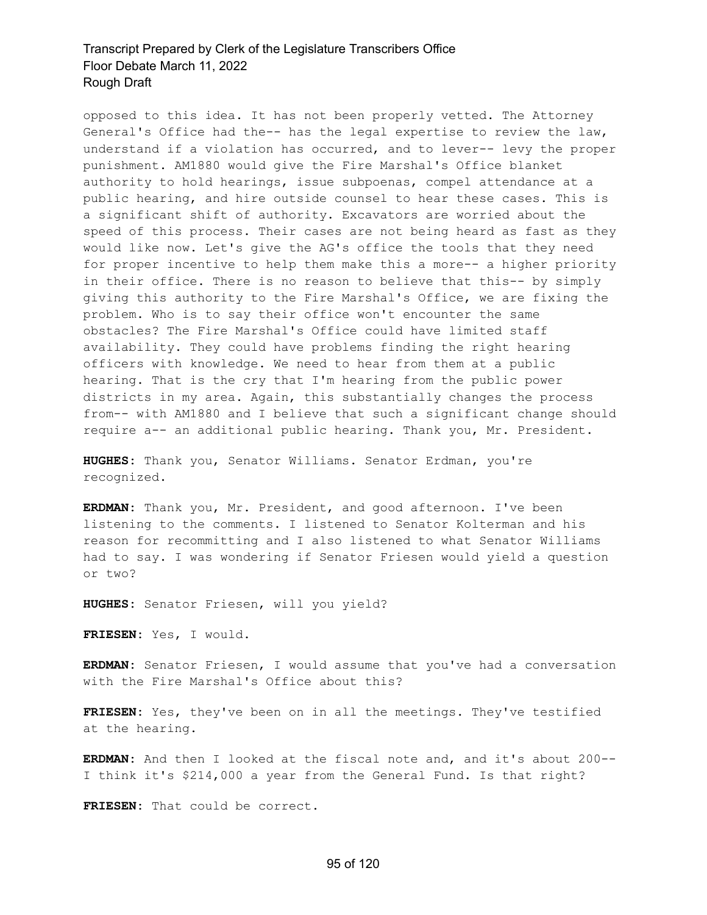opposed to this idea. It has not been properly vetted. The Attorney General's Office had the-- has the legal expertise to review the law, understand if a violation has occurred, and to lever-- levy the proper punishment. AM1880 would give the Fire Marshal's Office blanket authority to hold hearings, issue subpoenas, compel attendance at a public hearing, and hire outside counsel to hear these cases. This is a significant shift of authority. Excavators are worried about the speed of this process. Their cases are not being heard as fast as they would like now. Let's give the AG's office the tools that they need for proper incentive to help them make this a more-- a higher priority in their office. There is no reason to believe that this-- by simply giving this authority to the Fire Marshal's Office, we are fixing the problem. Who is to say their office won't encounter the same obstacles? The Fire Marshal's Office could have limited staff availability. They could have problems finding the right hearing officers with knowledge. We need to hear from them at a public hearing. That is the cry that I'm hearing from the public power districts in my area. Again, this substantially changes the process from-- with AM1880 and I believe that such a significant change should require a-- an additional public hearing. Thank you, Mr. President.

**HUGHES:** Thank you, Senator Williams. Senator Erdman, you're recognized.

**ERDMAN:** Thank you, Mr. President, and good afternoon. I've been listening to the comments. I listened to Senator Kolterman and his reason for recommitting and I also listened to what Senator Williams had to say. I was wondering if Senator Friesen would yield a question or two?

**HUGHES:** Senator Friesen, will you yield?

**FRIESEN:** Yes, I would.

**ERDMAN:** Senator Friesen, I would assume that you've had a conversation with the Fire Marshal's Office about this?

**FRIESEN:** Yes, they've been on in all the meetings. They've testified at the hearing.

**ERDMAN:** And then I looked at the fiscal note and, and it's about 200-- I think it's $214,000 a year from the General Fund. Is that right?

**FRIESEN:** That could be correct.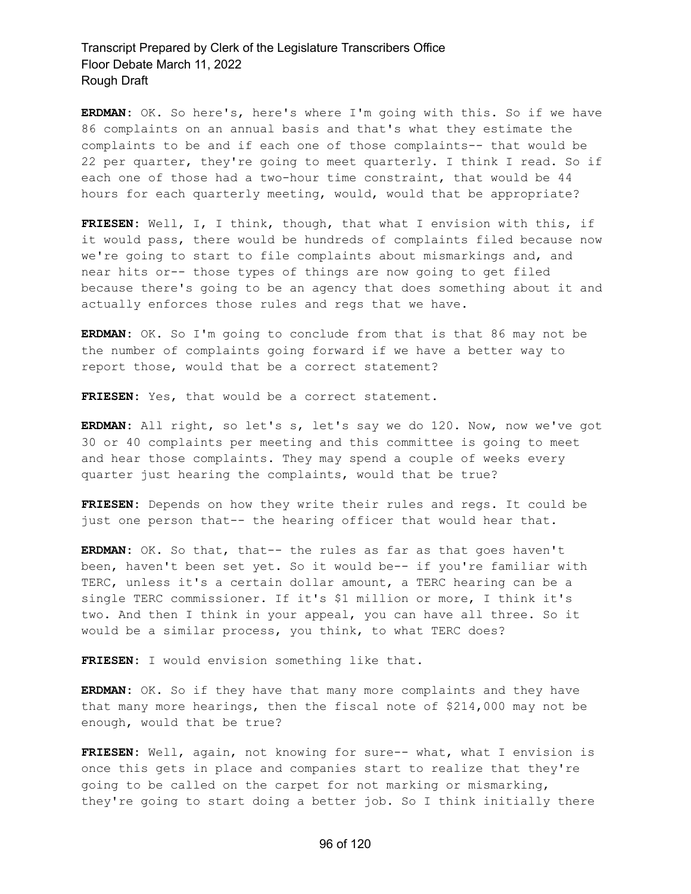**ERDMAN:** OK. So here's, here's where I'm going with this. So if we have 86 complaints on an annual basis and that's what they estimate the complaints to be and if each one of those complaints-- that would be 22 per quarter, they're going to meet quarterly. I think I read. So if each one of those had a two-hour time constraint, that would be 44 hours for each quarterly meeting, would, would that be appropriate?

**FRIESEN:** Well, I, I think, though, that what I envision with this, if it would pass, there would be hundreds of complaints filed because now we're going to start to file complaints about mismarkings and, and near hits or-- those types of things are now going to get filed because there's going to be an agency that does something about it and actually enforces those rules and regs that we have.

**ERDMAN:** OK. So I'm going to conclude from that is that 86 may not be the number of complaints going forward if we have a better way to report those, would that be a correct statement?

**FRIESEN:** Yes, that would be a correct statement.

**ERDMAN:** All right, so let's s, let's say we do 120. Now, now we've got 30 or 40 complaints per meeting and this committee is going to meet and hear those complaints. They may spend a couple of weeks every quarter just hearing the complaints, would that be true?

**FRIESEN:** Depends on how they write their rules and regs. It could be just one person that-- the hearing officer that would hear that.

**ERDMAN:** OK. So that, that-- the rules as far as that goes haven't been, haven't been set yet. So it would be-- if you're familiar with TERC, unless it's a certain dollar amount, a TERC hearing can be a single TERC commissioner. If it's $1 million or more, I think it's two. And then I think in your appeal, you can have all three. So it would be a similar process, you think, to what TERC does?

**FRIESEN:** I would envision something like that.

**ERDMAN:** OK. So if they have that many more complaints and they have that many more hearings, then the fiscal note of $214,000 may not be enough, would that be true?

**FRIESEN:** Well, again, not knowing for sure-- what, what I envision is once this gets in place and companies start to realize that they're going to be called on the carpet for not marking or mismarking, they're going to start doing a better job. So I think initially there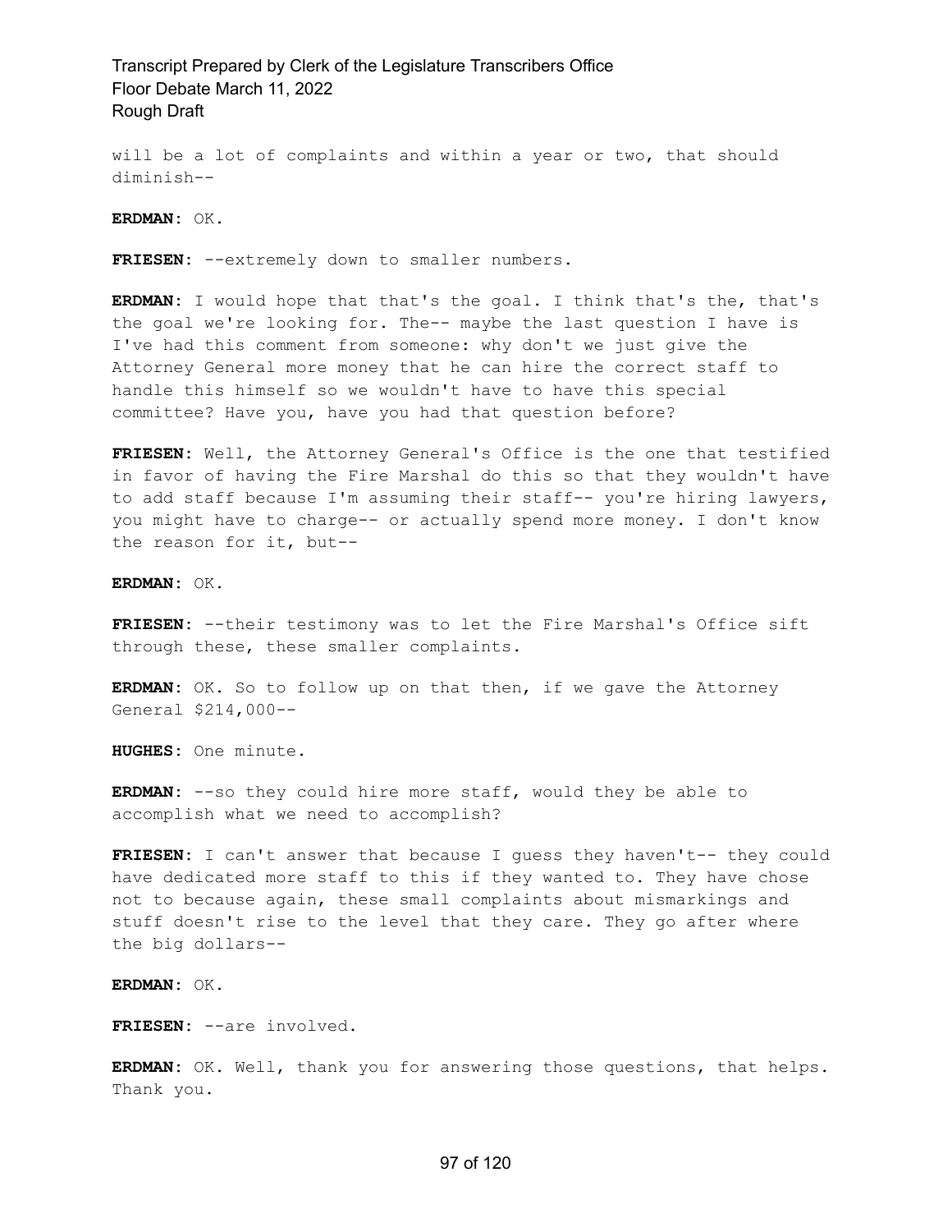will be a lot of complaints and within a year or two, that should diminish--

**ERDMAN:** OK.

**FRIESEN:** --extremely down to smaller numbers.

**ERDMAN:** I would hope that that's the goal. I think that's the, that's the goal we're looking for. The-- maybe the last question I have is I've had this comment from someone: why don't we just give the Attorney General more money that he can hire the correct staff to handle this himself so we wouldn't have to have this special committee? Have you, have you had that question before?

**FRIESEN:** Well, the Attorney General's Office is the one that testified in favor of having the Fire Marshal do this so that they wouldn't have to add staff because I'm assuming their staff-- you're hiring lawyers, you might have to charge-- or actually spend more money. I don't know the reason for it, but--

**ERDMAN:** OK.

**FRIESEN:** --their testimony was to let the Fire Marshal's Office sift through these, these smaller complaints.

**ERDMAN:** OK. So to follow up on that then, if we gave the Attorney General $214,000--

**HUGHES:** One minute.

**ERDMAN:** --so they could hire more staff, would they be able to accomplish what we need to accomplish?

**FRIESEN:** I can't answer that because I guess they haven't-- they could have dedicated more staff to this if they wanted to. They have chose not to because again, these small complaints about mismarkings and stuff doesn't rise to the level that they care. They go after where the big dollars--

**ERDMAN:** OK.

**FRIESEN:** --are involved.

**ERDMAN:** OK. Well, thank you for answering those questions, that helps. Thank you.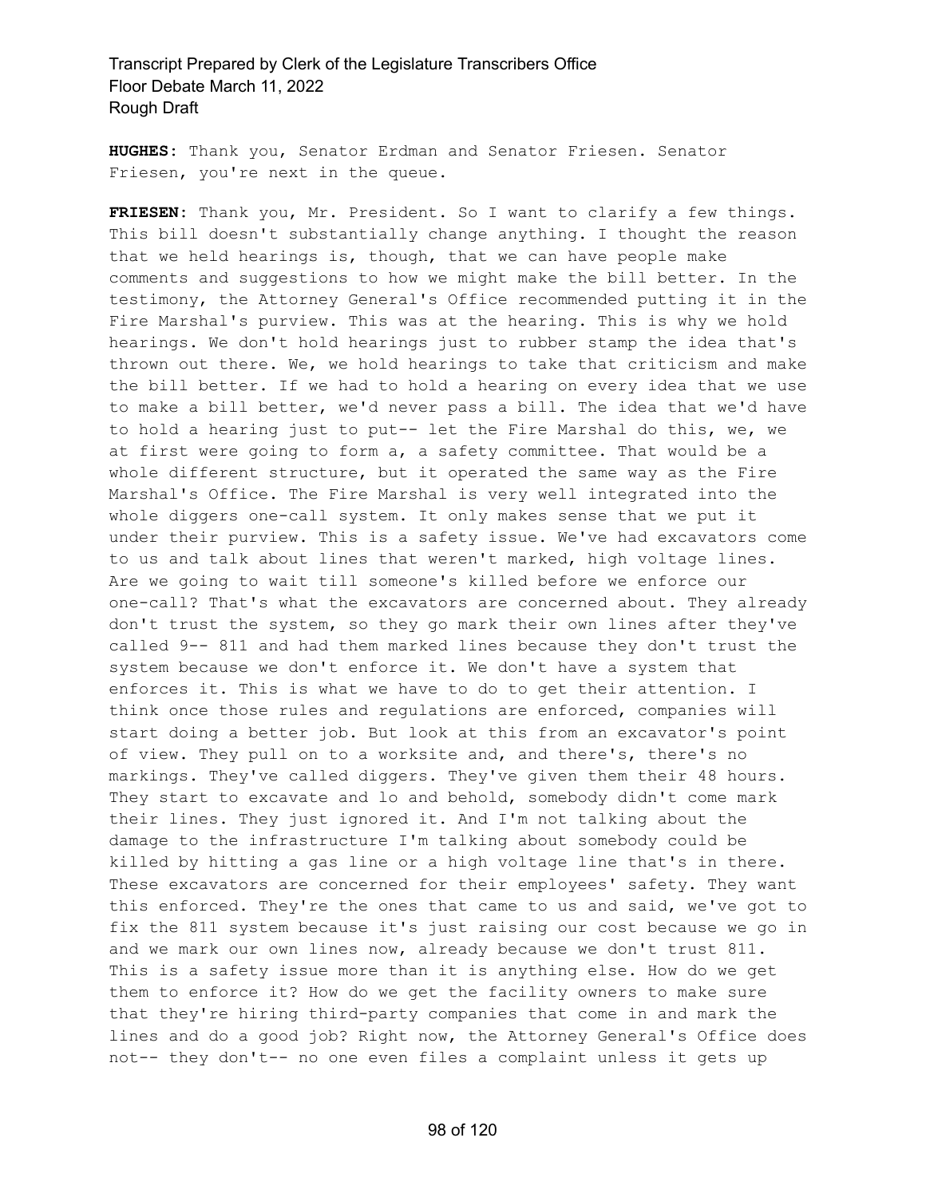**HUGHES:** Thank you, Senator Erdman and Senator Friesen. Senator Friesen, you're next in the queue.

**FRIESEN:** Thank you, Mr. President. So I want to clarify a few things. This bill doesn't substantially change anything. I thought the reason that we held hearings is, though, that we can have people make comments and suggestions to how we might make the bill better. In the testimony, the Attorney General's Office recommended putting it in the Fire Marshal's purview. This was at the hearing. This is why we hold hearings. We don't hold hearings just to rubber stamp the idea that's thrown out there. We, we hold hearings to take that criticism and make the bill better. If we had to hold a hearing on every idea that we use to make a bill better, we'd never pass a bill. The idea that we'd have to hold a hearing just to put-- let the Fire Marshal do this, we, we at first were going to form a, a safety committee. That would be a whole different structure, but it operated the same way as the Fire Marshal's Office. The Fire Marshal is very well integrated into the whole diggers one-call system. It only makes sense that we put it under their purview. This is a safety issue. We've had excavators come to us and talk about lines that weren't marked, high voltage lines. Are we going to wait till someone's killed before we enforce our one-call? That's what the excavators are concerned about. They already don't trust the system, so they go mark their own lines after they've called 9-- 811 and had them marked lines because they don't trust the system because we don't enforce it. We don't have a system that enforces it. This is what we have to do to get their attention. I think once those rules and regulations are enforced, companies will start doing a better job. But look at this from an excavator's point of view. They pull on to a worksite and, and there's, there's no markings. They've called diggers. They've given them their 48 hours. They start to excavate and lo and behold, somebody didn't come mark their lines. They just ignored it. And I'm not talking about the damage to the infrastructure I'm talking about somebody could be killed by hitting a gas line or a high voltage line that's in there. These excavators are concerned for their employees' safety. They want this enforced. They're the ones that came to us and said, we've got to fix the 811 system because it's just raising our cost because we go in and we mark our own lines now, already because we don't trust 811. This is a safety issue more than it is anything else. How do we get them to enforce it? How do we get the facility owners to make sure that they're hiring third-party companies that come in and mark the lines and do a good job? Right now, the Attorney General's Office does not-- they don't-- no one even files a complaint unless it gets up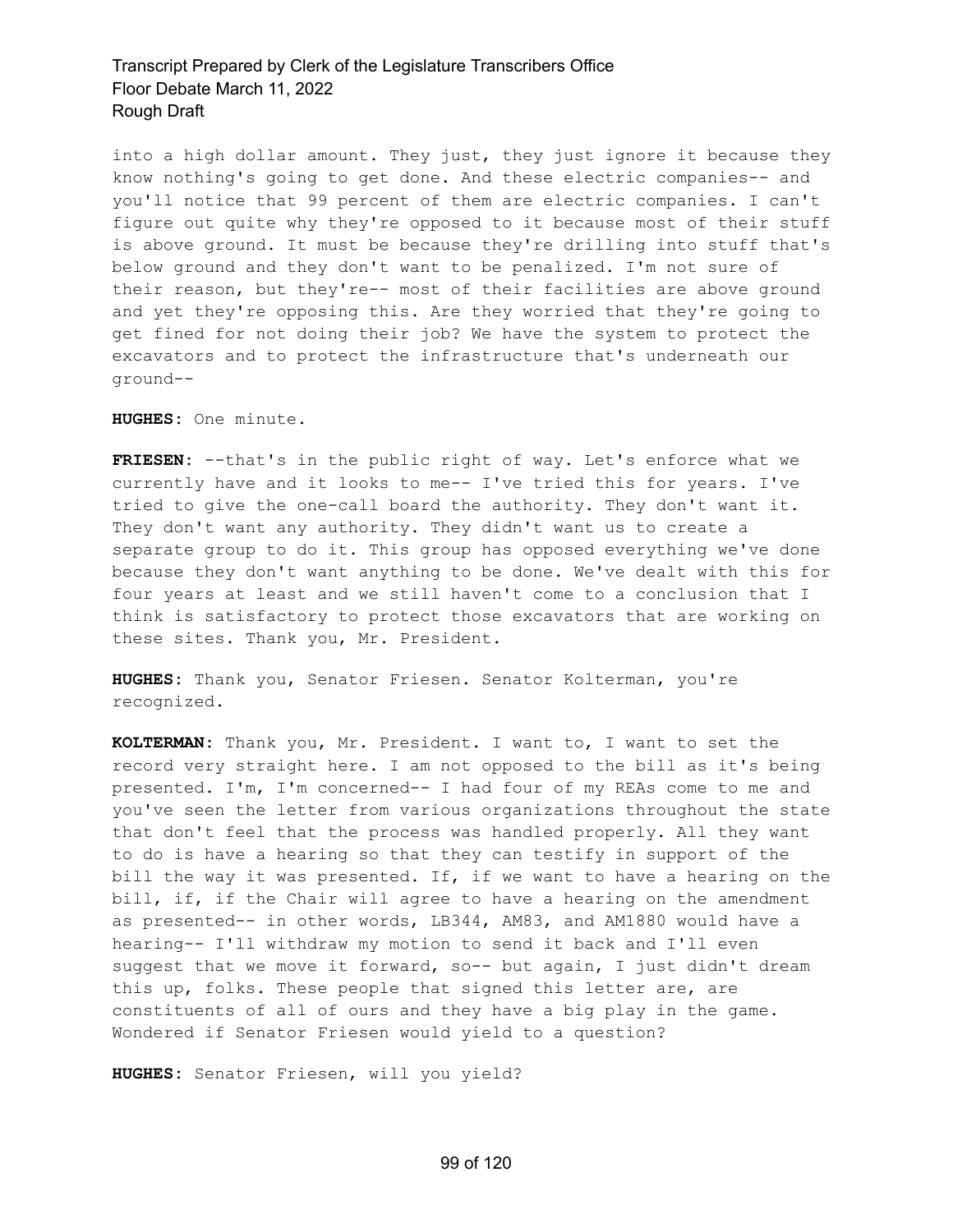into a high dollar amount. They just, they just ignore it because they know nothing's going to get done. And these electric companies-- and you'll notice that 99 percent of them are electric companies. I can't figure out quite why they're opposed to it because most of their stuff is above ground. It must be because they're drilling into stuff that's below ground and they don't want to be penalized. I'm not sure of their reason, but they're-- most of their facilities are above ground and yet they're opposing this. Are they worried that they're going to get fined for not doing their job? We have the system to protect the excavators and to protect the infrastructure that's underneath our ground--

**HUGHES**: One minute.

**FRIESEN**: --that's in the public right of way. Let's enforce what we currently have and it looks to me-- I've tried this for years. I've tried to give the one-call board the authority. They don't want it. They don't want any authority. They didn't want us to create a separate group to do it. This group has opposed everything we've done because they don't want anything to be done. We've dealt with this for four years at least and we still haven't come to a conclusion that I think is satisfactory to protect those excavators that are working on these sites. Thank you, Mr. President.

**HUGHES**: Thank you, Senator Friesen. Senator Kolterman, you're recognized.

**KOLTERMAN**: Thank you, Mr. President. I want to, I want to set the record very straight here. I am not opposed to the bill as it's being presented. I'm, I'm concerned-- I had four of my REAs come to me and you've seen the letter from various organizations throughout the state that don't feel that the process was handled properly. All they want to do is have a hearing so that they can testify in support of the bill the way it was presented. If, if we want to have a hearing on the bill, if, if the Chair will agree to have a hearing on the amendment as presented-- in other words, LB344, AM83, and AM1880 would have a hearing-- I'll withdraw my motion to send it back and I'll even suggest that we move it forward, so-- but again, I just didn't dream this up, folks. These people that signed this letter are, are constituents of all of ours and they have a big play in the game. Wondered if Senator Friesen would yield to a question?

**HUGHES**: Senator Friesen, will you yield?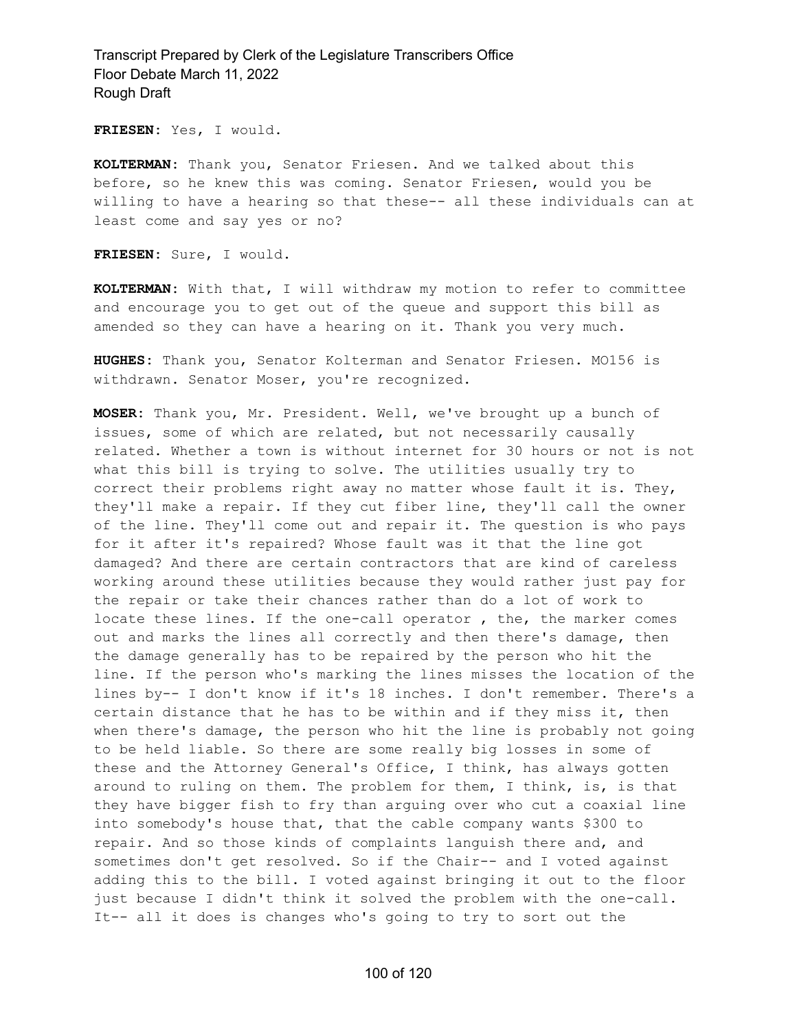**FRIESEN:** Yes, I would.

**KOLTERMAN:** Thank you, Senator Friesen. And we talked about this before, so he knew this was coming. Senator Friesen, would you be willing to have a hearing so that these-- all these individuals can at least come and say yes or no?

**FRIESEN:** Sure, I would.

**KOLTERMAN:** With that, I will withdraw my motion to refer to committee and encourage you to get out of the queue and support this bill as amended so they can have a hearing on it. Thank you very much.

**HUGHES:** Thank you, Senator Kolterman and Senator Friesen. MO156 is withdrawn. Senator Moser, you're recognized.

**MOSER:** Thank you, Mr. President. Well, we've brought up a bunch of issues, some of which are related, but not necessarily causally related. Whether a town is without internet for 30 hours or not is not what this bill is trying to solve. The utilities usually try to correct their problems right away no matter whose fault it is. They, they'll make a repair. If they cut fiber line, they'll call the owner of the line. They'll come out and repair it. The question is who pays for it after it's repaired? Whose fault was it that the line got damaged? And there are certain contractors that are kind of careless working around these utilities because they would rather just pay for the repair or take their chances rather than do a lot of work to locate these lines. If the one-call operator , the, the marker comes out and marks the lines all correctly and then there's damage, then the damage generally has to be repaired by the person who hit the line. If the person who's marking the lines misses the location of the lines by-- I don't know if it's 18 inches. I don't remember. There's a certain distance that he has to be within and if they miss it, then when there's damage, the person who hit the line is probably not going to be held liable. So there are some really big losses in some of these and the Attorney General's Office, I think, has always gotten around to ruling on them. The problem for them, I think, is, is that they have bigger fish to fry than arguing over who cut a coaxial line into somebody's house that, that the cable company wants $300 to repair. And so those kinds of complaints languish there and, and sometimes don't get resolved. So if the Chair-- and I voted against adding this to the bill. I voted against bringing it out to the floor just because I didn't think it solved the problem with the one-call. It-- all it does is changes who's going to try to sort out the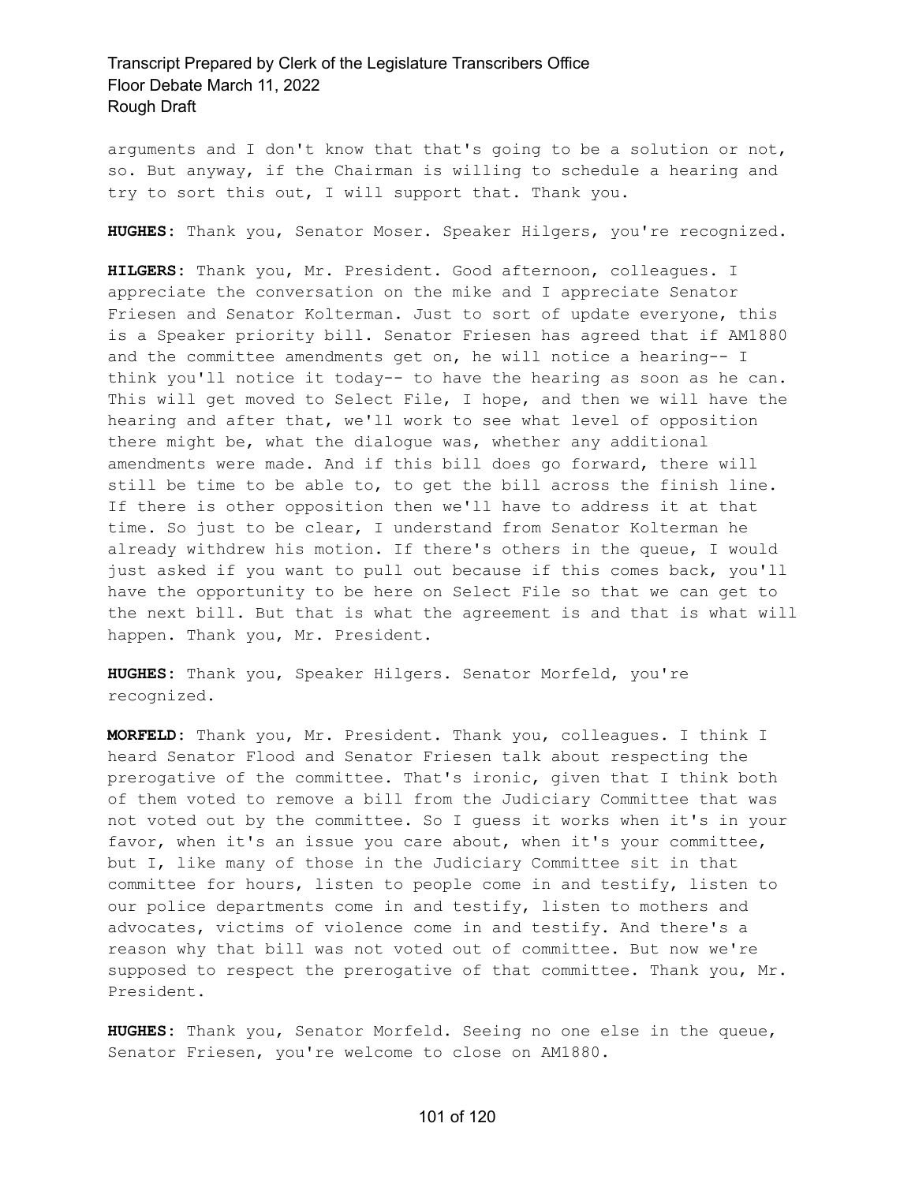arguments and I don't know that that's going to be a solution or not, so. But anyway, if the Chairman is willing to schedule a hearing and try to sort this out, I will support that. Thank you.

**HUGHES:** Thank you, Senator Moser. Speaker Hilgers, you're recognized.

**HILGERS:** Thank you, Mr. President. Good afternoon, colleagues. I appreciate the conversation on the mike and I appreciate Senator Friesen and Senator Kolterman. Just to sort of update everyone, this is a Speaker priority bill. Senator Friesen has agreed that if AM1880 and the committee amendments get on, he will notice a hearing-- I think you'll notice it today-- to have the hearing as soon as he can. This will get moved to Select File, I hope, and then we will have the hearing and after that, we'll work to see what level of opposition there might be, what the dialogue was, whether any additional amendments were made. And if this bill does go forward, there will still be time to be able to, to get the bill across the finish line. If there is other opposition then we'll have to address it at that time. So just to be clear, I understand from Senator Kolterman he already withdrew his motion. If there's others in the queue, I would just asked if you want to pull out because if this comes back, you'll have the opportunity to be here on Select File so that we can get to the next bill. But that is what the agreement is and that is what will happen. Thank you, Mr. President.

**HUGHES:** Thank you, Speaker Hilgers. Senator Morfeld, you're recognized.

**MORFELD:** Thank you, Mr. President. Thank you, colleagues. I think I heard Senator Flood and Senator Friesen talk about respecting the prerogative of the committee. That's ironic, given that I think both of them voted to remove a bill from the Judiciary Committee that was not voted out by the committee. So I guess it works when it's in your favor, when it's an issue you care about, when it's your committee, but I, like many of those in the Judiciary Committee sit in that committee for hours, listen to people come in and testify, listen to our police departments come in and testify, listen to mothers and advocates, victims of violence come in and testify. And there's a reason why that bill was not voted out of committee. But now we're supposed to respect the prerogative of that committee. Thank you, Mr. President.

**HUGHES:** Thank you, Senator Morfeld. Seeing no one else in the queue, Senator Friesen, you're welcome to close on AM1880.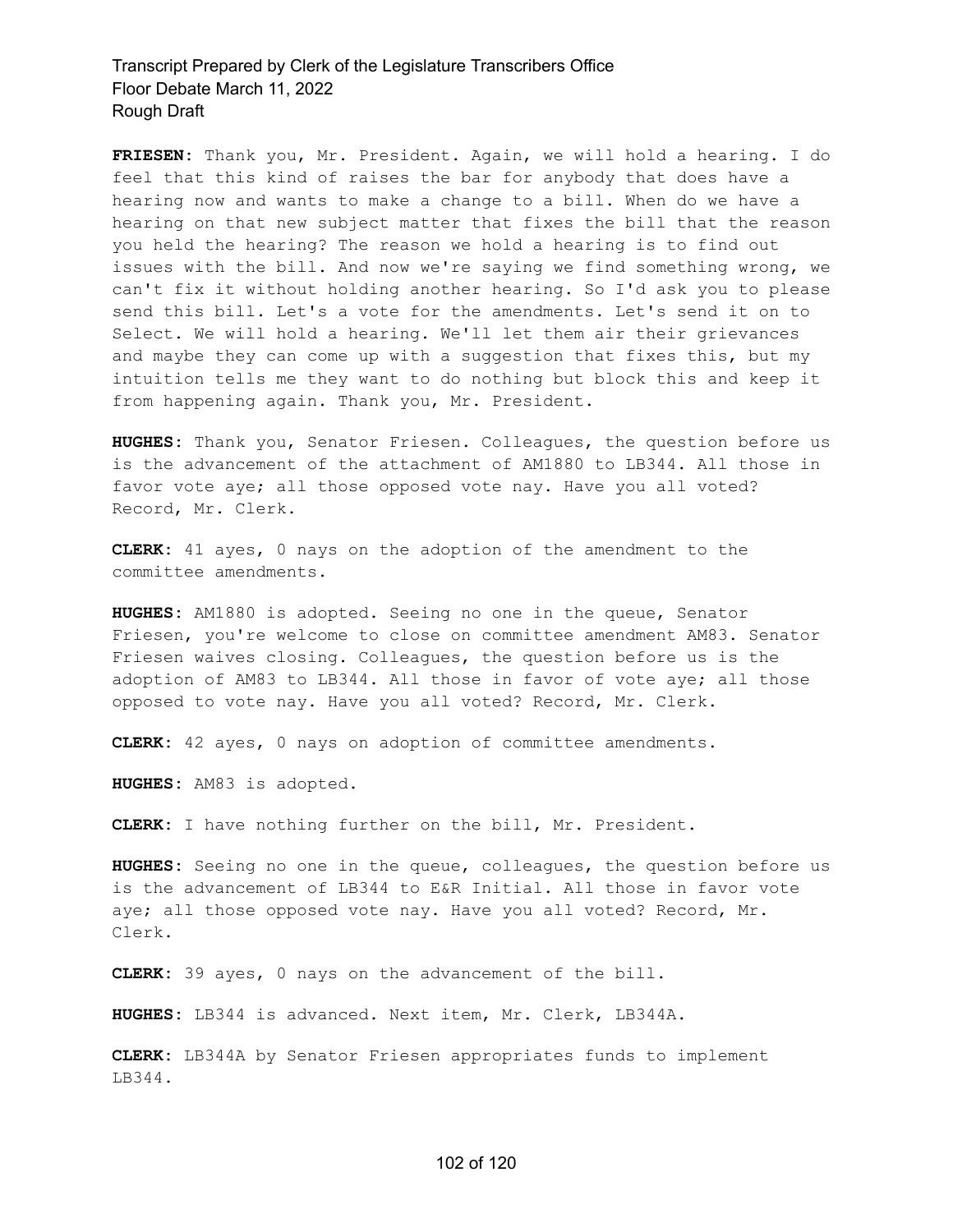**FRIESEN:** Thank you, Mr. President. Again, we will hold a hearing. I do feel that this kind of raises the bar for anybody that does have a hearing now and wants to make a change to a bill. When do we have a hearing on that new subject matter that fixes the bill that the reason you held the hearing? The reason we hold a hearing is to find out issues with the bill. And now we're saying we find something wrong, we can't fix it without holding another hearing. So I'd ask you to please send this bill. Let's a vote for the amendments. Let's send it on to Select. We will hold a hearing. We'll let them air their grievances and maybe they can come up with a suggestion that fixes this, but my intuition tells me they want to do nothing but block this and keep it from happening again. Thank you, Mr. President.

**HUGHES:** Thank you, Senator Friesen. Colleagues, the question before us is the advancement of the attachment of AM1880 to LB344. All those in favor vote aye; all those opposed vote nay. Have you all voted? Record, Mr. Clerk.

**CLERK:** 41 ayes, 0 nays on the adoption of the amendment to the committee amendments.

**HUGHES:** AM1880 is adopted. Seeing no one in the queue, Senator Friesen, you're welcome to close on committee amendment AM83. Senator Friesen waives closing. Colleagues, the question before us is the adoption of AM83 to LB344. All those in favor of vote aye; all those opposed to vote nay. Have you all voted? Record, Mr. Clerk.

**CLERK:** 42 ayes, 0 nays on adoption of committee amendments.

**HUGHES:** AM83 is adopted.

**CLERK:** I have nothing further on the bill, Mr. President.

**HUGHES:** Seeing no one in the queue, colleagues, the question before us is the advancement of LB344 to E&R Initial. All those in favor vote aye; all those opposed vote nay. Have you all voted? Record, Mr. Clerk.

**CLERK:** 39 ayes, 0 nays on the advancement of the bill.

**HUGHES:** LB344 is advanced. Next item, Mr. Clerk, LB344A.

**CLERK:** LB344A by Senator Friesen appropriates funds to implement LB344.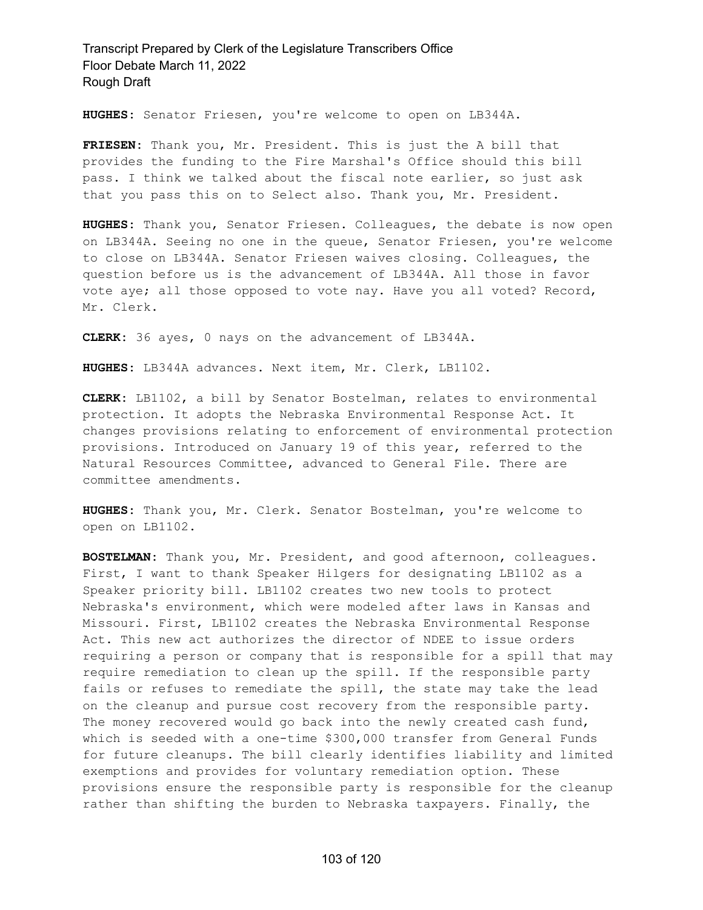**HUGHES:** Senator Friesen, you're welcome to open on LB344A.

**FRIESEN:** Thank you, Mr. President. This is just the A bill that provides the funding to the Fire Marshal's Office should this bill pass. I think we talked about the fiscal note earlier, so just ask that you pass this on to Select also. Thank you, Mr. President.

**HUGHES:** Thank you, Senator Friesen. Colleagues, the debate is now open on LB344A. Seeing no one in the queue, Senator Friesen, you're welcome to close on LB344A. Senator Friesen waives closing. Colleagues, the question before us is the advancement of LB344A. All those in favor vote aye; all those opposed to vote nay. Have you all voted? Record, Mr. Clerk.

**CLERK:** 36 ayes, 0 nays on the advancement of LB344A.

**HUGHES:** LB344A advances. Next item, Mr. Clerk, LB1102.

**CLERK:** LB1102, a bill by Senator Bostelman, relates to environmental protection. It adopts the Nebraska Environmental Response Act. It changes provisions relating to enforcement of environmental protection provisions. Introduced on January 19 of this year, referred to the Natural Resources Committee, advanced to General File. There are committee amendments.

**HUGHES:** Thank you, Mr. Clerk. Senator Bostelman, you're welcome to open on LB1102.

**BOSTELMAN:** Thank you, Mr. President, and good afternoon, colleagues. First, I want to thank Speaker Hilgers for designating LB1102 as a Speaker priority bill. LB1102 creates two new tools to protect Nebraska's environment, which were modeled after laws in Kansas and Missouri. First, LB1102 creates the Nebraska Environmental Response Act. This new act authorizes the director of NDEE to issue orders requiring a person or company that is responsible for a spill that may require remediation to clean up the spill. If the responsible party fails or refuses to remediate the spill, the state may take the lead on the cleanup and pursue cost recovery from the responsible party. The money recovered would go back into the newly created cash fund, which is seeded with a one-time $300,000 transfer from General Funds for future cleanups. The bill clearly identifies liability and limited exemptions and provides for voluntary remediation option. These provisions ensure the responsible party is responsible for the cleanup rather than shifting the burden to Nebraska taxpayers. Finally, the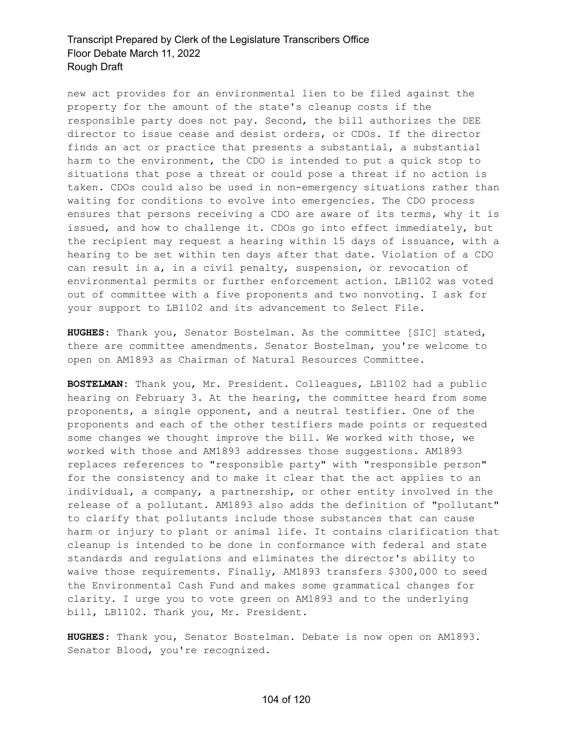new act provides for an environmental lien to be filed against the property for the amount of the state's cleanup costs if the responsible party does not pay. Second, the bill authorizes the DEE director to issue cease and desist orders, or CDOs. If the director finds an act or practice that presents a substantial, a substantial harm to the environment, the CDO is intended to put a quick stop to situations that pose a threat or could pose a threat if no action is taken. CDOs could also be used in non-emergency situations rather than waiting for conditions to evolve into emergencies. The CDO process ensures that persons receiving a CDO are aware of its terms, why it is issued, and how to challenge it. CDOs go into effect immediately, but the recipient may request a hearing within 15 days of issuance, with a hearing to be set within ten days after that date. Violation of a CDO can result in a, in a civil penalty, suspension, or revocation of environmental permits or further enforcement action. LB1102 was voted out of committee with a five proponents and two nonvoting. I ask for your support to LB1102 and its advancement to Select File.

**HUGHES:** Thank you, Senator Bostelman. As the committee [SIC] stated, there are committee amendments. Senator Bostelman, you're welcome to open on AM1893 as Chairman of Natural Resources Committee.

**BOSTELMAN:** Thank you, Mr. President. Colleagues, LB1102 had a public hearing on February 3. At the hearing, the committee heard from some proponents, a single opponent, and a neutral testifier. One of the proponents and each of the other testifiers made points or requested some changes we thought improve the bill. We worked with those, we worked with those and AM1893 addresses those suggestions. AM1893 replaces references to "responsible party" with "responsible person" for the consistency and to make it clear that the act applies to an individual, a company, a partnership, or other entity involved in the release of a pollutant. AM1893 also adds the definition of "pollutant" to clarify that pollutants include those substances that can cause harm or injury to plant or animal life. It contains clarification that cleanup is intended to be done in conformance with federal and state standards and regulations and eliminates the director's ability to waive those requirements. Finally, AM1893 transfers $300,000 to seed the Environmental Cash Fund and makes some grammatical changes for clarity. I urge you to vote green on AM1893 and to the underlying bill, LB1102. Thank you, Mr. President.

**HUGHES:** Thank you, Senator Bostelman. Debate is now open on AM1893. Senator Blood, you're recognized.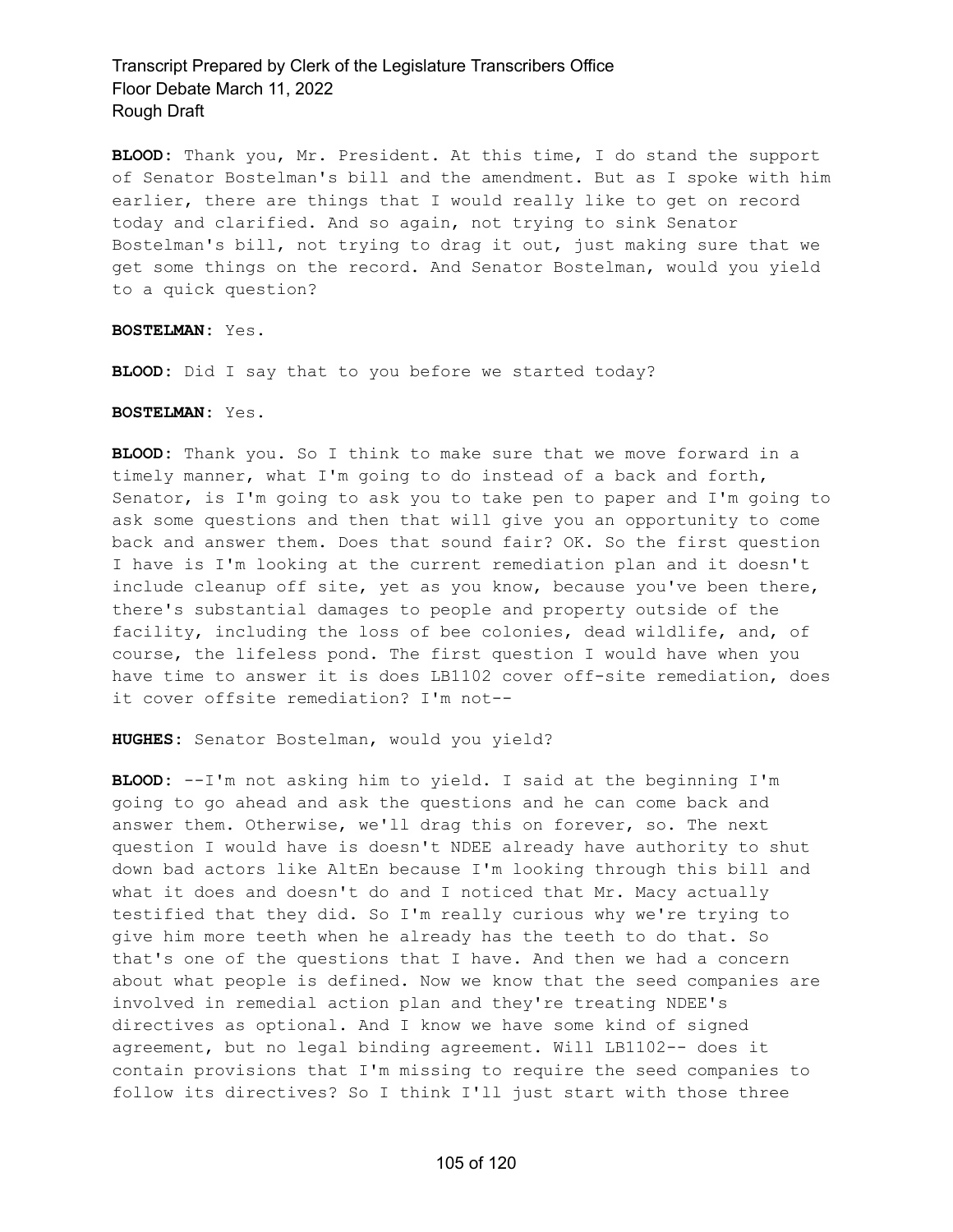**BLOOD:** Thank you, Mr. President. At this time, I do stand the support of Senator Bostelman's bill and the amendment. But as I spoke with him earlier, there are things that I would really like to get on record today and clarified. And so again, not trying to sink Senator Bostelman's bill, not trying to drag it out, just making sure that we get some things on the record. And Senator Bostelman, would you yield to a quick question?

**BOSTELMAN:** Yes.

**BLOOD:** Did I say that to you before we started today?

**BOSTELMAN:** Yes.

**BLOOD:** Thank you. So I think to make sure that we move forward in a timely manner, what I'm going to do instead of a back and forth, Senator, is I'm going to ask you to take pen to paper and I'm going to ask some questions and then that will give you an opportunity to come back and answer them. Does that sound fair? OK. So the first question I have is I'm looking at the current remediation plan and it doesn't include cleanup off site, yet as you know, because you've been there, there's substantial damages to people and property outside of the facility, including the loss of bee colonies, dead wildlife, and, of course, the lifeless pond. The first question I would have when you have time to answer it is does LB1102 cover off-site remediation, does it cover offsite remediation? I'm not--

**HUGHES:** Senator Bostelman, would you yield?

**BLOOD:** --I'm not asking him to yield. I said at the beginning I'm going to go ahead and ask the questions and he can come back and answer them. Otherwise, we'll drag this on forever, so. The next question I would have is doesn't NDEE already have authority to shut down bad actors like AltEn because I'm looking through this bill and what it does and doesn't do and I noticed that Mr. Macy actually testified that they did. So I'm really curious why we're trying to give him more teeth when he already has the teeth to do that. So that's one of the questions that I have. And then we had a concern about what people is defined. Now we know that the seed companies are involved in remedial action plan and they're treating NDEE's directives as optional. And I know we have some kind of signed agreement, but no legal binding agreement. Will LB1102-- does it contain provisions that I'm missing to require the seed companies to follow its directives? So I think I'll just start with those three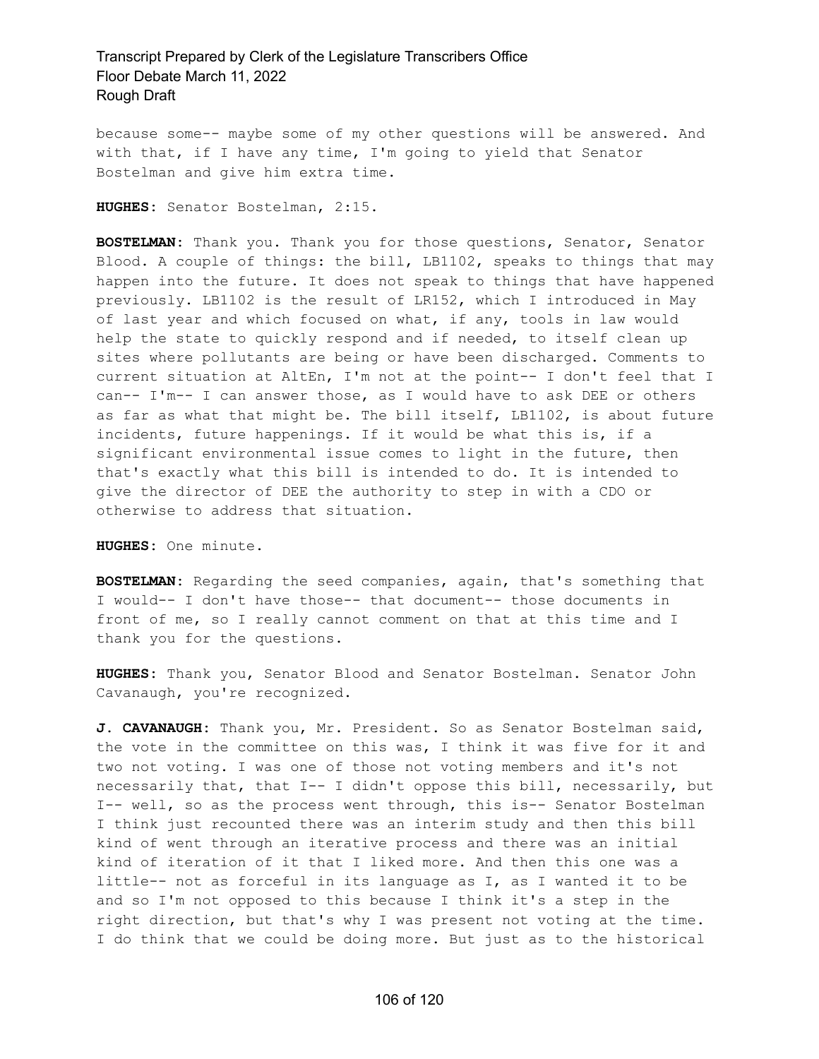because some-- maybe some of my other questions will be answered. And with that, if I have any time, I'm going to yield that Senator Bostelman and give him extra time.

**HUGHES:** Senator Bostelman, 2:15.

**BOSTELMAN:** Thank you. Thank you for those questions, Senator, Senator Blood. A couple of things: the bill, LB1102, speaks to things that may happen into the future. It does not speak to things that have happened previously. LB1102 is the result of LR152, which I introduced in May of last year and which focused on what, if any, tools in law would help the state to quickly respond and if needed, to itself clean up sites where pollutants are being or have been discharged. Comments to current situation at AltEn, I'm not at the point-- I don't feel that I can-- I'm-- I can answer those, as I would have to ask DEE or others as far as what that might be. The bill itself, LB1102, is about future incidents, future happenings. If it would be what this is, if a significant environmental issue comes to light in the future, then that's exactly what this bill is intended to do. It is intended to give the director of DEE the authority to step in with a CDO or otherwise to address that situation.

**HUGHES:** One minute.

**BOSTELMAN:** Regarding the seed companies, again, that's something that I would-- I don't have those-- that document-- those documents in front of me, so I really cannot comment on that at this time and I thank you for the questions.

**HUGHES:** Thank you, Senator Blood and Senator Bostelman. Senator John Cavanaugh, you're recognized.

**J. CAVANAUGH:** Thank you, Mr. President. So as Senator Bostelman said, the vote in the committee on this was, I think it was five for it and two not voting. I was one of those not voting members and it's not necessarily that, that I-- I didn't oppose this bill, necessarily, but I-- well, so as the process went through, this is-- Senator Bostelman I think just recounted there was an interim study and then this bill kind of went through an iterative process and there was an initial kind of iteration of it that I liked more. And then this one was a little-- not as forceful in its language as I, as I wanted it to be and so I'm not opposed to this because I think it's a step in the right direction, but that's why I was present not voting at the time. I do think that we could be doing more. But just as to the historical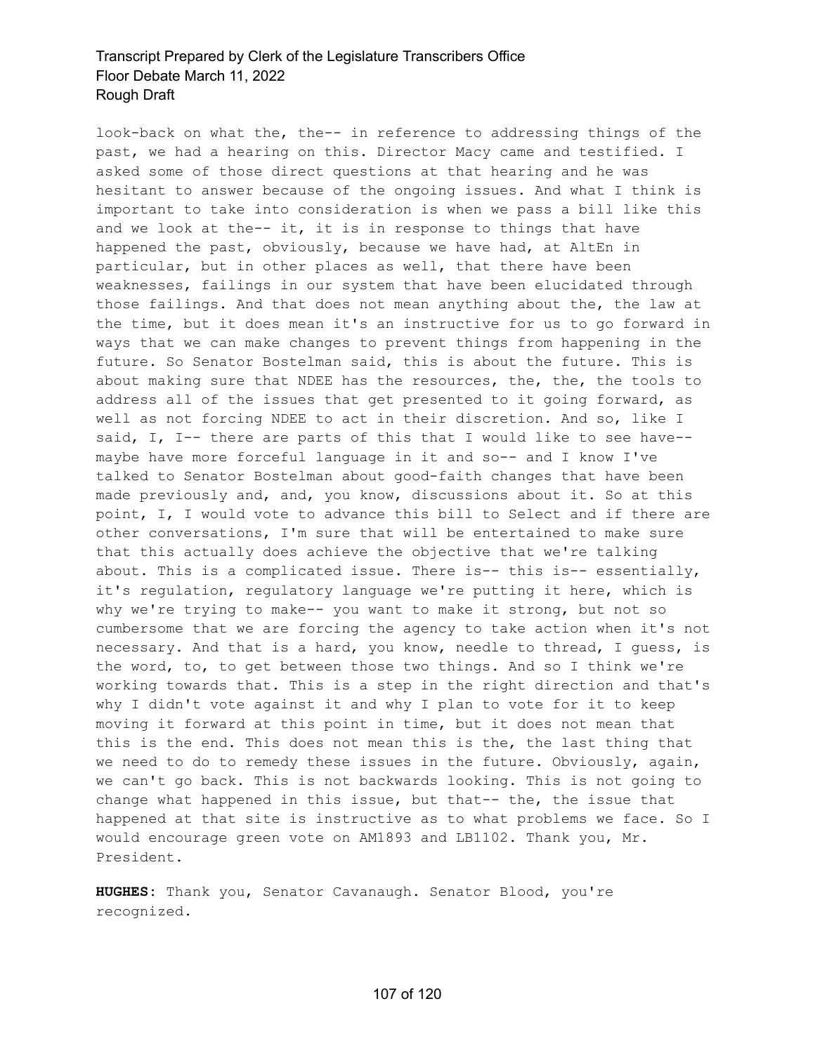look-back on what the, the-- in reference to addressing things of the past, we had a hearing on this. Director Macy came and testified. I asked some of those direct questions at that hearing and he was hesitant to answer because of the ongoing issues. And what I think is important to take into consideration is when we pass a bill like this and we look at the-- it, it is in response to things that have happened the past, obviously, because we have had, at AltEn in particular, but in other places as well, that there have been weaknesses, failings in our system that have been elucidated through those failings. And that does not mean anything about the, the law at the time, but it does mean it's an instructive for us to go forward in ways that we can make changes to prevent things from happening in the future. So Senator Bostelman said, this is about the future. This is about making sure that NDEE has the resources, the, the, the tools to address all of the issues that get presented to it going forward, as well as not forcing NDEE to act in their discretion. And so, like I said, I, I-- there are parts of this that I would like to see have-- maybe have more forceful language in it and so-- and I know I've talked to Senator Bostelman about good-faith changes that have been made previously and, and, you know, discussions about it. So at this point, I, I would vote to advance this bill to Select and if there are other conversations, I'm sure that will be entertained to make sure that this actually does achieve the objective that we're talking about. This is a complicated issue. There is-- this is-- essentially, it's regulation, regulatory language we're putting it here, which is why we're trying to make-- you want to make it strong, but not so cumbersome that we are forcing the agency to take action when it's not necessary. And that is a hard, you know, needle to thread, I guess, is the word, to, to get between those two things. And so I think we're working towards that. This is a step in the right direction and that's why I didn't vote against it and why I plan to vote for it to keep moving it forward at this point in time, but it does not mean that this is the end. This does not mean this is the, the last thing that we need to do to remedy these issues in the future. Obviously, again, we can't go back. This is not backwards looking. This is not going to change what happened in this issue, but that-- the, the issue that happened at that site is instructive as to what problems we face. So I would encourage green vote on AM1893 and LB1102. Thank you, Mr. President.

**HUGHES**: Thank you, Senator Cavanaugh. Senator Blood, you're recognized.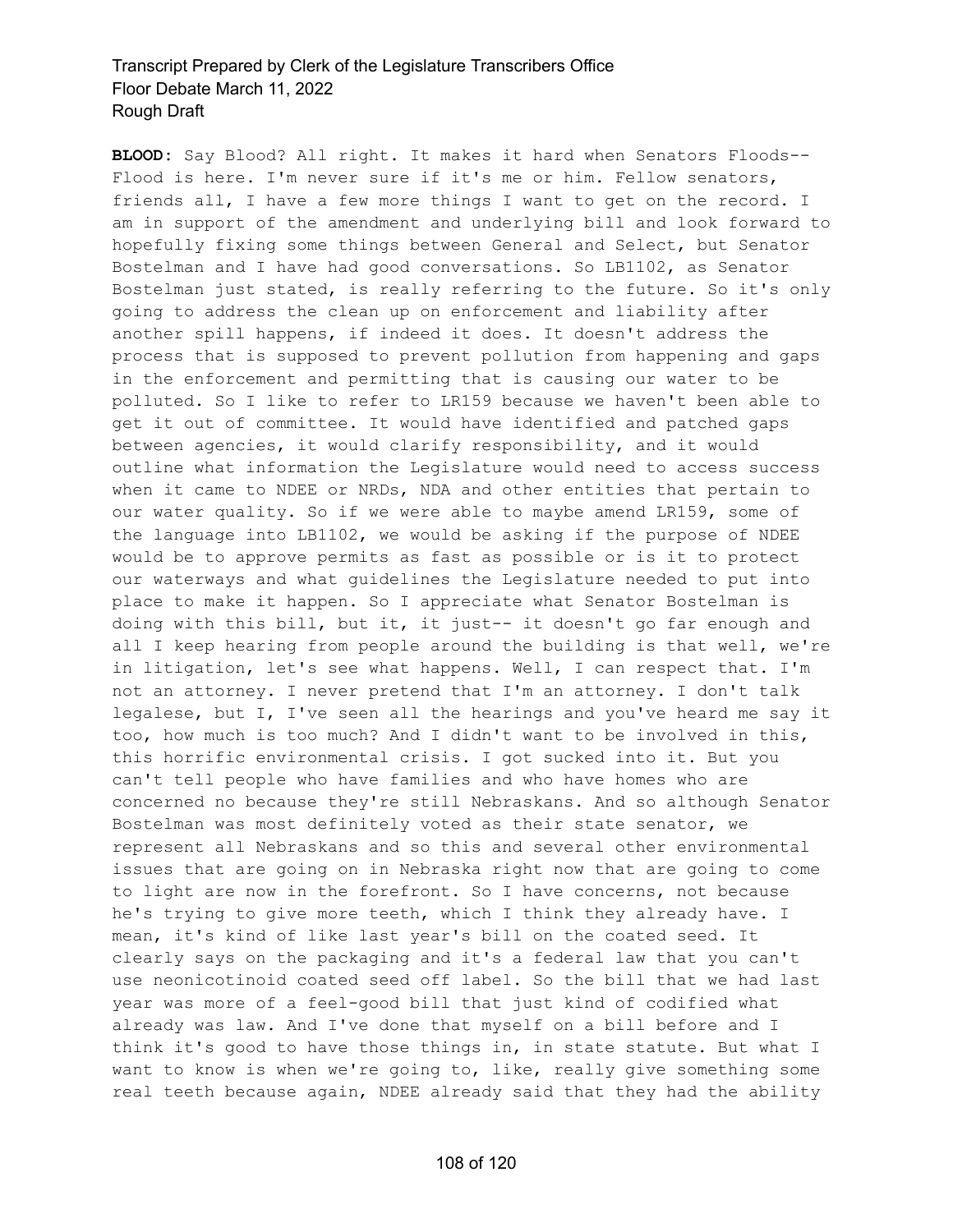**BLOOD:** Say Blood? All right. It makes it hard when Senators Floods-- Flood is here. I'm never sure if it's me or him. Fellow senators, friends all, I have a few more things I want to get on the record. I am in support of the amendment and underlying bill and look forward to hopefully fixing some things between General and Select, but Senator Bostelman and I have had good conversations. So LB1102, as Senator Bostelman just stated, is really referring to the future. So it's only going to address the clean up on enforcement and liability after another spill happens, if indeed it does. It doesn't address the process that is supposed to prevent pollution from happening and gaps in the enforcement and permitting that is causing our water to be polluted. So I like to refer to LR159 because we haven't been able to get it out of committee. It would have identified and patched gaps between agencies, it would clarify responsibility, and it would outline what information the Legislature would need to access success when it came to NDEE or NRDs, NDA and other entities that pertain to our water quality. So if we were able to maybe amend LR159, some of the language into LB1102, we would be asking if the purpose of NDEE would be to approve permits as fast as possible or is it to protect our waterways and what guidelines the Legislature needed to put into place to make it happen. So I appreciate what Senator Bostelman is doing with this bill, but it, it just-- it doesn't go far enough and all I keep hearing from people around the building is that well, we're in litigation, let's see what happens. Well, I can respect that. I'm not an attorney. I never pretend that I'm an attorney. I don't talk legalese, but I, I've seen all the hearings and you've heard me say it too, how much is too much? And I didn't want to be involved in this, this horrific environmental crisis. I got sucked into it. But you can't tell people who have families and who have homes who are concerned no because they're still Nebraskans. And so although Senator Bostelman was most definitely voted as their state senator, we represent all Nebraskans and so this and several other environmental issues that are going on in Nebraska right now that are going to come to light are now in the forefront. So I have concerns, not because he's trying to give more teeth, which I think they already have. I mean, it's kind of like last year's bill on the coated seed. It clearly says on the packaging and it's a federal law that you can't use neonicotinoid coated seed off label. So the bill that we had last year was more of a feel-good bill that just kind of codified what already was law. And I've done that myself on a bill before and I think it's good to have those things in, in state statute. But what I want to know is when we're going to, like, really give something some real teeth because again, NDEE already said that they had the ability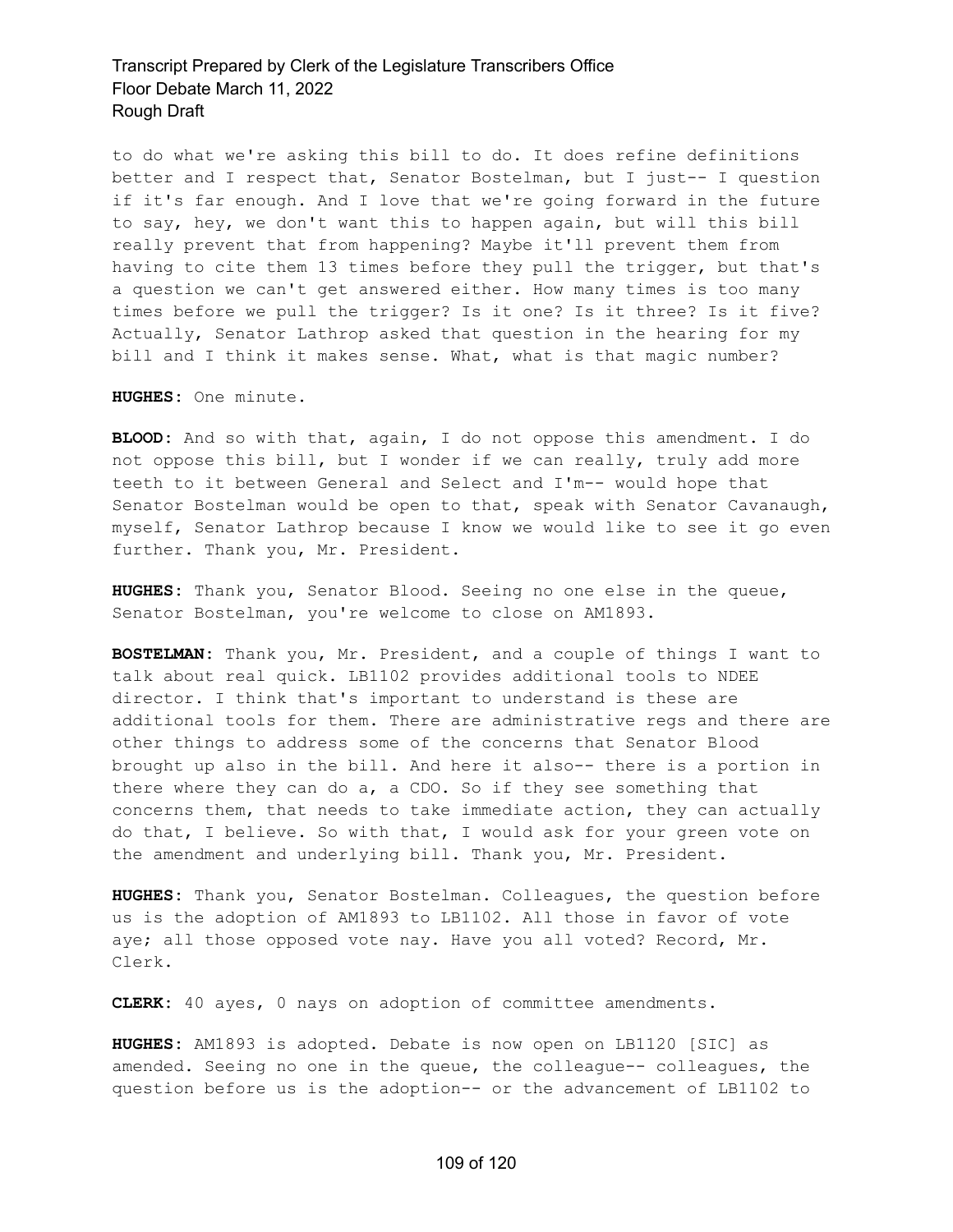to do what we're asking this bill to do. It does refine definitions better and I respect that, Senator Bostelman, but I just-- I question if it's far enough. And I love that we're going forward in the future to say, hey, we don't want this to happen again, but will this bill really prevent that from happening? Maybe it'll prevent them from having to cite them 13 times before they pull the trigger, but that's a question we can't get answered either. How many times is too many times before we pull the trigger? Is it one? Is it three? Is it five? Actually, Senator Lathrop asked that question in the hearing for my bill and I think it makes sense. What, what is that magic number?

**HUGHES:** One minute.

**BLOOD:** And so with that, again, I do not oppose this amendment. I do not oppose this bill, but I wonder if we can really, truly add more teeth to it between General and Select and I'm-- would hope that Senator Bostelman would be open to that, speak with Senator Cavanaugh, myself, Senator Lathrop because I know we would like to see it go even further. Thank you, Mr. President.

**HUGHES:** Thank you, Senator Blood. Seeing no one else in the queue, Senator Bostelman, you're welcome to close on AM1893.

**BOSTELMAN:** Thank you, Mr. President, and a couple of things I want to talk about real quick. LB1102 provides additional tools to NDEE director. I think that's important to understand is these are additional tools for them. There are administrative regs and there are other things to address some of the concerns that Senator Blood brought up also in the bill. And here it also-- there is a portion in there where they can do a, a CDO. So if they see something that concerns them, that needs to take immediate action, they can actually do that, I believe. So with that, I would ask for your green vote on the amendment and underlying bill. Thank you, Mr. President.

**HUGHES:** Thank you, Senator Bostelman. Colleagues, the question before us is the adoption of AM1893 to LB1102. All those in favor of vote aye; all those opposed vote nay. Have you all voted? Record, Mr. Clerk.

**CLERK:** 40 ayes, 0 nays on adoption of committee amendments.

**HUGHES:** AM1893 is adopted. Debate is now open on LB1120 [SIC] as amended. Seeing no one in the queue, the colleague-- colleagues, the question before us is the adoption-- or the advancement of LB1102 to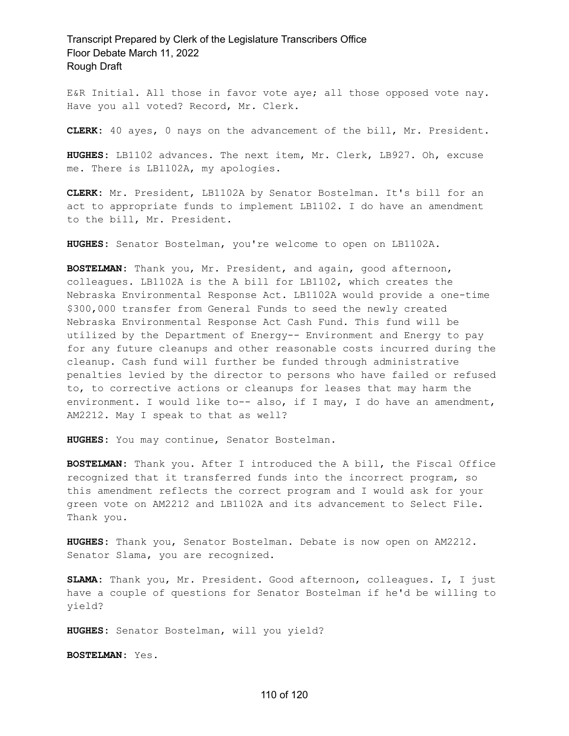E&R Initial. All those in favor vote aye; all those opposed vote nay. Have you all voted? Record, Mr. Clerk.

**CLERK:** 40 ayes, 0 nays on the advancement of the bill, Mr. President.

**HUGHES:** LB1102 advances. The next item, Mr. Clerk, LB927. Oh, excuse me. There is LB1102A, my apologies.

**CLERK:** Mr. President, LB1102A by Senator Bostelman. It's bill for an act to appropriate funds to implement LB1102. I do have an amendment to the bill, Mr. President.

**HUGHES:** Senator Bostelman, you're welcome to open on LB1102A.

**BOSTELMAN:** Thank you, Mr. President, and again, good afternoon, colleagues. LB1102A is the A bill for LB1102, which creates the Nebraska Environmental Response Act. LB1102A would provide a one-time $300,000 transfer from General Funds to seed the newly created Nebraska Environmental Response Act Cash Fund. This fund will be utilized by the Department of Energy-- Environment and Energy to pay for any future cleanups and other reasonable costs incurred during the cleanup. Cash fund will further be funded through administrative penalties levied by the director to persons who have failed or refused to, to corrective actions or cleanups for leases that may harm the environment. I would like to-- also, if I may, I do have an amendment, AM2212. May I speak to that as well?

**HUGHES:** You may continue, Senator Bostelman.

**BOSTELMAN:** Thank you. After I introduced the A bill, the Fiscal Office recognized that it transferred funds into the incorrect program, so this amendment reflects the correct program and I would ask for your green vote on AM2212 and LB1102A and its advancement to Select File. Thank you.

**HUGHES:** Thank you, Senator Bostelman. Debate is now open on AM2212. Senator Slama, you are recognized.

**SLAMA:** Thank you, Mr. President. Good afternoon, colleagues. I, I just have a couple of questions for Senator Bostelman if he'd be willing to yield?

**HUGHES:** Senator Bostelman, will you yield?

**BOSTELMAN:** Yes.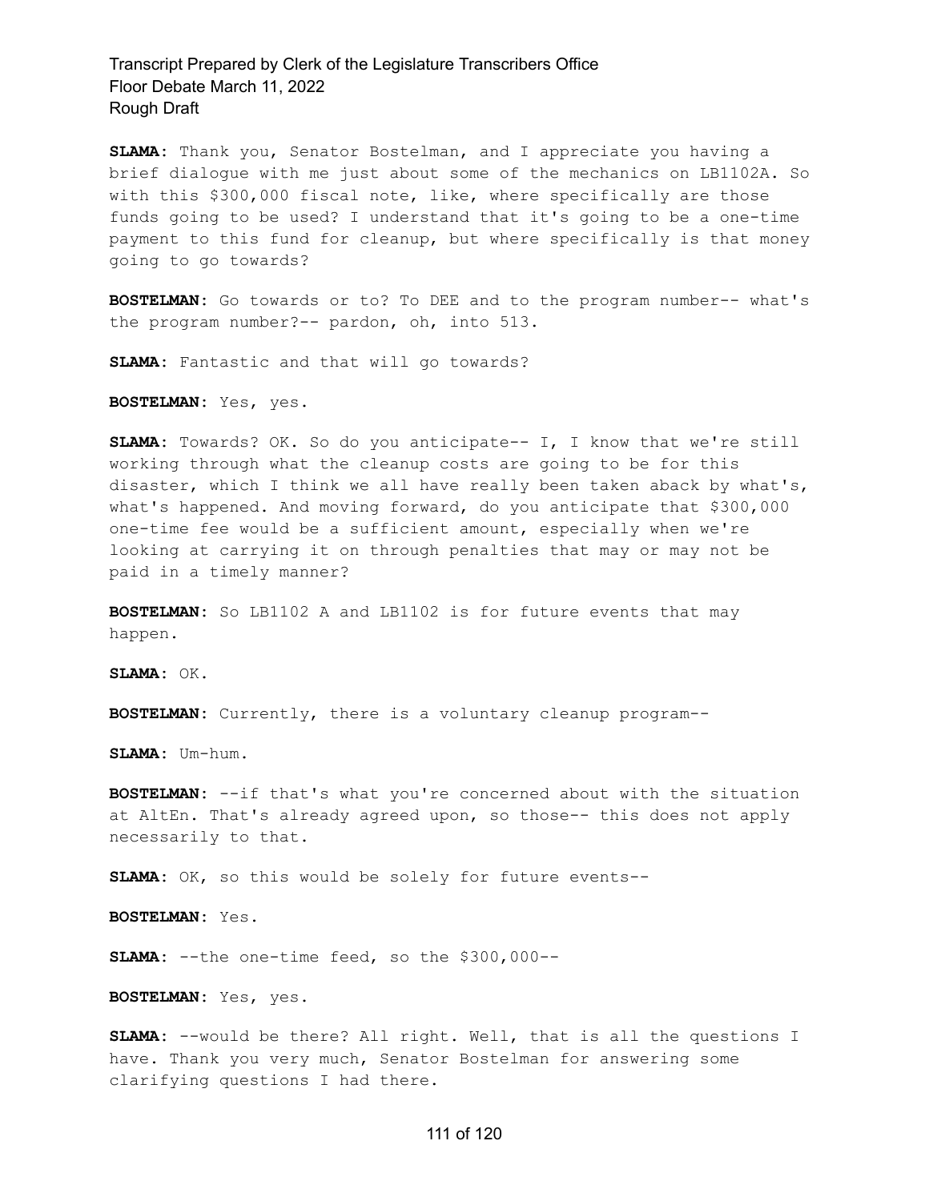**SLAMA:** Thank you, Senator Bostelman, and I appreciate you having a brief dialogue with me just about some of the mechanics on LB1102A. So with this $300,000 fiscal note, like, where specifically are those funds going to be used? I understand that it's going to be a one-time payment to this fund for cleanup, but where specifically is that money going to go towards?

**BOSTELMAN:** Go towards or to? To DEE and to the program number-- what's the program number?-- pardon, oh, into 513.

**SLAMA:** Fantastic and that will go towards?

**BOSTELMAN:** Yes, yes.

**SLAMA:** Towards? OK. So do you anticipate-- I, I know that we're still working through what the cleanup costs are going to be for this disaster, which I think we all have really been taken aback by what's, what's happened. And moving forward, do you anticipate that $300,000 one-time fee would be a sufficient amount, especially when we're looking at carrying it on through penalties that may or may not be paid in a timely manner?

**BOSTELMAN:** So LB1102 A and LB1102 is for future events that may happen.

**SLAMA:** OK.

**BOSTELMAN:** Currently, there is a voluntary cleanup program--

**SLAMA:** Um-hum.

**BOSTELMAN:** --if that's what you're concerned about with the situation at AltEn. That's already agreed upon, so those-- this does not apply necessarily to that.

**SLAMA:** OK, so this would be solely for future events--

**BOSTELMAN:** Yes.

**SLAMA:** --the one-time feed, so the $300,000--

**BOSTELMAN:** Yes, yes.

**SLAMA:** --would be there? All right. Well, that is all the questions I have. Thank you very much, Senator Bostelman for answering some clarifying questions I had there.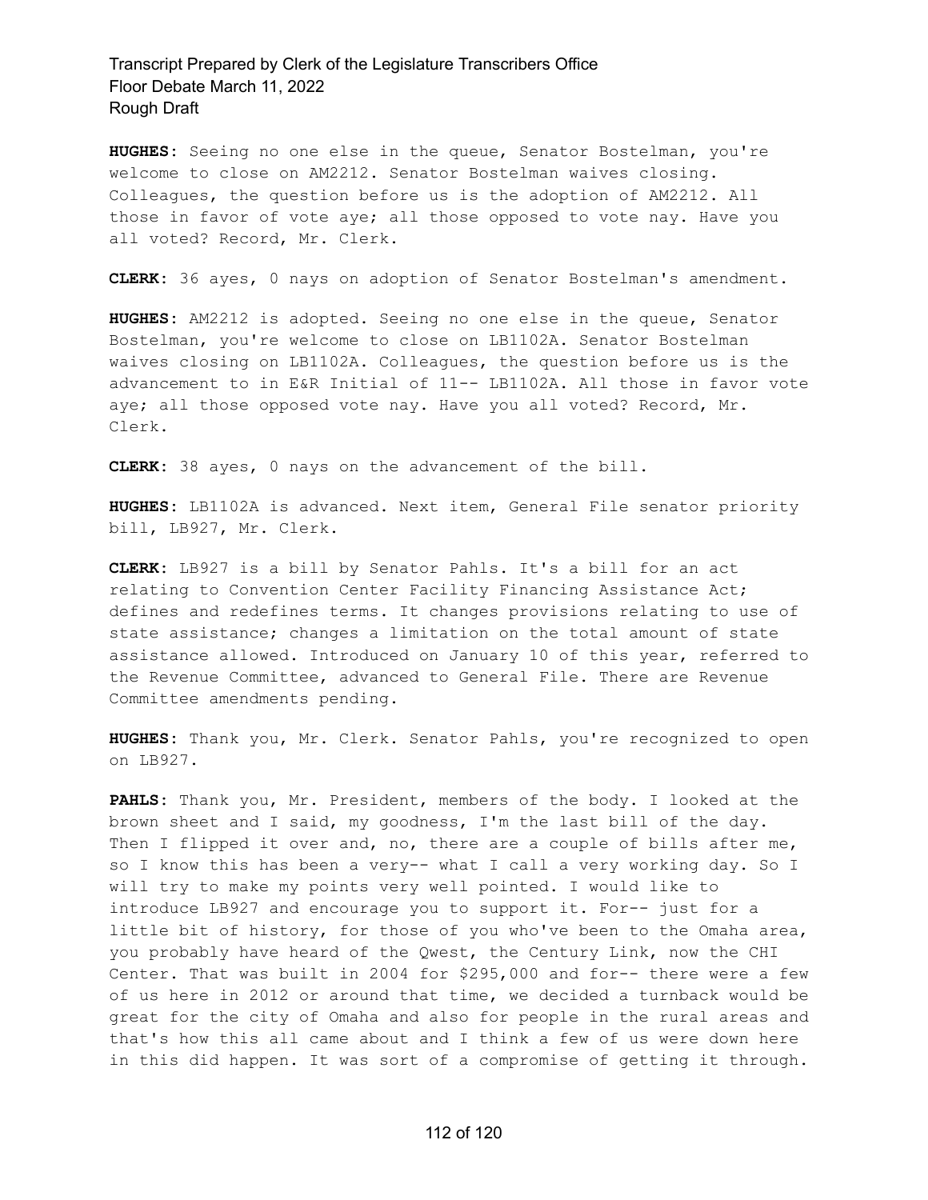**HUGHES:** Seeing no one else in the queue, Senator Bostelman, you're welcome to close on AM2212. Senator Bostelman waives closing. Colleagues, the question before us is the adoption of AM2212. All those in favor of vote aye; all those opposed to vote nay. Have you all voted? Record, Mr. Clerk.

**CLERK:** 36 ayes, 0 nays on adoption of Senator Bostelman's amendment.

**HUGHES:** AM2212 is adopted. Seeing no one else in the queue, Senator Bostelman, you're welcome to close on LB1102A. Senator Bostelman waives closing on LB1102A. Colleagues, the question before us is the advancement to in E&R Initial of 11-- LB1102A. All those in favor vote aye; all those opposed vote nay. Have you all voted? Record, Mr. Clerk.

**CLERK:** 38 ayes, 0 nays on the advancement of the bill.

**HUGHES:** LB1102A is advanced. Next item, General File senator priority bill, LB927, Mr. Clerk.

**CLERK:** LB927 is a bill by Senator Pahls. It's a bill for an act relating to Convention Center Facility Financing Assistance Act; defines and redefines terms. It changes provisions relating to use of state assistance; changes a limitation on the total amount of state assistance allowed. Introduced on January 10 of this year, referred to the Revenue Committee, advanced to General File. There are Revenue Committee amendments pending.

**HUGHES:** Thank you, Mr. Clerk. Senator Pahls, you're recognized to open on LB927.

**PAHLS:** Thank you, Mr. President, members of the body. I looked at the brown sheet and I said, my goodness, I'm the last bill of the day. Then I flipped it over and, no, there are a couple of bills after me, so I know this has been a very-- what I call a very working day. So I will try to make my points very well pointed. I would like to introduce LB927 and encourage you to support it. For-- just for a little bit of history, for those of you who've been to the Omaha area, you probably have heard of the Qwest, the Century Link, now the CHI Center. That was built in 2004 for $295,000 and for-- there were a few of us here in 2012 or around that time, we decided a turnback would be great for the city of Omaha and also for people in the rural areas and that's how this all came about and I think a few of us were down here in this did happen. It was sort of a compromise of getting it through.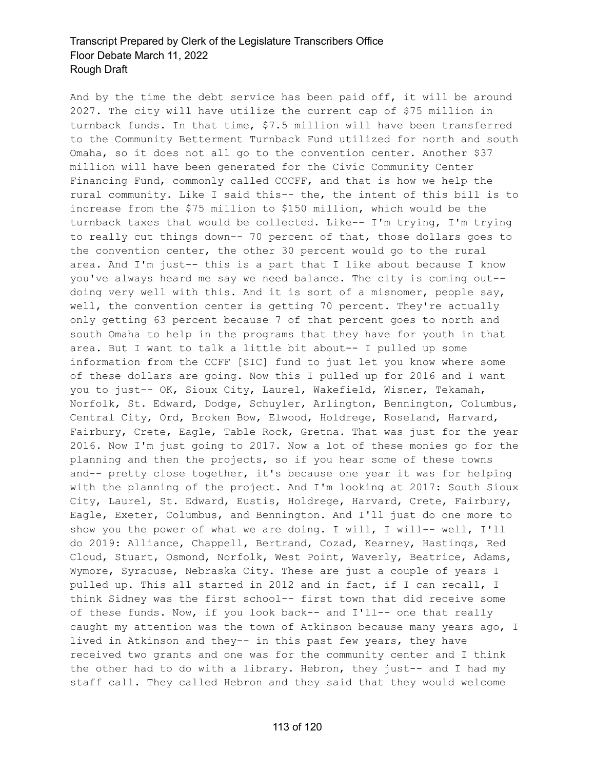And by the time the debt service has been paid off, it will be around 2027. The city will have utilize the current cap of $75 million in turnback funds. In that time, $7.5 million will have been transferred to the Community Betterment Turnback Fund utilized for north and south Omaha, so it does not all go to the convention center. Another $37 million will have been generated for the Civic Community Center Financing Fund, commonly called CCCFF, and that is how we help the rural community. Like I said this-- the, the intent of this bill is to increase from the $75 million to $150 million, which would be the turnback taxes that would be collected. Like-- I'm trying, I'm trying to really cut things down-- 70 percent of that, those dollars goes to the convention center, the other 30 percent would go to the rural area. And I'm just-- this is a part that I like about because I know you've always heard me say we need balance. The city is coming out-- doing very well with this. And it is sort of a misnomer, people say, well, the convention center is getting 70 percent. They're actually only getting 63 percent because 7 of that percent goes to north and south Omaha to help in the programs that they have for youth in that area. But I want to talk a little bit about-- I pulled up some information from the CCFF [SIC] fund to just let you know where some of these dollars are going. Now this I pulled up for 2016 and I want you to just-- OK, Sioux City, Laurel, Wakefield, Wisner, Tekamah, Norfolk, St. Edward, Dodge, Schuyler, Arlington, Bennington, Columbus, Central City, Ord, Broken Bow, Elwood, Holdrege, Roseland, Harvard, Fairbury, Crete, Eagle, Table Rock, Gretna. That was just for the year 2016. Now I'm just going to 2017. Now a lot of these monies go for the planning and then the projects, so if you hear some of these towns and-- pretty close together, it's because one year it was for helping with the planning of the project. And I'm looking at 2017: South Sioux City, Laurel, St. Edward, Eustis, Holdrege, Harvard, Crete, Fairbury, Eagle, Exeter, Columbus, and Bennington. And I'll just do one more to show you the power of what we are doing. I will, I will-- well, I'll do 2019: Alliance, Chappell, Bertrand, Cozad, Kearney, Hastings, Red Cloud, Stuart, Osmond, Norfolk, West Point, Waverly, Beatrice, Adams, Wymore, Syracuse, Nebraska City. These are just a couple of years I pulled up. This all started in 2012 and in fact, if I can recall, I think Sidney was the first school-- first town that did receive some of these funds. Now, if you look back-- and I'll-- one that really caught my attention was the town of Atkinson because many years ago, I lived in Atkinson and they-- in this past few years, they have received two grants and one was for the community center and I think the other had to do with a library. Hebron, they just-- and I had my staff call. They called Hebron and they said that they would welcome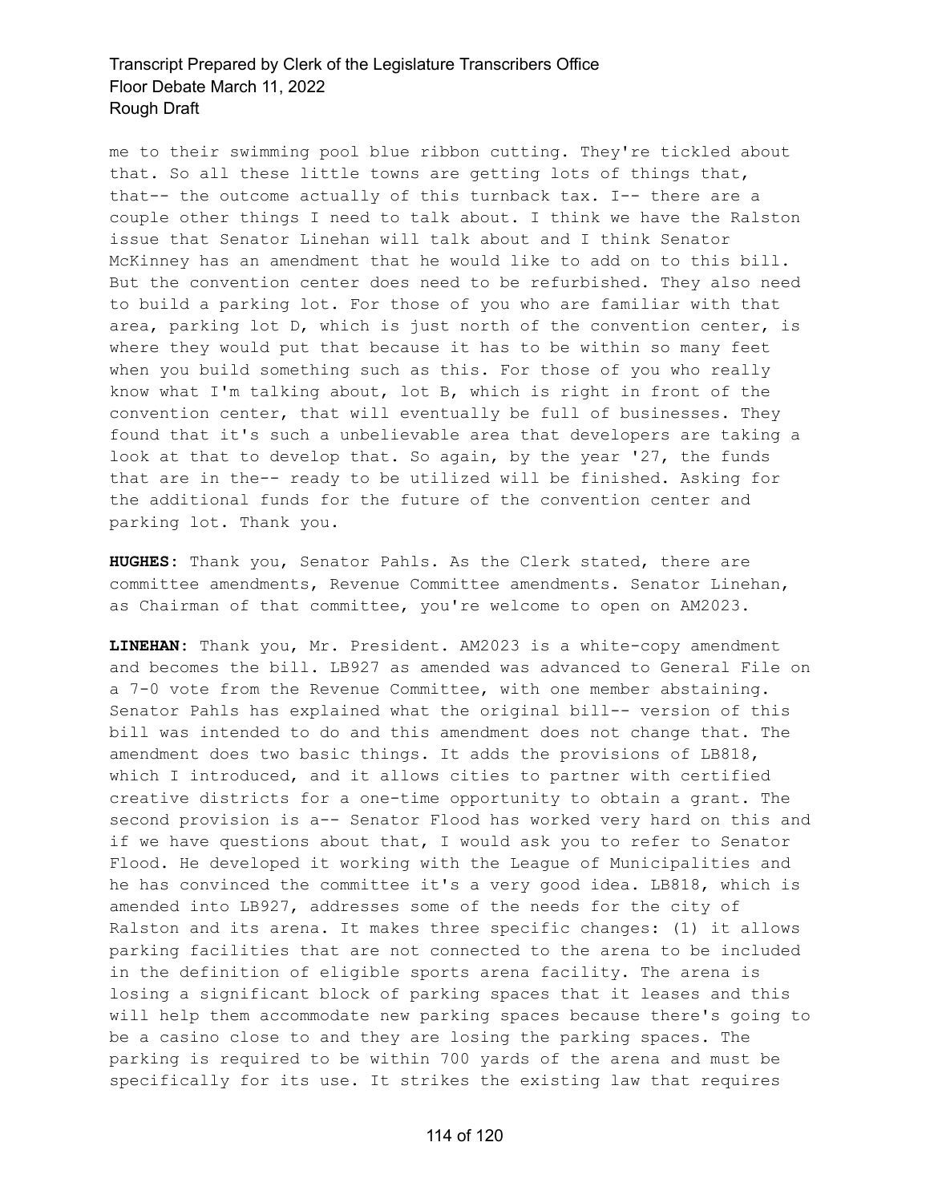me to their swimming pool blue ribbon cutting. They're tickled about that. So all these little towns are getting lots of things that, that-- the outcome actually of this turnback tax. I-- there are a couple other things I need to talk about. I think we have the Ralston issue that Senator Linehan will talk about and I think Senator McKinney has an amendment that he would like to add on to this bill. But the convention center does need to be refurbished. They also need to build a parking lot. For those of you who are familiar with that area, parking lot D, which is just north of the convention center, is where they would put that because it has to be within so many feet when you build something such as this. For those of you who really know what I'm talking about, lot B, which is right in front of the convention center, that will eventually be full of businesses. They found that it's such a unbelievable area that developers are taking a look at that to develop that. So again, by the year '27, the funds that are in the-- ready to be utilized will be finished. Asking for the additional funds for the future of the convention center and parking lot. Thank you.

**HUGHES:** Thank you, Senator Pahls. As the Clerk stated, there are committee amendments, Revenue Committee amendments. Senator Linehan, as Chairman of that committee, you're welcome to open on AM2023.

**LINEHAN:** Thank you, Mr. President. AM2023 is a white-copy amendment and becomes the bill. LB927 as amended was advanced to General File on a 7-0 vote from the Revenue Committee, with one member abstaining. Senator Pahls has explained what the original bill-- version of this bill was intended to do and this amendment does not change that. The amendment does two basic things. It adds the provisions of LB818, which I introduced, and it allows cities to partner with certified creative districts for a one-time opportunity to obtain a grant. The second provision is a-- Senator Flood has worked very hard on this and if we have questions about that, I would ask you to refer to Senator Flood. He developed it working with the League of Municipalities and he has convinced the committee it's a very good idea. LB818, which is amended into LB927, addresses some of the needs for the city of Ralston and its arena. It makes three specific changes: (1) it allows parking facilities that are not connected to the arena to be included in the definition of eligible sports arena facility. The arena is losing a significant block of parking spaces that it leases and this will help them accommodate new parking spaces because there's going to be a casino close to and they are losing the parking spaces. The parking is required to be within 700 yards of the arena and must be specifically for its use. It strikes the existing law that requires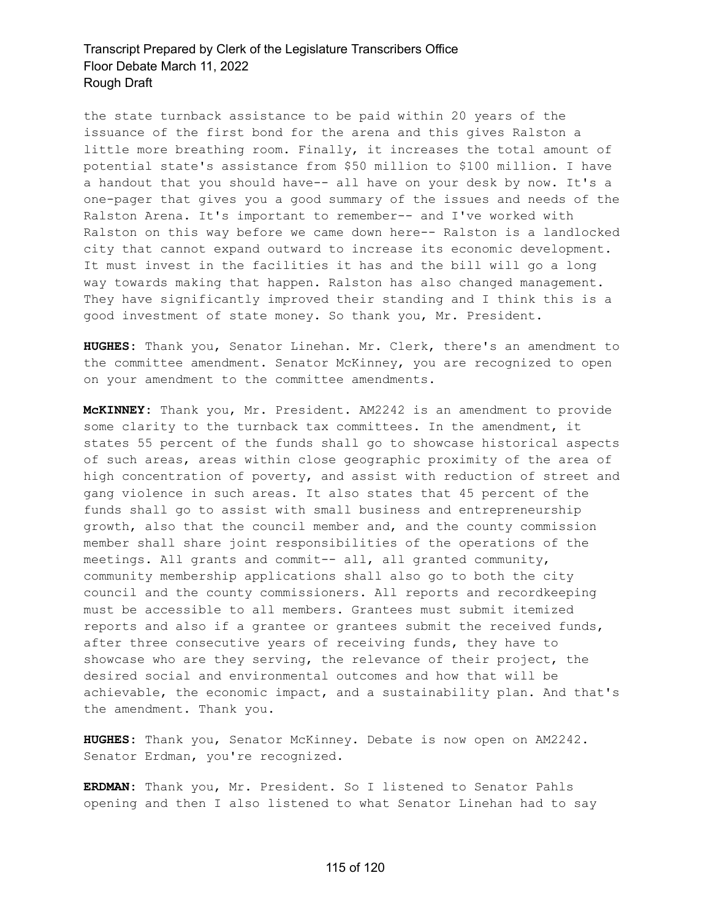the state turnback assistance to be paid within 20 years of the issuance of the first bond for the arena and this gives Ralston a little more breathing room. Finally, it increases the total amount of potential state's assistance from $50 million to $100 million. I have a handout that you should have-- all have on your desk by now. It's a one-pager that gives you a good summary of the issues and needs of the Ralston Arena. It's important to remember-- and I've worked with Ralston on this way before we came down here-- Ralston is a landlocked city that cannot expand outward to increase its economic development. It must invest in the facilities it has and the bill will go a long way towards making that happen. Ralston has also changed management. They have significantly improved their standing and I think this is a good investment of state money. So thank you, Mr. President.

**HUGHES:** Thank you, Senator Linehan. Mr. Clerk, there's an amendment to the committee amendment. Senator McKinney, you are recognized to open on your amendment to the committee amendments.

**McKINNEY:** Thank you, Mr. President. AM2242 is an amendment to provide some clarity to the turnback tax committees. In the amendment, it states 55 percent of the funds shall go to showcase historical aspects of such areas, areas within close geographic proximity of the area of high concentration of poverty, and assist with reduction of street and gang violence in such areas. It also states that 45 percent of the funds shall go to assist with small business and entrepreneurship growth, also that the council member and, and the county commission member shall share joint responsibilities of the operations of the meetings. All grants and commit-- all, all granted community, community membership applications shall also go to both the city council and the county commissioners. All reports and recordkeeping must be accessible to all members. Grantees must submit itemized reports and also if a grantee or grantees submit the received funds, after three consecutive years of receiving funds, they have to showcase who are they serving, the relevance of their project, the desired social and environmental outcomes and how that will be achievable, the economic impact, and a sustainability plan. And that's the amendment. Thank you.

**HUGHES:** Thank you, Senator McKinney. Debate is now open on AM2242. Senator Erdman, you're recognized.

**ERDMAN:** Thank you, Mr. President. So I listened to Senator Pahls opening and then I also listened to what Senator Linehan had to say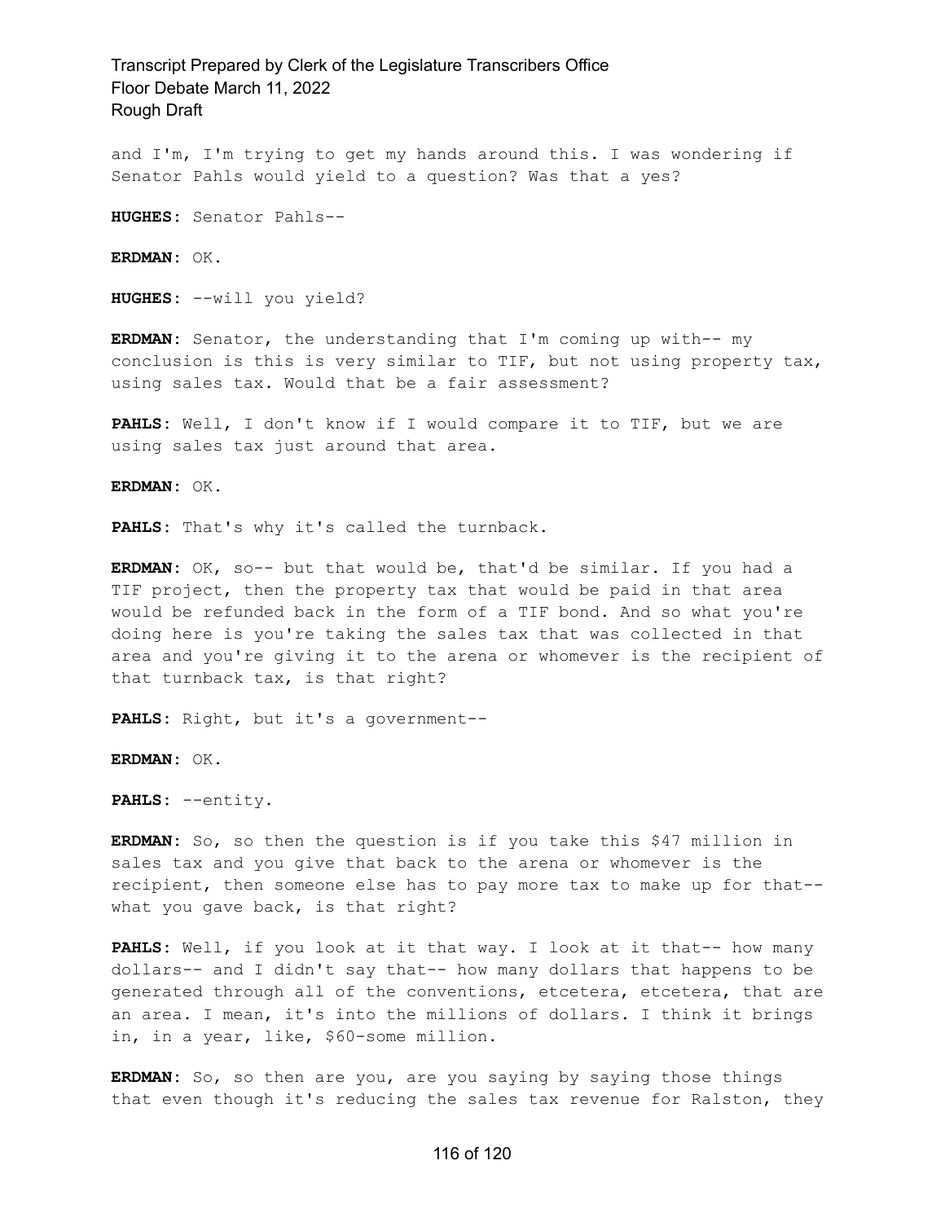and I'm, I'm trying to get my hands around this. I was wondering if Senator Pahls would yield to a question? Was that a yes?

**HUGHES:** Senator Pahls--

**ERDMAN:** OK.

**HUGHES:** --will you yield?

**ERDMAN:** Senator, the understanding that I'm coming up with-- my conclusion is this is very similar to TIF, but not using property tax, using sales tax. Would that be a fair assessment?

**PAHLS:** Well, I don't know if I would compare it to TIF, but we are using sales tax just around that area.

**ERDMAN:** OK.

**PAHLS:** That's why it's called the turnback.

**ERDMAN:** OK, so-- but that would be, that'd be similar. If you had a TIF project, then the property tax that would be paid in that area would be refunded back in the form of a TIF bond. And so what you're doing here is you're taking the sales tax that was collected in that area and you're giving it to the arena or whomever is the recipient of that turnback tax, is that right?

**PAHLS:** Right, but it's a government--

**ERDMAN:** OK.

**PAHLS:** --entity.

**ERDMAN:** So, so then the question is if you take this $47 million in sales tax and you give that back to the arena or whomever is the recipient, then someone else has to pay more tax to make up for that-- what you gave back, is that right?

**PAHLS:** Well, if you look at it that way. I look at it that-- how many dollars-- and I didn't say that-- how many dollars that happens to be generated through all of the conventions, etcetera, etcetera, that are an area. I mean, it's into the millions of dollars. I think it brings in, in a year, like, $60-some million.

**ERDMAN:** So, so then are you, are you saying by saying those things that even though it's reducing the sales tax revenue for Ralston, they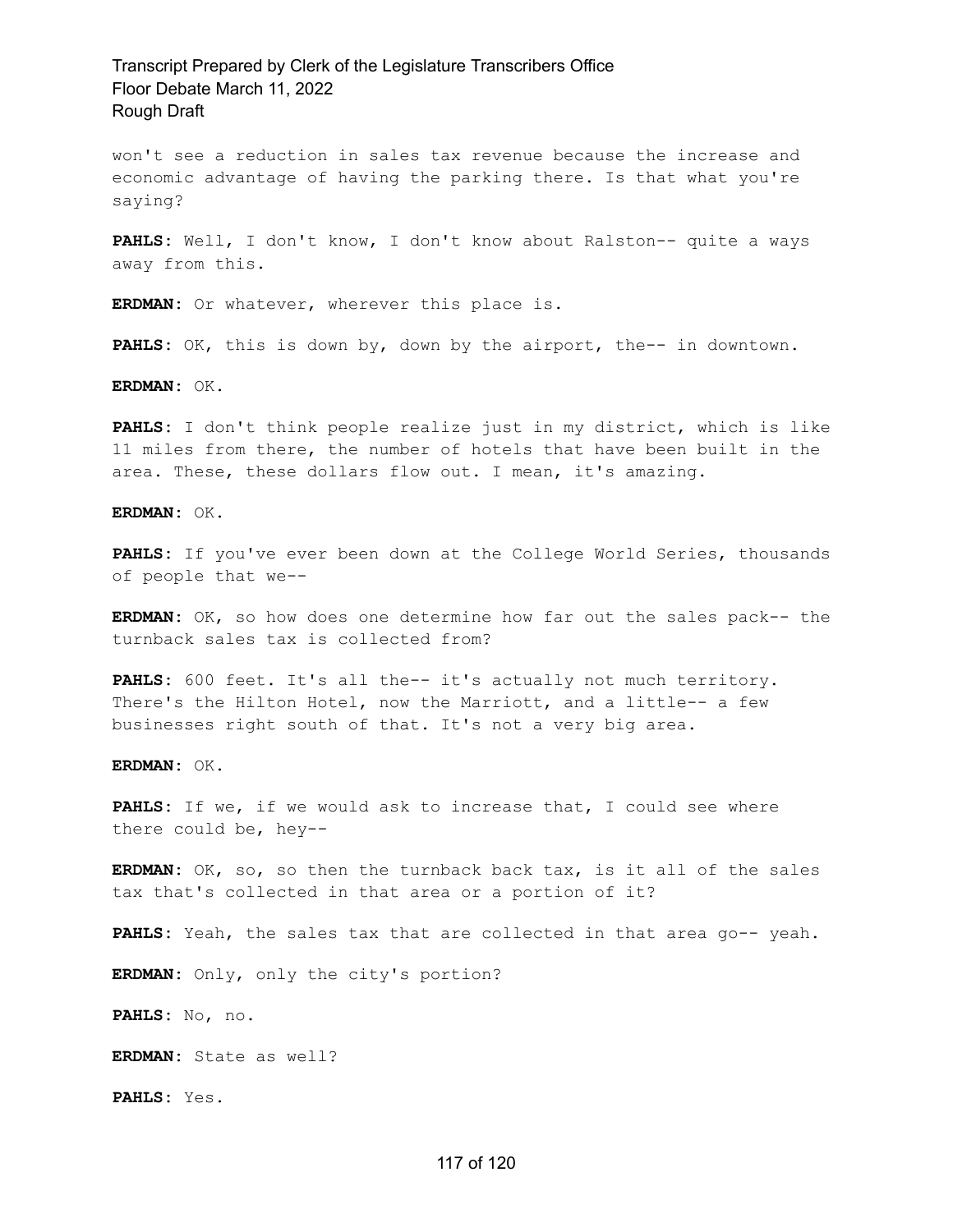won't see a reduction in sales tax revenue because the increase and economic advantage of having the parking there. Is that what you're saying?

**PAHLS:** Well, I don't know, I don't know about Ralston-- quite a ways away from this.

**ERDMAN:** Or whatever, wherever this place is.

**PAHLS:** OK, this is down by, down by the airport, the-- in downtown.

**ERDMAN:** OK.

**PAHLS:** I don't think people realize just in my district, which is like 11 miles from there, the number of hotels that have been built in the area. These, these dollars flow out. I mean, it's amazing.

**ERDMAN:** OK.

**PAHLS:** If you've ever been down at the College World Series, thousands of people that we--

**ERDMAN:** OK, so how does one determine how far out the sales pack-- the turnback sales tax is collected from?

**PAHLS:** 600 feet. It's all the-- it's actually not much territory. There's the Hilton Hotel, now the Marriott, and a little-- a few businesses right south of that. It's not a very big area.

**ERDMAN:** OK.

**PAHLS:** If we, if we would ask to increase that, I could see where there could be, hey--

**ERDMAN:** OK, so, so then the turnback back tax, is it all of the sales tax that's collected in that area or a portion of it?

**PAHLS:** Yeah, the sales tax that are collected in that area go-- yeah.

**ERDMAN:** Only, only the city's portion?

**PAHLS:** No, no.

**ERDMAN:** State as well?

**PAHLS:** Yes.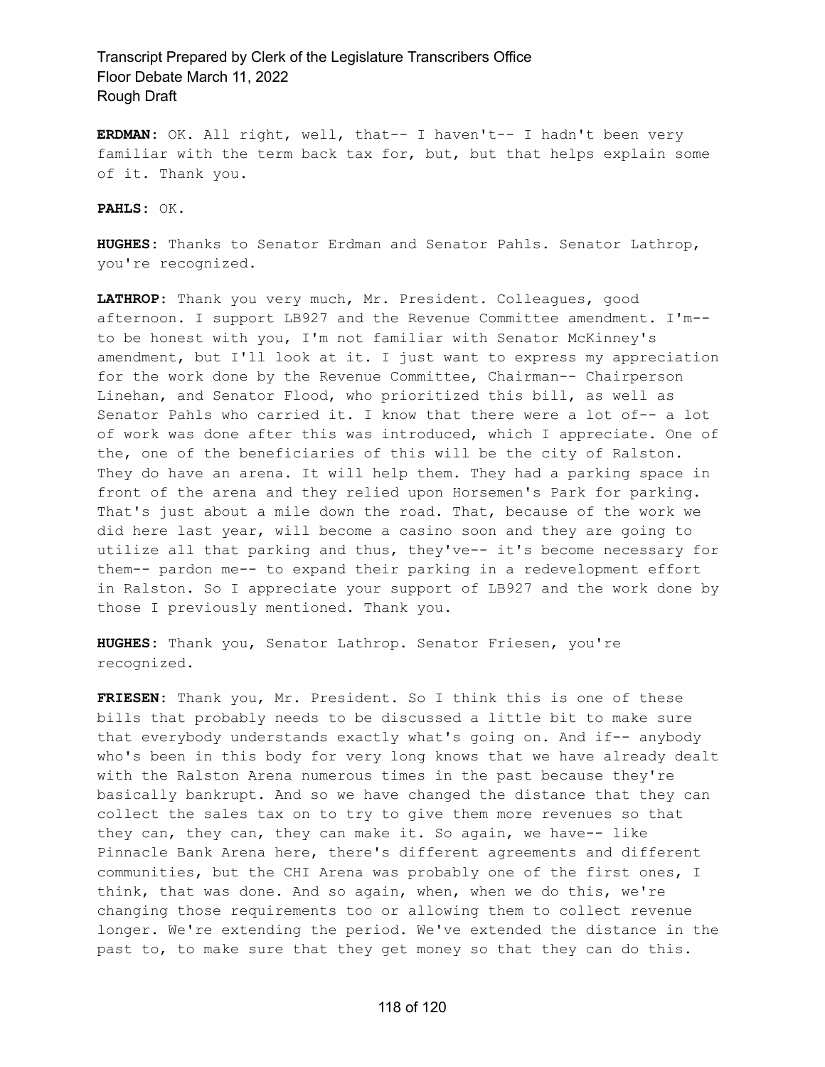**ERDMAN:** OK. All right, well, that-- I haven't-- I hadn't been very familiar with the term back tax for, but, but that helps explain some of it. Thank you.

**PAHLS:** OK.

**HUGHES:** Thanks to Senator Erdman and Senator Pahls. Senator Lathrop, you're recognized.

**LATHROP:** Thank you very much, Mr. President. Colleagues, good afternoon. I support LB927 and the Revenue Committee amendment. I'm-- to be honest with you, I'm not familiar with Senator McKinney's amendment, but I'll look at it. I just want to express my appreciation for the work done by the Revenue Committee, Chairman-- Chairperson Linehan, and Senator Flood, who prioritized this bill, as well as Senator Pahls who carried it. I know that there were a lot of-- a lot of work was done after this was introduced, which I appreciate. One of the, one of the beneficiaries of this will be the city of Ralston. They do have an arena. It will help them. They had a parking space in front of the arena and they relied upon Horsemen's Park for parking. That's just about a mile down the road. That, because of the work we did here last year, will become a casino soon and they are going to utilize all that parking and thus, they've-- it's become necessary for them-- pardon me-- to expand their parking in a redevelopment effort in Ralston. So I appreciate your support of LB927 and the work done by those I previously mentioned. Thank you.

**HUGHES:** Thank you, Senator Lathrop. Senator Friesen, you're recognized.

**FRIESEN:** Thank you, Mr. President. So I think this is one of these bills that probably needs to be discussed a little bit to make sure that everybody understands exactly what's going on. And if-- anybody who's been in this body for very long knows that we have already dealt with the Ralston Arena numerous times in the past because they're basically bankrupt. And so we have changed the distance that they can collect the sales tax on to try to give them more revenues so that they can, they can, they can make it. So again, we have-- like Pinnacle Bank Arena here, there's different agreements and different communities, but the CHI Arena was probably one of the first ones, I think, that was done. And so again, when, when we do this, we're changing those requirements too or allowing them to collect revenue longer. We're extending the period. We've extended the distance in the past to, to make sure that they get money so that they can do this.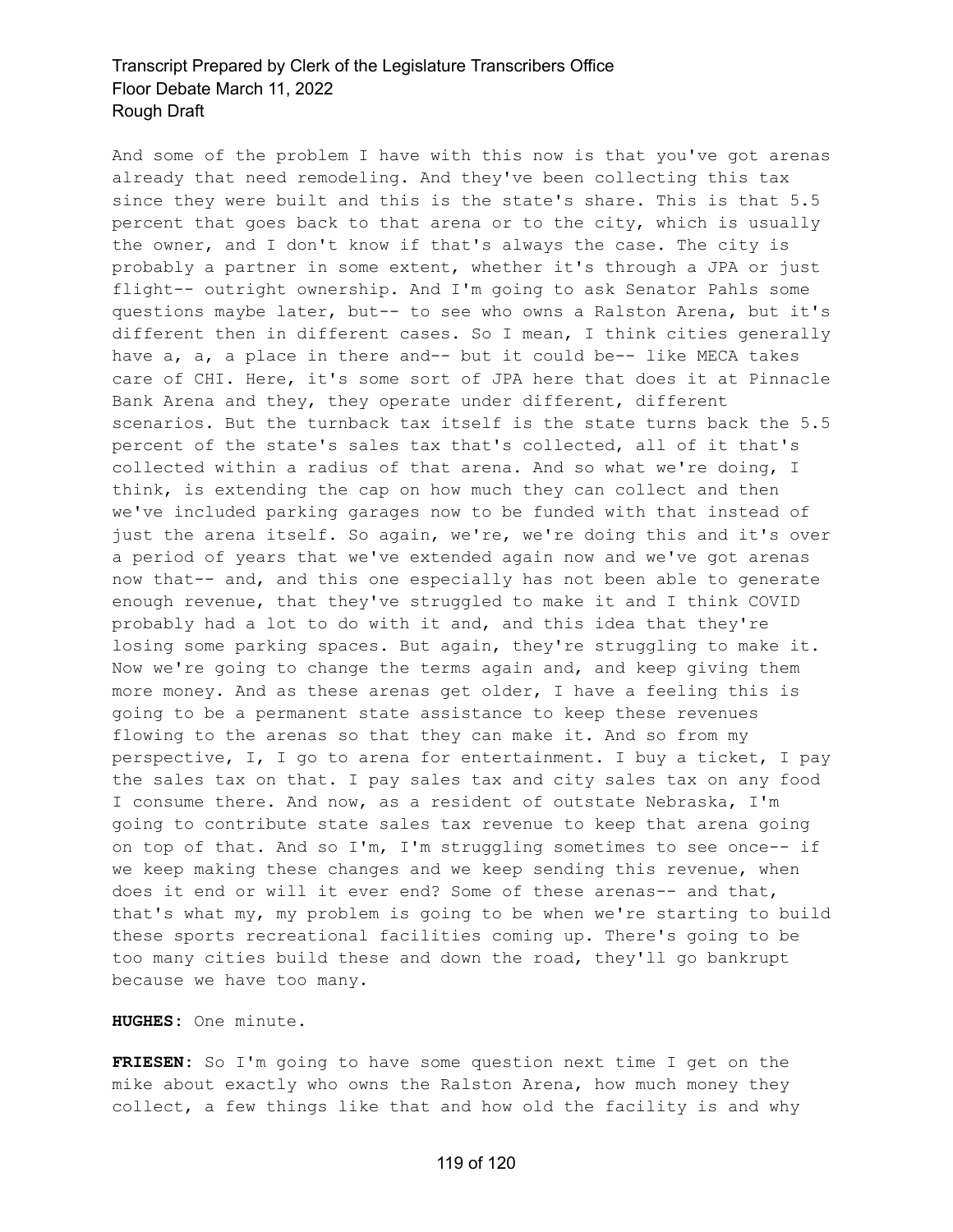And some of the problem I have with this now is that you've got arenas already that need remodeling. And they've been collecting this tax since they were built and this is the state's share. This is that 5.5 percent that goes back to that arena or to the city, which is usually the owner, and I don't know if that's always the case. The city is probably a partner in some extent, whether it's through a JPA or just flight-- outright ownership. And I'm going to ask Senator Pahls some questions maybe later, but-- to see who owns a Ralston Arena, but it's different then in different cases. So I mean, I think cities generally have a, a, a place in there and-- but it could be-- like MECA takes care of CHI. Here, it's some sort of JPA here that does it at Pinnacle Bank Arena and they, they operate under different, different scenarios. But the turnback tax itself is the state turns back the 5.5 percent of the state's sales tax that's collected, all of it that's collected within a radius of that arena. And so what we're doing, I think, is extending the cap on how much they can collect and then we've included parking garages now to be funded with that instead of just the arena itself. So again, we're, we're doing this and it's over a period of years that we've extended again now and we've got arenas now that-- and, and this one especially has not been able to generate enough revenue, that they've struggled to make it and I think COVID probably had a lot to do with it and, and this idea that they're losing some parking spaces. But again, they're struggling to make it. Now we're going to change the terms again and, and keep giving them more money. And as these arenas get older, I have a feeling this is going to be a permanent state assistance to keep these revenues flowing to the arenas so that they can make it. And so from my perspective, I, I go to arena for entertainment. I buy a ticket, I pay the sales tax on that. I pay sales tax and city sales tax on any food I consume there. And now, as a resident of outstate Nebraska, I'm going to contribute state sales tax revenue to keep that arena going on top of that. And so I'm, I'm struggling sometimes to see once-- if we keep making these changes and we keep sending this revenue, when does it end or will it ever end? Some of these arenas-- and that, that's what my, my problem is going to be when we're starting to build these sports recreational facilities coming up. There's going to be too many cities build these and down the road, they'll go bankrupt because we have too many.

**HUGHES:** One minute.

**FRIESEN:** So I'm going to have some question next time I get on the mike about exactly who owns the Ralston Arena, how much money they collect, a few things like that and how old the facility is and why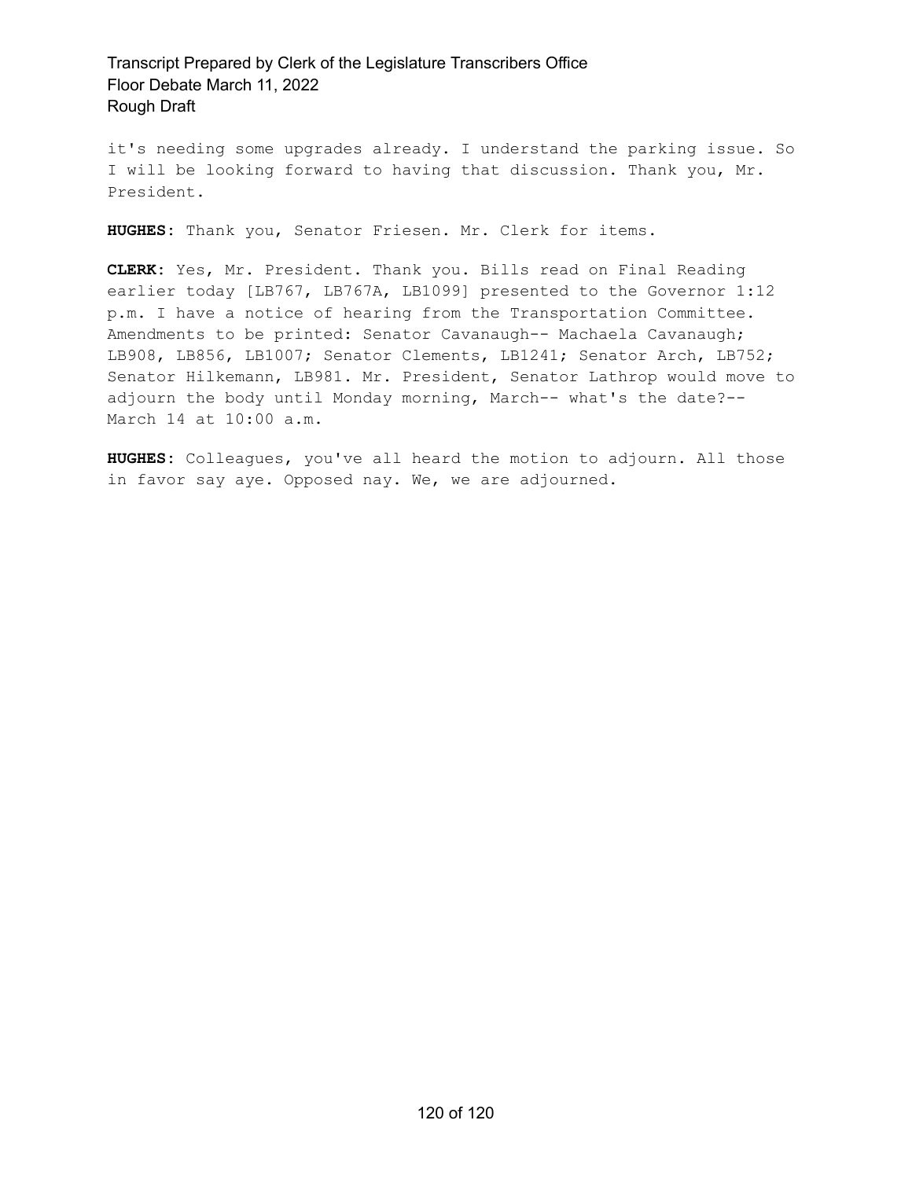it's needing some upgrades already. I understand the parking issue. So I will be looking forward to having that discussion. Thank you, Mr. President.

**HUGHES**: Thank you, Senator Friesen. Mr. Clerk for items.

**CLERK**: Yes, Mr. President. Thank you. Bills read on Final Reading earlier today [LB767, LB767A, LB1099] presented to the Governor 1:12 p.m. I have a notice of hearing from the Transportation Committee. Amendments to be printed: Senator Cavanaugh-- Machaela Cavanaugh; LB908, LB856, LB1007; Senator Clements, LB1241; Senator Arch, LB752; Senator Hilkemann, LB981. Mr. President, Senator Lathrop would move to adjourn the body until Monday morning, March-- what's the date?-- March 14 at 10:00 a.m.

**HUGHES**: Colleagues, you've all heard the motion to adjourn. All those in favor say aye. Opposed nay. We, we are adjourned.